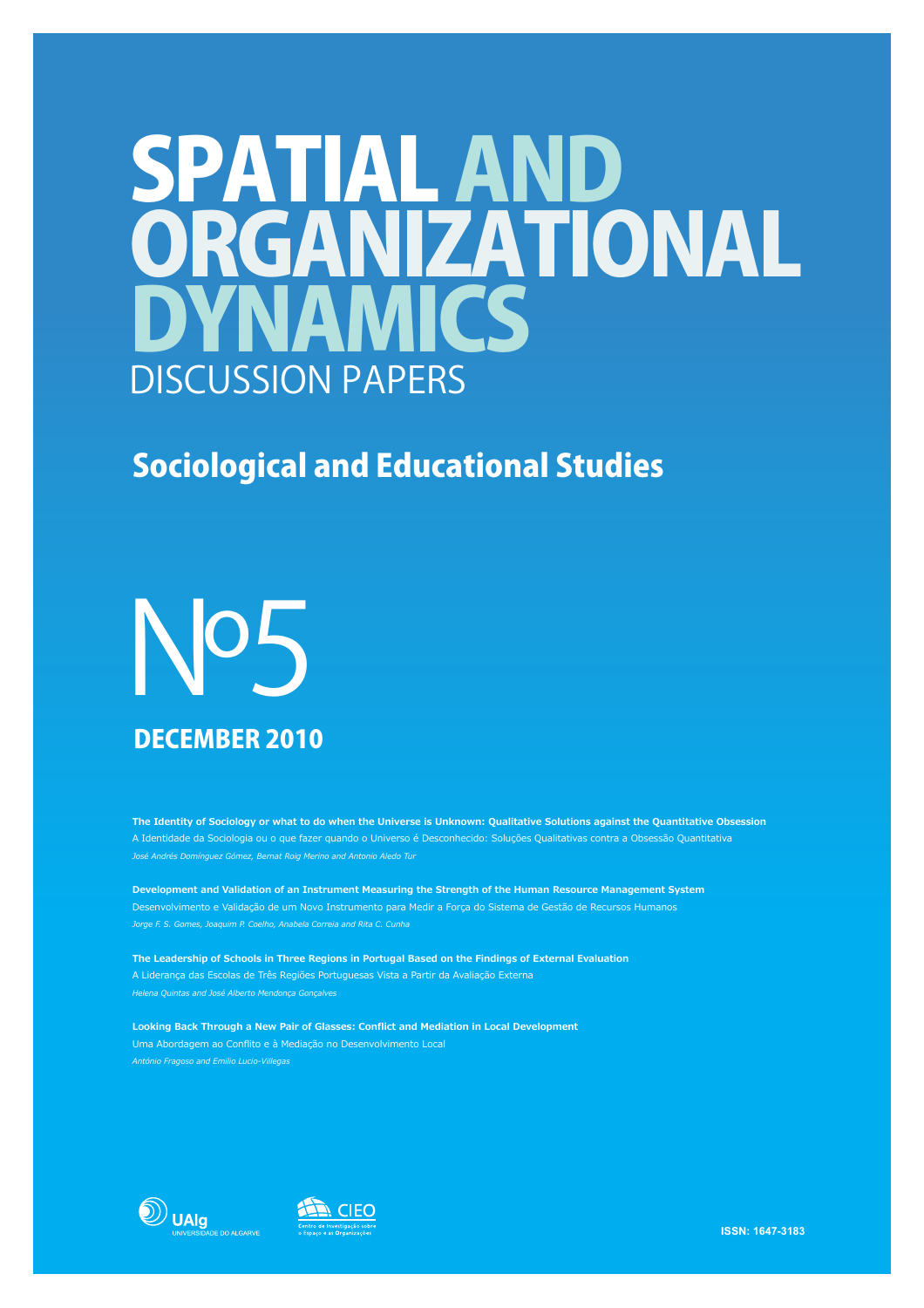# SPATIAL AND ORGANIZATIONAL DYNAMICS

## DISCUSSION PAPERS

## Sociological and Educational Studies

# Nº5

## DECEMBER 2010

**The Identity of Sociology or what to do when the Universe is Unknown: Qualitative Solutions against the Quantitative Obsession**
A Identidade da Sociologia ou o que fazer quando o Universo é Desconhecido: Soluções Qualitativas contra a Obsessão Quantitativa
*José Andrés Domínguez Gómez, Bernat Roig Merino and Antonio Aledo Tur*

**Development and Validation of an Instrument Measuring the Strength of the Human Resource Management System**
Desenvolvimento e Validação de um Novo Instrumento para Medir a Força do Sistema de Gestão de Recursos Humanos
*Jorge F. S. Gomes, Joaquim P. Coelho, Anabela Correia and Rita C. Cunha*

**The Leadership of Schools in Three Regions in Portugal Based on the Findings of External Evaluation**
A Liderança das Escolas de Três Regiões Portuguesas Vista a Partir da Avaliação Externa
*Helena Quintas and José Alberto Mendonça Gonçalves*

**Looking Back Through a New Pair of Glasses: Conflict and Mediation in Local Development**
Uma Abordagem ao Conflito e à Mediação no Desenvolvimento Local
*António Fragoso and Emilio Lucio-Villegas*

UAlg UNIVERSIDADE DO ALGARVE

CIEO Centro de Investigação sobre o Espaço e as Organizações

ISSN: 1647-3183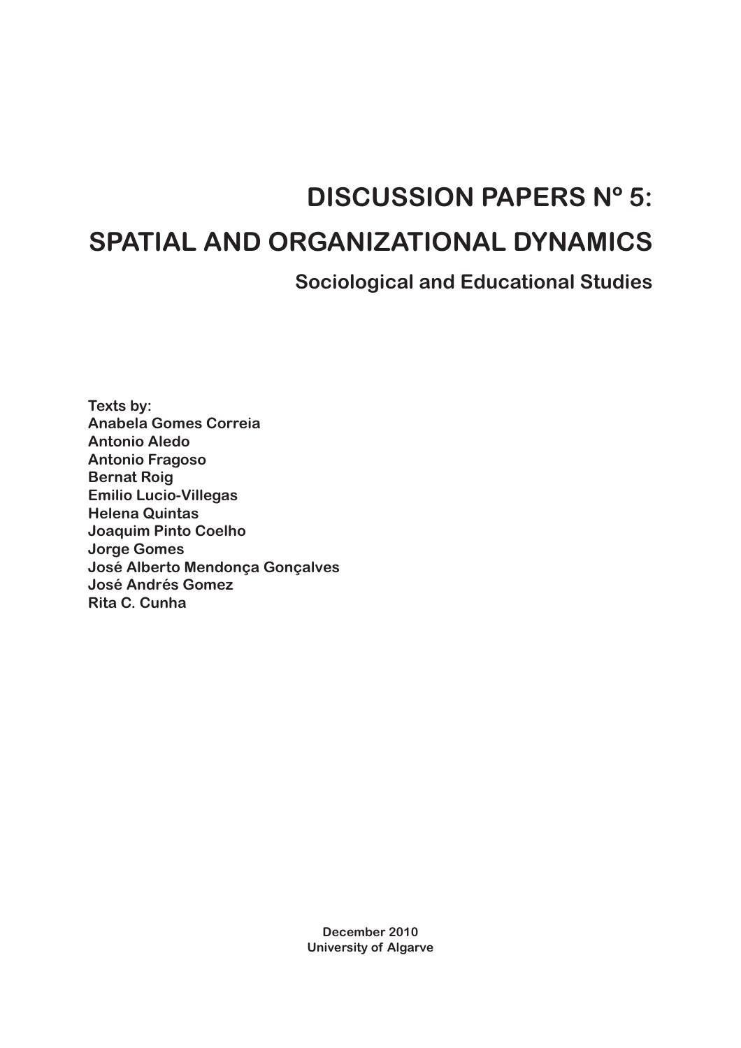# DISCUSSION PAPERS Nº 5:

# SPATIAL AND ORGANIZATIONAL DYNAMICS

## Sociological and Educational Studies

**Texts by:**
**Anabela Gomes Correia**
**Antonio Aledo**
**Antonio Fragoso**
**Bernat Roig**
**Emilio Lucio-Villegas**
**Helena Quintas**
**Joaquim Pinto Coelho**
**Jorge Gomes**
**José Alberto Mendonça Gonçalves**
**José Andrés Gomez**
**Rita C. Cunha**

**December 2010**
**University of Algarve**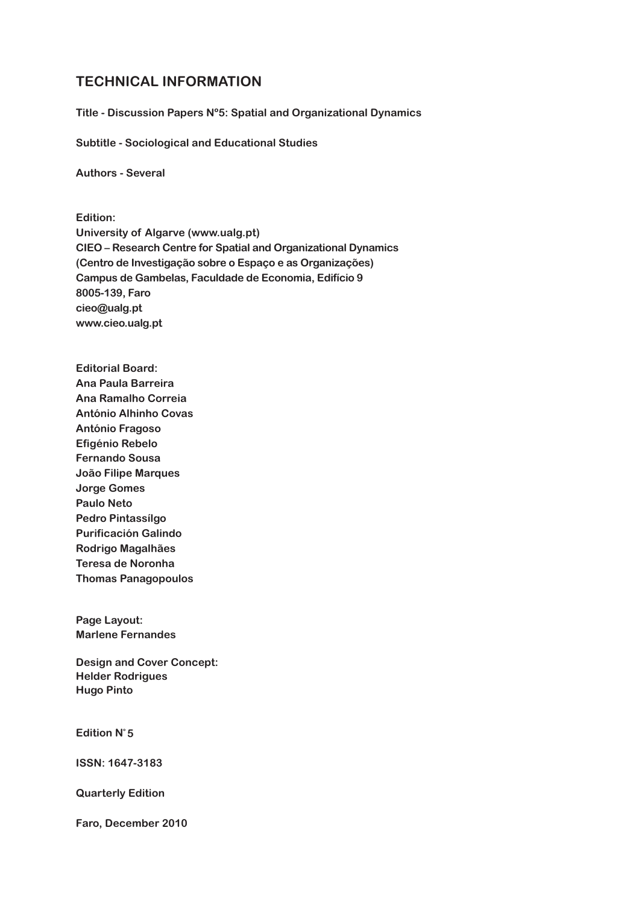# TECHNICAL INFORMATION

**Title - Discussion Papers Nº5: Spatial and Organizational Dynamics**

**Subtitle - Sociological and Educational Studies**

**Authors - Several**

**Edition:**
**University of Algarve (www.ualg.pt)**
**CIEO – Research Centre for Spatial and Organizational Dynamics**
**(Centro de Investigação sobre o Espaço e as Organizações)**
**Campus de Gambelas, Faculdade de Economia, Edifício 9**
**8005-139, Faro**
**cieo@ualg.pt**
**www.cieo.ualg.pt**

**Editorial Board:**
**Ana Paula Barreira**
**Ana Ramalho Correia**
**António Alhinho Covas**
**António Fragoso**
**Efigénio Rebelo**
**Fernando Sousa**
**João Filipe Marques**
**Jorge Gomes**
**Paulo Neto**
**Pedro Pintassílgo**
**Purificación Galindo**
**Rodrigo Magalhães**
**Teresa de Noronha**
**Thomas Panagopoulos**

**Page Layout:**
**Marlene Fernandes**

**Design and Cover Concept:**
**Helder Rodrigues**
**Hugo Pinto**

**Edition N° 5**

**ISSN: 1647-3183**

**Quarterly Edition**

**Faro, December 2010**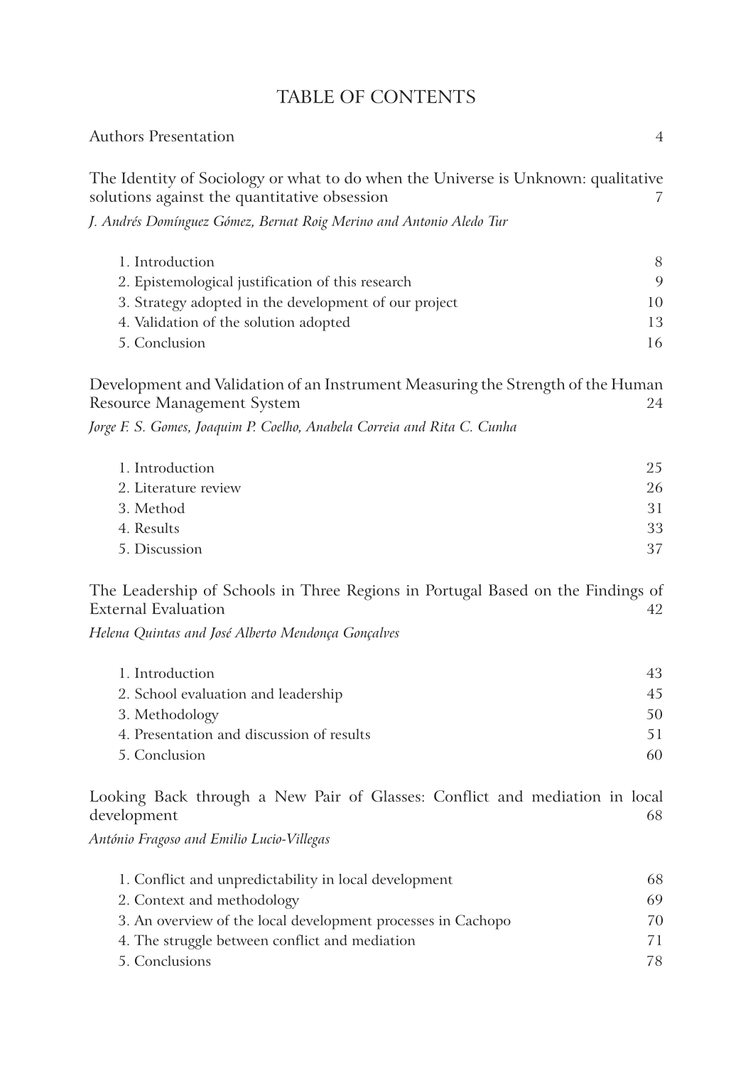# TABLE OF CONTENTS

Authors Presentation 4

The Identity of Sociology or what to do when the Universe is Unknown: qualitative solutions against the quantitative obsession 7

*J. Andrés Domínguez Gómez, Bernat Roig Merino and Antonio Aledo Tur*

1. Introduction 8
2. Epistemological justification of this research 9
3. Strategy adopted in the development of our project 10
4. Validation of the solution adopted 13
5. Conclusion 16

Development and Validation of an Instrument Measuring the Strength of the Human Resource Management System 24

*Jorge F. S. Gomes, Joaquim P. Coelho, Anabela Correia and Rita C. Cunha*

1. Introduction 25
2. Literature review 26
3. Method 31
4. Results 33
5. Discussion 37

The Leadership of Schools in Three Regions in Portugal Based on the Findings of External Evaluation 42

*Helena Quintas and José Alberto Mendonça Gonçalves*

1. Introduction 43
2. School evaluation and leadership 45
3. Methodology 50
4. Presentation and discussion of results 51
5. Conclusion 60

Looking Back through a New Pair of Glasses: Conflict and mediation in local development 68

*António Fragoso and Emilio Lucio-Villegas*

1. Conflict and unpredictability in local development 68
2. Context and methodology 69
3. An overview of the local development processes in Cachopo 70
4. The struggle between conflict and mediation 71
5. Conclusions 78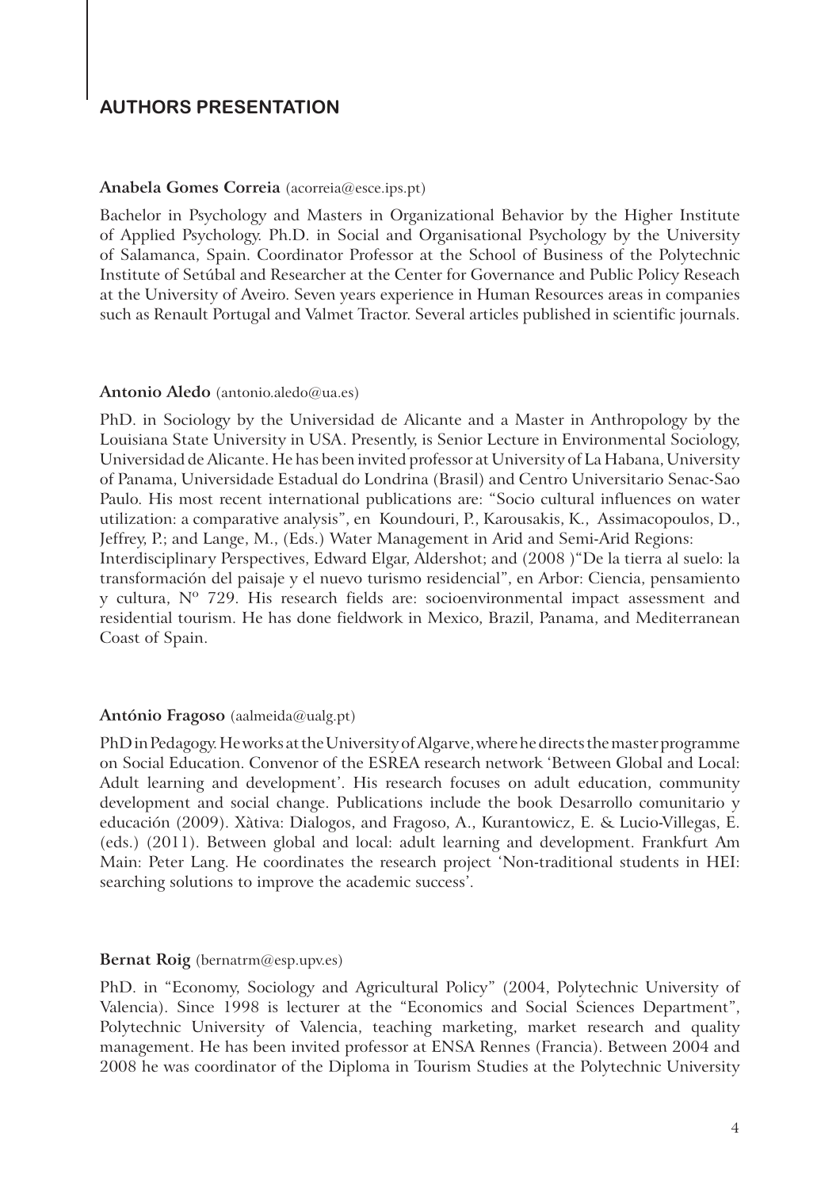## AUTHORS PRESENTATION

**Anabela Gomes Correia** (acorreia@esce.ips.pt)

Bachelor in Psychology and Masters in Organizational Behavior by the Higher Institute of Applied Psychology. Ph.D. in Social and Organisational Psychology by the University of Salamanca, Spain. Coordinator Professor at the School of Business of the Polytechnic Institute of Setúbal and Researcher at the Center for Governance and Public Policy Reseach at the University of Aveiro. Seven years experience in Human Resources areas in companies such as Renault Portugal and Valmet Tractor. Several articles published in scientific journals.

**Antonio Aledo** (antonio.aledo@ua.es)

PhD. in Sociology by the Universidad de Alicante and a Master in Anthropology by the Louisiana State University in USA. Presently, is Senior Lecture in Environmental Sociology, Universidad de Alicante. He has been invited professor at University of La Habana, University of Panama, Universidade Estadual do Londrina (Brasil) and Centro Universitario Senac-Sao Paulo. His most recent international publications are: "Socio cultural influences on water utilization: a comparative analysis", en Koundouri, P., Karousakis, K., Assimacopoulos, D., Jeffrey, P.; and Lange, M., (Eds.) Water Management in Arid and Semi-Arid Regions:
Interdisciplinary Perspectives, Edward Elgar, Aldershot; and (2008 )"De la tierra al suelo: la transformación del paisaje y el nuevo turismo residencial", en Arbor: Ciencia, pensamiento y cultura, Nº 729. His research fields are: socioenvironmental impact assessment and residential tourism. He has done fieldwork in Mexico, Brazil, Panama, and Mediterranean Coast of Spain.

**António Fragoso** (aalmeida@ualg.pt)

PhD in Pedagogy. He works at the University of Algarve, where he directs the master programme on Social Education. Convenor of the ESREA research network 'Between Global and Local: Adult learning and development'. His research focuses on adult education, community development and social change. Publications include the book Desarrollo comunitario y educación (2009). Xàtiva: Dialogos, and Fragoso, A., Kurantowicz, E. & Lucio-Villegas, E. (eds.) (2011). Between global and local: adult learning and development. Frankfurt Am Main: Peter Lang. He coordinates the research project 'Non-traditional students in HEI: searching solutions to improve the academic success'.

**Bernat Roig** (bernatrm@esp.upv.es)

PhD. in "Economy, Sociology and Agricultural Policy" (2004, Polytechnic University of Valencia). Since 1998 is lecturer at the "Economics and Social Sciences Department", Polytechnic University of Valencia, teaching marketing, market research and quality management. He has been invited professor at ENSA Rennes (Francia). Between 2004 and 2008 he was coordinator of the Diploma in Tourism Studies at the Polytechnic University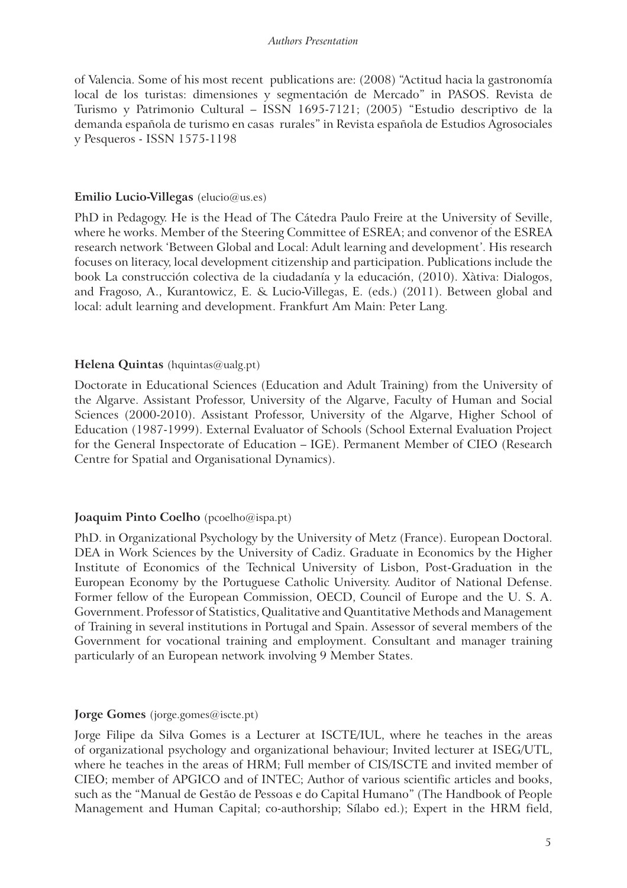of Valencia. Some of his most recent publications are: (2008) "Actitud hacia la gastronomía local de los turistas: dimensiones y segmentación de Mercado" in PASOS. Revista de Turismo y Patrimonio Cultural – ISSN 1695-7121; (2005) "Estudio descriptivo de la demanda española de turismo en casas rurales" in Revista española de Estudios Agrosociales y Pesqueros - ISSN 1575-1198

**Emilio Lucio-Villegas** (elucio@us.es)

PhD in Pedagogy. He is the Head of The Cátedra Paulo Freire at the University of Seville, where he works. Member of the Steering Committee of ESREA; and convenor of the ESREA research network 'Between Global and Local: Adult learning and development'. His research focuses on literacy, local development citizenship and participation. Publications include the book La construcción colectiva de la ciudadanía y la educación, (2010). Xàtiva: Dialogos, and Fragoso, A., Kurantowicz, E. & Lucio-Villegas, E. (eds.) (2011). Between global and local: adult learning and development. Frankfurt Am Main: Peter Lang.

**Helena Quintas** (hquintas@ualg.pt)

Doctorate in Educational Sciences (Education and Adult Training) from the University of the Algarve. Assistant Professor, University of the Algarve, Faculty of Human and Social Sciences (2000-2010). Assistant Professor, University of the Algarve, Higher School of Education (1987-1999). External Evaluator of Schools (School External Evaluation Project for the General Inspectorate of Education – IGE). Permanent Member of CIEO (Research Centre for Spatial and Organisational Dynamics).

**Joaquim Pinto Coelho** (pcoelho@ispa.pt)

PhD. in Organizational Psychology by the University of Metz (France). European Doctoral. DEA in Work Sciences by the University of Cadiz. Graduate in Economics by the Higher Institute of Economics of the Technical University of Lisbon, Post-Graduation in the European Economy by the Portuguese Catholic University. Auditor of National Defense. Former fellow of the European Commission, OECD, Council of Europe and the U. S. A. Government. Professor of Statistics, Qualitative and Quantitative Methods and Management of Training in several institutions in Portugal and Spain. Assessor of several members of the Government for vocational training and employment. Consultant and manager training particularly of an European network involving 9 Member States.

**Jorge Gomes** (jorge.gomes@iscte.pt)

Jorge Filipe da Silva Gomes is a Lecturer at ISCTE/IUL, where he teaches in the areas of organizational psychology and organizational behaviour; Invited lecturer at ISEG/UTL, where he teaches in the areas of HRM; Full member of CIS/ISCTE and invited member of CIEO; member of APGICO and of INTEC; Author of various scientific articles and books, such as the "Manual de Gestão de Pessoas e do Capital Humano" (The Handbook of People Management and Human Capital; co-authorship; Sílabo ed.); Expert in the HRM field,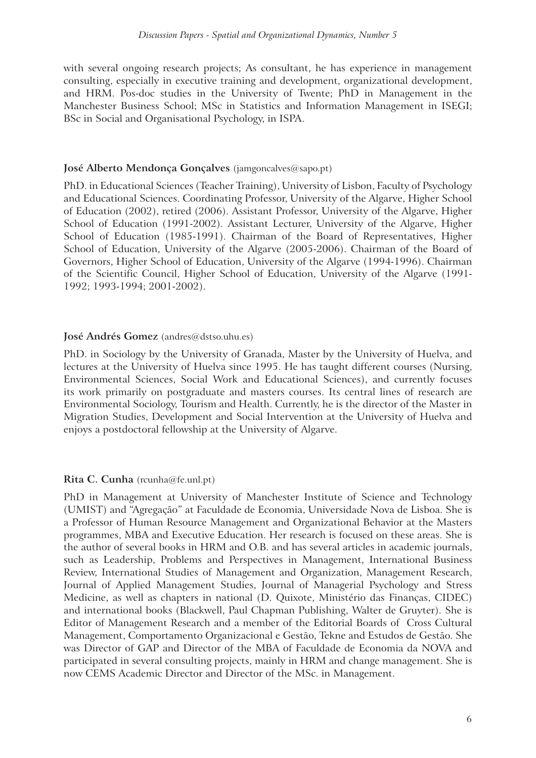with several ongoing research projects; As consultant, he has experience in management consulting, especially in executive training and development, organizational development, and HRM. Pos-doc studies in the University of Twente; PhD in Management in the Manchester Business School; MSc in Statistics and Information Management in ISEGI; BSc in Social and Organisational Psychology, in ISPA.

**José Alberto Mendonça Gonçalves** (jamgoncalves@sapo.pt)

PhD. in Educational Sciences (Teacher Training), University of Lisbon, Faculty of Psychology and Educational Sciences. Coordinating Professor, University of the Algarve, Higher School of Education (2002), retired (2006). Assistant Professor, University of the Algarve, Higher School of Education (1991-2002). Assistant Lecturer, University of the Algarve, Higher School of Education (1985-1991). Chairman of the Board of Representatives, Higher School of Education, University of the Algarve (2005-2006). Chairman of the Board of Governors, Higher School of Education, University of the Algarve (1994-1996). Chairman of the Scientific Council, Higher School of Education, University of the Algarve (1991-1992; 1993-1994; 2001-2002).

**José Andrés Gomez** (andres@dstso.uhu.es)

PhD. in Sociology by the University of Granada, Master by the University of Huelva, and lectures at the University of Huelva since 1995. He has taught different courses (Nursing, Environmental Sciences, Social Work and Educational Sciences), and currently focuses its work primarily on postgraduate and masters courses. Its central lines of research are Environmental Sociology, Tourism and Health. Currently, he is the director of the Master in Migration Studies, Development and Social Intervention at the University of Huelva and enjoys a postdoctoral fellowship at the University of Algarve.

**Rita C. Cunha** (rcunha@fe.unl.pt)

PhD in Management at University of Manchester Institute of Science and Technology (UMIST) and "Agregação" at Faculdade de Economia, Universidade Nova de Lisboa. She is a Professor of Human Resource Management and Organizational Behavior at the Masters programmes, MBA and Executive Education. Her research is focused on these areas. She is the author of several books in HRM and O.B. and has several articles in academic journals, such as Leadership, Problems and Perspectives in Management, International Business Review, International Studies of Management and Organization, Management Research, Journal of Applied Management Studies, Journal of Managerial Psychology and Stress Medicine, as well as chapters in national (D. Quixote, Ministério das Finanças, CIDEC) and international books (Blackwell, Paul Chapman Publishing, Walter de Gruyter). She is Editor of Management Research and a member of the Editorial Boards of Cross Cultural Management, Comportamento Organizacional e Gestão, Tekne and Estudos de Gestão. She was Director of GAP and Director of the MBA of Faculdade de Economia da NOVA and participated in several consulting projects, mainly in HRM and change management. She is now CEMS Academic Director and Director of the MSc. in Management.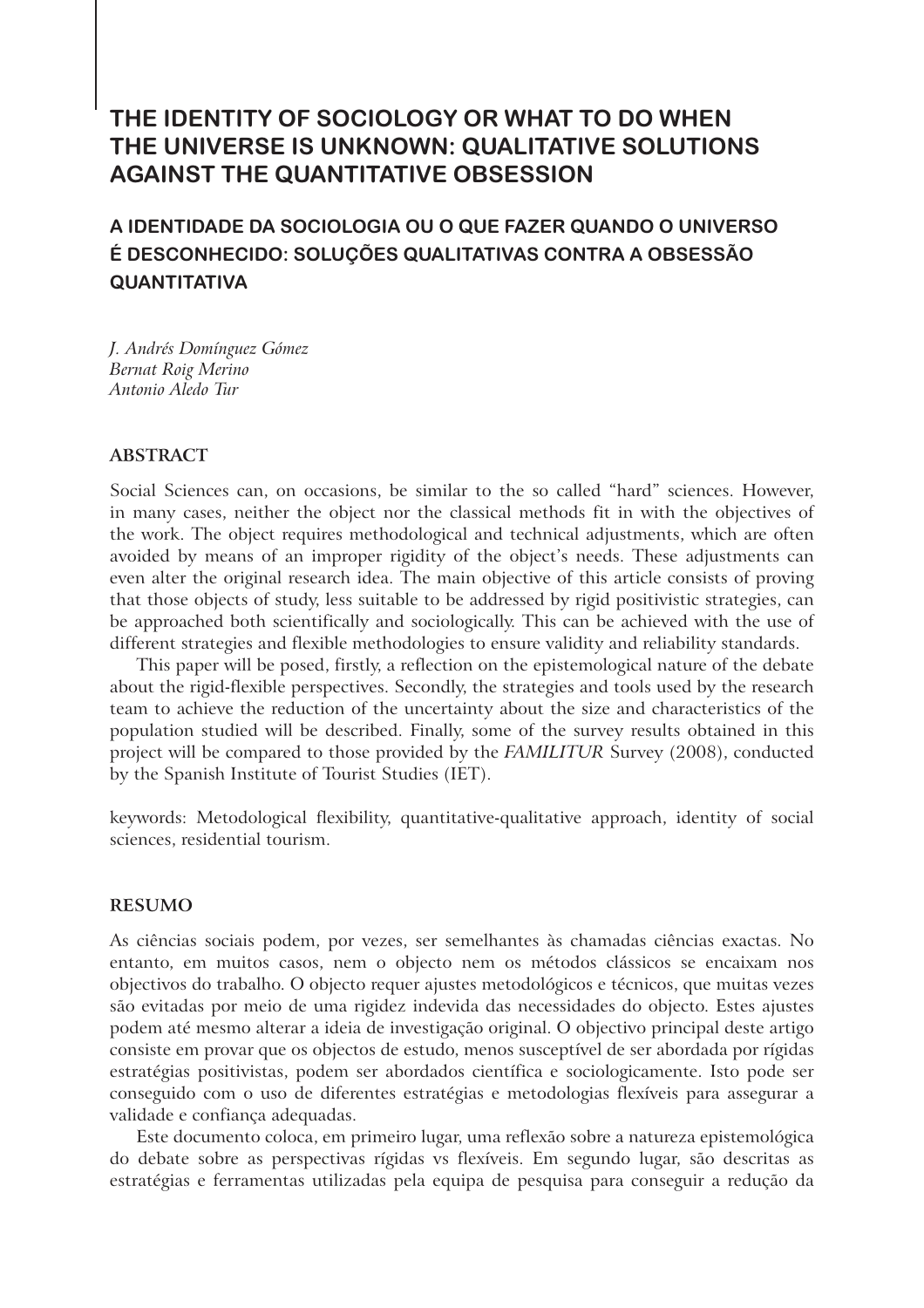# THE IDENTITY OF SOCIOLOGY OR WHAT TO DO WHEN THE UNIVERSE IS UNKNOWN: QUALITATIVE SOLUTIONS AGAINST THE QUANTITATIVE OBSESSION

## A IDENTIDADE DA SOCIOLOGIA OU O QUE FAZER QUANDO O UNIVERSO É DESCONHECIDO: SOLUÇÕES QUALITATIVAS CONTRA A OBSESSÃO QUANTITATIVA

*J. Andrés Domínguez Gómez*
*Bernat Roig Merino*
*Antonio Aledo Tur*

### ABSTRACT

Social Sciences can, on occasions, be similar to the so called "hard" sciences. However, in many cases, neither the object nor the classical methods fit in with the objectives of the work. The object requires methodological and technical adjustments, which are often avoided by means of an improper rigidity of the object's needs. These adjustments can even alter the original research idea. The main objective of this article consists of proving that those objects of study, less suitable to be addressed by rigid positivistic strategies, can be approached both scientifically and sociologically. This can be achieved with the use of different strategies and flexible methodologies to ensure validity and reliability standards.

This paper will be posed, firstly, a reflection on the epistemological nature of the debate about the rigid-flexible perspectives. Secondly, the strategies and tools used by the research team to achieve the reduction of the uncertainty about the size and characteristics of the population studied will be described. Finally, some of the survey results obtained in this project will be compared to those provided by the *FAMILITUR* Survey (2008), conducted by the Spanish Institute of Tourist Studies (IET).

keywords: Metodological flexibility, quantitative-qualitative approach, identity of social sciences, residential tourism.

### RESUMO

As ciências sociais podem, por vezes, ser semelhantes às chamadas ciências exactas. No entanto, em muitos casos, nem o objecto nem os métodos clássicos se encaixam nos objectivos do trabalho. O objecto requer ajustes metodológicos e técnicos, que muitas vezes são evitadas por meio de uma rigidez indevida das necessidades do objecto. Estes ajustes podem até mesmo alterar a ideia de investigação original. O objectivo principal deste artigo consiste em provar que os objectos de estudo, menos susceptível de ser abordada por rígidas estratégias positivistas, podem ser abordados científica e sociologicamente. Isto pode ser conseguido com o uso de diferentes estratégias e metodologias flexíveis para assegurar a validade e confiança adequadas.

Este documento coloca, em primeiro lugar, uma reflexão sobre a natureza epistemológica do debate sobre as perspectivas rígidas vs flexíveis. Em segundo lugar, são descritas as estratégias e ferramentas utilizadas pela equipa de pesquisa para conseguir a redução da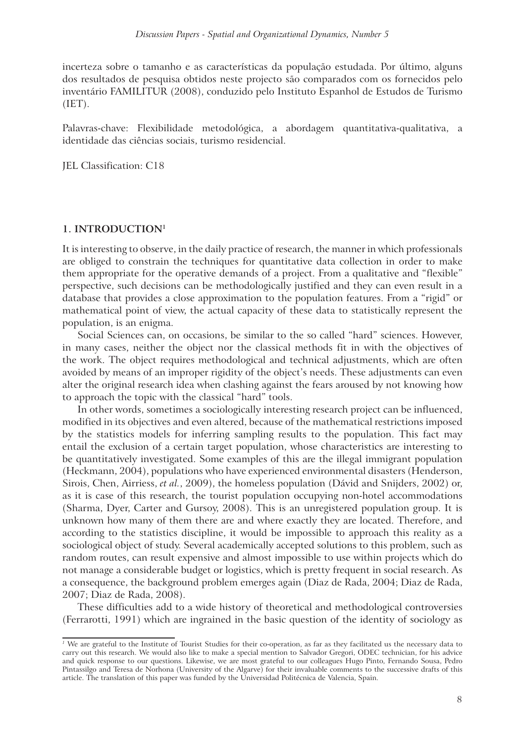incerteza sobre o tamanho e as características da população estudada. Por último, alguns dos resultados de pesquisa obtidos neste projecto são comparados com os fornecidos pelo inventário FAMILITUR (2008), conduzido pelo Instituto Espanhol de Estudos de Turismo (IET).

Palavras-chave: Flexibilidade metodológica, a abordagem quantitativa-qualitativa, a identidade das ciências sociais, turismo residencial.

JEL Classification: C18

## 1. INTRODUCTION[1]

It is interesting to observe, in the daily practice of research, the manner in which professionals are obliged to constrain the techniques for quantitative data collection in order to make them appropriate for the operative demands of a project. From a qualitative and "flexible" perspective, such decisions can be methodologically justified and they can even result in a database that provides a close approximation to the population features. From a "rigid" or mathematical point of view, the actual capacity of these data to statistically represent the population, is an enigma.

Social Sciences can, on occasions, be similar to the so called "hard" sciences. However, in many cases, neither the object nor the classical methods fit in with the objectives of the work. The object requires methodological and technical adjustments, which are often avoided by means of an improper rigidity of the object's needs. These adjustments can even alter the original research idea when clashing against the fears aroused by not knowing how to approach the topic with the classical "hard" tools.

In other words, sometimes a sociologically interesting research project can be influenced, modified in its objectives and even altered, because of the mathematical restrictions imposed by the statistics models for inferring sampling results to the population. This fact may entail the exclusion of a certain target population, whose characteristics are interesting to be quantitatively investigated. Some examples of this are the illegal immigrant population (Heckmann, 2004), populations who have experienced environmental disasters (Henderson, Sirois, Chen, Airriess, *et al.*, 2009), the homeless population (Dávid and Snijders, 2002) or, as it is case of this research, the tourist population occupying non-hotel accommodations (Sharma, Dyer, Carter and Gursoy, 2008). This is an unregistered population group. It is unknown how many of them there are and where exactly they are located. Therefore, and according to the statistics discipline, it would be impossible to approach this reality as a sociological object of study. Several academically accepted solutions to this problem, such as random routes, can result expensive and almost impossible to use within projects which do not manage a considerable budget or logistics, which is pretty frequent in social research. As a consequence, the background problem emerges again (Diaz de Rada, 2004; Diaz de Rada, 2007; Diaz de Rada, 2008).

These difficulties add to a wide history of theoretical and methodological controversies (Ferrarotti, 1991) which are ingrained in the basic question of the identity of sociology as

[1] We are grateful to the Institute of Tourist Studies for their co-operation, as far as they facilitated us the necessary data to carry out this research. We would also like to make a special mention to Salvador Gregori, ODEC technician, for his advice and quick response to our questions. Likewise, we are most grateful to our colleagues Hugo Pinto, Fernando Sousa, Pedro Pintassilgo and Teresa de Norhona (University of the Algarve) for their invaluable comments to the successive drafts of this article. The translation of this paper was funded by the Universidad Politécnica de Valencia, Spain.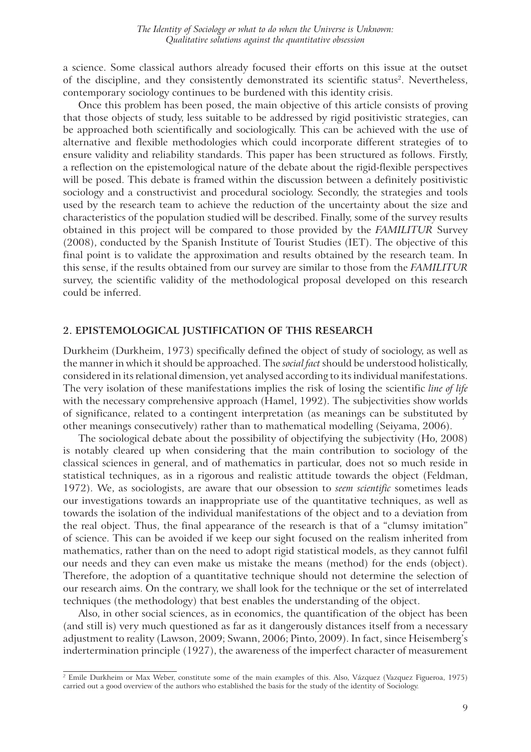a science. Some classical authors already focused their efforts on this issue at the outset of the discipline, and they consistently demonstrated its scientific status[2]. Nevertheless, contemporary sociology continues to be burdened with this identity crisis.

Once this problem has been posed, the main objective of this article consists of proving that those objects of study, less suitable to be addressed by rigid positivistic strategies, can be approached both scientifically and sociologically. This can be achieved with the use of alternative and flexible methodologies which could incorporate different strategies of to ensure validity and reliability standards. This paper has been structured as follows. Firstly, a reflection on the epistemological nature of the debate about the rigid-flexible perspectives will be posed. This debate is framed within the discussion between a definitely positivistic sociology and a constructivist and procedural sociology. Secondly, the strategies and tools used by the research team to achieve the reduction of the uncertainty about the size and characteristics of the population studied will be described. Finally, some of the survey results obtained in this project will be compared to those provided by the *FAMILITUR* Survey (2008), conducted by the Spanish Institute of Tourist Studies (IET). The objective of this final point is to validate the approximation and results obtained by the research team. In this sense, if the results obtained from our survey are similar to those from the *FAMILITUR* survey, the scientific validity of the methodological proposal developed on this research could be inferred.

## 2. EPISTEMOLOGICAL JUSTIFICATION OF THIS RESEARCH

Durkheim (Durkheim, 1973) specifically defined the object of study of sociology, as well as the manner in which it should be approached. The *social fact* should be understood holistically, considered in its relational dimension, yet analysed according to its individual manifestations. The very isolation of these manifestations implies the risk of losing the scientific *line of life* with the necessary comprehensive approach (Hamel, 1992). The subjectivities show worlds of significance, related to a contingent interpretation (as meanings can be substituted by other meanings consecutively) rather than to mathematical modelling (Seiyama, 2006).

The sociological debate about the possibility of objectifying the subjectivity (Ho, 2008) is notably cleared up when considering that the main contribution to sociology of the classical sciences in general, and of mathematics in particular, does not so much reside in statistical techniques, as in a rigorous and realistic attitude towards the object (Feldman, 1972). We, as sociologists, are aware that our obsession to *seem scientific* sometimes leads our investigations towards an inappropriate use of the quantitative techniques, as well as towards the isolation of the individual manifestations of the object and to a deviation from the real object. Thus, the final appearance of the research is that of a "clumsy imitation" of science. This can be avoided if we keep our sight focused on the realism inherited from mathematics, rather than on the need to adopt rigid statistical models, as they cannot fulfil our needs and they can even make us mistake the means (method) for the ends (object). Therefore, the adoption of a quantitative technique should not determine the selection of our research aims. On the contrary, we shall look for the technique or the set of interrelated techniques (the methodology) that best enables the understanding of the object.

Also, in other social sciences, as in economics, the quantification of the object has been (and still is) very much questioned as far as it dangerously distances itself from a necessary adjustment to reality (Lawson, 2009; Swann, 2006; Pinto, 2009). In fact, since Heisemberg's indertermination principle (1927), the awareness of the imperfect character of measurement

[2] Emile Durkheim or Max Weber, constitute some of the main examples of this. Also, Vázquez (Vazquez Figueroa, 1975) carried out a good overview of the authors who established the basis for the study of the identity of Sociology.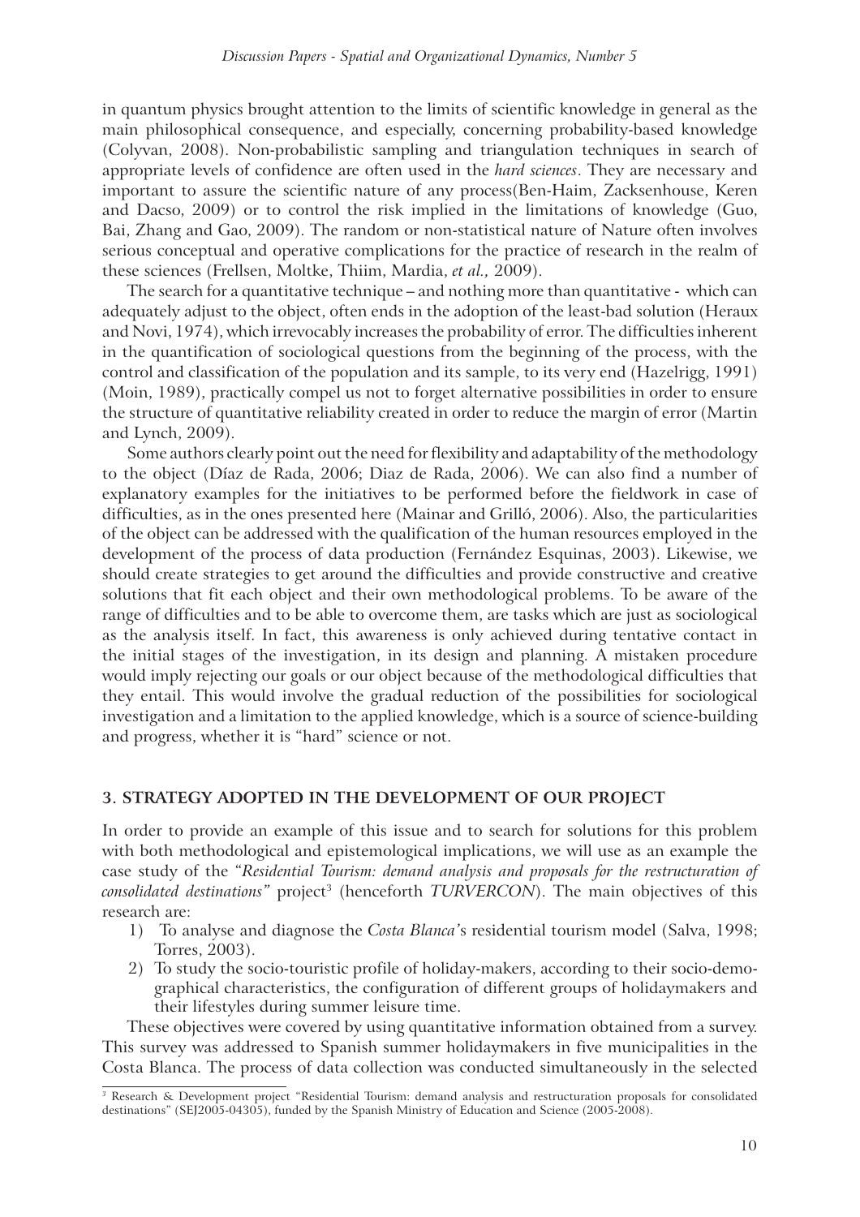in quantum physics brought attention to the limits of scientific knowledge in general as the main philosophical consequence, and especially, concerning probability-based knowledge (Colyvan, 2008). Non-probabilistic sampling and triangulation techniques in search of appropriate levels of confidence are often used in the *hard sciences*. They are necessary and important to assure the scientific nature of any process(Ben-Haim, Zacksenhouse, Keren and Dacso, 2009) or to control the risk implied in the limitations of knowledge (Guo, Bai, Zhang and Gao, 2009). The random or non-statistical nature of Nature often involves serious conceptual and operative complications for the practice of research in the realm of these sciences (Frellsen, Moltke, Thiim, Mardia, *et al.,* 2009).

The search for a quantitative technique – and nothing more than quantitative - which can adequately adjust to the object, often ends in the adoption of the least-bad solution (Heraux and Novi, 1974), which irrevocably increases the probability of error. The difficulties inherent in the quantification of sociological questions from the beginning of the process, with the control and classification of the population and its sample, to its very end (Hazelrigg, 1991) (Moin, 1989), practically compel us not to forget alternative possibilities in order to ensure the structure of quantitative reliability created in order to reduce the margin of error (Martin and Lynch, 2009).

Some authors clearly point out the need for flexibility and adaptability of the methodology to the object (Díaz de Rada, 2006; Diaz de Rada, 2006). We can also find a number of explanatory examples for the initiatives to be performed before the fieldwork in case of difficulties, as in the ones presented here (Mainar and Grilló, 2006). Also, the particularities of the object can be addressed with the qualification of the human resources employed in the development of the process of data production (Fernández Esquinas, 2003). Likewise, we should create strategies to get around the difficulties and provide constructive and creative solutions that fit each object and their own methodological problems. To be aware of the range of difficulties and to be able to overcome them, are tasks which are just as sociological as the analysis itself. In fact, this awareness is only achieved during tentative contact in the initial stages of the investigation, in its design and planning. A mistaken procedure would imply rejecting our goals or our object because of the methodological difficulties that they entail. This would involve the gradual reduction of the possibilities for sociological investigation and a limitation to the applied knowledge, which is a source of science-building and progress, whether it is "hard" science or not.

## 3. STRATEGY ADOPTED IN THE DEVELOPMENT OF OUR PROJECT

In order to provide an example of this issue and to search for solutions for this problem with both methodological and epistemological implications, we will use as an example the case study of the "*Residential Tourism: demand analysis and proposals for the restructuration of consolidated destinations"* project[3] (henceforth *TURVERCON*). The main objectives of this research are:

1) To analyse and diagnose the *Costa Blanca'*s residential tourism model (Salva, 1998; Torres, 2003).
2) To study the socio-touristic profile of holiday-makers, according to their socio-demographical characteristics, the configuration of different groups of holidaymakers and their lifestyles during summer leisure time.

These objectives were covered by using quantitative information obtained from a survey. This survey was addressed to Spanish summer holidaymakers in five municipalities in the Costa Blanca. The process of data collection was conducted simultaneously in the selected

[3] Research & Development project "Residential Tourism: demand analysis and restructuration proposals for consolidated destinations" (SEJ2005-04305), funded by the Spanish Ministry of Education and Science (2005-2008).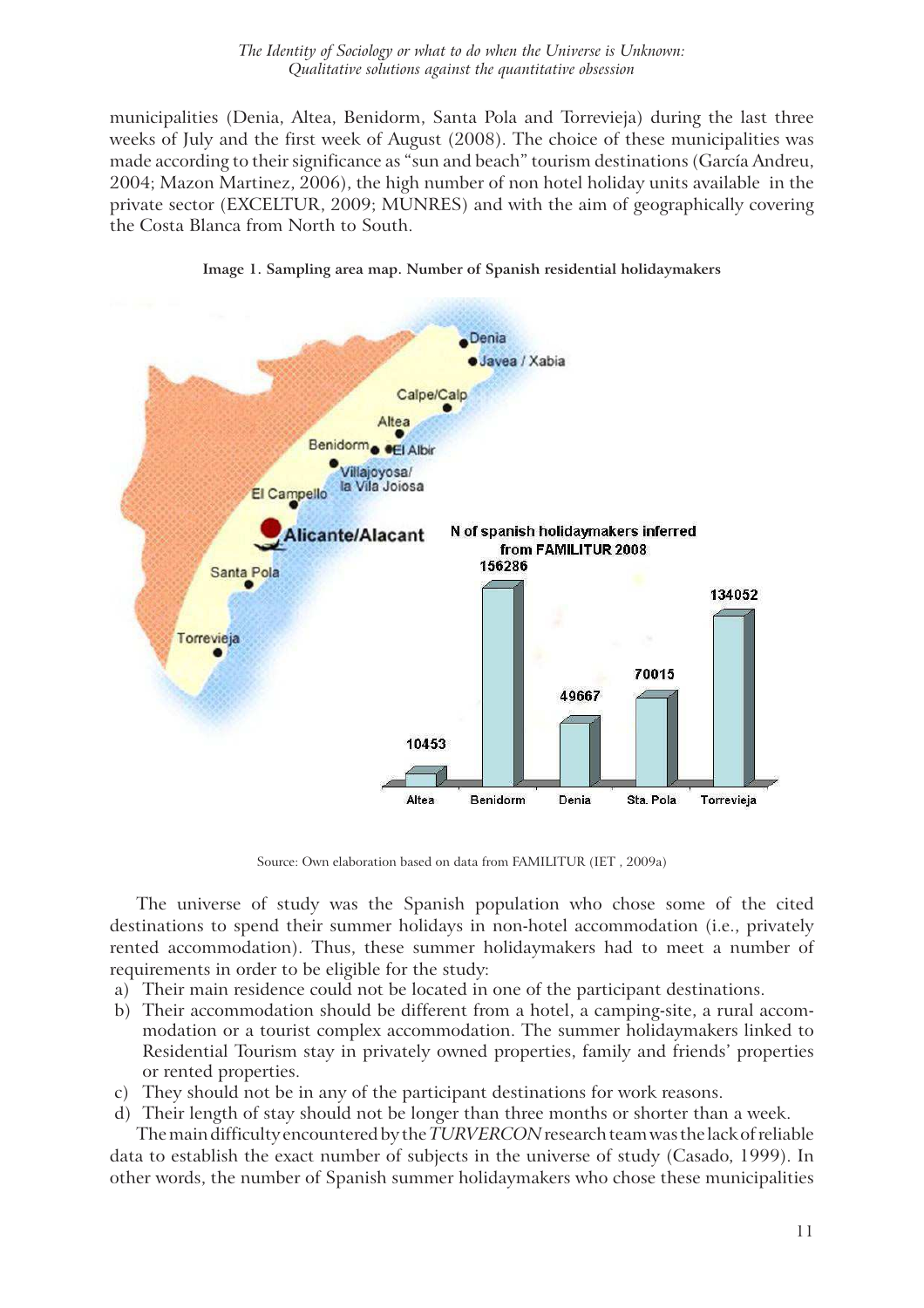municipalities (Denia, Altea, Benidorm, Santa Pola and Torrevieja) during the last three weeks of July and the first week of August (2008). The choice of these municipalities was made according to their significance as "sun and beach" tourism destinations (García Andreu, 2004; Mazon Martinez, 2006), the high number of non hotel holiday units available in the private sector (EXCELTUR, 2009; MUNRES) and with the aim of geographically covering the Costa Blanca from North to South.

**Image 1. Sampling area map. Number of Spanish residential holidaymakers**

Source: Own elaboration based on data from FAMILITUR (IET , 2009a)

The universe of study was the Spanish population who chose some of the cited destinations to spend their summer holidays in non-hotel accommodation (i.e., privately rented accommodation). Thus, these summer holidaymakers had to meet a number of requirements in order to be eligible for the study:

a) Their main residence could not be located in one of the participant destinations.
b) Their accommodation should be different from a hotel, a camping-site, a rural accommodation or a tourist complex accommodation. The summer holidaymakers linked to Residential Tourism stay in privately owned properties, family and friends' properties or rented properties.
c) They should not be in any of the participant destinations for work reasons.
d) Their length of stay should not be longer than three months or shorter than a week.

The main difficulty encountered by the *TURVERCON* research team was the lack of reliable data to establish the exact number of subjects in the universe of study (Casado, 1999). In other words, the number of Spanish summer holidaymakers who chose these municipalities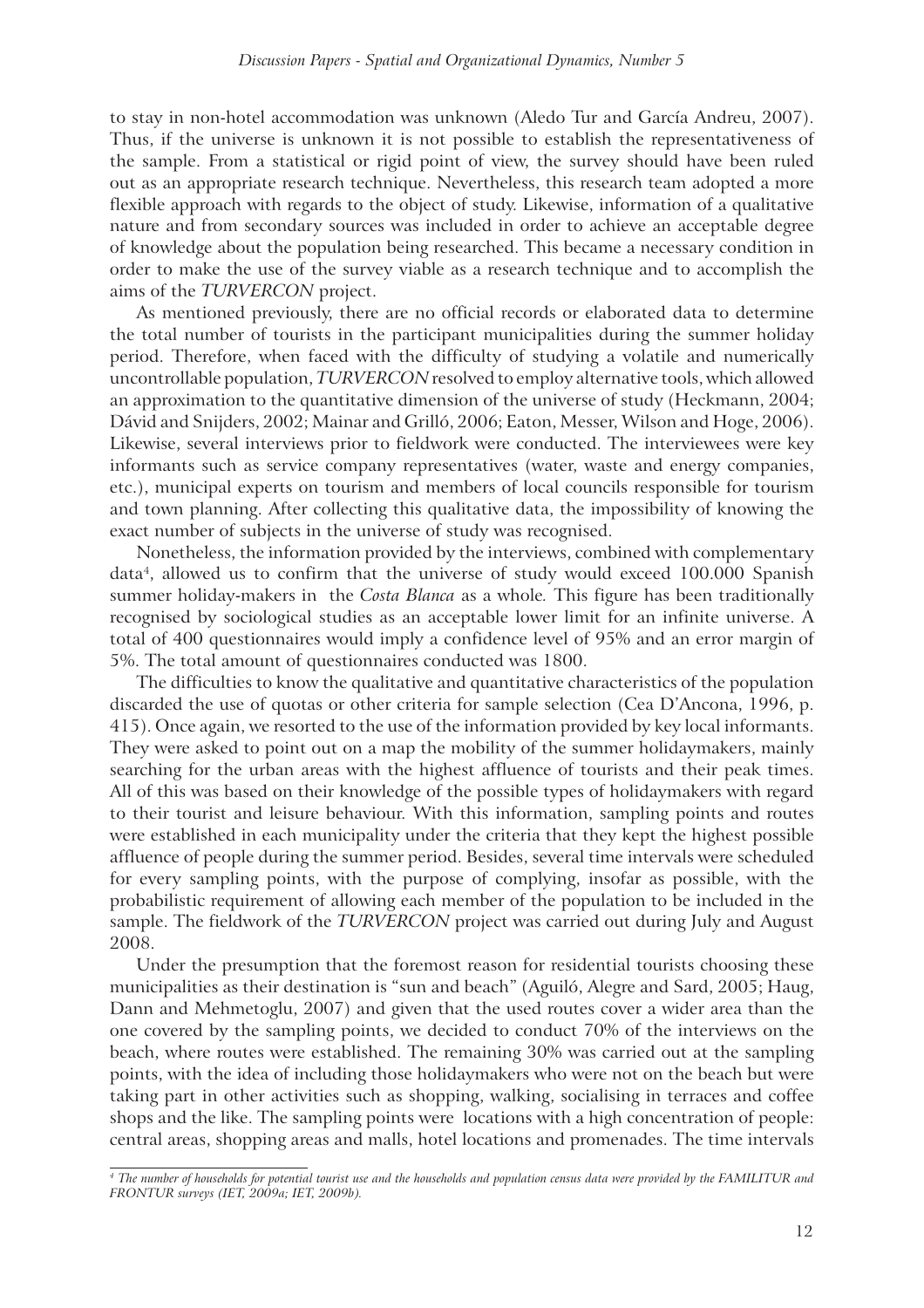to stay in non-hotel accommodation was unknown (Aledo Tur and García Andreu, 2007). Thus, if the universe is unknown it is not possible to establish the representativeness of the sample. From a statistical or rigid point of view, the survey should have been ruled out as an appropriate research technique. Nevertheless, this research team adopted a more flexible approach with regards to the object of study. Likewise, information of a qualitative nature and from secondary sources was included in order to achieve an acceptable degree of knowledge about the population being researched. This became a necessary condition in order to make the use of the survey viable as a research technique and to accomplish the aims of the *TURVERCON* project.

As mentioned previously, there are no official records or elaborated data to determine the total number of tourists in the participant municipalities during the summer holiday period. Therefore, when faced with the difficulty of studying a volatile and numerically uncontrollable population, *TURVERCON* resolved to employ alternative tools, which allowed an approximation to the quantitative dimension of the universe of study (Heckmann, 2004; Dávid and Snijders, 2002; Mainar and Grilló, 2006; Eaton, Messer, Wilson and Hoge, 2006). Likewise, several interviews prior to fieldwork were conducted. The interviewees were key informants such as service company representatives (water, waste and energy companies, etc.), municipal experts on tourism and members of local councils responsible for tourism and town planning. After collecting this qualitative data, the impossibility of knowing the exact number of subjects in the universe of study was recognised.

Nonetheless, the information provided by the interviews, combined with complementary data[4], allowed us to confirm that the universe of study would exceed 100.000 Spanish summer holiday-makers in the *Costa Blanca* as a whole*.* This figure has been traditionally recognised by sociological studies as an acceptable lower limit for an infinite universe. A total of 400 questionnaires would imply a confidence level of 95% and an error margin of 5%. The total amount of questionnaires conducted was 1800.

The difficulties to know the qualitative and quantitative characteristics of the population discarded the use of quotas or other criteria for sample selection (Cea D'Ancona, 1996, p. 415). Once again, we resorted to the use of the information provided by key local informants. They were asked to point out on a map the mobility of the summer holidaymakers, mainly searching for the urban areas with the highest affluence of tourists and their peak times. All of this was based on their knowledge of the possible types of holidaymakers with regard to their tourist and leisure behaviour. With this information, sampling points and routes were established in each municipality under the criteria that they kept the highest possible affluence of people during the summer period. Besides, several time intervals were scheduled for every sampling points, with the purpose of complying, insofar as possible, with the probabilistic requirement of allowing each member of the population to be included in the sample. The fieldwork of the *TURVERCON* project was carried out during July and August 2008.

Under the presumption that the foremost reason for residential tourists choosing these municipalities as their destination is "sun and beach" (Aguiló, Alegre and Sard, 2005; Haug, Dann and Mehmetoglu, 2007) and given that the used routes cover a wider area than the one covered by the sampling points, we decided to conduct 70% of the interviews on the beach, where routes were established. The remaining 30% was carried out at the sampling points, with the idea of including those holidaymakers who were not on the beach but were taking part in other activities such as shopping, walking, socialising in terraces and coffee shops and the like. The sampling points were locations with a high concentration of people: central areas, shopping areas and malls, hotel locations and promenades. The time intervals

---

*[4] The number of households for potential tourist use and the households and population census data were provided by the FAMILITUR and FRONTUR surveys (IET, 2009a; IET, 2009b).*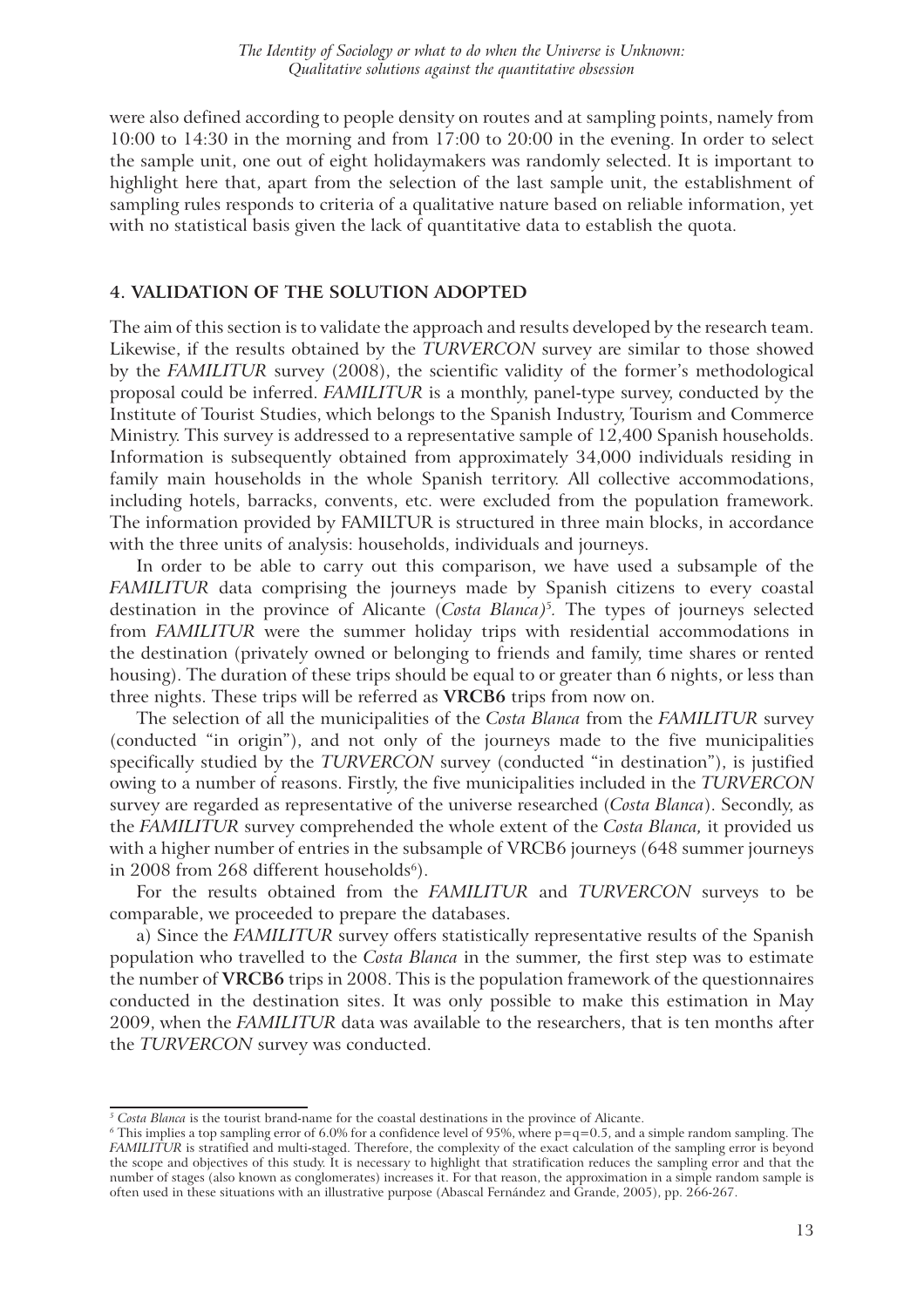were also defined according to people density on routes and at sampling points, namely from 10:00 to 14:30 in the morning and from 17:00 to 20:00 in the evening. In order to select the sample unit, one out of eight holidaymakers was randomly selected. It is important to highlight here that, apart from the selection of the last sample unit, the establishment of sampling rules responds to criteria of a qualitative nature based on reliable information, yet with no statistical basis given the lack of quantitative data to establish the quota.

## 4. VALIDATION OF THE SOLUTION ADOPTED

The aim of this section is to validate the approach and results developed by the research team. Likewise, if the results obtained by the *TURVERCON* survey are similar to those showed by the *FAMILITUR* survey (2008), the scientific validity of the former's methodological proposal could be inferred. *FAMILITUR* is a monthly, panel-type survey, conducted by the Institute of Tourist Studies, which belongs to the Spanish Industry, Tourism and Commerce Ministry. This survey is addressed to a representative sample of 12,400 Spanish households. Information is subsequently obtained from approximately 34,000 individuals residing in family main households in the whole Spanish territory. All collective accommodations, including hotels, barracks, convents, etc. were excluded from the population framework. The information provided by FAMILTUR is structured in three main blocks, in accordance with the three units of analysis: households, individuals and journeys.

In order to be able to carry out this comparison, we have used a subsample of the *FAMILITUR* data comprising the journeys made by Spanish citizens to every coastal destination in the province of Alicante (*Costa Blanca*)[5]. The types of journeys selected from *FAMILITUR* were the summer holiday trips with residential accommodations in the destination (privately owned or belonging to friends and family, time shares or rented housing). The duration of these trips should be equal to or greater than 6 nights, or less than three nights. These trips will be referred as **VRCB6** trips from now on.

The selection of all the municipalities of the *Costa Blanca* from the *FAMILITUR* survey (conducted "in origin"), and not only of the journeys made to the five municipalities specifically studied by the *TURVERCON* survey (conducted "in destination"), is justified owing to a number of reasons. Firstly, the five municipalities included in the *TURVERCON* survey are regarded as representative of the universe researched (*Costa Blanca*). Secondly, as the *FAMILITUR* survey comprehended the whole extent of the *Costa Blanca,* it provided us with a higher number of entries in the subsample of VRCB6 journeys (648 summer journeys in 2008 from 268 different households[6]).

For the results obtained from the *FAMILITUR* and *TURVERCON* surveys to be comparable, we proceeded to prepare the databases.

a) Since the *FAMILITUR* survey offers statistically representative results of the Spanish population who travelled to the *Costa Blanca* in the summer*,* the first step was to estimate the number of **VRCB6** trips in 2008. This is the population framework of the questionnaires conducted in the destination sites. It was only possible to make this estimation in May 2009, when the *FAMILITUR* data was available to the researchers, that is ten months after the *TURVERCON* survey was conducted.

---

[5] *Costa Blanca* is the tourist brand-name for the coastal destinations in the province of Alicante.

[6] This implies a top sampling error of 6.0% for a confidence level of 95%, where $p=q=0.5$, and a simple random sampling. The *FAMILITUR* is stratified and multi-staged. Therefore, the complexity of the exact calculation of the sampling error is beyond the scope and objectives of this study. It is necessary to highlight that stratification reduces the sampling error and that the number of stages (also known as conglomerates) increases it. For that reason, the approximation in a simple random sample is often used in these situations with an illustrative purpose (Abascal Fernández and Grande, 2005), pp. 266-267.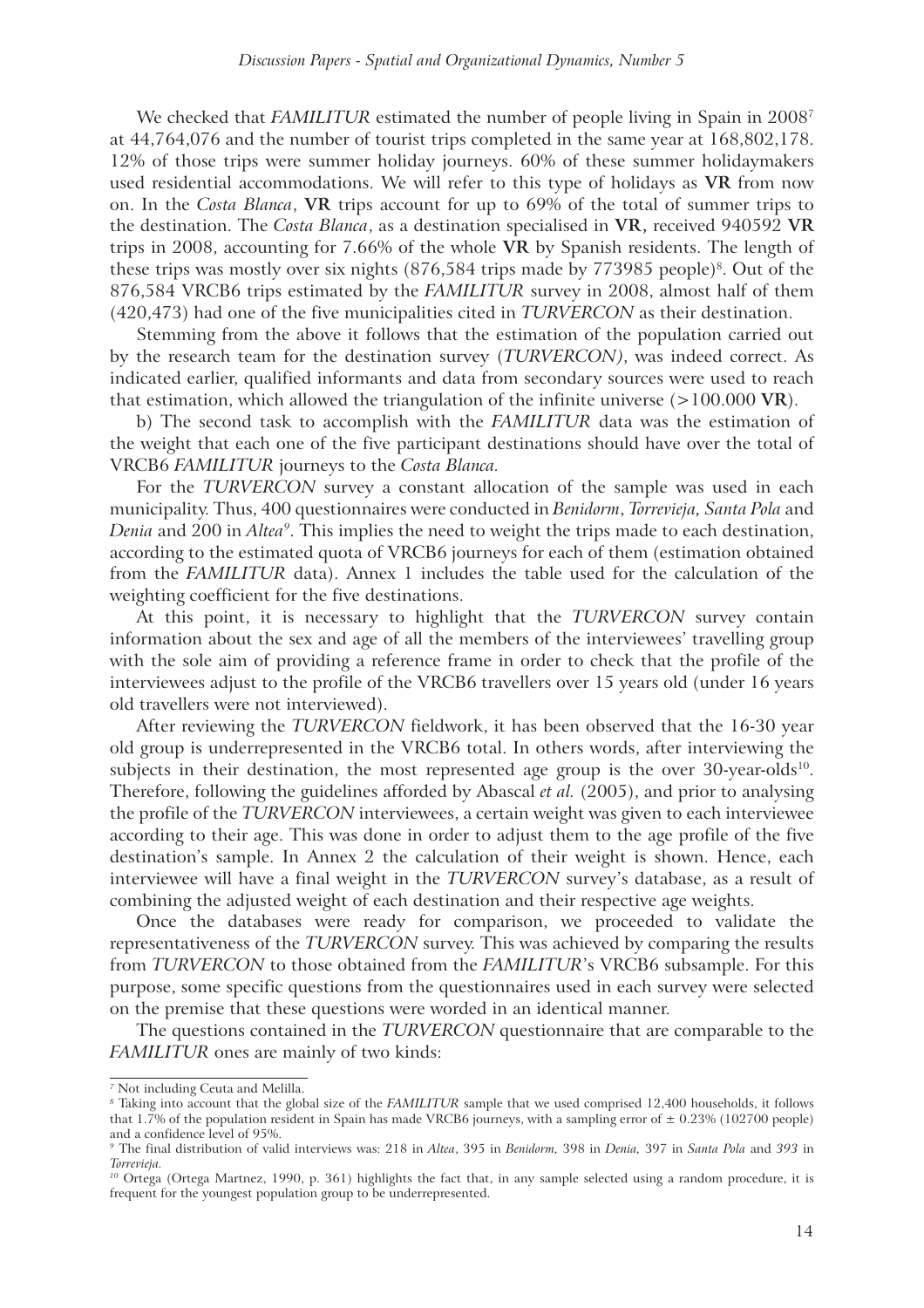We checked that *FAMILITUR* estimated the number of people living in Spain in 2008[7] at 44,764,076 and the number of tourist trips completed in the same year at 168,802,178. 12% of those trips were summer holiday journeys. 60% of these summer holidaymakers used residential accommodations. We will refer to this type of holidays as **VR** from now on. In the *Costa Blanca*, **VR** trips account for up to 69% of the total of summer trips to the destination. The *Costa Blanca*, as a destination specialised in **VR**, received 940592 **VR** trips in 2008, accounting for 7.66% of the whole **VR** by Spanish residents. The length of these trips was mostly over six nights (876,584 trips made by 773985 people)[8]. Out of the 876,584 VRCB6 trips estimated by the *FAMILITUR* survey in 2008, almost half of them (420,473) had one of the five municipalities cited in *TURVERCON* as their destination.

Stemming from the above it follows that the estimation of the population carried out by the research team for the destination survey (*TURVERCON)*, was indeed correct. As indicated earlier, qualified informants and data from secondary sources were used to reach that estimation, which allowed the triangulation of the infinite universe (>100.000 **VR**).

b) The second task to accomplish with the *FAMILITUR* data was the estimation of the weight that each one of the five participant destinations should have over the total of VRCB6 *FAMILITUR* journeys to the *Costa Blanca.*

For the *TURVERCON* survey a constant allocation of the sample was used in each municipality. Thus, 400 questionnaires were conducted in *Benidorm*, *Torrevieja, Santa Pola* and *Denia* and 200 in *Altea*[9]. This implies the need to weight the trips made to each destination, according to the estimated quota of VRCB6 journeys for each of them (estimation obtained from the *FAMILITUR* data). Annex 1 includes the table used for the calculation of the weighting coefficient for the five destinations.

At this point, it is necessary to highlight that the *TURVERCON* survey contain information about the sex and age of all the members of the interviewees' travelling group with the sole aim of providing a reference frame in order to check that the profile of the interviewees adjust to the profile of the VRCB6 travellers over 15 years old (under 16 years old travellers were not interviewed).

After reviewing the *TURVERCON* fieldwork, it has been observed that the 16-30 year old group is underrepresented in the VRCB6 total. In others words, after interviewing the subjects in their destination, the most represented age group is the over 30-year-olds[10]. Therefore, following the guidelines afforded by Abascal *et al.* (2005), and prior to analysing the profile of the *TURVERCON* interviewees, a certain weight was given to each interviewee according to their age. This was done in order to adjust them to the age profile of the five destination's sample. In Annex 2 the calculation of their weight is shown. Hence, each interviewee will have a final weight in the *TURVERCON* survey's database, as a result of combining the adjusted weight of each destination and their respective age weights.

Once the databases were ready for comparison, we proceeded to validate the representativeness of the *TURVERCON* survey. This was achieved by comparing the results from *TURVERCON* to those obtained from the *FAMILITUR*'s VRCB6 subsample. For this purpose, some specific questions from the questionnaires used in each survey were selected on the premise that these questions were worded in an identical manner.

The questions contained in the *TURVERCON* questionnaire that are comparable to the *FAMILITUR* ones are mainly of two kinds:

---

[7] Not including Ceuta and Melilla.

[8] Taking into account that the global size of the *FAMILITUR* sample that we used comprised 12,400 households, it follows that 1.7% of the population resident in Spain has made VRCB6 journeys, with a sampling error of ± 0.23% (102700 people) and a confidence level of 95%.

[9] The final distribution of valid interviews was: 218 in *Altea*, 395 in *Benidorm,* 398 in *Denia,* 397 in *Santa Pola* and *393* in *Torrevieja.*

[10] Ortega (Ortega Martnez, 1990, p. 361) highlights the fact that, in any sample selected using a random procedure, it is frequent for the youngest population group to be underrepresented.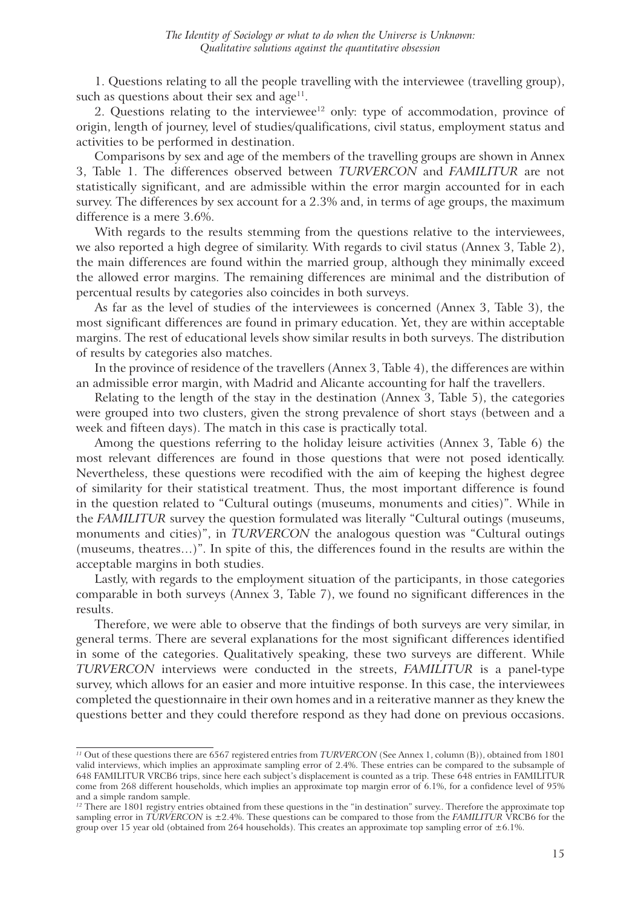1. Questions relating to all the people travelling with the interviewee (travelling group), such as questions about their sex and age[11].

2. Questions relating to the interviewee[12] only: type of accommodation, province of origin, length of journey, level of studies/qualifications, civil status, employment status and activities to be performed in destination.

Comparisons by sex and age of the members of the travelling groups are shown in Annex 3, Table 1. The differences observed between *TURVERCON* and *FAMILITUR* are not statistically significant, and are admissible within the error margin accounted for in each survey. The differences by sex account for a 2.3% and, in terms of age groups, the maximum difference is a mere 3.6%.

With regards to the results stemming from the questions relative to the interviewees, we also reported a high degree of similarity. With regards to civil status (Annex 3, Table 2), the main differences are found within the married group, although they minimally exceed the allowed error margins. The remaining differences are minimal and the distribution of percentual results by categories also coincides in both surveys.

As far as the level of studies of the interviewees is concerned (Annex 3, Table 3), the most significant differences are found in primary education. Yet, they are within acceptable margins. The rest of educational levels show similar results in both surveys. The distribution of results by categories also matches.

In the province of residence of the travellers (Annex 3, Table 4), the differences are within an admissible error margin, with Madrid and Alicante accounting for half the travellers.

Relating to the length of the stay in the destination (Annex 3, Table 5), the categories were grouped into two clusters, given the strong prevalence of short stays (between and a week and fifteen days). The match in this case is practically total.

Among the questions referring to the holiday leisure activities (Annex 3, Table 6) the most relevant differences are found in those questions that were not posed identically. Nevertheless, these questions were recodified with the aim of keeping the highest degree of similarity for their statistical treatment. Thus, the most important difference is found in the question related to "Cultural outings (museums, monuments and cities)". While in the *FAMILITUR* survey the question formulated was literally "Cultural outings (museums, monuments and cities)", in *TURVERCON* the analogous question was "Cultural outings (museums, theatres…)". In spite of this, the differences found in the results are within the acceptable margins in both studies.

Lastly, with regards to the employment situation of the participants, in those categories comparable in both surveys (Annex 3, Table 7), we found no significant differences in the results.

Therefore, we were able to observe that the findings of both surveys are very similar, in general terms. There are several explanations for the most significant differences identified in some of the categories. Qualitatively speaking, these two surveys are different. While *TURVERCON* interviews were conducted in the streets, *FAMILITUR* is a panel-type survey, which allows for an easier and more intuitive response. In this case, the interviewees completed the questionnaire in their own homes and in a reiterative manner as they knew the questions better and they could therefore respond as they had done on previous occasions.

---

[11] Out of these questions there are 6567 registered entries from *TURVERCON* (See Annex 1, column (B)), obtained from 1801 valid interviews, which implies an approximate sampling error of 2.4%. These entries can be compared to the subsample of 648 FAMILITUR VRCB6 trips, since here each subject's displacement is counted as a trip. These 648 entries in FAMILITUR come from 268 different households, which implies an approximate top margin error of 6.1%, for a confidence level of 95% and a simple random sample.

[12] There are 1801 registry entries obtained from these questions in the "in destination" survey.. Therefore the approximate top sampling error in *TURVERCON* is ±2.4%. These questions can be compared to those from the *FAMILITUR* VRCB6 for the group over 15 year old (obtained from 264 households). This creates an approximate top sampling error of ±6.1%.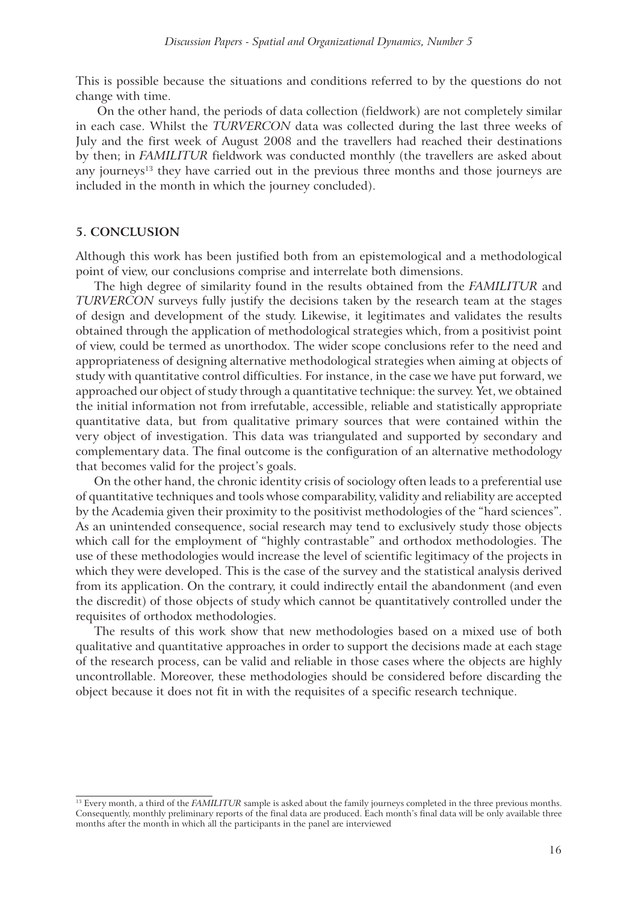This is possible because the situations and conditions referred to by the questions do not change with time.

On the other hand, the periods of data collection (fieldwork) are not completely similar in each case. Whilst the *TURVERCON* data was collected during the last three weeks of July and the first week of August 2008 and the travellers had reached their destinations by then; in *FAMILITUR* fieldwork was conducted monthly (the travellers are asked about any journeys[13] they have carried out in the previous three months and those journeys are included in the month in which the journey concluded).

## 5. CONCLUSION

Although this work has been justified both from an epistemological and a methodological point of view, our conclusions comprise and interrelate both dimensions.

The high degree of similarity found in the results obtained from the *FAMILITUR* and *TURVERCON* surveys fully justify the decisions taken by the research team at the stages of design and development of the study. Likewise, it legitimates and validates the results obtained through the application of methodological strategies which, from a positivist point of view, could be termed as unorthodox. The wider scope conclusions refer to the need and appropriateness of designing alternative methodological strategies when aiming at objects of study with quantitative control difficulties. For instance, in the case we have put forward, we approached our object of study through a quantitative technique: the survey. Yet, we obtained the initial information not from irrefutable, accessible, reliable and statistically appropriate quantitative data, but from qualitative primary sources that were contained within the very object of investigation. This data was triangulated and supported by secondary and complementary data. The final outcome is the configuration of an alternative methodology that becomes valid for the project's goals.

On the other hand, the chronic identity crisis of sociology often leads to a preferential use of quantitative techniques and tools whose comparability, validity and reliability are accepted by the Academia given their proximity to the positivist methodologies of the "hard sciences". As an unintended consequence, social research may tend to exclusively study those objects which call for the employment of "highly contrastable" and orthodox methodologies. The use of these methodologies would increase the level of scientific legitimacy of the projects in which they were developed. This is the case of the survey and the statistical analysis derived from its application. On the contrary, it could indirectly entail the abandonment (and even the discredit) of those objects of study which cannot be quantitatively controlled under the requisites of orthodox methodologies.

The results of this work show that new methodologies based on a mixed use of both qualitative and quantitative approaches in order to support the decisions made at each stage of the research process, can be valid and reliable in those cases where the objects are highly uncontrollable. Moreover, these methodologies should be considered before discarding the object because it does not fit in with the requisites of a specific research technique.

---

[13] Every month, a third of the *FAMILITUR* sample is asked about the family journeys completed in the three previous months. Consequently, monthly preliminary reports of the final data are produced. Each month's final data will be only available three months after the month in which all the participants in the panel are interviewed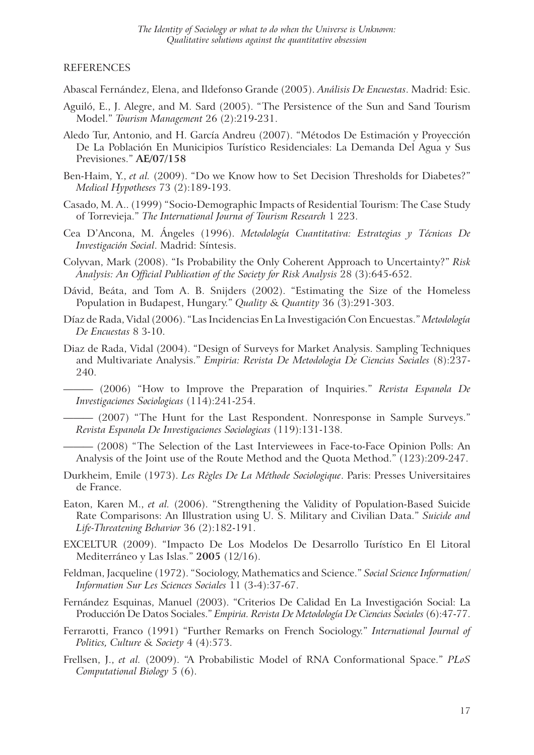## REFERENCES

Abascal Fernández, Elena, and Ildefonso Grande (2005). *Análisis De Encuestas*. Madrid: Esic.

Aguiló, E., J. Alegre, and M. Sard (2005). "The Persistence of the Sun and Sand Tourism Model." *Tourism Management* 26 (2):219-231.

Aledo Tur, Antonio, and H. García Andreu (2007). "Métodos De Estimación y Proyección De La Población En Municipios Turístico Residenciales: La Demanda Del Agua y Sus Previsiones." **AE/07/158**

Ben-Haim, Y., *et al.* (2009). "Do we Know how to Set Decision Thresholds for Diabetes?" *Medical Hypotheses* 73 (2):189-193.

Casado, M. A.. (1999) "Socio-Demographic Impacts of Residential Tourism: The Case Study of Torrevieja." *The International Journa of Tourism Research* 1 223.

Cea D'Ancona, M. Ángeles (1996). *Metodología Cuantitativa: Estrategias y Técnicas De Investigación Social*. Madrid: Síntesis.

Colyvan, Mark (2008). "Is Probability the Only Coherent Approach to Uncertainty?" *Risk Analysis: An Official Publication of the Society for Risk Analysis* 28 (3):645-652.

Dávid, Beáta, and Tom A. B. Snijders (2002). "Estimating the Size of the Homeless Population in Budapest, Hungary." *Quality & Quantity* 36 (3):291-303.

Díaz de Rada, Vidal (2006). "Las Incidencias En La Investigación Con Encuestas." *Metodología De Encuestas* 8 3-10.

Diaz de Rada, Vidal (2004). "Design of Surveys for Market Analysis. Sampling Techniques and Multivariate Analysis." *Empiria: Revista De Metodologia De Ciencias Sociales* (8):237-240.

——— (2006) "How to Improve the Preparation of Inquiries." *Revista Espanola De Investigaciones Sociologicas* (114):241-254.

——— (2007) "The Hunt for the Last Respondent. Nonresponse in Sample Surveys." *Revista Espanola De Investigaciones Sociologicas* (119):131-138.

——— (2008) "The Selection of the Last Interviewees in Face-to-Face Opinion Polls: An Analysis of the Joint use of the Route Method and the Quota Method." (123):209-247.

Durkheim, Emile (1973). *Les Règles De La Méthode Sociologique*. Paris: Presses Universitaires de France.

Eaton, Karen M., *et al.* (2006). "Strengthening the Validity of Population-Based Suicide Rate Comparisons: An Illustration using U. S. Military and Civilian Data." *Suicide and Life-Threatening Behavior* 36 (2):182-191.

EXCELTUR (2009). "Impacto De Los Modelos De Desarrollo Turístico En El Litoral Mediterráneo y Las Islas." **2005** (12/16).

Feldman, Jacqueline (1972). "Sociology, Mathematics and Science." *Social Science Information/ Information Sur Les Sciences Sociales* 11 (3-4):37-67.

Fernández Esquinas, Manuel (2003). "Criterios De Calidad En La Investigación Social: La Producción De Datos Sociales." *Empiria. Revista De Metodología De Ciencias Sociales* (6):47-77.

Ferrarotti, Franco (1991) "Further Remarks on French Sociology." *International Journal of Politics, Culture & Society* 4 (4):573.

Frellsen, J., *et al.* (2009). "A Probabilistic Model of RNA Conformational Space." *PLoS Computational Biology* 5 (6).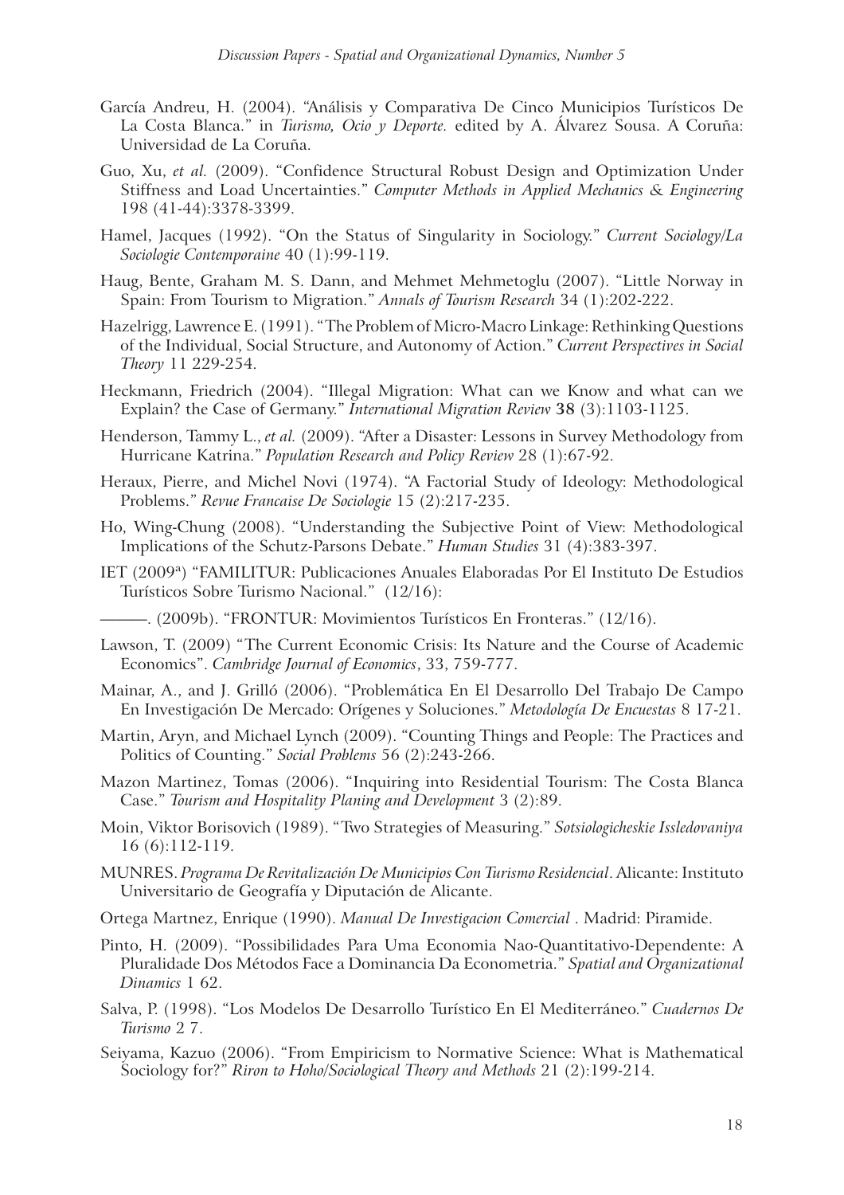García Andreu, H. (2004). "Análisis y Comparativa De Cinco Municipios Turísticos De La Costa Blanca." in *Turismo, Ocio y Deporte.* edited by A. Álvarez Sousa. A Coruña: Universidad de La Coruña.

Guo, Xu, *et al.* (2009). "Confidence Structural Robust Design and Optimization Under Stiffness and Load Uncertainties." *Computer Methods in Applied Mechanics & Engineering* 198 (41-44):3378-3399.

Hamel, Jacques (1992). "On the Status of Singularity in Sociology." *Current Sociology/La Sociologie Contemporaine* 40 (1):99-119.

Haug, Bente, Graham M. S. Dann, and Mehmet Mehmetoglu (2007). "Little Norway in Spain: From Tourism to Migration." *Annals of Tourism Research* 34 (1):202-222.

Hazelrigg, Lawrence E. (1991). "The Problem of Micro-Macro Linkage: Rethinking Questions of the Individual, Social Structure, and Autonomy of Action." *Current Perspectives in Social Theory* 11 229-254.

Heckmann, Friedrich (2004). "Illegal Migration: What can we Know and what can we Explain? the Case of Germany." *International Migration Review* **38** (3):1103-1125.

Henderson, Tammy L., *et al.* (2009). "After a Disaster: Lessons in Survey Methodology from Hurricane Katrina." *Population Research and Policy Review* 28 (1):67-92.

Heraux, Pierre, and Michel Novi (1974). "A Factorial Study of Ideology: Methodological Problems." *Revue Francaise De Sociologie* 15 (2):217-235.

Ho, Wing-Chung (2008). "Understanding the Subjective Point of View: Methodological Implications of the Schutz-Parsons Debate." *Human Studies* 31 (4):383-397.

IET (2009[a]) "FAMILITUR: Publicaciones Anuales Elaboradas Por El Instituto De Estudios Turísticos Sobre Turismo Nacional." (12/16):

———. (2009b). "FRONTUR: Movimientos Turísticos En Fronteras." (12/16).

Lawson, T. (2009) "The Current Economic Crisis: Its Nature and the Course of Academic Economics". *Cambridge Journal of Economics*, 33, 759-777.

Mainar, A., and J. Grilló (2006). "Problemática En El Desarrollo Del Trabajo De Campo En Investigación De Mercado: Orígenes y Soluciones." *Metodología De Encuestas* 8 17-21.

Martin, Aryn, and Michael Lynch (2009). "Counting Things and People: The Practices and Politics of Counting." *Social Problems* 56 (2):243-266.

Mazon Martinez, Tomas (2006). "Inquiring into Residential Tourism: The Costa Blanca Case." *Tourism and Hospitality Planing and Development* 3 (2):89.

Moin, Viktor Borisovich (1989). "Two Strategies of Measuring." *Sotsiologicheskie Issledovaniya* 16 (6):112-119.

MUNRES. *Programa De Revitalización De Municipios Con Turismo Residencial*. Alicante: Instituto Universitario de Geografía y Diputación de Alicante.

Ortega Martnez, Enrique (1990). *Manual De Investigacion Comercial* . Madrid: Piramide.

Pinto, H. (2009). "Possibilidades Para Uma Economia Nao-Quantitativo-Dependente: A Pluralidade Dos Métodos Face a Dominancia Da Econometria." *Spatial and Organizational Dinamics* 1 62.

Salva, P. (1998). "Los Modelos De Desarrollo Turístico En El Mediterráneo." *Cuadernos De Turismo* 2 7.

Seiyama, Kazuo (2006). "From Empiricism to Normative Science: What is Mathematical Sociology for?" *Riron to Hoho/Sociological Theory and Methods* 21 (2):199-214.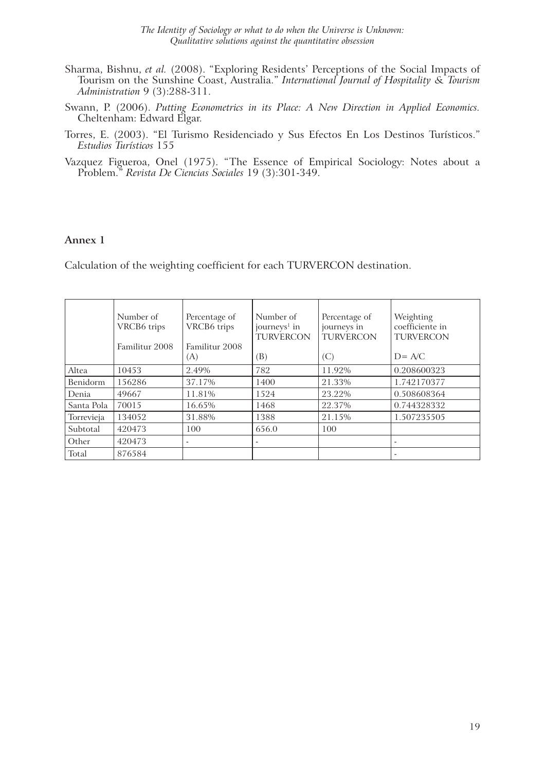Sharma, Bishnu, *et al.* (2008). "Exploring Residents' Perceptions of the Social Impacts of Tourism on the Sunshine Coast, Australia." *International Journal of Hospitality & Tourism Administration* 9 (3):288-311.

Swann, P. (2006). *Putting Econometrics in its Place: A New Direction in Applied Economics.* Cheltenham: Edward Elgar.

Torres, E. (2003). "El Turismo Residenciado y Sus Efectos En Los Destinos Turísticos." *Estudios Turísticos* 155

Vazquez Figueroa, Onel (1975). "The Essence of Empirical Sociology: Notes about a Problem." *Revista De Ciencias Sociales* 19 (3):301-349.

## Annex 1

Calculation of the weighting coefficient for each TURVERCON destination.

| | Number of VRCB6 trips Familitur 2008 | Percentage of VRCB6 trips Familitur 2008 (A) | Number of journeys[1] in TURVERCON (B) | Percentage of journeys in TURVERCON (C) | Weighting coefficiente in TURVERCON D= A/C |
|---|---|---|---|---|---|
| Altea | 10453 | 2.49% | 782 | 11.92% | 0.208600323 |
| Benidorm | 156286 | 37.17% | 1400 | 21.33% | 1.742170377 |
| Denia | 49667 | 11.81% | 1524 | 23.22% | 0.508608364 |
| Santa Pola | 70015 | 16.65% | 1468 | 22.37% | 0.744328332 |
| Torrevieja | 134052 | 31.88% | 1388 | 21.15% | 1.507235505 |
| Subtotal | 420473 | 100 | 656.0 | 100 | |
| Other | 420473 | - | - | | - |
| Total | 876584 | | | | - |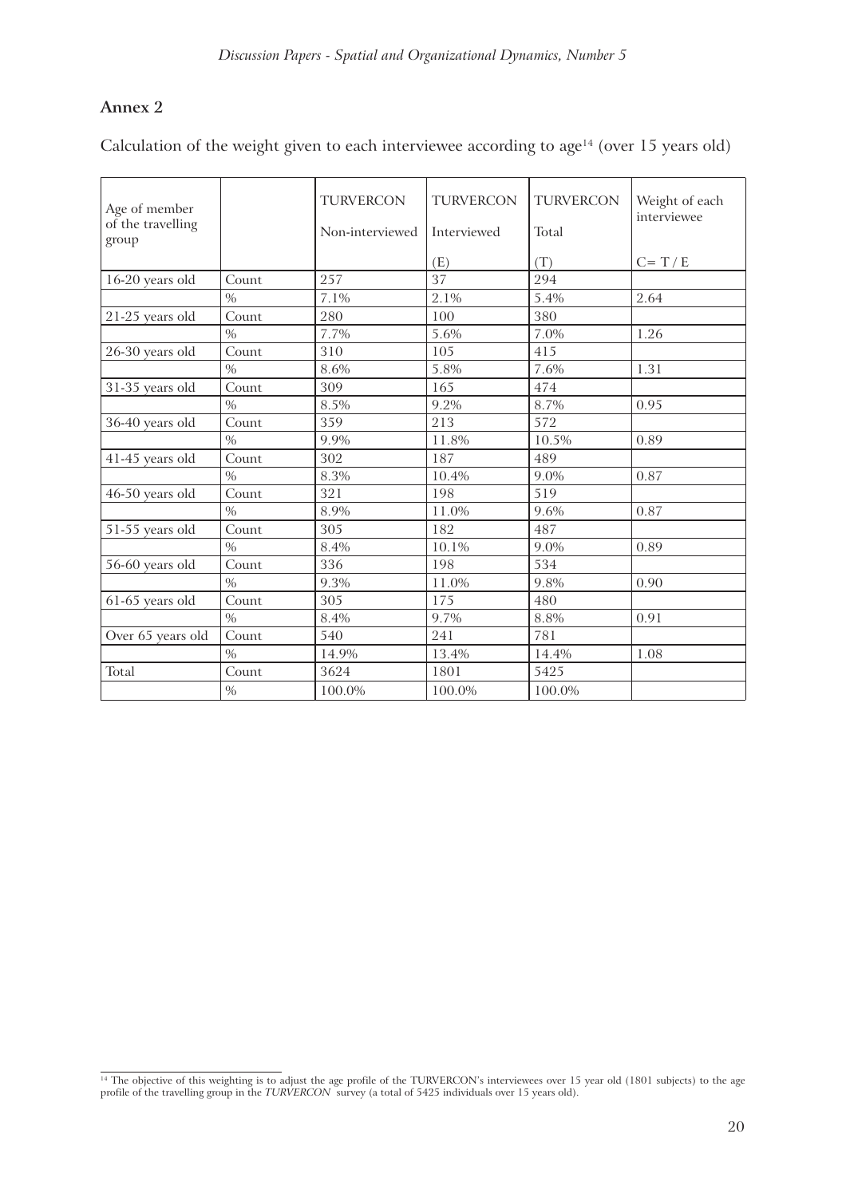## Annex 2

Calculation of the weight given to each interviewee according to age[14] (over 15 years old)

| Age of member of the travelling group | | TURVERCON Non-interviewed | TURVERCON Interviewed (E) | TURVERCON Total (T) | Weight of each interviewee C= T / E |
|---|---|---|---|---|---|
| 16-20 years old | Count | 257 | 37 | 294 | |
| | % | 7.1% | 2.1% | 5.4% | 2.64 |
| 21-25 years old | Count | 280 | 100 | 380 | |
| | % | 7.7% | 5.6% | 7.0% | 1.26 |
| 26-30 years old | Count | 310 | 105 | 415 | |
| | % | 8.6% | 5.8% | 7.6% | 1.31 |
| 31-35 years old | Count | 309 | 165 | 474 | |
| | % | 8.5% | 9.2% | 8.7% | 0.95 |
| 36-40 years old | Count | 359 | 213 | 572 | |
| | % | 9.9% | 11.8% | 10.5% | 0.89 |
| 41-45 years old | Count | 302 | 187 | 489 | |
| | % | 8.3% | 10.4% | 9.0% | 0.87 |
| 46-50 years old | Count | 321 | 198 | 519 | |
| | % | 8.9% | 11.0% | 9.6% | 0.87 |
| 51-55 years old | Count | 305 | 182 | 487 | |
| | % | 8.4% | 10.1% | 9.0% | 0.89 |
| 56-60 years old | Count | 336 | 198 | 534 | |
| | % | 9.3% | 11.0% | 9.8% | 0.90 |
| 61-65 years old | Count | 305 | 175 | 480 | |
| | % | 8.4% | 9.7% | 8.8% | 0.91 |
| Over 65 years old | Count | 540 | 241 | 781 | |
| | % | 14.9% | 13.4% | 14.4% | 1.08 |
| Total | Count | 3624 | 1801 | 5425 | |
| | % | 100.0% | 100.0% | 100.0% | |

[14] The objective of this weighting is to adjust the age profile of the TURVERCON's interviewees over 15 year old (1801 subjects) to the age profile of the travelling group in the *TURVERCON* survey (a total of 5425 individuals over 15 years old).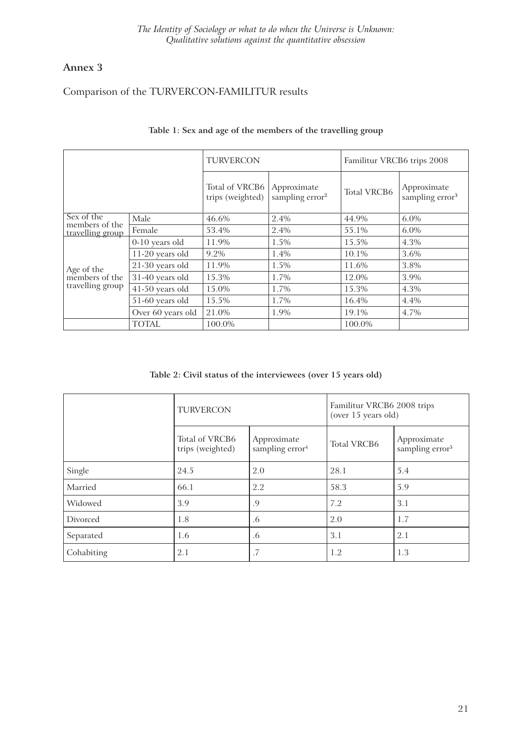## Annex 3

Comparison of the TURVERCON-FAMILITUR results

**Table 1: Sex and age of the members of the travelling group**

| | | TURVERCON | | Familitur VRCB6 trips 2008 | |
|---|---|---|---|---|---|
| | | Total of VRCB6 trips (weighted) | Approximate sampling error[2] | Total VRCB6 | Approximate sampling error[3] |
| Sex of the members of the travelling group | Male | 46.6% | 2.4% | 44.9% | 6.0% |
| | Female | 53.4% | 2.4% | 55.1% | 6.0% |
| Age of the members of the travelling group | 0-10 years old | 11.9% | 1.5% | 15.5% | 4.3% |
| | 11-20 years old | 9.2% | 1.4% | 10.1% | 3.6% |
| | 21-30 years old | 11.9% | 1.5% | 11.6% | 3.8% |
| | 31-40 years old | 15.3% | 1.7% | 12.0% | 3.9% |
| | 41-50 years old | 15.0% | 1.7% | 15.3% | 4.3% |
| | 51-60 years old | 15.5% | 1.7% | 16.4% | 4.4% |
| | Over 60 years old | 21.0% | 1.9% | 19.1% | 4.7% |
| | TOTAL | 100.0% | | 100.0% | |

**Table 2: Civil status of the interviewees (over 15 years old)**

| | TURVERCON | | Familitur VRCB6 2008 trips (over 15 years old) | |
|---|---|---|---|---|
| | Total of VRCB6 trips (weighted) | Approximate sampling error[4] | Total VRCB6 | Approximate sampling error[5] |
| Single | 24.5 | 2.0 | 28.1 | 5.4 |
| Married | 66.1 | 2.2 | 58.3 | 5.9 |
| Widowed | 3.9 | .9 | 7.2 | 3.1 |
| Divorced | 1.8 | .6 | 2.0 | 1.7 |
| Separated | 1.6 | .6 | 3.1 | 2.1 |
| Cohabiting | 2.1 | .7 | 1.2 | 1.3 |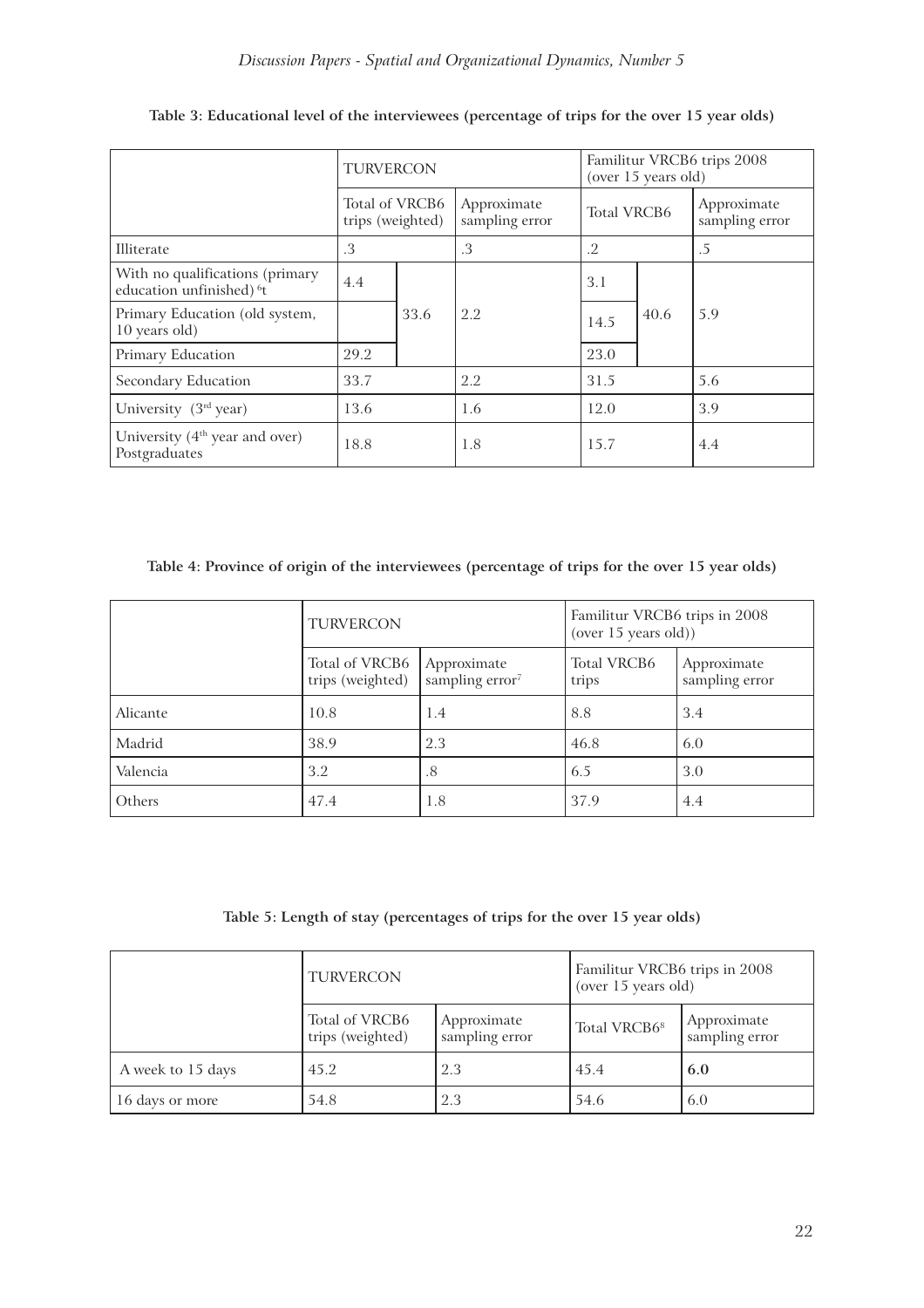**Table 3: Educational level of the interviewees (percentage of trips for the over 15 year olds)**

| | TURVERCON | | | Familitur VRCB6 trips 2008 (over 15 years old) | | |
|---|---|---|---|---|---|---|
| | Total of VRCB6 trips (weighted) | | Approximate sampling error | Total VRCB6 | | Approximate sampling error |
| Illiterate | .3 | | .3 | .2 | | .5 |
| With no qualifications (primary education unfinished) [6]t | 4.4 | 33.6 | 2.2 | 3.1 | 40.6 | 5.9 |
| Primary Education (old system, 10 years old) | | | | 14.5 | | |
| Primary Education | 29.2 | | | 23.0 | | |
| Secondary Education | 33.7 | | 2.2 | 31.5 | | 5.6 |
| University (3[rd] year) | 13.6 | | 1.6 | 12.0 | | 3.9 |
| University (4[th] year and over) Postgraduates | 18.8 | | 1.8 | 15.7 | | 4.4 |

**Table 4: Province of origin of the interviewees (percentage of trips for the over 15 year olds)**

| | TURVERCON | | Familitur VRCB6 trips in 2008 (over 15 years old)) | |
|---|---|---|---|---|
| | Total of VRCB6 trips (weighted) | Approximate sampling error[7] | Total VRCB6 trips | Approximate sampling error |
| Alicante | 10.8 | 1.4 | 8.8 | 3.4 |
| Madrid | 38.9 | 2.3 | 46.8 | 6.0 |
| Valencia | 3.2 | .8 | 6.5 | 3.0 |
| Others | 47.4 | 1.8 | 37.9 | 4.4 |

**Table 5: Length of stay (percentages of trips for the over 15 year olds)**

| | TURVERCON | | Familitur VRCB6 trips in 2008 (over 15 years old) | |
|---|---|---|---|---|
| | Total of VRCB6 trips (weighted) | Approximate sampling error | Total VRCB6[8] | Approximate sampling error |
| A week to 15 days | 45.2 | 2.3 | 45.4 | **6.0** |
| 16 days or more | 54.8 | 2.3 | 54.6 | 6.0 |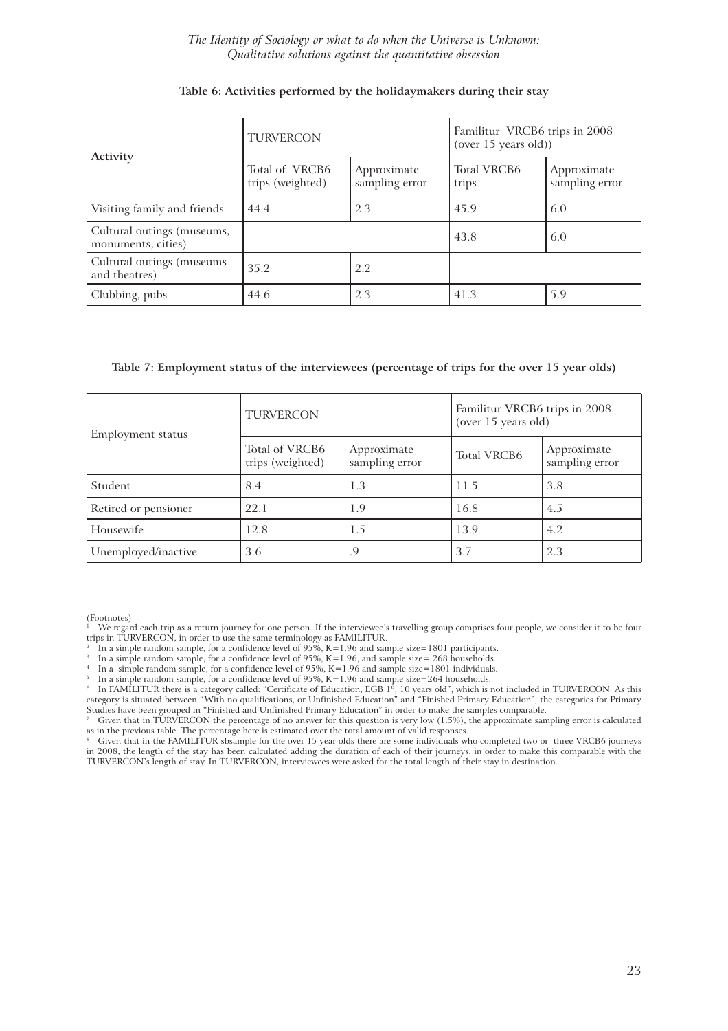**Table 6: Activities performed by the holidaymakers during their stay**

| Activity | TURVERCON | | Familitur VRCB6 trips in 2008 (over 15 years old)) | |
|---|---|---|---|---|
| | Total of VRCB6 trips (weighted) | Approximate sampling error | Total VRCB6 trips | Approximate sampling error |
| Visiting family and friends | 44.4 | 2.3 | 45.9 | 6.0 |
| Cultural outings (museums, monuments, cities) | | | 43.8 | 6.0 |
| Cultural outings (museums and theatres) | 35.2 | 2.2 | | |
| Clubbing, pubs | 44.6 | 2.3 | 41.3 | 5.9 |

**Table 7: Employment status of the interviewees (percentage of trips for the over 15 year olds)**

| Employment status | TURVERCON | | Familitur VRCB6 trips in 2008 (over 15 years old) | |
|---|---|---|---|---|
| | Total of VRCB6 trips (weighted) | Approximate sampling error | Total VRCB6 | Approximate sampling error |
| Student | 8.4 | 1.3 | 11.5 | 3.8 |
| Retired or pensioner | 22.1 | 1.9 | 16.8 | 4.5 |
| Housewife | 12.8 | 1.5 | 13.9 | 4.2 |
| Unemployed/inactive | 3.6 | .9 | 3.7 | 2.3 |

(Footnotes)

[1] We regard each trip as a return journey for one person. If the interviewee's travelling group comprises four people, we consider it to be four trips in TURVERCON, in order to use the same terminology as FAMILITUR.

[2] In a simple random sample, for a confidence level of 95%, K=1.96 and sample size=1801 participants.

[3] In a simple random sample, for a confidence level of 95%, K=1.96, and sample size= 268 households.

[4] In a simple random sample, for a confidence level of 95%, K=1.96 and sample size=1801 individuals.

[5] In a simple random sample, for a confidence level of 95%, K=1.96 and sample size=264 households.

[6] In FAMILITUR there is a category called: "Certificate of Education, EGB 1º, 10 years old", which is not included in TURVERCON. As this category is situated between "With no qualifications, or Unfinished Education" and "Finished Primary Education", the categories for Primary Studies have been grouped in "Finished and Unfinished Primary Education" in order to make the samples comparable.

[7] Given that in TURVERCON the percentage of no answer for this question is very low (1.5%), the approximate sampling error is calculated as in the previous table. The percentage here is estimated over the total amount of valid responses.

[8] Given that in the FAMILITUR sbsample for the over 15 year olds there are some individuals who completed two or three VRCB6 journeys in 2008, the length of the stay has been calculated adding the duration of each of their journeys, in order to make this comparable with the TURVERCON's length of stay. In TURVERCON, interviewees were asked for the total length of their stay in destination.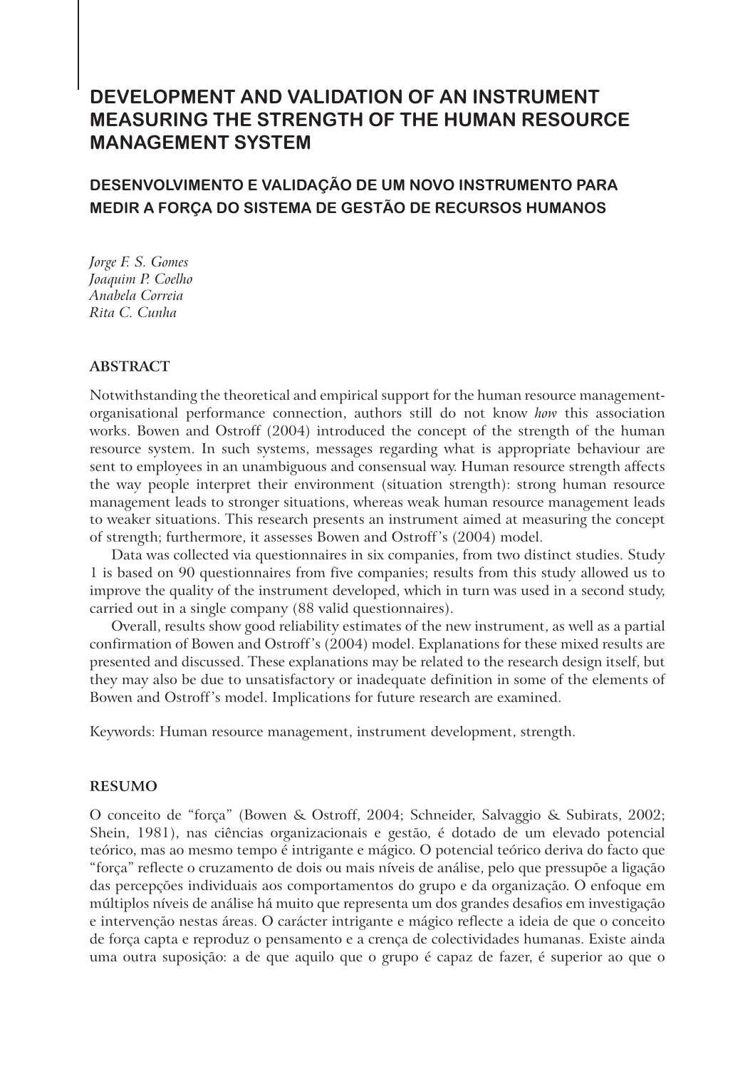# DEVELOPMENT AND VALIDATION OF AN INSTRUMENT MEASURING THE STRENGTH OF THE HUMAN RESOURCE MANAGEMENT SYSTEM

## DESENVOLVIMENTO E VALIDAÇÃO DE UM NOVO INSTRUMENTO PARA MEDIR A FORÇA DO SISTEMA DE GESTÃO DE RECURSOS HUMANOS

*Jorge F. S. Gomes*
*Joaquim P. Coelho*
*Anabela Correia*
*Rita C. Cunha*

### ABSTRACT

Notwithstanding the theoretical and empirical support for the human resource management-organisational performance connection, authors still do not know *how* this association works. Bowen and Ostroff (2004) introduced the concept of the strength of the human resource system. In such systems, messages regarding what is appropriate behaviour are sent to employees in an unambiguous and consensual way. Human resource strength affects the way people interpret their environment (situation strength): strong human resource management leads to stronger situations, whereas weak human resource management leads to weaker situations. This research presents an instrument aimed at measuring the concept of strength; furthermore, it assesses Bowen and Ostroff's (2004) model.

Data was collected via questionnaires in six companies, from two distinct studies. Study 1 is based on 90 questionnaires from five companies; results from this study allowed us to improve the quality of the instrument developed, which in turn was used in a second study, carried out in a single company (88 valid questionnaires).

Overall, results show good reliability estimates of the new instrument, as well as a partial confirmation of Bowen and Ostroff's (2004) model. Explanations for these mixed results are presented and discussed. These explanations may be related to the research design itself, but they may also be due to unsatisfactory or inadequate definition in some of the elements of Bowen and Ostroff's model. Implications for future research are examined.

Keywords: Human resource management, instrument development, strength.

### RESUMO

O conceito de "força" (Bowen & Ostroff, 2004; Schneider, Salvaggio & Subirats, 2002; Shein, 1981), nas ciências organizacionais e gestão, é dotado de um elevado potencial teórico, mas ao mesmo tempo é intrigante e mágico. O potencial teórico deriva do facto que "força" reflecte o cruzamento de dois ou mais níveis de análise, pelo que pressupõe a ligação das percepções individuais aos comportamentos do grupo e da organização. O enfoque em múltiplos níveis de análise há muito que representa um dos grandes desafios em investigação e intervenção nestas áreas. O carácter intrigante e mágico reflecte a ideia de que o conceito de força capta e reproduz o pensamento e a crença de colectividades humanas. Existe ainda uma outra suposição: a de que aquilo que o grupo é capaz de fazer, é superior ao que o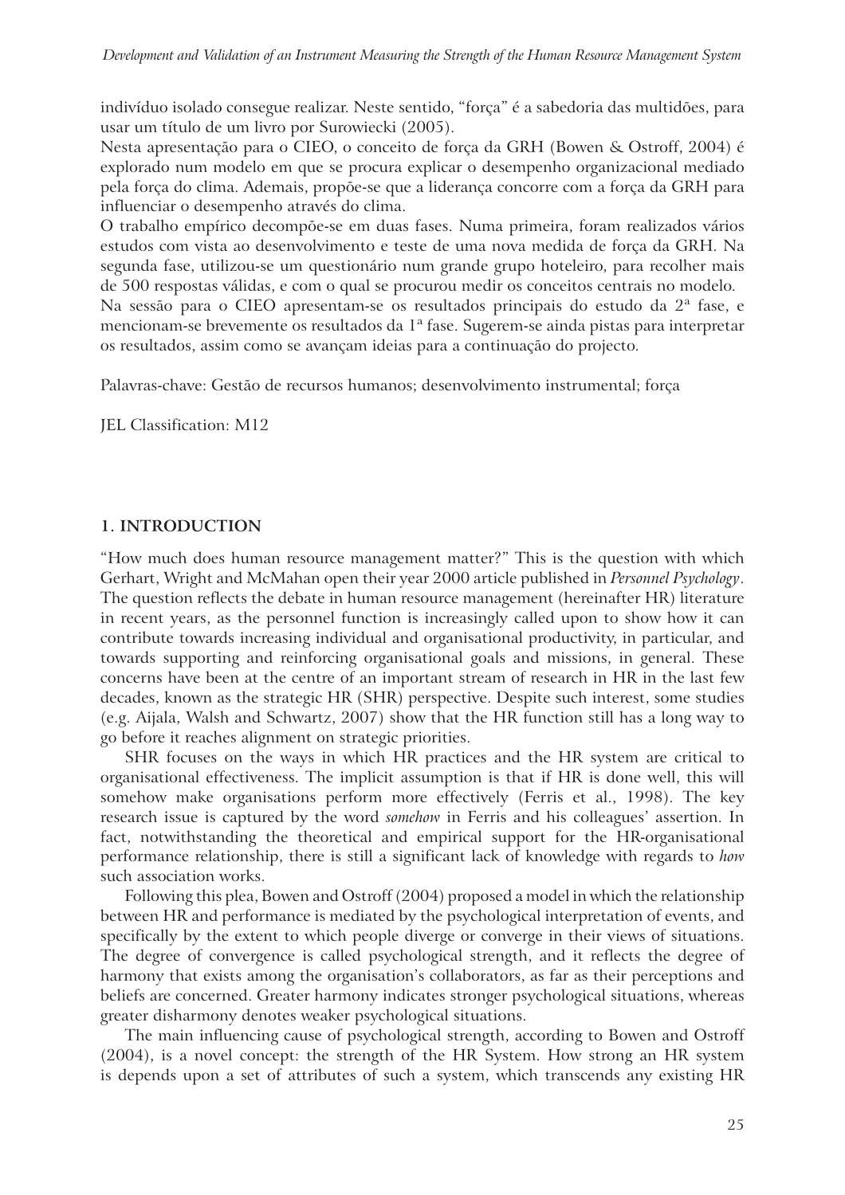indivíduo isolado consegue realizar. Neste sentido, "força" é a sabedoria das multidões, para usar um título de um livro por Surowiecki (2005).

Nesta apresentação para o CIEO, o conceito de força da GRH (Bowen & Ostroff, 2004) é explorado num modelo em que se procura explicar o desempenho organizacional mediado pela força do clima. Ademais, propõe-se que a liderança concorre com a força da GRH para influenciar o desempenho através do clima.

O trabalho empírico decompõe-se em duas fases. Numa primeira, foram realizados vários estudos com vista ao desenvolvimento e teste de uma nova medida de força da GRH. Na segunda fase, utilizou-se um questionário num grande grupo hoteleiro, para recolher mais de 500 respostas válidas, e com o qual se procurou medir os conceitos centrais no modelo.

Na sessão para o CIEO apresentam-se os resultados principais do estudo da 2ª fase, e mencionam-se brevemente os resultados da 1ª fase. Sugerem-se ainda pistas para interpretar os resultados, assim como se avançam ideias para a continuação do projecto.

Palavras-chave: Gestão de recursos humanos; desenvolvimento instrumental; força

JEL Classification: M12

## 1. INTRODUCTION

"How much does human resource management matter?" This is the question with which Gerhart, Wright and McMahan open their year 2000 article published in *Personnel Psychology*. The question reflects the debate in human resource management (hereinafter HR) literature in recent years, as the personnel function is increasingly called upon to show how it can contribute towards increasing individual and organisational productivity, in particular, and towards supporting and reinforcing organisational goals and missions, in general. These concerns have been at the centre of an important stream of research in HR in the last few decades, known as the strategic HR (SHR) perspective. Despite such interest, some studies (e.g. Aijala, Walsh and Schwartz, 2007) show that the HR function still has a long way to go before it reaches alignment on strategic priorities.

SHR focuses on the ways in which HR practices and the HR system are critical to organisational effectiveness. The implicit assumption is that if HR is done well, this will somehow make organisations perform more effectively (Ferris et al., 1998). The key research issue is captured by the word *somehow* in Ferris and his colleagues' assertion. In fact, notwithstanding the theoretical and empirical support for the HR-organisational performance relationship, there is still a significant lack of knowledge with regards to *how* such association works.

Following this plea, Bowen and Ostroff (2004) proposed a model in which the relationship between HR and performance is mediated by the psychological interpretation of events, and specifically by the extent to which people diverge or converge in their views of situations. The degree of convergence is called psychological strength, and it reflects the degree of harmony that exists among the organisation's collaborators, as far as their perceptions and beliefs are concerned. Greater harmony indicates stronger psychological situations, whereas greater disharmony denotes weaker psychological situations.

The main influencing cause of psychological strength, according to Bowen and Ostroff (2004), is a novel concept: the strength of the HR System. How strong an HR system is depends upon a set of attributes of such a system, which transcends any existing HR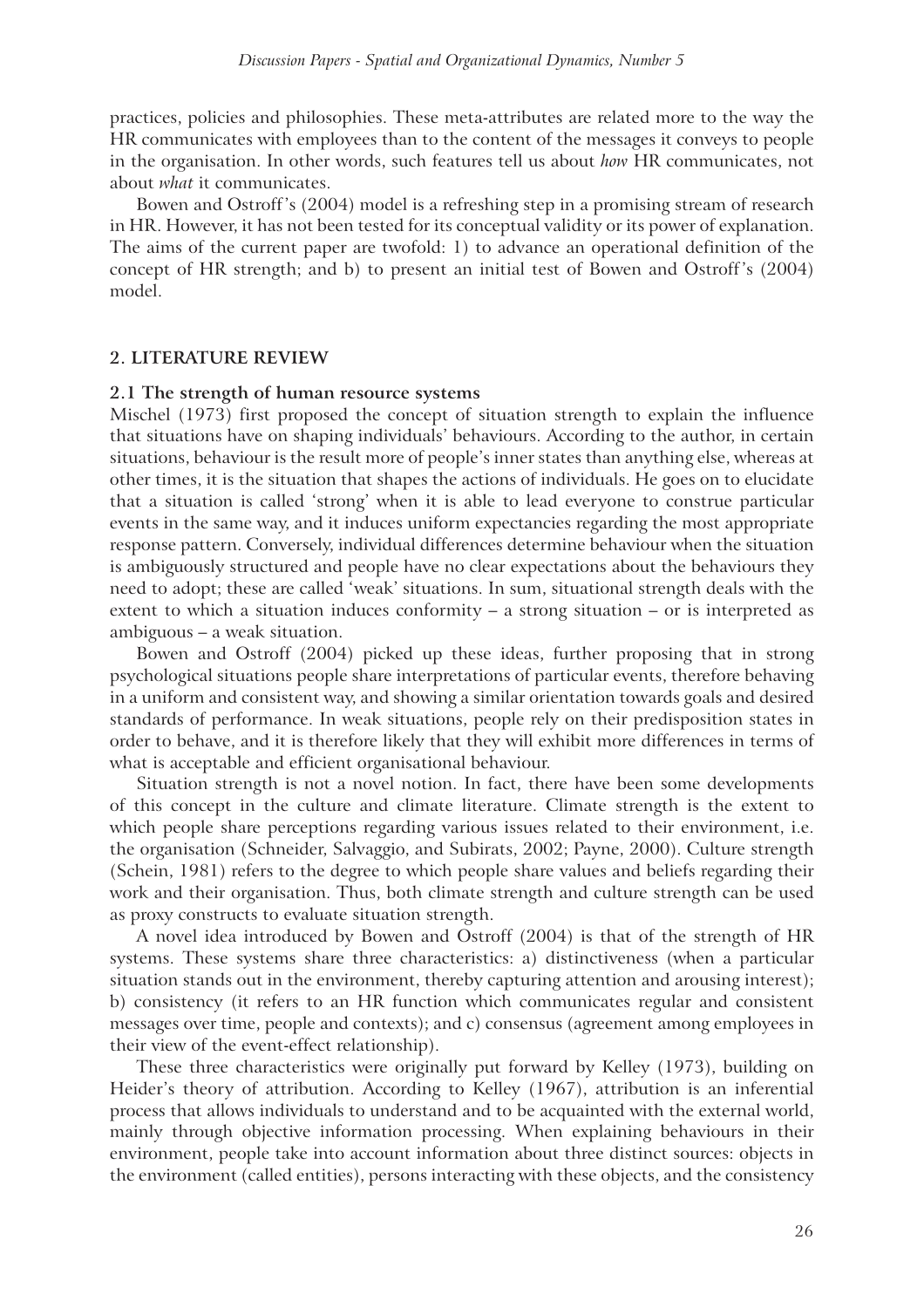practices, policies and philosophies. These meta-attributes are related more to the way the HR communicates with employees than to the content of the messages it conveys to people in the organisation. In other words, such features tell us about *how* HR communicates, not about *what* it communicates.

Bowen and Ostroff's (2004) model is a refreshing step in a promising stream of research in HR. However, it has not been tested for its conceptual validity or its power of explanation. The aims of the current paper are twofold: 1) to advance an operational definition of the concept of HR strength; and b) to present an initial test of Bowen and Ostroff's (2004) model.

## 2. LITERATURE REVIEW

### 2.1 The strength of human resource systems

Mischel (1973) first proposed the concept of situation strength to explain the influence that situations have on shaping individuals' behaviours. According to the author, in certain situations, behaviour is the result more of people's inner states than anything else, whereas at other times, it is the situation that shapes the actions of individuals. He goes on to elucidate that a situation is called 'strong' when it is able to lead everyone to construe particular events in the same way, and it induces uniform expectancies regarding the most appropriate response pattern. Conversely, individual differences determine behaviour when the situation is ambiguously structured and people have no clear expectations about the behaviours they need to adopt; these are called 'weak' situations. In sum, situational strength deals with the extent to which a situation induces conformity – a strong situation – or is interpreted as ambiguous – a weak situation.

Bowen and Ostroff (2004) picked up these ideas, further proposing that in strong psychological situations people share interpretations of particular events, therefore behaving in a uniform and consistent way, and showing a similar orientation towards goals and desired standards of performance. In weak situations, people rely on their predisposition states in order to behave, and it is therefore likely that they will exhibit more differences in terms of what is acceptable and efficient organisational behaviour.

Situation strength is not a novel notion. In fact, there have been some developments of this concept in the culture and climate literature. Climate strength is the extent to which people share perceptions regarding various issues related to their environment, i.e. the organisation (Schneider, Salvaggio, and Subirats, 2002; Payne, 2000). Culture strength (Schein, 1981) refers to the degree to which people share values and beliefs regarding their work and their organisation. Thus, both climate strength and culture strength can be used as proxy constructs to evaluate situation strength.

A novel idea introduced by Bowen and Ostroff (2004) is that of the strength of HR systems. These systems share three characteristics: a) distinctiveness (when a particular situation stands out in the environment, thereby capturing attention and arousing interest); b) consistency (it refers to an HR function which communicates regular and consistent messages over time, people and contexts); and c) consensus (agreement among employees in their view of the event-effect relationship).

These three characteristics were originally put forward by Kelley (1973), building on Heider's theory of attribution. According to Kelley (1967), attribution is an inferential process that allows individuals to understand and to be acquainted with the external world, mainly through objective information processing. When explaining behaviours in their environment, people take into account information about three distinct sources: objects in the environment (called entities), persons interacting with these objects, and the consistency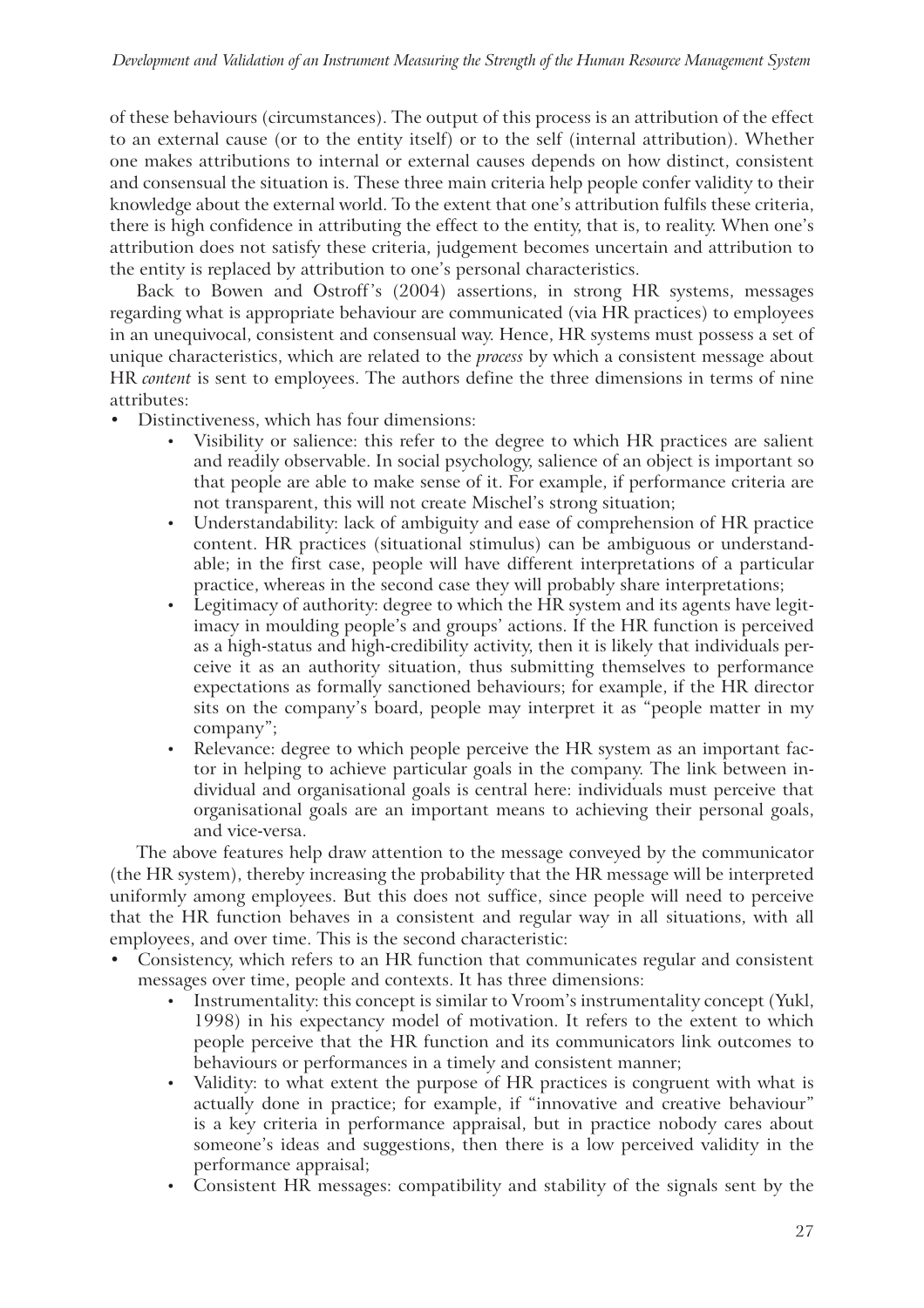of these behaviours (circumstances). The output of this process is an attribution of the effect to an external cause (or to the entity itself) or to the self (internal attribution). Whether one makes attributions to internal or external causes depends on how distinct, consistent and consensual the situation is. These three main criteria help people confer validity to their knowledge about the external world. To the extent that one's attribution fulfils these criteria, there is high confidence in attributing the effect to the entity, that is, to reality. When one's attribution does not satisfy these criteria, judgement becomes uncertain and attribution to the entity is replaced by attribution to one's personal characteristics.

Back to Bowen and Ostroff's (2004) assertions, in strong HR systems, messages regarding what is appropriate behaviour are communicated (via HR practices) to employees in an unequivocal, consistent and consensual way. Hence, HR systems must possess a set of unique characteristics, which are related to the *process* by which a consistent message about HR *content* is sent to employees. The authors define the three dimensions in terms of nine attributes:

- Distinctiveness, which has four dimensions:
  - Visibility or salience: this refer to the degree to which HR practices are salient and readily observable. In social psychology, salience of an object is important so that people are able to make sense of it. For example, if performance criteria are not transparent, this will not create Mischel's strong situation;
  - Understandability: lack of ambiguity and ease of comprehension of HR practice content. HR practices (situational stimulus) can be ambiguous or understandable; in the first case, people will have different interpretations of a particular practice, whereas in the second case they will probably share interpretations;
  - Legitimacy of authority: degree to which the HR system and its agents have legitimacy in moulding people's and groups' actions. If the HR function is perceived as a high-status and high-credibility activity, then it is likely that individuals perceive it as an authority situation, thus submitting themselves to performance expectations as formally sanctioned behaviours; for example, if the HR director sits on the company's board, people may interpret it as "people matter in my company";
  - Relevance: degree to which people perceive the HR system as an important factor in helping to achieve particular goals in the company. The link between individual and organisational goals is central here: individuals must perceive that organisational goals are an important means to achieving their personal goals, and vice-versa.

The above features help draw attention to the message conveyed by the communicator (the HR system), thereby increasing the probability that the HR message will be interpreted uniformly among employees. But this does not suffice, since people will need to perceive that the HR function behaves in a consistent and regular way in all situations, with all employees, and over time. This is the second characteristic:

- Consistency, which refers to an HR function that communicates regular and consistent messages over time, people and contexts. It has three dimensions:
  - Instrumentality: this concept is similar to Vroom's instrumentality concept (Yukl, 1998) in his expectancy model of motivation. It refers to the extent to which people perceive that the HR function and its communicators link outcomes to behaviours or performances in a timely and consistent manner;
  - Validity: to what extent the purpose of HR practices is congruent with what is actually done in practice; for example, if "innovative and creative behaviour" is a key criteria in performance appraisal, but in practice nobody cares about someone's ideas and suggestions, then there is a low perceived validity in the performance appraisal;
  - Consistent HR messages: compatibility and stability of the signals sent by the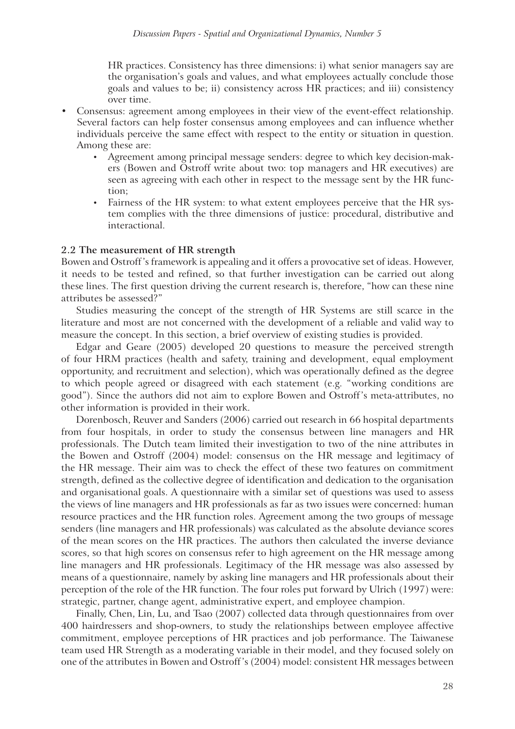HR practices. Consistency has three dimensions: i) what senior managers say are the organisation's goals and values, and what employees actually conclude those goals and values to be; ii) consistency across HR practices; and iii) consistency over time.

- Consensus: agreement among employees in their view of the event-effect relationship. Several factors can help foster consensus among employees and can influence whether individuals perceive the same effect with respect to the entity or situation in question. Among these are:
  - Agreement among principal message senders: degree to which key decision-makers (Bowen and Ostroff write about two: top managers and HR executives) are seen as agreeing with each other in respect to the message sent by the HR function;
  - Fairness of the HR system: to what extent employees perceive that the HR system complies with the three dimensions of justice: procedural, distributive and interactional.

### 2.2 The measurement of HR strength

Bowen and Ostroff's framework is appealing and it offers a provocative set of ideas. However, it needs to be tested and refined, so that further investigation can be carried out along these lines. The first question driving the current research is, therefore, "how can these nine attributes be assessed?"

Studies measuring the concept of the strength of HR Systems are still scarce in the literature and most are not concerned with the development of a reliable and valid way to measure the concept. In this section, a brief overview of existing studies is provided.

Edgar and Geare (2005) developed 20 questions to measure the perceived strength of four HRM practices (health and safety, training and development, equal employment opportunity, and recruitment and selection), which was operationally defined as the degree to which people agreed or disagreed with each statement (e.g. "working conditions are good"). Since the authors did not aim to explore Bowen and Ostroff's meta-attributes, no other information is provided in their work.

Dorenbosch, Reuver and Sanders (2006) carried out research in 66 hospital departments from four hospitals, in order to study the consensus between line managers and HR professionals. The Dutch team limited their investigation to two of the nine attributes in the Bowen and Ostroff (2004) model: consensus on the HR message and legitimacy of the HR message. Their aim was to check the effect of these two features on commitment strength, defined as the collective degree of identification and dedication to the organisation and organisational goals. A questionnaire with a similar set of questions was used to assess the views of line managers and HR professionals as far as two issues were concerned: human resource practices and the HR function roles. Agreement among the two groups of message senders (line managers and HR professionals) was calculated as the absolute deviance scores of the mean scores on the HR practices. The authors then calculated the inverse deviance scores, so that high scores on consensus refer to high agreement on the HR message among line managers and HR professionals. Legitimacy of the HR message was also assessed by means of a questionnaire, namely by asking line managers and HR professionals about their perception of the role of the HR function. The four roles put forward by Ulrich (1997) were: strategic, partner, change agent, administrative expert, and employee champion.

Finally, Chen, Lin, Lu, and Tsao (2007) collected data through questionnaires from over 400 hairdressers and shop-owners, to study the relationships between employee affective commitment, employee perceptions of HR practices and job performance. The Taiwanese team used HR Strength as a moderating variable in their model, and they focused solely on one of the attributes in Bowen and Ostroff's (2004) model: consistent HR messages between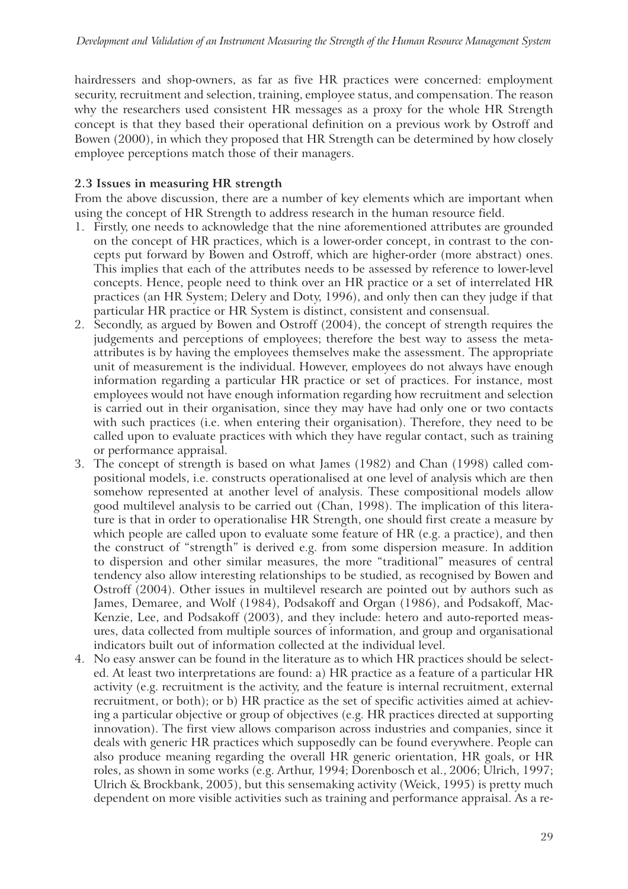hairdressers and shop-owners, as far as five HR practices were concerned: employment security, recruitment and selection, training, employee status, and compensation. The reason why the researchers used consistent HR messages as a proxy for the whole HR Strength concept is that they based their operational definition on a previous work by Ostroff and Bowen (2000), in which they proposed that HR Strength can be determined by how closely employee perceptions match those of their managers.

### 2.3 Issues in measuring HR strength

From the above discussion, there are a number of key elements which are important when using the concept of HR Strength to address research in the human resource field.

1. Firstly, one needs to acknowledge that the nine aforementioned attributes are grounded on the concept of HR practices, which is a lower-order concept, in contrast to the concepts put forward by Bowen and Ostroff, which are higher-order (more abstract) ones. This implies that each of the attributes needs to be assessed by reference to lower-level concepts. Hence, people need to think over an HR practice or a set of interrelated HR practices (an HR System; Delery and Doty, 1996), and only then can they judge if that particular HR practice or HR System is distinct, consistent and consensual.
2. Secondly, as argued by Bowen and Ostroff (2004), the concept of strength requires the judgements and perceptions of employees; therefore the best way to assess the meta-attributes is by having the employees themselves make the assessment. The appropriate unit of measurement is the individual. However, employees do not always have enough information regarding a particular HR practice or set of practices. For instance, most employees would not have enough information regarding how recruitment and selection is carried out in their organisation, since they may have had only one or two contacts with such practices (i.e. when entering their organisation). Therefore, they need to be called upon to evaluate practices with which they have regular contact, such as training or performance appraisal.
3. The concept of strength is based on what James (1982) and Chan (1998) called compositional models, i.e. constructs operationalised at one level of analysis which are then somehow represented at another level of analysis. These compositional models allow good multilevel analysis to be carried out (Chan, 1998). The implication of this literature is that in order to operationalise HR Strength, one should first create a measure by which people are called upon to evaluate some feature of HR (e.g. a practice), and then the construct of "strength" is derived e.g. from some dispersion measure. In addition to dispersion and other similar measures, the more "traditional" measures of central tendency also allow interesting relationships to be studied, as recognised by Bowen and Ostroff (2004). Other issues in multilevel research are pointed out by authors such as James, Demaree, and Wolf (1984), Podsakoff and Organ (1986), and Podsakoff, MacKenzie, Lee, and Podsakoff (2003), and they include: hetero and auto-reported measures, data collected from multiple sources of information, and group and organisational indicators built out of information collected at the individual level.
4. No easy answer can be found in the literature as to which HR practices should be selected. At least two interpretations are found: a) HR practice as a feature of a particular HR activity (e.g. recruitment is the activity, and the feature is internal recruitment, external recruitment, or both); or b) HR practice as the set of specific activities aimed at achieving a particular objective or group of objectives (e.g. HR practices directed at supporting innovation). The first view allows comparison across industries and companies, since it deals with generic HR practices which supposedly can be found everywhere. People can also produce meaning regarding the overall HR generic orientation, HR goals, or HR roles, as shown in some works (e.g. Arthur, 1994; Dorenbosch et al., 2006; Ulrich, 1997; Ulrich & Brockbank, 2005), but this sensemaking activity (Weick, 1995) is pretty much dependent on more visible activities such as training and performance appraisal. As a re-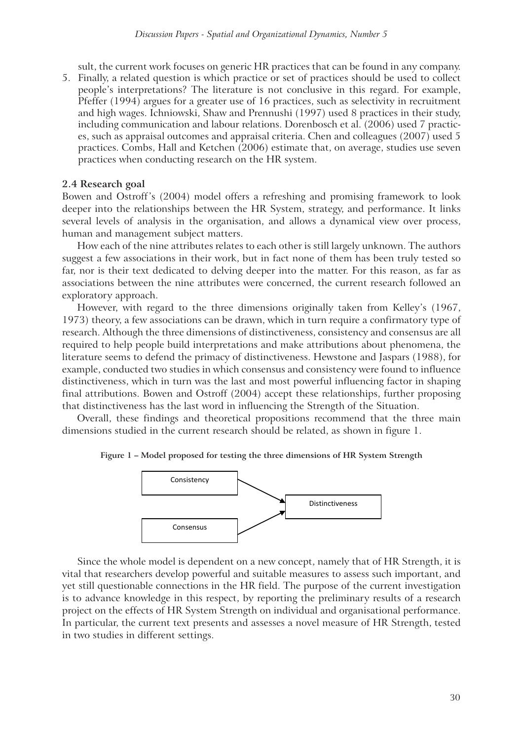sult, the current work focuses on generic HR practices that can be found in any company.

5. Finally, a related question is which practice or set of practices should be used to collect people's interpretations? The literature is not conclusive in this regard. For example, Pfeffer (1994) argues for a greater use of 16 practices, such as selectivity in recruitment and high wages. Ichniowski, Shaw and Prennushi (1997) used 8 practices in their study, including communication and labour relations. Dorenbosch et al. (2006) used 7 practices, such as appraisal outcomes and appraisal criteria. Chen and colleagues (2007) used 5 practices. Combs, Hall and Ketchen (2006) estimate that, on average, studies use seven practices when conducting research on the HR system.

### 2.4 Research goal

Bowen and Ostroff's (2004) model offers a refreshing and promising framework to look deeper into the relationships between the HR System, strategy, and performance. It links several levels of analysis in the organisation, and allows a dynamical view over process, human and management subject matters.

How each of the nine attributes relates to each other is still largely unknown. The authors suggest a few associations in their work, but in fact none of them has been truly tested so far, nor is their text dedicated to delving deeper into the matter. For this reason, as far as associations between the nine attributes were concerned, the current research followed an exploratory approach.

However, with regard to the three dimensions originally taken from Kelley's (1967, 1973) theory, a few associations can be drawn, which in turn require a confirmatory type of research. Although the three dimensions of distinctiveness, consistency and consensus are all required to help people build interpretations and make attributions about phenomena, the literature seems to defend the primacy of distinctiveness. Hewstone and Jaspars (1988), for example, conducted two studies in which consensus and consistency were found to influence distinctiveness, which in turn was the last and most powerful influencing factor in shaping final attributions. Bowen and Ostroff (2004) accept these relationships, further proposing that distinctiveness has the last word in influencing the Strength of the Situation.

Overall, these findings and theoretical propositions recommend that the three main dimensions studied in the current research should be related, as shown in figure 1.

**Figure 1 – Model proposed for testing the three dimensions of HR System Strength**

Consistency → Distinctiveness
Consensus → Distinctiveness

Since the whole model is dependent on a new concept, namely that of HR Strength, it is vital that researchers develop powerful and suitable measures to assess such important, and yet still questionable connections in the HR field. The purpose of the current investigation is to advance knowledge in this respect, by reporting the preliminary results of a research project on the effects of HR System Strength on individual and organisational performance. In particular, the current text presents and assesses a novel measure of HR Strength, tested in two studies in different settings.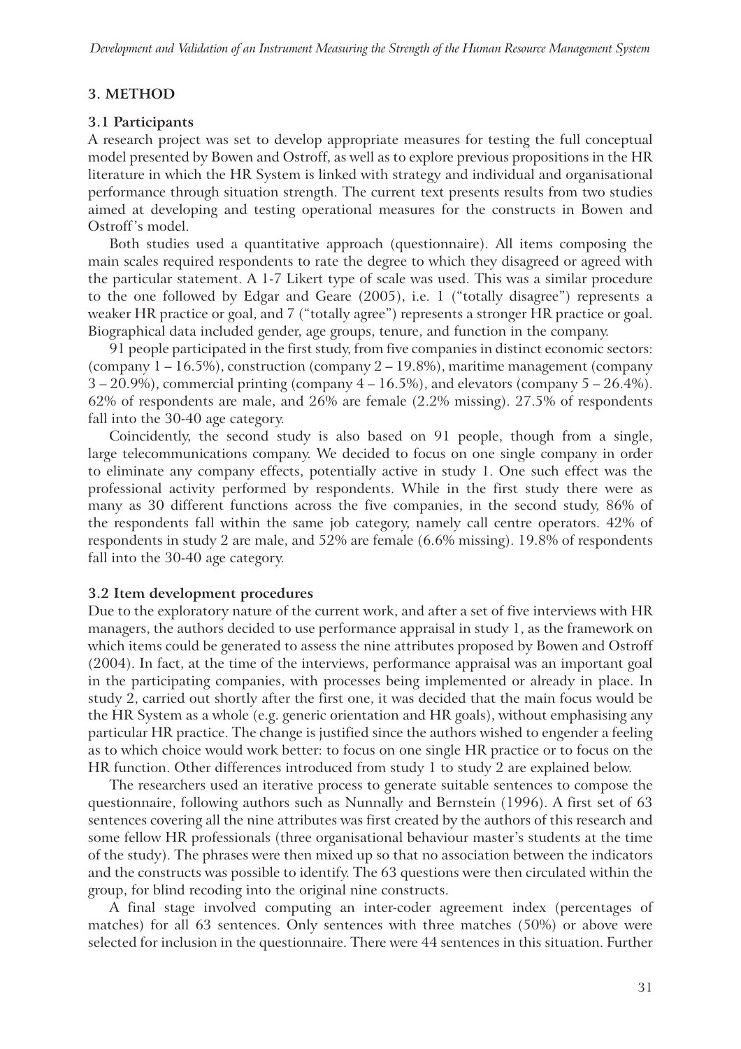## 3. METHOD

### 3.1 Participants

A research project was set to develop appropriate measures for testing the full conceptual model presented by Bowen and Ostroff, as well as to explore previous propositions in the HR literature in which the HR System is linked with strategy and individual and organisational performance through situation strength. The current text presents results from two studies aimed at developing and testing operational measures for the constructs in Bowen and Ostroff's model.

Both studies used a quantitative approach (questionnaire). All items composing the main scales required respondents to rate the degree to which they disagreed or agreed with the particular statement. A 1-7 Likert type of scale was used. This was a similar procedure to the one followed by Edgar and Geare (2005), i.e. 1 ("totally disagree") represents a weaker HR practice or goal, and 7 ("totally agree") represents a stronger HR practice or goal. Biographical data included gender, age groups, tenure, and function in the company.

91 people participated in the first study, from five companies in distinct economic sectors: (company 1 – 16.5%), construction (company 2 – 19.8%), maritime management (company 3 – 20.9%), commercial printing (company 4 – 16.5%), and elevators (company 5 – 26.4%). 62% of respondents are male, and 26% are female (2.2% missing). 27.5% of respondents fall into the 30-40 age category.

Coincidently, the second study is also based on 91 people, though from a single, large telecommunications company. We decided to focus on one single company in order to eliminate any company effects, potentially active in study 1. One such effect was the professional activity performed by respondents. While in the first study there were as many as 30 different functions across the five companies, in the second study, 86% of the respondents fall within the same job category, namely call centre operators. 42% of respondents in study 2 are male, and 52% are female (6.6% missing). 19.8% of respondents fall into the 30-40 age category.

### 3.2 Item development procedures

Due to the exploratory nature of the current work, and after a set of five interviews with HR managers, the authors decided to use performance appraisal in study 1, as the framework on which items could be generated to assess the nine attributes proposed by Bowen and Ostroff (2004). In fact, at the time of the interviews, performance appraisal was an important goal in the participating companies, with processes being implemented or already in place. In study 2, carried out shortly after the first one, it was decided that the main focus would be the HR System as a whole (e.g. generic orientation and HR goals), without emphasising any particular HR practice. The change is justified since the authors wished to engender a feeling as to which choice would work better: to focus on one single HR practice or to focus on the HR function. Other differences introduced from study 1 to study 2 are explained below.

The researchers used an iterative process to generate suitable sentences to compose the questionnaire, following authors such as Nunnally and Bernstein (1996). A first set of 63 sentences covering all the nine attributes was first created by the authors of this research and some fellow HR professionals (three organisational behaviour master's students at the time of the study). The phrases were then mixed up so that no association between the indicators and the constructs was possible to identify. The 63 questions were then circulated within the group, for blind recoding into the original nine constructs.

A final stage involved computing an inter-coder agreement index (percentages of matches) for all 63 sentences. Only sentences with three matches (50%) or above were selected for inclusion in the questionnaire. There were 44 sentences in this situation. Further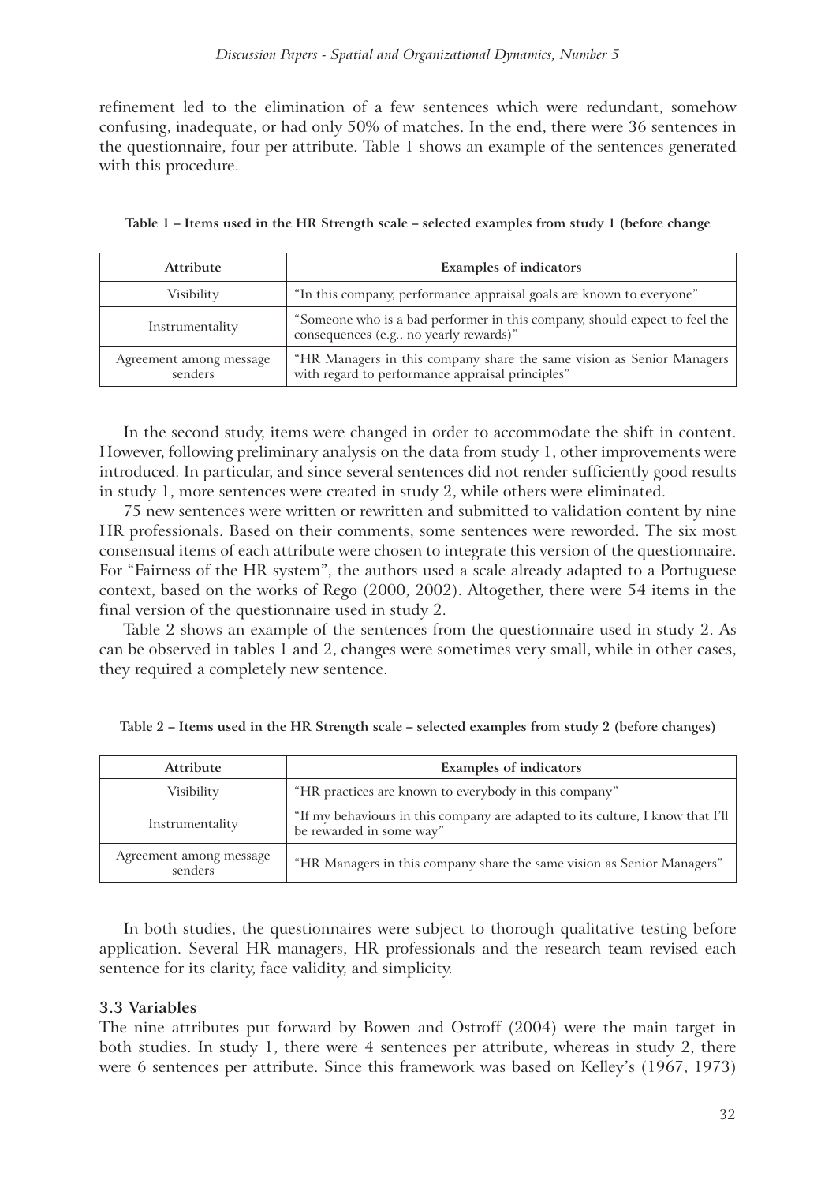refinement led to the elimination of a few sentences which were redundant, somehow confusing, inadequate, or had only 50% of matches. In the end, there were 36 sentences in the questionnaire, four per attribute. Table 1 shows an example of the sentences generated with this procedure.

**Table 1 – Items used in the HR Strength scale – selected examples from study 1 (before change**

| Attribute | Examples of indicators |
| --- | --- |
| Visibility | "In this company, performance appraisal goals are known to everyone" |
| Instrumentality | "Someone who is a bad performer in this company, should expect to feel the consequences (e.g., no yearly rewards)" |
| Agreement among message senders | "HR Managers in this company share the same vision as Senior Managers with regard to performance appraisal principles" |

In the second study, items were changed in order to accommodate the shift in content. However, following preliminary analysis on the data from study 1, other improvements were introduced. In particular, and since several sentences did not render sufficiently good results in study 1, more sentences were created in study 2, while others were eliminated.

75 new sentences were written or rewritten and submitted to validation content by nine HR professionals. Based on their comments, some sentences were reworded. The six most consensual items of each attribute were chosen to integrate this version of the questionnaire. For "Fairness of the HR system", the authors used a scale already adapted to a Portuguese context, based on the works of Rego (2000, 2002). Altogether, there were 54 items in the final version of the questionnaire used in study 2.

Table 2 shows an example of the sentences from the questionnaire used in study 2. As can be observed in tables 1 and 2, changes were sometimes very small, while in other cases, they required a completely new sentence.

**Table 2 – Items used in the HR Strength scale – selected examples from study 2 (before changes)**

| Attribute | Examples of indicators |
| --- | --- |
| Visibility | "HR practices are known to everybody in this company" |
| Instrumentality | "If my behaviours in this company are adapted to its culture, I know that I'll be rewarded in some way" |
| Agreement among message senders | "HR Managers in this company share the same vision as Senior Managers" |

In both studies, the questionnaires were subject to thorough qualitative testing before application. Several HR managers, HR professionals and the research team revised each sentence for its clarity, face validity, and simplicity.

### 3.3 Variables

The nine attributes put forward by Bowen and Ostroff (2004) were the main target in both studies. In study 1, there were 4 sentences per attribute, whereas in study 2, there were 6 sentences per attribute. Since this framework was based on Kelley's (1967, 1973)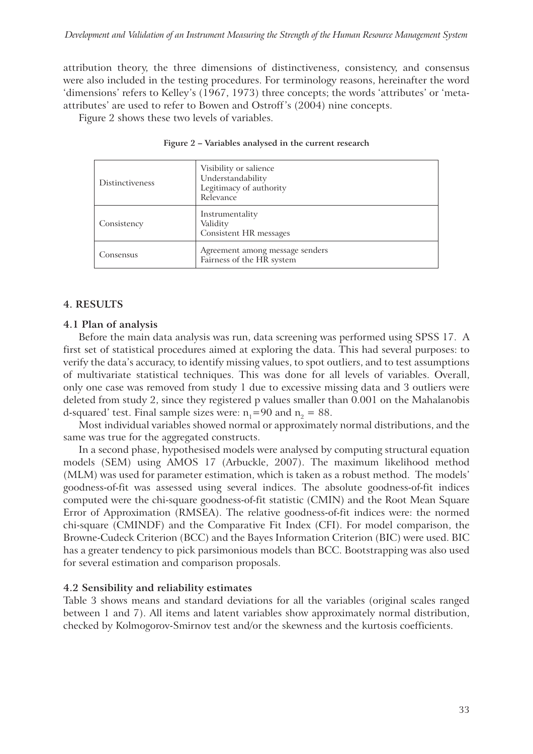attribution theory, the three dimensions of distinctiveness, consistency, and consensus were also included in the testing procedures. For terminology reasons, hereinafter the word 'dimensions' refers to Kelley's (1967, 1973) three concepts; the words 'attributes' or 'meta-attributes' are used to refer to Bowen and Ostroff's (2004) nine concepts.

Figure 2 shows these two levels of variables.

**Figure 2 – Variables analysed in the current research**

| | |
|---|---|
| Distinctiveness | Visibility or salience<br>Understandability<br>Legitimacy of authority<br>Relevance |
| Consistency | Instrumentality<br>Validity<br>Consistent HR messages |
| Consensus | Agreement among message senders<br>Fairness of the HR system |

## 4. RESULTS

### 4.1 Plan of analysis

Before the main data analysis was run, data screening was performed using SPSS 17. A first set of statistical procedures aimed at exploring the data. This had several purposes: to verify the data's accuracy, to identify missing values, to spot outliers, and to test assumptions of multivariate statistical techniques. This was done for all levels of variables. Overall, only one case was removed from study 1 due to excessive missing data and 3 outliers were deleted from study 2, since they registered p values smaller than 0.001 on the Mahalanobis d-squared' test. Final sample sizes were: $n_1 = 90$ and $n_2 = 88$.

Most individual variables showed normal or approximately normal distributions, and the same was true for the aggregated constructs.

In a second phase, hypothesised models were analysed by computing structural equation models (SEM) using AMOS 17 (Arbuckle, 2007). The maximum likelihood method (MLM) was used for parameter estimation, which is taken as a robust method. The models' goodness-of-fit was assessed using several indices. The absolute goodness-of-fit indices computed were the chi-square goodness-of-fit statistic (CMIN) and the Root Mean Square Error of Approximation (RMSEA). The relative goodness-of-fit indices were: the normed chi-square (CMINDF) and the Comparative Fit Index (CFI). For model comparison, the Browne-Cudeck Criterion (BCC) and the Bayes Information Criterion (BIC) were used. BIC has a greater tendency to pick parsimonious models than BCC. Bootstrapping was also used for several estimation and comparison proposals.

### 4.2 Sensibility and reliability estimates

Table 3 shows means and standard deviations for all the variables (original scales ranged between 1 and 7). All items and latent variables show approximately normal distribution, checked by Kolmogorov-Smirnov test and/or the skewness and the kurtosis coefficients.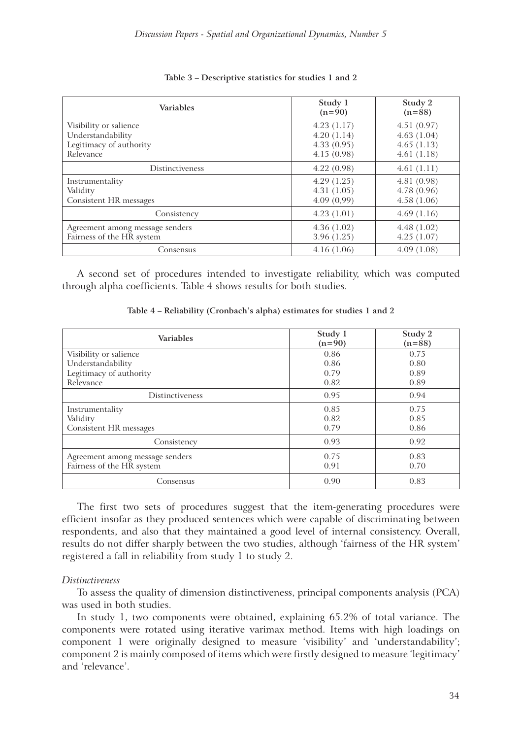**Table 3 – Descriptive statistics for studies 1 and 2**

| Variables | Study 1 (n=90) | Study 2 (n=88) |
|---|---|---|
| Visibility or salience | 4.23 (1.17) | 4.51 (0.97) |
| Understandability | 4.20 (1.14) | 4.63 (1.04) |
| Legitimacy of authority | 4.33 (0.95) | 4.65 (1.13) |
| Relevance | 4.15 (0.98) | 4.61 (1.18) |
| Distinctiveness | 4.22 (0.98) | 4.61 (1.11) |
| Instrumentality | 4.29 (1.25) | 4.81 (0.98) |
| Validity | 4.31 (1.05) | 4.78 (0.96) |
| Consistent HR messages | 4.09 (0,99) | 4.58 (1.06) |
| Consistency | 4.23 (1.01) | 4.69 (1.16) |
| Agreement among message senders | 4.36 (1.02) | 4.48 (1.02) |
| Fairness of the HR system | 3.96 (1.25) | 4.25 (1.07) |
| Consensus | 4.16 (1.06) | 4.09 (1.08) |

A second set of procedures intended to investigate reliability, which was computed through alpha coefficients. Table 4 shows results for both studies.

**Table 4 – Reliability (Cronbach's alpha) estimates for studies 1 and 2**

| Variables | Study 1 (n=90) | Study 2 (n=88) |
|---|---|---|
| Visibility or salience | 0.86 | 0.75 |
| Understandability | 0.86 | 0.80 |
| Legitimacy of authority | 0.79 | 0.89 |
| Relevance | 0.82 | 0.89 |
| Distinctiveness | 0.95 | 0.94 |
| Instrumentality | 0.85 | 0.75 |
| Validity | 0.82 | 0.85 |
| Consistent HR messages | 0.79 | 0.86 |
| Consistency | 0.93 | 0.92 |
| Agreement among message senders | 0.75 | 0.83 |
| Fairness of the HR system | 0.91 | 0.70 |
| Consensus | 0.90 | 0.83 |

The first two sets of procedures suggest that the item-generating procedures were efficient insofar as they produced sentences which were capable of discriminating between respondents, and also that they maintained a good level of internal consistency. Overall, results do not differ sharply between the two studies, although 'fairness of the HR system' registered a fall in reliability from study 1 to study 2.

*Distinctiveness*

To assess the quality of dimension distinctiveness, principal components analysis (PCA) was used in both studies.

In study 1, two components were obtained, explaining 65.2% of total variance. The components were rotated using iterative varimax method. Items with high loadings on component 1 were originally designed to measure 'visibility' and 'understandability'; component 2 is mainly composed of items which were firstly designed to measure 'legitimacy' and 'relevance'.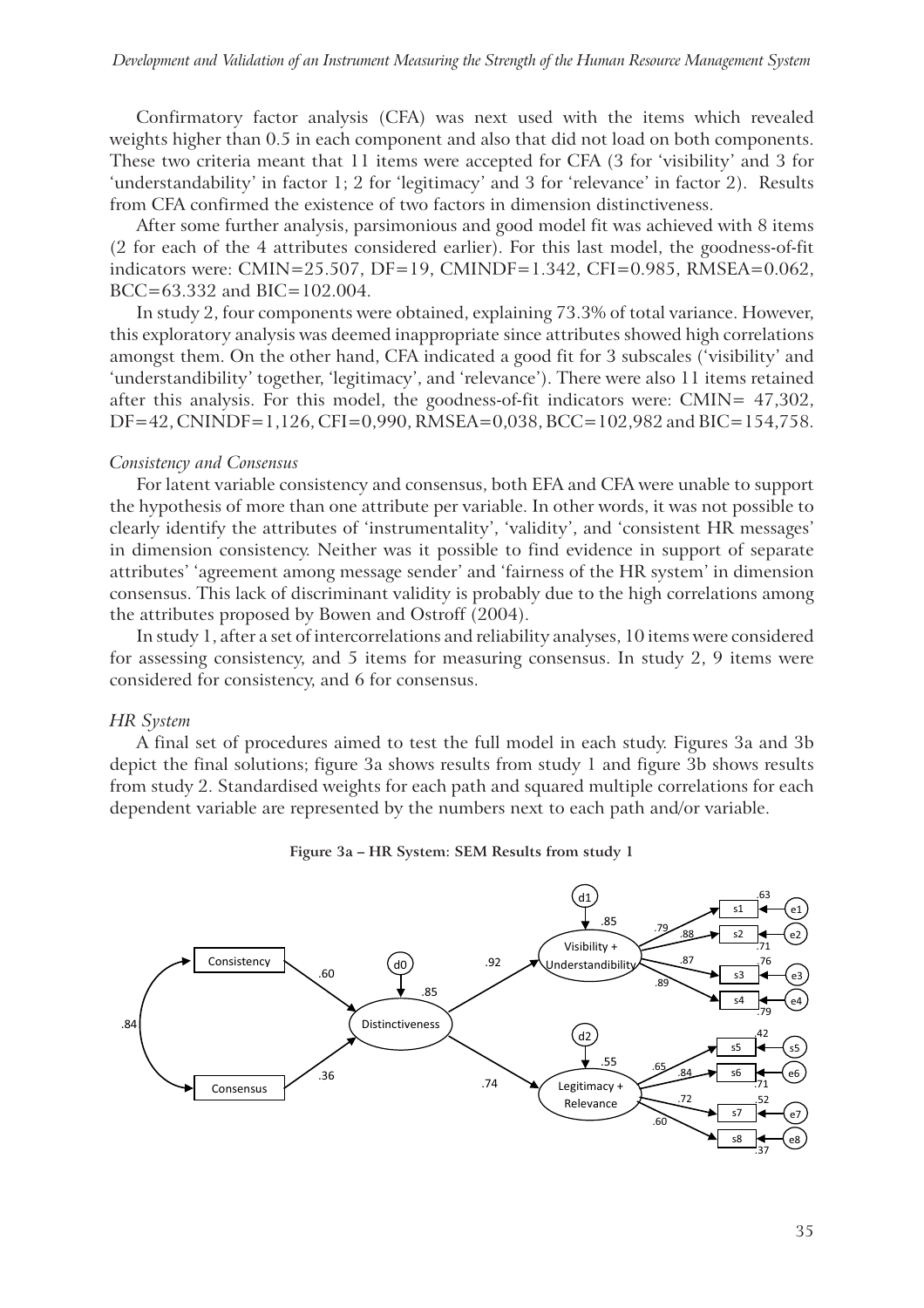Confirmatory factor analysis (CFA) was next used with the items which revealed weights higher than 0.5 in each component and also that did not load on both components. These two criteria meant that 11 items were accepted for CFA (3 for 'visibility' and 3 for 'understandability' in factor 1; 2 for 'legitimacy' and 3 for 'relevance' in factor 2). Results from CFA confirmed the existence of two factors in dimension distinctiveness.

After some further analysis, parsimonious and good model fit was achieved with 8 items (2 for each of the 4 attributes considered earlier). For this last model, the goodness-of-fit indicators were: CMIN=25.507, DF=19, CMINDF=1.342, CFI=0.985, RMSEA=0.062, BCC=63.332 and BIC=102.004.

In study 2, four components were obtained, explaining 73.3% of total variance. However, this exploratory analysis was deemed inappropriate since attributes showed high correlations amongst them. On the other hand, CFA indicated a good fit for 3 subscales ('visibility' and 'understandibility' together, 'legitimacy', and 'relevance'). There were also 11 items retained after this analysis. For this model, the goodness-of-fit indicators were: CMIN= 47,302, DF=42, CNINDF=1,126, CFI=0,990, RMSEA=0,038, BCC=102,982 and BIC=154,758.

*Consistency and Consensus*

For latent variable consistency and consensus, both EFA and CFA were unable to support the hypothesis of more than one attribute per variable. In other words, it was not possible to clearly identify the attributes of 'instrumentality', 'validity', and 'consistent HR messages' in dimension consistency. Neither was it possible to find evidence in support of separate attributes' 'agreement among message sender' and 'fairness of the HR system' in dimension consensus. This lack of discriminant validity is probably due to the high correlations among the attributes proposed by Bowen and Ostroff (2004).

In study 1, after a set of intercorrelations and reliability analyses, 10 items were considered for assessing consistency, and 5 items for measuring consensus. In study 2, 9 items were considered for consistency, and 6 for consensus.

*HR System*

A final set of procedures aimed to test the full model in each study. Figures 3a and 3b depict the final solutions; figure 3a shows results from study 1 and figure 3b shows results from study 2. Standardised weights for each path and squared multiple correlations for each dependent variable are represented by the numbers next to each path and/or variable.

**Figure 3a – HR System: SEM Results from study 1**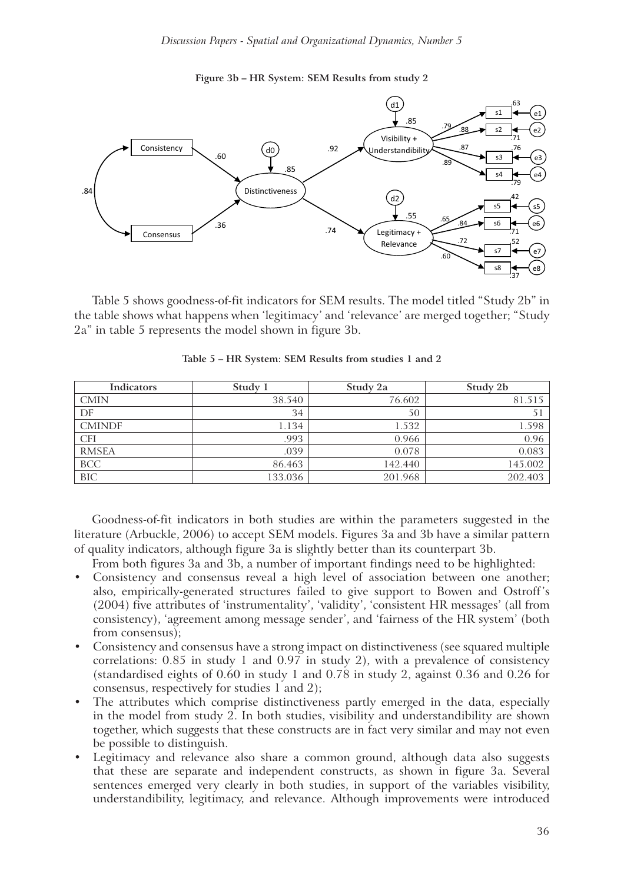**Figure 3b – HR System: SEM Results from study 2**

Table 5 shows goodness-of-fit indicators for SEM results. The model titled "Study 2b" in the table shows what happens when 'legitimacy' and 'relevance' are merged together; "Study 2a" in table 5 represents the model shown in figure 3b.

**Table 5 – HR System: SEM Results from studies 1 and 2**

| Indicators | Study 1 | Study 2a | Study 2b |
|---|---|---|---|
| CMIN | 38.540 | 76.602 | 81.515 |
| DF | 34 | 50 | 51 |
| CMINDF | 1.134 | 1.532 | 1.598 |
| CFI | .993 | 0.966 | 0.96 |
| RMSEA | .039 | 0.078 | 0.083 |
| BCC | 86.463 | 142.440 | 145.002 |
| BIC | 133.036 | 201.968 | 202.403 |

Goodness-of-fit indicators in both studies are within the parameters suggested in the literature (Arbuckle, 2006) to accept SEM models. Figures 3a and 3b have a similar pattern of quality indicators, although figure 3a is slightly better than its counterpart 3b.

From both figures 3a and 3b, a number of important findings need to be highlighted:

- Consistency and consensus reveal a high level of association between one another; also, empirically-generated structures failed to give support to Bowen and Ostroff's (2004) five attributes of 'instrumentality', 'validity', 'consistent HR messages' (all from consistency), 'agreement among message sender', and 'fairness of the HR system' (both from consensus);
- Consistency and consensus have a strong impact on distinctiveness (see squared multiple correlations: 0.85 in study 1 and 0.97 in study 2), with a prevalence of consistency (standardised eights of 0.60 in study 1 and 0.78 in study 2, against 0.36 and 0.26 for consensus, respectively for studies 1 and 2);
- The attributes which comprise distinctiveness partly emerged in the data, especially in the model from study 2. In both studies, visibility and understandibility are shown together, which suggests that these constructs are in fact very similar and may not even be possible to distinguish.
- Legitimacy and relevance also share a common ground, although data also suggests that these are separate and independent constructs, as shown in figure 3a. Several sentences emerged very clearly in both studies, in support of the variables visibility, understandibility, legitimacy, and relevance. Although improvements were introduced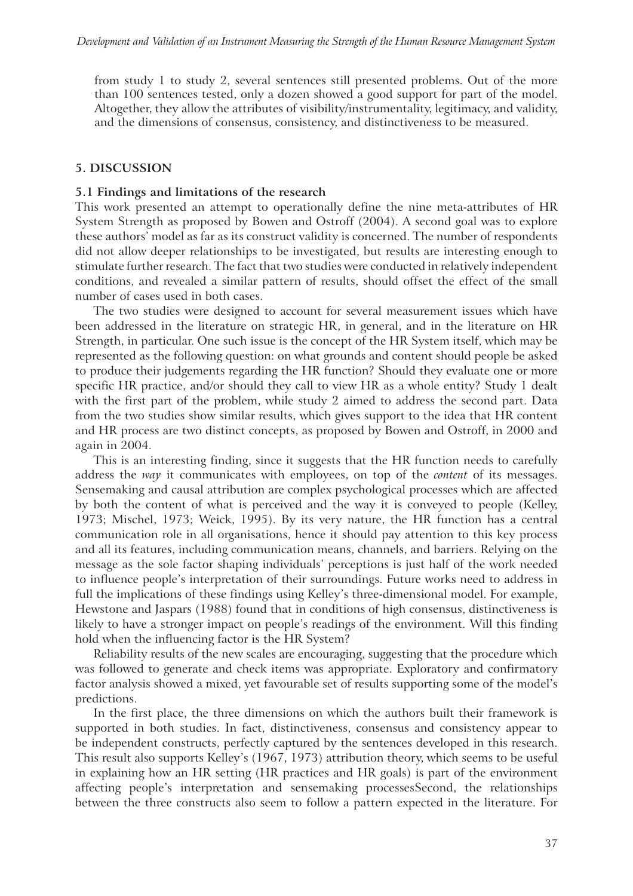from study 1 to study 2, several sentences still presented problems. Out of the more than 100 sentences tested, only a dozen showed a good support for part of the model. Altogether, they allow the attributes of visibility/instrumentality, legitimacy, and validity, and the dimensions of consensus, consistency, and distinctiveness to be measured.

## 5. DISCUSSION

### 5.1 Findings and limitations of the research

This work presented an attempt to operationally define the nine meta-attributes of HR System Strength as proposed by Bowen and Ostroff (2004). A second goal was to explore these authors' model as far as its construct validity is concerned. The number of respondents did not allow deeper relationships to be investigated, but results are interesting enough to stimulate further research. The fact that two studies were conducted in relatively independent conditions, and revealed a similar pattern of results, should offset the effect of the small number of cases used in both cases.

The two studies were designed to account for several measurement issues which have been addressed in the literature on strategic HR, in general, and in the literature on HR Strength, in particular. One such issue is the concept of the HR System itself, which may be represented as the following question: on what grounds and content should people be asked to produce their judgements regarding the HR function? Should they evaluate one or more specific HR practice, and/or should they call to view HR as a whole entity? Study 1 dealt with the first part of the problem, while study 2 aimed to address the second part. Data from the two studies show similar results, which gives support to the idea that HR content and HR process are two distinct concepts, as proposed by Bowen and Ostroff, in 2000 and again in 2004.

This is an interesting finding, since it suggests that the HR function needs to carefully address the *way* it communicates with employees, on top of the *content* of its messages. Sensemaking and causal attribution are complex psychological processes which are affected by both the content of what is perceived and the way it is conveyed to people (Kelley, 1973; Mischel, 1973; Weick, 1995). By its very nature, the HR function has a central communication role in all organisations, hence it should pay attention to this key process and all its features, including communication means, channels, and barriers. Relying on the message as the sole factor shaping individuals' perceptions is just half of the work needed to influence people's interpretation of their surroundings. Future works need to address in full the implications of these findings using Kelley's three-dimensional model. For example, Hewstone and Jaspars (1988) found that in conditions of high consensus, distinctiveness is likely to have a stronger impact on people's readings of the environment. Will this finding hold when the influencing factor is the HR System?

Reliability results of the new scales are encouraging, suggesting that the procedure which was followed to generate and check items was appropriate. Exploratory and confirmatory factor analysis showed a mixed, yet favourable set of results supporting some of the model's predictions.

In the first place, the three dimensions on which the authors built their framework is supported in both studies. In fact, distinctiveness, consensus and consistency appear to be independent constructs, perfectly captured by the sentences developed in this research. This result also supports Kelley's (1967, 1973) attribution theory, which seems to be useful in explaining how an HR setting (HR practices and HR goals) is part of the environment affecting people's interpretation and sensemaking processesSecond, the relationships between the three constructs also seem to follow a pattern expected in the literature. For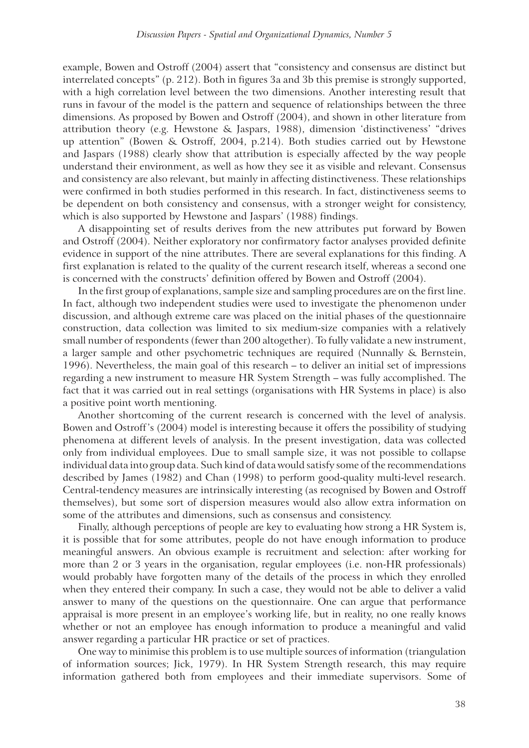example, Bowen and Ostroff (2004) assert that "consistency and consensus are distinct but interrelated concepts" (p. 212). Both in figures 3a and 3b this premise is strongly supported, with a high correlation level between the two dimensions. Another interesting result that runs in favour of the model is the pattern and sequence of relationships between the three dimensions. As proposed by Bowen and Ostroff (2004), and shown in other literature from attribution theory (e.g. Hewstone & Jaspars, 1988), dimension 'distinctiveness' "drives up attention" (Bowen & Ostroff, 2004, p.214). Both studies carried out by Hewstone and Jaspars (1988) clearly show that attribution is especially affected by the way people understand their environment, as well as how they see it as visible and relevant. Consensus and consistency are also relevant, but mainly in affecting distinctiveness. These relationships were confirmed in both studies performed in this research. In fact, distinctiveness seems to be dependent on both consistency and consensus, with a stronger weight for consistency, which is also supported by Hewstone and Jaspars' (1988) findings.

A disappointing set of results derives from the new attributes put forward by Bowen and Ostroff (2004). Neither exploratory nor confirmatory factor analyses provided definite evidence in support of the nine attributes. There are several explanations for this finding. A first explanation is related to the quality of the current research itself, whereas a second one is concerned with the constructs' definition offered by Bowen and Ostroff (2004).

In the first group of explanations, sample size and sampling procedures are on the first line. In fact, although two independent studies were used to investigate the phenomenon under discussion, and although extreme care was placed on the initial phases of the questionnaire construction, data collection was limited to six medium-size companies with a relatively small number of respondents (fewer than 200 altogether). To fully validate a new instrument, a larger sample and other psychometric techniques are required (Nunnally & Bernstein, 1996). Nevertheless, the main goal of this research – to deliver an initial set of impressions regarding a new instrument to measure HR System Strength – was fully accomplished. The fact that it was carried out in real settings (organisations with HR Systems in place) is also a positive point worth mentioning.

Another shortcoming of the current research is concerned with the level of analysis. Bowen and Ostroff's (2004) model is interesting because it offers the possibility of studying phenomena at different levels of analysis. In the present investigation, data was collected only from individual employees. Due to small sample size, it was not possible to collapse individual data into group data. Such kind of data would satisfy some of the recommendations described by James (1982) and Chan (1998) to perform good-quality multi-level research. Central-tendency measures are intrinsically interesting (as recognised by Bowen and Ostroff themselves), but some sort of dispersion measures would also allow extra information on some of the attributes and dimensions, such as consensus and consistency.

Finally, although perceptions of people are key to evaluating how strong a HR System is, it is possible that for some attributes, people do not have enough information to produce meaningful answers. An obvious example is recruitment and selection: after working for more than 2 or 3 years in the organisation, regular employees (i.e. non-HR professionals) would probably have forgotten many of the details of the process in which they enrolled when they entered their company. In such a case, they would not be able to deliver a valid answer to many of the questions on the questionnaire. One can argue that performance appraisal is more present in an employee's working life, but in reality, no one really knows whether or not an employee has enough information to produce a meaningful and valid answer regarding a particular HR practice or set of practices.

One way to minimise this problem is to use multiple sources of information (triangulation of information sources; Jick, 1979). In HR System Strength research, this may require information gathered both from employees and their immediate supervisors. Some of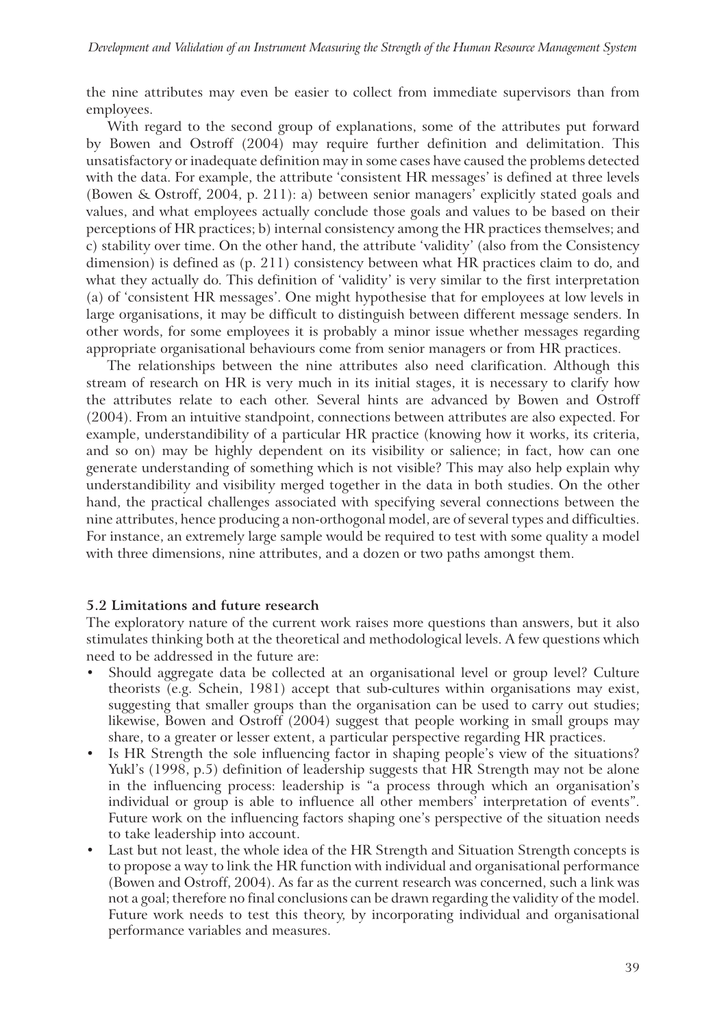the nine attributes may even be easier to collect from immediate supervisors than from employees.

With regard to the second group of explanations, some of the attributes put forward by Bowen and Ostroff (2004) may require further definition and delimitation. This unsatisfactory or inadequate definition may in some cases have caused the problems detected with the data. For example, the attribute 'consistent HR messages' is defined at three levels (Bowen & Ostroff, 2004, p. 211): a) between senior managers' explicitly stated goals and values, and what employees actually conclude those goals and values to be based on their perceptions of HR practices; b) internal consistency among the HR practices themselves; and c) stability over time. On the other hand, the attribute 'validity' (also from the Consistency dimension) is defined as (p. 211) consistency between what HR practices claim to do, and what they actually do. This definition of 'validity' is very similar to the first interpretation (a) of 'consistent HR messages'. One might hypothesise that for employees at low levels in large organisations, it may be difficult to distinguish between different message senders. In other words, for some employees it is probably a minor issue whether messages regarding appropriate organisational behaviours come from senior managers or from HR practices.

The relationships between the nine attributes also need clarification. Although this stream of research on HR is very much in its initial stages, it is necessary to clarify how the attributes relate to each other. Several hints are advanced by Bowen and Ostroff (2004). From an intuitive standpoint, connections between attributes are also expected. For example, understandibility of a particular HR practice (knowing how it works, its criteria, and so on) may be highly dependent on its visibility or salience; in fact, how can one generate understanding of something which is not visible? This may also help explain why understandibility and visibility merged together in the data in both studies. On the other hand, the practical challenges associated with specifying several connections between the nine attributes, hence producing a non-orthogonal model, are of several types and difficulties. For instance, an extremely large sample would be required to test with some quality a model with three dimensions, nine attributes, and a dozen or two paths amongst them.

### 5.2 Limitations and future research

The exploratory nature of the current work raises more questions than answers, but it also stimulates thinking both at the theoretical and methodological levels. A few questions which need to be addressed in the future are:

- Should aggregate data be collected at an organisational level or group level? Culture theorists (e.g. Schein, 1981) accept that sub-cultures within organisations may exist, suggesting that smaller groups than the organisation can be used to carry out studies; likewise, Bowen and Ostroff (2004) suggest that people working in small groups may share, to a greater or lesser extent, a particular perspective regarding HR practices.
- Is HR Strength the sole influencing factor in shaping people's view of the situations? Yukl's (1998, p.5) definition of leadership suggests that HR Strength may not be alone in the influencing process: leadership is "a process through which an organisation's individual or group is able to influence all other members' interpretation of events". Future work on the influencing factors shaping one's perspective of the situation needs to take leadership into account.
- Last but not least, the whole idea of the HR Strength and Situation Strength concepts is to propose a way to link the HR function with individual and organisational performance (Bowen and Ostroff, 2004). As far as the current research was concerned, such a link was not a goal; therefore no final conclusions can be drawn regarding the validity of the model. Future work needs to test this theory, by incorporating individual and organisational performance variables and measures.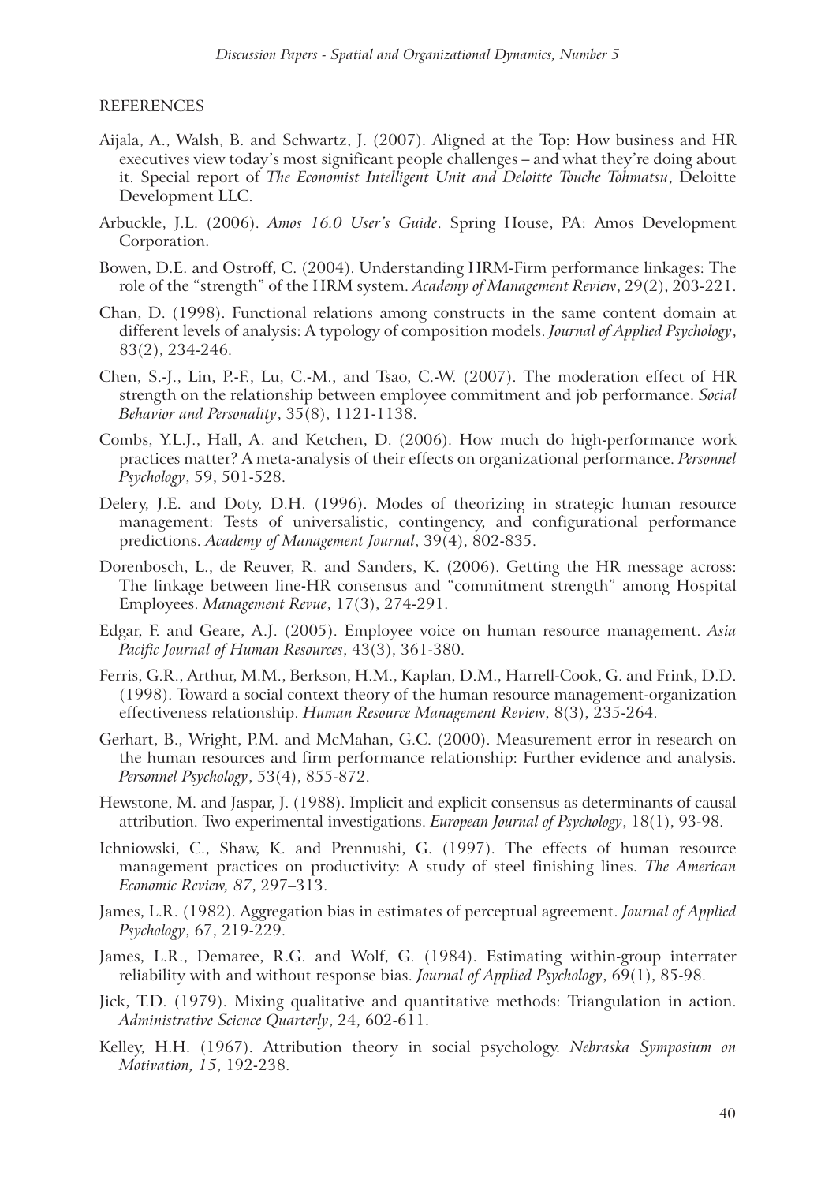## REFERENCES

Aijala, A., Walsh, B. and Schwartz, J. (2007). Aligned at the Top: How business and HR executives view today's most significant people challenges – and what they're doing about it. Special report of *The Economist Intelligent Unit and Deloitte Touche Tohmatsu*, Deloitte Development LLC.

Arbuckle, J.L. (2006). *Amos 16.0 User's Guide*. Spring House, PA: Amos Development Corporation.

Bowen, D.E. and Ostroff, C. (2004). Understanding HRM-Firm performance linkages: The role of the "strength" of the HRM system. *Academy of Management Review*, 29(2), 203-221.

Chan, D. (1998). Functional relations among constructs in the same content domain at different levels of analysis: A typology of composition models. *Journal of Applied Psychology*, 83(2), 234-246.

Chen, S.-J., Lin, P.-F., Lu, C.-M., and Tsao, C.-W. (2007). The moderation effect of HR strength on the relationship between employee commitment and job performance. *Social Behavior and Personality*, 35(8), 1121-1138.

Combs, Y.L.J., Hall, A. and Ketchen, D. (2006). How much do high-performance work practices matter? A meta-analysis of their effects on organizational performance. *Personnel Psychology*, 59, 501-528.

Delery, J.E. and Doty, D.H. (1996). Modes of theorizing in strategic human resource management: Tests of universalistic, contingency, and configurational performance predictions. *Academy of Management Journal*, 39(4), 802-835.

Dorenbosch, L., de Reuver, R. and Sanders, K. (2006). Getting the HR message across: The linkage between line-HR consensus and "commitment strength" among Hospital Employees. *Management Revue*, 17(3), 274-291.

Edgar, F. and Geare, A.J. (2005). Employee voice on human resource management. *Asia Pacific Journal of Human Resources*, 43(3), 361-380.

Ferris, G.R., Arthur, M.M., Berkson, H.M., Kaplan, D.M., Harrell-Cook, G. and Frink, D.D. (1998). Toward a social context theory of the human resource management-organization effectiveness relationship. *Human Resource Management Review*, 8(3), 235-264.

Gerhart, B., Wright, P.M. and McMahan, G.C. (2000). Measurement error in research on the human resources and firm performance relationship: Further evidence and analysis. *Personnel Psychology*, 53(4), 855-872.

Hewstone, M. and Jaspar, J. (1988). Implicit and explicit consensus as determinants of causal attribution. Two experimental investigations. *European Journal of Psychology*, 18(1), 93-98.

Ichniowski, C., Shaw, K. and Prennushi, G. (1997). The effects of human resource management practices on productivity: A study of steel finishing lines. *The American Economic Review, 87*, 297–313.

James, L.R. (1982). Aggregation bias in estimates of perceptual agreement. *Journal of Applied Psychology*, 67, 219-229.

James, L.R., Demaree, R.G. and Wolf, G. (1984). Estimating within-group interrater reliability with and without response bias. *Journal of Applied Psychology*, 69(1), 85-98.

Jick, T.D. (1979). Mixing qualitative and quantitative methods: Triangulation in action. *Administrative Science Quarterly*, 24, 602-611.

Kelley, H.H. (1967). Attribution theory in social psychology. *Nebraska Symposium on Motivation, 15*, 192-238.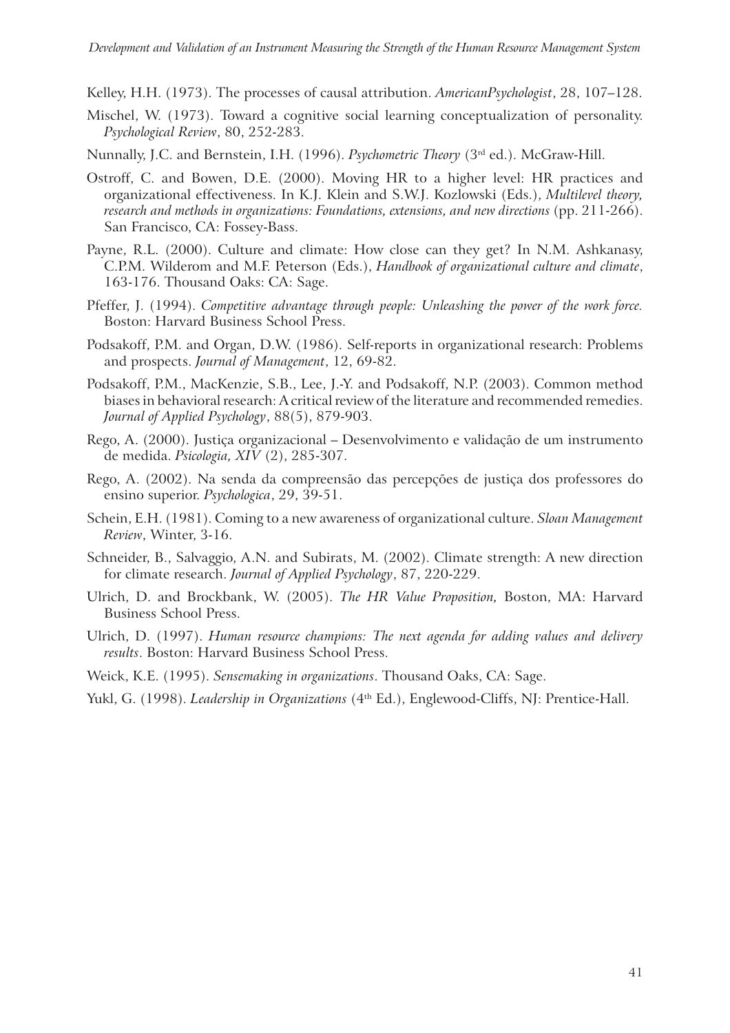Kelley, H.H. (1973). The processes of causal attribution. *AmericanPsychologist*, 28, 107–128.

Mischel, W. (1973). Toward a cognitive social learning conceptualization of personality. *Psychological Review*, 80, 252-283.

Nunnally, J.C. and Bernstein, I.H. (1996). *Psychometric Theory* (3rd ed.). McGraw-Hill.

Ostroff, C. and Bowen, D.E. (2000). Moving HR to a higher level: HR practices and organizational effectiveness. In K.J. Klein and S.W.J. Kozlowski (Eds.), *Multilevel theory, research and methods in organizations: Foundations, extensions, and new directions* (pp. 211-266). San Francisco, CA: Fossey-Bass.

Payne, R.L. (2000). Culture and climate: How close can they get? In N.M. Ashkanasy, C.P.M. Wilderom and M.F. Peterson (Eds.), *Handbook of organizational culture and climate*, 163-176. Thousand Oaks: CA: Sage.

Pfeffer, J. (1994). *Competitive advantage through people: Unleashing the power of the work force.* Boston: Harvard Business School Press.

Podsakoff, P.M. and Organ, D.W. (1986). Self-reports in organizational research: Problems and prospects. *Journal of Management*, 12, 69-82.

Podsakoff, P.M., MacKenzie, S.B., Lee, J.-Y. and Podsakoff, N.P. (2003). Common method biases in behavioral research: A critical review of the literature and recommended remedies. *Journal of Applied Psychology*, 88(5), 879-903.

Rego, A. (2000). Justiça organizacional – Desenvolvimento e validação de um instrumento de medida. *Psicologia, XIV* (2), 285-307.

Rego, A. (2002). Na senda da compreensão das percepções de justiça dos professores do ensino superior. *Psychologica*, 29, 39-51.

Schein, E.H. (1981). Coming to a new awareness of organizational culture. *Sloan Management Review*, Winter, 3-16.

Schneider, B., Salvaggio, A.N. and Subirats, M. (2002). Climate strength: A new direction for climate research. *Journal of Applied Psychology*, 87, 220-229.

Ulrich, D. and Brockbank, W. (2005). *The HR Value Proposition,* Boston, MA: Harvard Business School Press.

Ulrich, D. (1997). *Human resource champions: The next agenda for adding values and delivery results*. Boston: Harvard Business School Press.

Weick, K.E. (1995). *Sensemaking in organizations*. Thousand Oaks, CA: Sage.

Yukl, G. (1998). *Leadership in Organizations* (4th Ed.), Englewood-Cliffs, NJ: Prentice-Hall.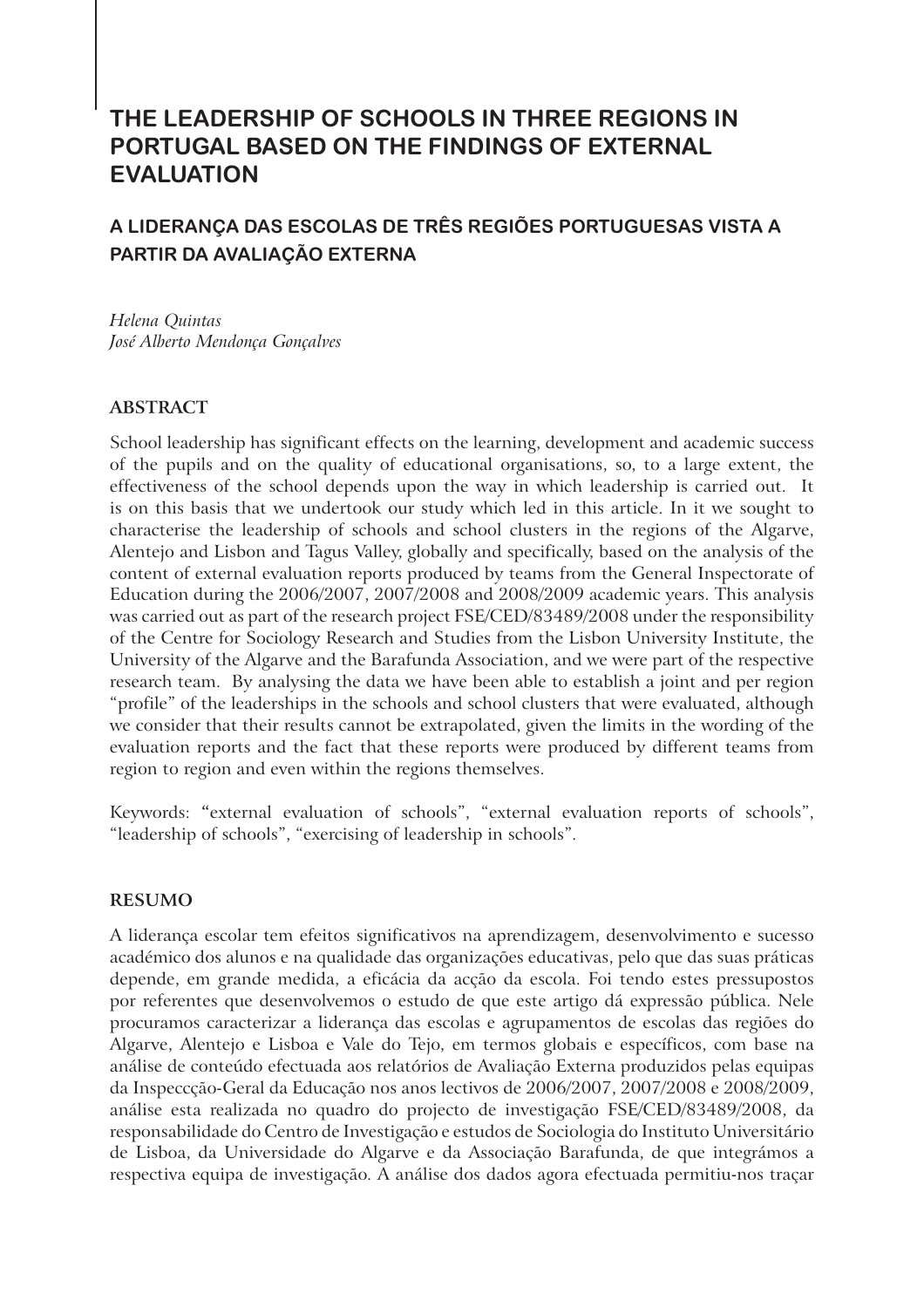# THE LEADERSHIP OF SCHOOLS IN THREE REGIONS IN PORTUGAL BASED ON THE FINDINGS OF EXTERNAL EVALUATION

## A LIDERANÇA DAS ESCOLAS DE TRÊS REGIÕES PORTUGUESAS VISTA A PARTIR DA AVALIAÇÃO EXTERNA

*Helena Quintas*
*José Alberto Mendonça Gonçalves*

### ABSTRACT

School leadership has significant effects on the learning, development and academic success of the pupils and on the quality of educational organisations, so, to a large extent, the effectiveness of the school depends upon the way in which leadership is carried out. It is on this basis that we undertook our study which led in this article. In it we sought to characterise the leadership of schools and school clusters in the regions of the Algarve, Alentejo and Lisbon and Tagus Valley, globally and specifically, based on the analysis of the content of external evaluation reports produced by teams from the General Inspectorate of Education during the 2006/2007, 2007/2008 and 2008/2009 academic years. This analysis was carried out as part of the research project FSE/CED/83489/2008 under the responsibility of the Centre for Sociology Research and Studies from the Lisbon University Institute, the University of the Algarve and the Barafunda Association, and we were part of the respective research team. By analysing the data we have been able to establish a joint and per region "profile" of the leaderships in the schools and school clusters that were evaluated, although we consider that their results cannot be extrapolated, given the limits in the wording of the evaluation reports and the fact that these reports were produced by different teams from region to region and even within the regions themselves.

Keywords: "external evaluation of schools", "external evaluation reports of schools", "leadership of schools", "exercising of leadership in schools".

### RESUMO

A liderança escolar tem efeitos significativos na aprendizagem, desenvolvimento e sucesso académico dos alunos e na qualidade das organizações educativas, pelo que das suas práticas depende, em grande medida, a eficácia da acção da escola. Foi tendo estes pressupostos por referentes que desenvolvemos o estudo de que este artigo dá expressão pública. Nele procuramos caracterizar a liderança das escolas e agrupamentos de escolas das regiões do Algarve, Alentejo e Lisboa e Vale do Tejo, em termos globais e específicos, com base na análise de conteúdo efectuada aos relatórios de Avaliação Externa produzidos pelas equipas da Inspecçção-Geral da Educação nos anos lectivos de 2006/2007, 2007/2008 e 2008/2009, análise esta realizada no quadro do projecto de investigação FSE/CED/83489/2008, da responsabilidade do Centro de Investigação e estudos de Sociologia do Instituto Universitário de Lisboa, da Universidade do Algarve e da Associação Barafunda, de que integrámos a respectiva equipa de investigação. A análise dos dados agora efectuada permitiu-nos traçar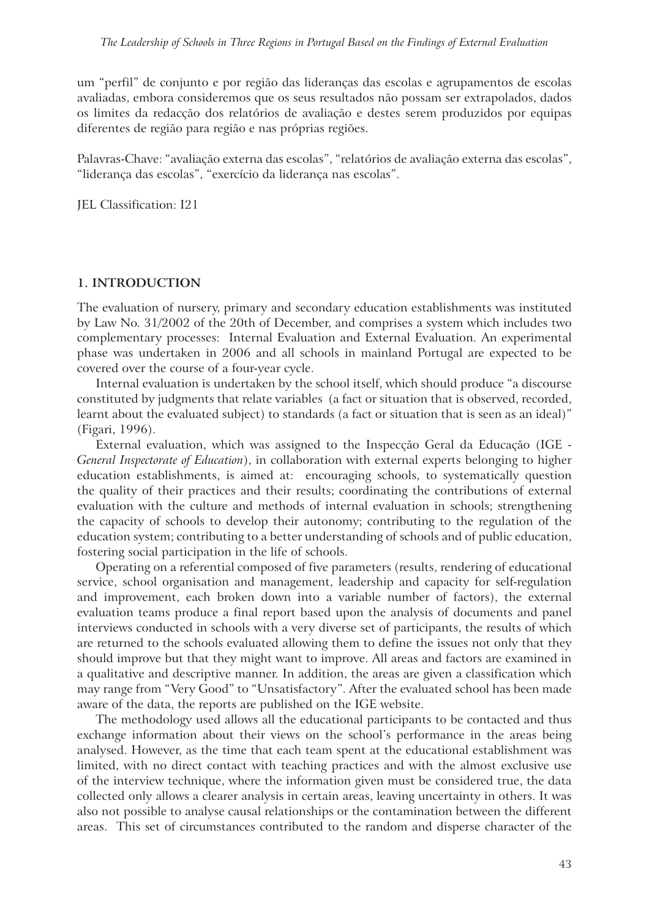um "perfil" de conjunto e por região das lideranças das escolas e agrupamentos de escolas avaliadas, embora consideremos que os seus resultados não possam ser extrapolados, dados os limites da redacção dos relatórios de avaliação e destes serem produzidos por equipas diferentes de região para região e nas próprias regiões.

Palavras-Chave: "avaliação externa das escolas", "relatórios de avaliação externa das escolas", "liderança das escolas", "exercício da liderança nas escolas".

JEL Classification: I21

## 1. INTRODUCTION

The evaluation of nursery, primary and secondary education establishments was instituted by Law No. 31/2002 of the 20th of December, and comprises a system which includes two complementary processes: Internal Evaluation and External Evaluation. An experimental phase was undertaken in 2006 and all schools in mainland Portugal are expected to be covered over the course of a four-year cycle.

Internal evaluation is undertaken by the school itself, which should produce "a discourse constituted by judgments that relate variables (a fact or situation that is observed, recorded, learnt about the evaluated subject) to standards (a fact or situation that is seen as an ideal)" (Figari, 1996).

External evaluation, which was assigned to the Inspecção Geral da Educação (IGE - *General Inspectorate of Education*), in collaboration with external experts belonging to higher education establishments, is aimed at: encouraging schools, to systematically question the quality of their practices and their results; coordinating the contributions of external evaluation with the culture and methods of internal evaluation in schools; strengthening the capacity of schools to develop their autonomy; contributing to the regulation of the education system; contributing to a better understanding of schools and of public education, fostering social participation in the life of schools.

Operating on a referential composed of five parameters (results, rendering of educational service, school organisation and management, leadership and capacity for self-regulation and improvement, each broken down into a variable number of factors), the external evaluation teams produce a final report based upon the analysis of documents and panel interviews conducted in schools with a very diverse set of participants, the results of which are returned to the schools evaluated allowing them to define the issues not only that they should improve but that they might want to improve. All areas and factors are examined in a qualitative and descriptive manner. In addition, the areas are given a classification which may range from "Very Good" to "Unsatisfactory". After the evaluated school has been made aware of the data, the reports are published on the IGE website.

The methodology used allows all the educational participants to be contacted and thus exchange information about their views on the school's performance in the areas being analysed. However, as the time that each team spent at the educational establishment was limited, with no direct contact with teaching practices and with the almost exclusive use of the interview technique, where the information given must be considered true, the data collected only allows a clearer analysis in certain areas, leaving uncertainty in others. It was also not possible to analyse causal relationships or the contamination between the different areas. This set of circumstances contributed to the random and disperse character of the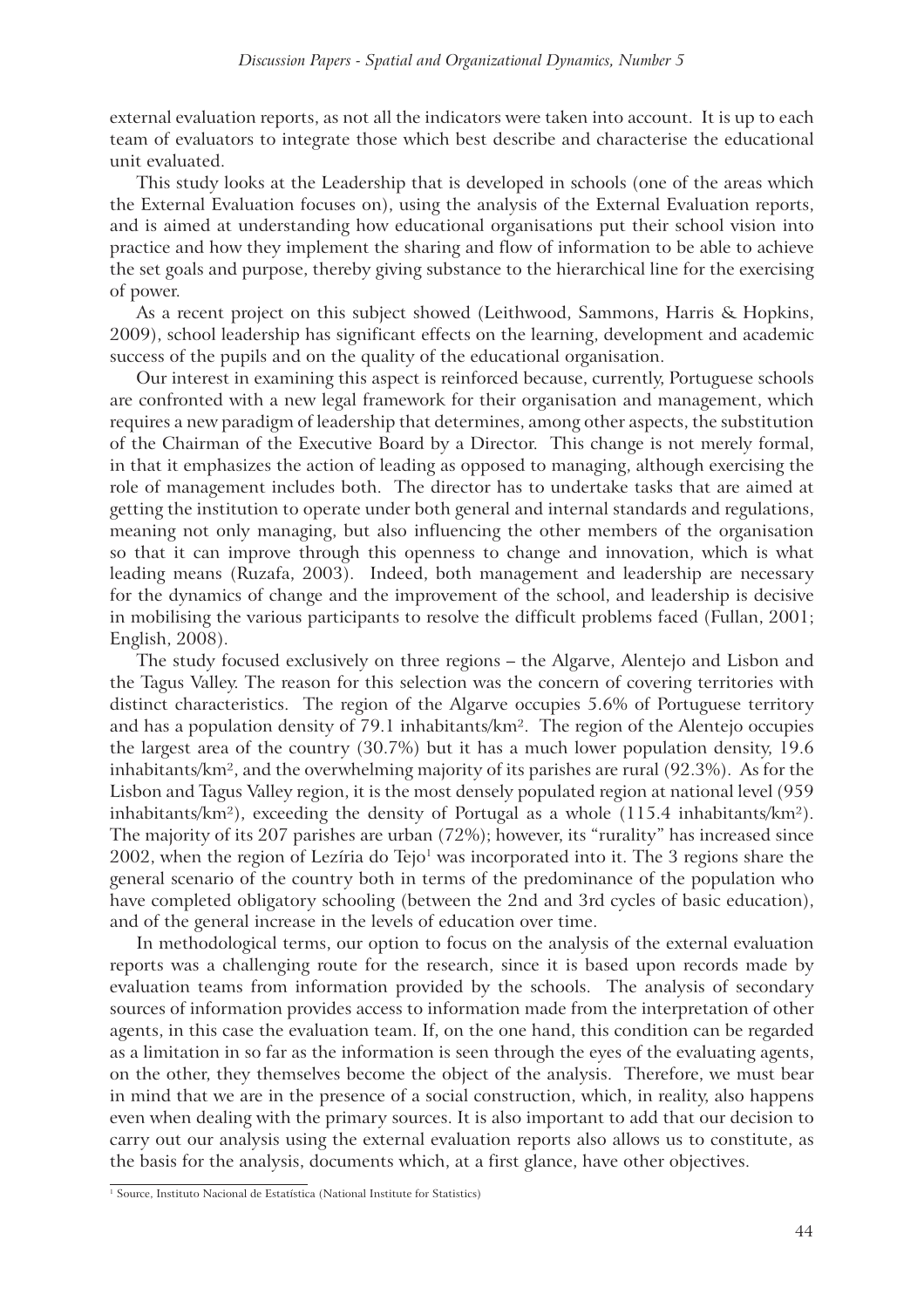external evaluation reports, as not all the indicators were taken into account. It is up to each team of evaluators to integrate those which best describe and characterise the educational unit evaluated.

This study looks at the Leadership that is developed in schools (one of the areas which the External Evaluation focuses on), using the analysis of the External Evaluation reports, and is aimed at understanding how educational organisations put their school vision into practice and how they implement the sharing and flow of information to be able to achieve the set goals and purpose, thereby giving substance to the hierarchical line for the exercising of power.

As a recent project on this subject showed (Leithwood, Sammons, Harris & Hopkins, 2009), school leadership has significant effects on the learning, development and academic success of the pupils and on the quality of the educational organisation.

Our interest in examining this aspect is reinforced because, currently, Portuguese schools are confronted with a new legal framework for their organisation and management, which requires a new paradigm of leadership that determines, among other aspects, the substitution of the Chairman of the Executive Board by a Director. This change is not merely formal, in that it emphasizes the action of leading as opposed to managing, although exercising the role of management includes both. The director has to undertake tasks that are aimed at getting the institution to operate under both general and internal standards and regulations, meaning not only managing, but also influencing the other members of the organisation so that it can improve through this openness to change and innovation, which is what leading means (Ruzafa, 2003). Indeed, both management and leadership are necessary for the dynamics of change and the improvement of the school, and leadership is decisive in mobilising the various participants to resolve the difficult problems faced (Fullan, 2001; English, 2008).

The study focused exclusively on three regions – the Algarve, Alentejo and Lisbon and the Tagus Valley. The reason for this selection was the concern of covering territories with distinct characteristics. The region of the Algarve occupies 5.6% of Portuguese territory and has a population density of 79.1 inhabitants/km². The region of the Alentejo occupies the largest area of the country (30.7%) but it has a much lower population density, 19.6 inhabitants/km², and the overwhelming majority of its parishes are rural (92.3%). As for the Lisbon and Tagus Valley region, it is the most densely populated region at national level (959 inhabitants/km²), exceeding the density of Portugal as a whole (115.4 inhabitants/km²). The majority of its 207 parishes are urban (72%); however, its "rurality" has increased since 2002, when the region of Lezíria do Tejo[1] was incorporated into it. The 3 regions share the general scenario of the country both in terms of the predominance of the population who have completed obligatory schooling (between the 2nd and 3rd cycles of basic education), and of the general increase in the levels of education over time.

In methodological terms, our option to focus on the analysis of the external evaluation reports was a challenging route for the research, since it is based upon records made by evaluation teams from information provided by the schools. The analysis of secondary sources of information provides access to information made from the interpretation of other agents, in this case the evaluation team. If, on the one hand, this condition can be regarded as a limitation in so far as the information is seen through the eyes of the evaluating agents, on the other, they themselves become the object of the analysis. Therefore, we must bear in mind that we are in the presence of a social construction, which, in reality, also happens even when dealing with the primary sources. It is also important to add that our decision to carry out our analysis using the external evaluation reports also allows us to constitute, as the basis for the analysis, documents which, at a first glance, have other objectives.

[1] Source, Instituto Nacional de Estatística (National Institute for Statistics)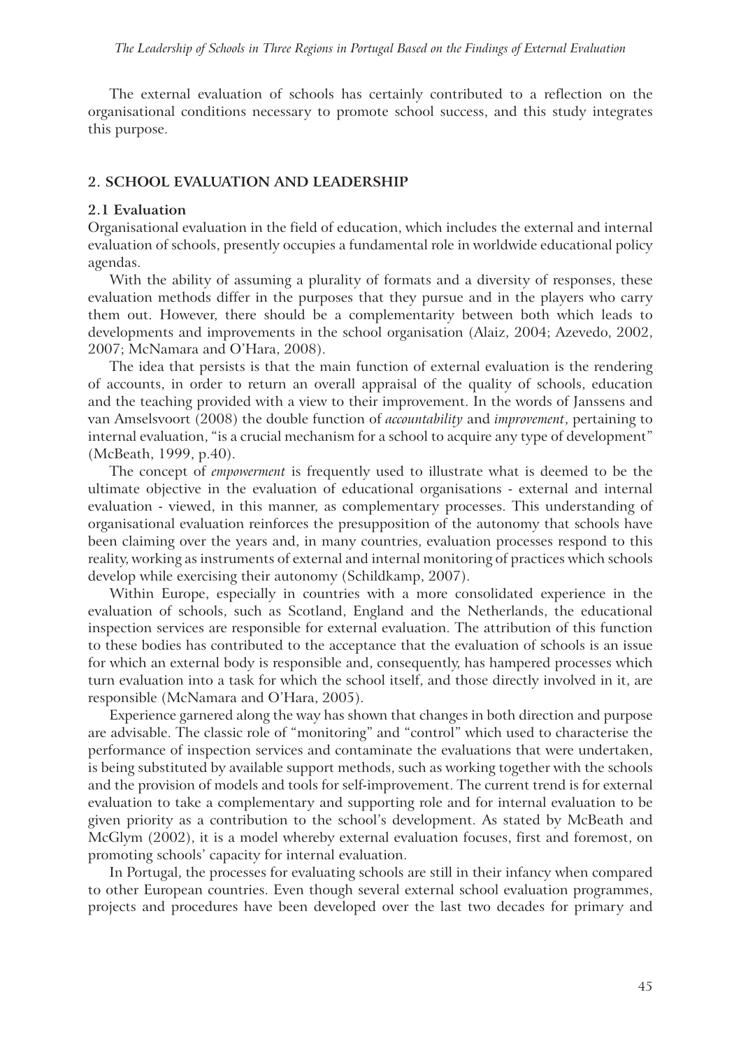The external evaluation of schools has certainly contributed to a reflection on the organisational conditions necessary to promote school success, and this study integrates this purpose.

## 2. SCHOOL EVALUATION AND LEADERSHIP

### 2.1 Evaluation

Organisational evaluation in the field of education, which includes the external and internal evaluation of schools, presently occupies a fundamental role in worldwide educational policy agendas.

With the ability of assuming a plurality of formats and a diversity of responses, these evaluation methods differ in the purposes that they pursue and in the players who carry them out. However, there should be a complementarity between both which leads to developments and improvements in the school organisation (Alaiz, 2004; Azevedo, 2002, 2007; McNamara and O'Hara, 2008).

The idea that persists is that the main function of external evaluation is the rendering of accounts, in order to return an overall appraisal of the quality of schools, education and the teaching provided with a view to their improvement. In the words of Janssens and van Amselsvoort (2008) the double function of *accountability* and *improvement*, pertaining to internal evaluation, "is a crucial mechanism for a school to acquire any type of development" (McBeath, 1999, p.40).

The concept of *empowerment* is frequently used to illustrate what is deemed to be the ultimate objective in the evaluation of educational organisations - external and internal evaluation - viewed, in this manner, as complementary processes. This understanding of organisational evaluation reinforces the presupposition of the autonomy that schools have been claiming over the years and, in many countries, evaluation processes respond to this reality, working as instruments of external and internal monitoring of practices which schools develop while exercising their autonomy (Schildkamp, 2007).

Within Europe, especially in countries with a more consolidated experience in the evaluation of schools, such as Scotland, England and the Netherlands, the educational inspection services are responsible for external evaluation. The attribution of this function to these bodies has contributed to the acceptance that the evaluation of schools is an issue for which an external body is responsible and, consequently, has hampered processes which turn evaluation into a task for which the school itself, and those directly involved in it, are responsible (McNamara and O'Hara, 2005).

Experience garnered along the way has shown that changes in both direction and purpose are advisable. The classic role of "monitoring" and "control" which used to characterise the performance of inspection services and contaminate the evaluations that were undertaken, is being substituted by available support methods, such as working together with the schools and the provision of models and tools for self-improvement. The current trend is for external evaluation to take a complementary and supporting role and for internal evaluation to be given priority as a contribution to the school's development. As stated by McBeath and McGlym (2002), it is a model whereby external evaluation focuses, first and foremost, on promoting schools' capacity for internal evaluation.

In Portugal, the processes for evaluating schools are still in their infancy when compared to other European countries. Even though several external school evaluation programmes, projects and procedures have been developed over the last two decades for primary and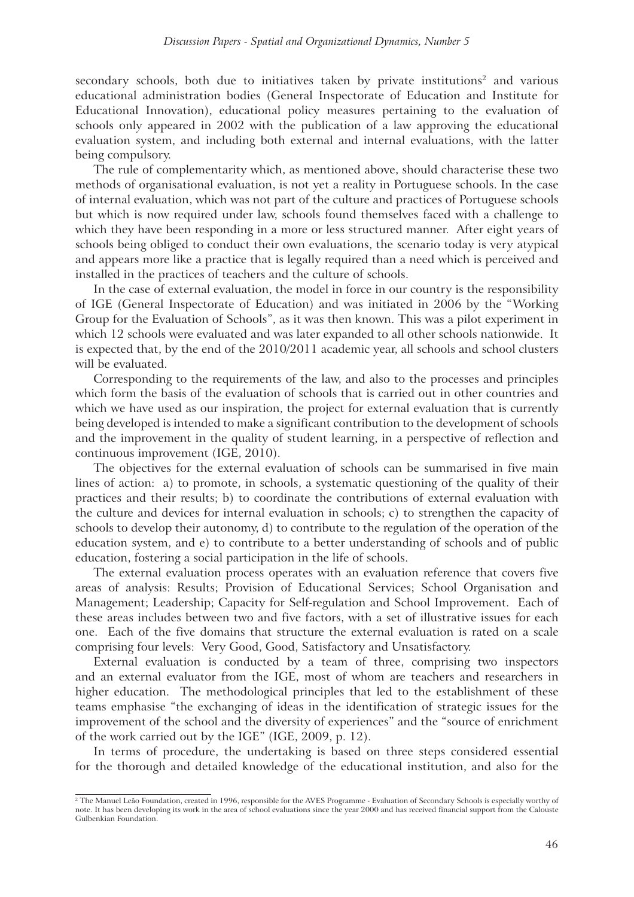secondary schools, both due to initiatives taken by private institutions[2] and various educational administration bodies (General Inspectorate of Education and Institute for Educational Innovation), educational policy measures pertaining to the evaluation of schools only appeared in 2002 with the publication of a law approving the educational evaluation system, and including both external and internal evaluations, with the latter being compulsory.

The rule of complementarity which, as mentioned above, should characterise these two methods of organisational evaluation, is not yet a reality in Portuguese schools. In the case of internal evaluation, which was not part of the culture and practices of Portuguese schools but which is now required under law, schools found themselves faced with a challenge to which they have been responding in a more or less structured manner. After eight years of schools being obliged to conduct their own evaluations, the scenario today is very atypical and appears more like a practice that is legally required than a need which is perceived and installed in the practices of teachers and the culture of schools.

In the case of external evaluation, the model in force in our country is the responsibility of IGE (General Inspectorate of Education) and was initiated in 2006 by the "Working Group for the Evaluation of Schools", as it was then known. This was a pilot experiment in which 12 schools were evaluated and was later expanded to all other schools nationwide. It is expected that, by the end of the 2010/2011 academic year, all schools and school clusters will be evaluated.

Corresponding to the requirements of the law, and also to the processes and principles which form the basis of the evaluation of schools that is carried out in other countries and which we have used as our inspiration, the project for external evaluation that is currently being developed is intended to make a significant contribution to the development of schools and the improvement in the quality of student learning, in a perspective of reflection and continuous improvement (IGE, 2010).

The objectives for the external evaluation of schools can be summarised in five main lines of action: a) to promote, in schools, a systematic questioning of the quality of their practices and their results; b) to coordinate the contributions of external evaluation with the culture and devices for internal evaluation in schools; c) to strengthen the capacity of schools to develop their autonomy, d) to contribute to the regulation of the operation of the education system, and e) to contribute to a better understanding of schools and of public education, fostering a social participation in the life of schools.

The external evaluation process operates with an evaluation reference that covers five areas of analysis: Results; Provision of Educational Services; School Organisation and Management; Leadership; Capacity for Self-regulation and School Improvement. Each of these areas includes between two and five factors, with a set of illustrative issues for each one. Each of the five domains that structure the external evaluation is rated on a scale comprising four levels: Very Good, Good, Satisfactory and Unsatisfactory.

External evaluation is conducted by a team of three, comprising two inspectors and an external evaluator from the IGE, most of whom are teachers and researchers in higher education. The methodological principles that led to the establishment of these teams emphasise "the exchanging of ideas in the identification of strategic issues for the improvement of the school and the diversity of experiences" and the "source of enrichment of the work carried out by the IGE" (IGE, 2009, p. 12).

In terms of procedure, the undertaking is based on three steps considered essential for the thorough and detailed knowledge of the educational institution, and also for the

---

[2] The Manuel Leão Foundation, created in 1996, responsible for the AVES Programme - Evaluation of Secondary Schools is especially worthy of note. It has been developing its work in the area of school evaluations since the year 2000 and has received financial support from the Calouste Gulbenkian Foundation.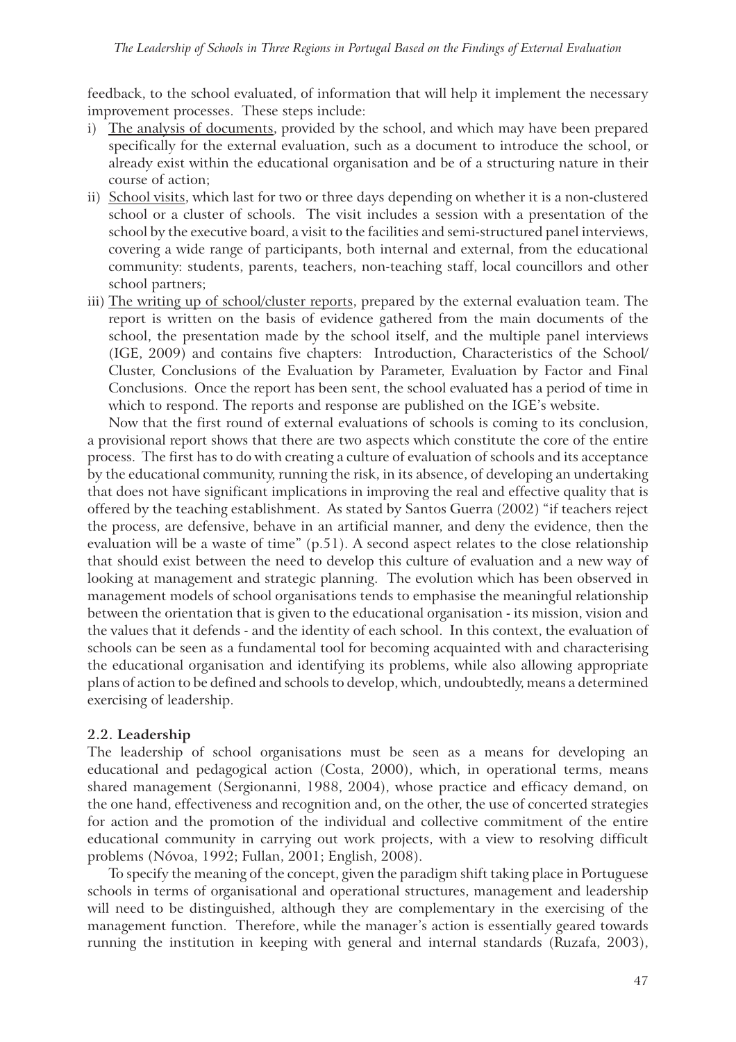feedback, to the school evaluated, of information that will help it implement the necessary improvement processes. These steps include:

i) The analysis of documents, provided by the school, and which may have been prepared specifically for the external evaluation, such as a document to introduce the school, or already exist within the educational organisation and be of a structuring nature in their course of action;
ii) School visits, which last for two or three days depending on whether it is a non-clustered school or a cluster of schools. The visit includes a session with a presentation of the school by the executive board, a visit to the facilities and semi-structured panel interviews, covering a wide range of participants, both internal and external, from the educational community: students, parents, teachers, non-teaching staff, local councillors and other school partners;
iii) The writing up of school/cluster reports, prepared by the external evaluation team. The report is written on the basis of evidence gathered from the main documents of the school, the presentation made by the school itself, and the multiple panel interviews (IGE, 2009) and contains five chapters: Introduction, Characteristics of the School/Cluster, Conclusions of the Evaluation by Parameter, Evaluation by Factor and Final Conclusions. Once the report has been sent, the school evaluated has a period of time in which to respond. The reports and response are published on the IGE's website.

Now that the first round of external evaluations of schools is coming to its conclusion, a provisional report shows that there are two aspects which constitute the core of the entire process. The first has to do with creating a culture of evaluation of schools and its acceptance by the educational community, running the risk, in its absence, of developing an undertaking that does not have significant implications in improving the real and effective quality that is offered by the teaching establishment. As stated by Santos Guerra (2002) "if teachers reject the process, are defensive, behave in an artificial manner, and deny the evidence, then the evaluation will be a waste of time" (p.51). A second aspect relates to the close relationship that should exist between the need to develop this culture of evaluation and a new way of looking at management and strategic planning. The evolution which has been observed in management models of school organisations tends to emphasise the meaningful relationship between the orientation that is given to the educational organisation - its mission, vision and the values that it defends - and the identity of each school. In this context, the evaluation of schools can be seen as a fundamental tool for becoming acquainted with and characterising the educational organisation and identifying its problems, while also allowing appropriate plans of action to be defined and schools to develop, which, undoubtedly, means a determined exercising of leadership.

### 2.2. Leadership

The leadership of school organisations must be seen as a means for developing an educational and pedagogical action (Costa, 2000), which, in operational terms, means shared management (Sergionanni, 1988, 2004), whose practice and efficacy demand, on the one hand, effectiveness and recognition and, on the other, the use of concerted strategies for action and the promotion of the individual and collective commitment of the entire educational community in carrying out work projects, with a view to resolving difficult problems (Nóvoa, 1992; Fullan, 2001; English, 2008).

To specify the meaning of the concept, given the paradigm shift taking place in Portuguese schools in terms of organisational and operational structures, management and leadership will need to be distinguished, although they are complementary in the exercising of the management function. Therefore, while the manager's action is essentially geared towards running the institution in keeping with general and internal standards (Ruzafa, 2003),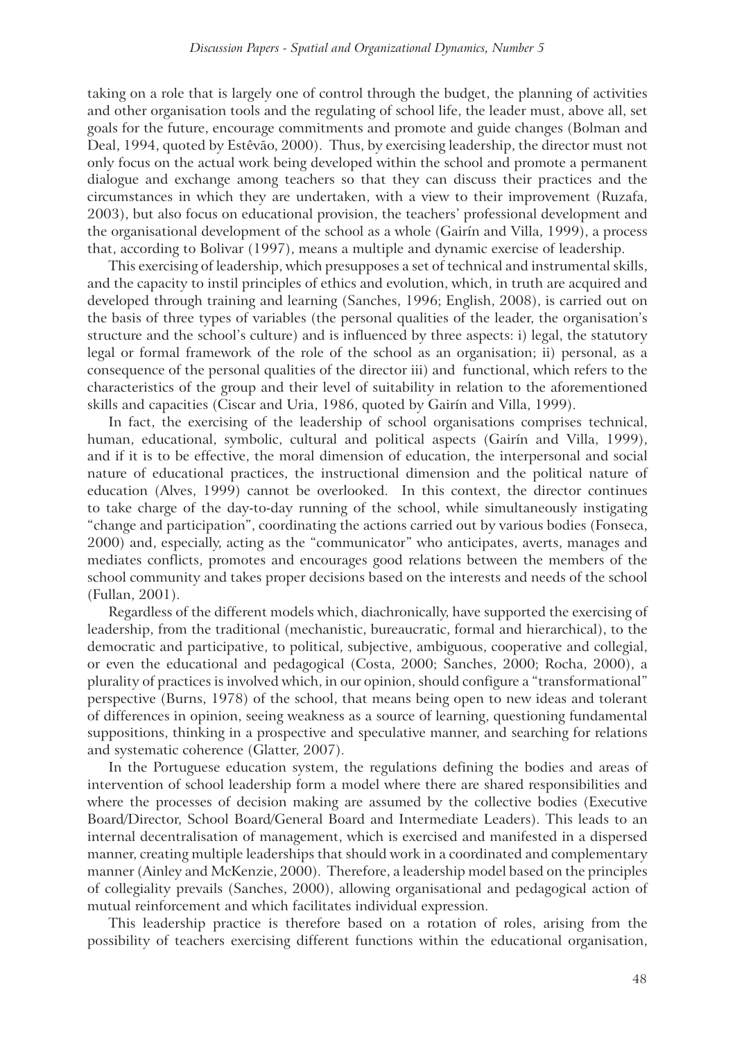taking on a role that is largely one of control through the budget, the planning of activities and other organisation tools and the regulating of school life, the leader must, above all, set goals for the future, encourage commitments and promote and guide changes (Bolman and Deal, 1994, quoted by Estêvão, 2000). Thus, by exercising leadership, the director must not only focus on the actual work being developed within the school and promote a permanent dialogue and exchange among teachers so that they can discuss their practices and the circumstances in which they are undertaken, with a view to their improvement (Ruzafa, 2003), but also focus on educational provision, the teachers' professional development and the organisational development of the school as a whole (Gairín and Villa, 1999), a process that, according to Bolivar (1997), means a multiple and dynamic exercise of leadership.

This exercising of leadership, which presupposes a set of technical and instrumental skills, and the capacity to instil principles of ethics and evolution, which, in truth are acquired and developed through training and learning (Sanches, 1996; English, 2008), is carried out on the basis of three types of variables (the personal qualities of the leader, the organisation's structure and the school's culture) and is influenced by three aspects: i) legal, the statutory legal or formal framework of the role of the school as an organisation; ii) personal, as a consequence of the personal qualities of the director iii) and functional, which refers to the characteristics of the group and their level of suitability in relation to the aforementioned skills and capacities (Ciscar and Uria, 1986, quoted by Gairín and Villa, 1999).

In fact, the exercising of the leadership of school organisations comprises technical, human, educational, symbolic, cultural and political aspects (Gairín and Villa, 1999), and if it is to be effective, the moral dimension of education, the interpersonal and social nature of educational practices, the instructional dimension and the political nature of education (Alves, 1999) cannot be overlooked. In this context, the director continues to take charge of the day-to-day running of the school, while simultaneously instigating "change and participation", coordinating the actions carried out by various bodies (Fonseca, 2000) and, especially, acting as the "communicator" who anticipates, averts, manages and mediates conflicts, promotes and encourages good relations between the members of the school community and takes proper decisions based on the interests and needs of the school (Fullan, 2001).

Regardless of the different models which, diachronically, have supported the exercising of leadership, from the traditional (mechanistic, bureaucratic, formal and hierarchical), to the democratic and participative, to political, subjective, ambiguous, cooperative and collegial, or even the educational and pedagogical (Costa, 2000; Sanches, 2000; Rocha, 2000), a plurality of practices is involved which, in our opinion, should configure a "transformational" perspective (Burns, 1978) of the school, that means being open to new ideas and tolerant of differences in opinion, seeing weakness as a source of learning, questioning fundamental suppositions, thinking in a prospective and speculative manner, and searching for relations and systematic coherence (Glatter, 2007).

In the Portuguese education system, the regulations defining the bodies and areas of intervention of school leadership form a model where there are shared responsibilities and where the processes of decision making are assumed by the collective bodies (Executive Board/Director, School Board/General Board and Intermediate Leaders). This leads to an internal decentralisation of management, which is exercised and manifested in a dispersed manner, creating multiple leaderships that should work in a coordinated and complementary manner (Ainley and McKenzie, 2000). Therefore, a leadership model based on the principles of collegiality prevails (Sanches, 2000), allowing organisational and pedagogical action of mutual reinforcement and which facilitates individual expression.

This leadership practice is therefore based on a rotation of roles, arising from the possibility of teachers exercising different functions within the educational organisation,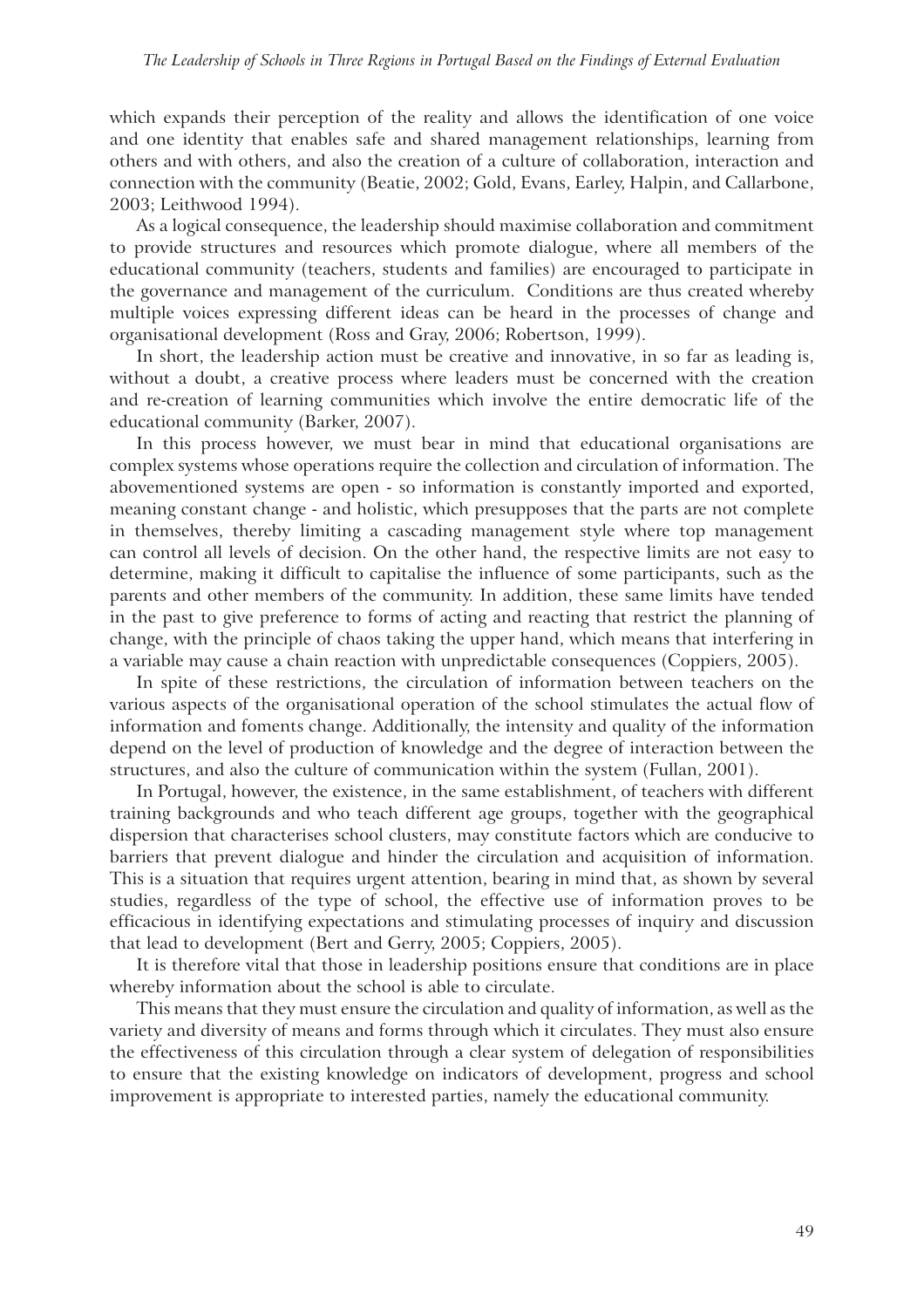which expands their perception of the reality and allows the identification of one voice and one identity that enables safe and shared management relationships, learning from others and with others, and also the creation of a culture of collaboration, interaction and connection with the community (Beatie, 2002; Gold, Evans, Earley, Halpin, and Callarbone, 2003; Leithwood 1994).

As a logical consequence, the leadership should maximise collaboration and commitment to provide structures and resources which promote dialogue, where all members of the educational community (teachers, students and families) are encouraged to participate in the governance and management of the curriculum. Conditions are thus created whereby multiple voices expressing different ideas can be heard in the processes of change and organisational development (Ross and Gray, 2006; Robertson, 1999).

In short, the leadership action must be creative and innovative, in so far as leading is, without a doubt, a creative process where leaders must be concerned with the creation and re-creation of learning communities which involve the entire democratic life of the educational community (Barker, 2007).

In this process however, we must bear in mind that educational organisations are complex systems whose operations require the collection and circulation of information. The abovementioned systems are open - so information is constantly imported and exported, meaning constant change - and holistic, which presupposes that the parts are not complete in themselves, thereby limiting a cascading management style where top management can control all levels of decision. On the other hand, the respective limits are not easy to determine, making it difficult to capitalise the influence of some participants, such as the parents and other members of the community. In addition, these same limits have tended in the past to give preference to forms of acting and reacting that restrict the planning of change, with the principle of chaos taking the upper hand, which means that interfering in a variable may cause a chain reaction with unpredictable consequences (Coppiers, 2005).

In spite of these restrictions, the circulation of information between teachers on the various aspects of the organisational operation of the school stimulates the actual flow of information and foments change. Additionally, the intensity and quality of the information depend on the level of production of knowledge and the degree of interaction between the structures, and also the culture of communication within the system (Fullan, 2001).

In Portugal, however, the existence, in the same establishment, of teachers with different training backgrounds and who teach different age groups, together with the geographical dispersion that characterises school clusters, may constitute factors which are conducive to barriers that prevent dialogue and hinder the circulation and acquisition of information. This is a situation that requires urgent attention, bearing in mind that, as shown by several studies, regardless of the type of school, the effective use of information proves to be efficacious in identifying expectations and stimulating processes of inquiry and discussion that lead to development (Bert and Gerry, 2005; Coppiers, 2005).

It is therefore vital that those in leadership positions ensure that conditions are in place whereby information about the school is able to circulate.

This means that they must ensure the circulation and quality of information, as well as the variety and diversity of means and forms through which it circulates. They must also ensure the effectiveness of this circulation through a clear system of delegation of responsibilities to ensure that the existing knowledge on indicators of development, progress and school improvement is appropriate to interested parties, namely the educational community.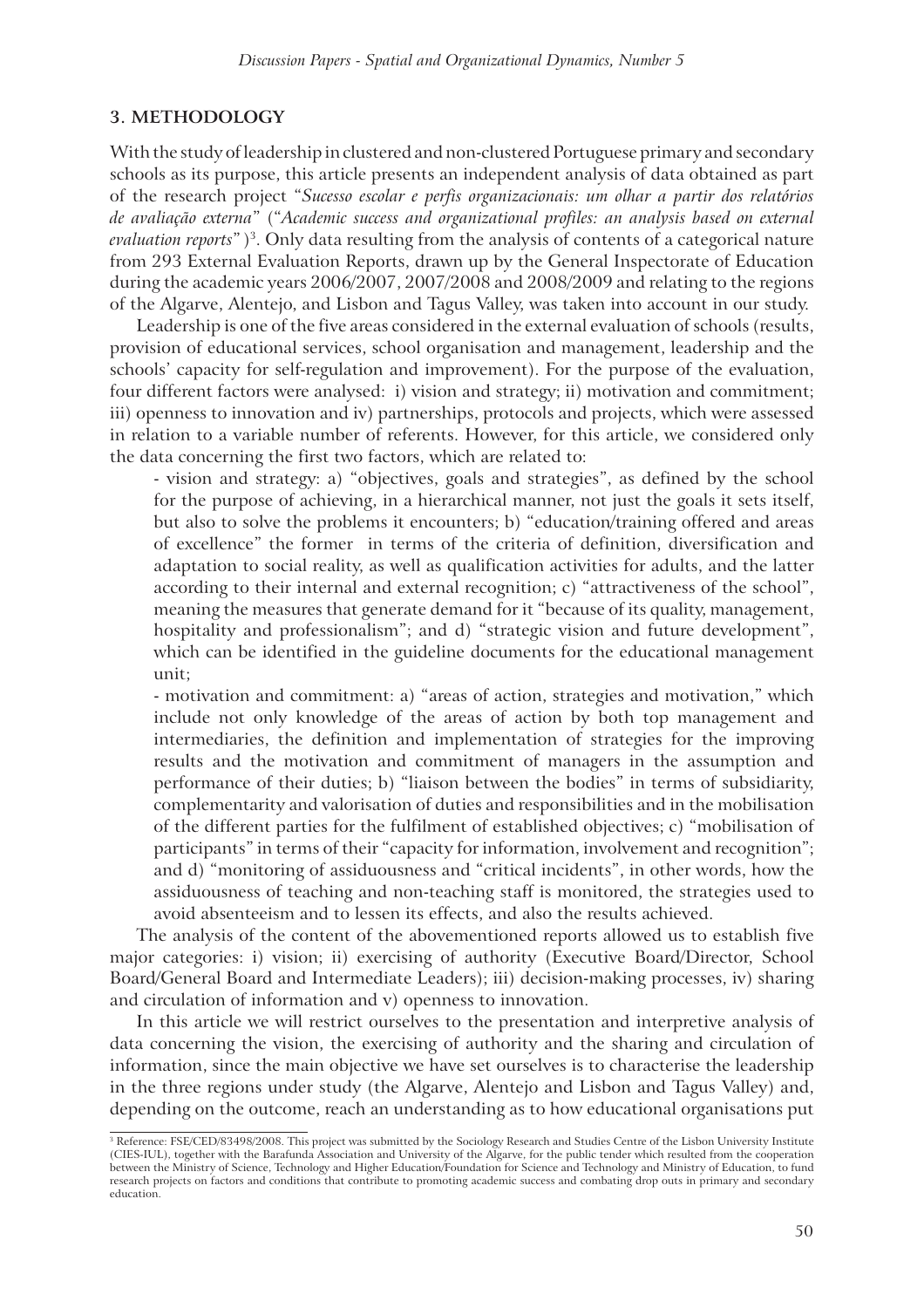## 3. METHODOLOGY

With the study of leadership in clustered and non-clustered Portuguese primary and secondary schools as its purpose, this article presents an independent analysis of data obtained as part of the research project "*Sucesso escolar e perfis organizacionais: um olhar a partir dos relatórios de avaliação externa*" ("*Academic success and organizational profiles: an analysis based on external evaluation reports*")[3]. Only data resulting from the analysis of contents of a categorical nature from 293 External Evaluation Reports, drawn up by the General Inspectorate of Education during the academic years 2006/2007, 2007/2008 and 2008/2009 and relating to the regions of the Algarve, Alentejo, and Lisbon and Tagus Valley, was taken into account in our study.

Leadership is one of the five areas considered in the external evaluation of schools (results, provision of educational services, school organisation and management, leadership and the schools' capacity for self-regulation and improvement). For the purpose of the evaluation, four different factors were analysed: i) vision and strategy; ii) motivation and commitment; iii) openness to innovation and iv) partnerships, protocols and projects, which were assessed in relation to a variable number of referents. However, for this article, we considered only the data concerning the first two factors, which are related to:

- vision and strategy: a) "objectives, goals and strategies", as defined by the school for the purpose of achieving, in a hierarchical manner, not just the goals it sets itself, but also to solve the problems it encounters; b) "education/training offered and areas of excellence" the former in terms of the criteria of definition, diversification and adaptation to social reality, as well as qualification activities for adults, and the latter according to their internal and external recognition; c) "attractiveness of the school", meaning the measures that generate demand for it "because of its quality, management, hospitality and professionalism"; and d) "strategic vision and future development", which can be identified in the guideline documents for the educational management unit;
- motivation and commitment: a) "areas of action, strategies and motivation," which include not only knowledge of the areas of action by both top management and intermediaries, the definition and implementation of strategies for the improving results and the motivation and commitment of managers in the assumption and performance of their duties; b) "liaison between the bodies" in terms of subsidiarity, complementarity and valorisation of duties and responsibilities and in the mobilisation of the different parties for the fulfilment of established objectives; c) "mobilisation of participants" in terms of their "capacity for information, involvement and recognition"; and d) "monitoring of assiduousness and "critical incidents", in other words, how the assiduousness of teaching and non-teaching staff is monitored, the strategies used to avoid absenteeism and to lessen its effects, and also the results achieved.

The analysis of the content of the abovementioned reports allowed us to establish five major categories: i) vision; ii) exercising of authority (Executive Board/Director, School Board/General Board and Intermediate Leaders); iii) decision-making processes, iv) sharing and circulation of information and v) openness to innovation.

In this article we will restrict ourselves to the presentation and interpretive analysis of data concerning the vision, the exercising of authority and the sharing and circulation of information, since the main objective we have set ourselves is to characterise the leadership in the three regions under study (the Algarve, Alentejo and Lisbon and Tagus Valley) and, depending on the outcome, reach an understanding as to how educational organisations put

[3] Reference: FSE/CED/83498/2008. This project was submitted by the Sociology Research and Studies Centre of the Lisbon University Institute (CIES-IUL), together with the Barafunda Association and University of the Algarve, for the public tender which resulted from the cooperation between the Ministry of Science, Technology and Higher Education/Foundation for Science and Technology and Ministry of Education, to fund research projects on factors and conditions that contribute to promoting academic success and combating drop outs in primary and secondary education.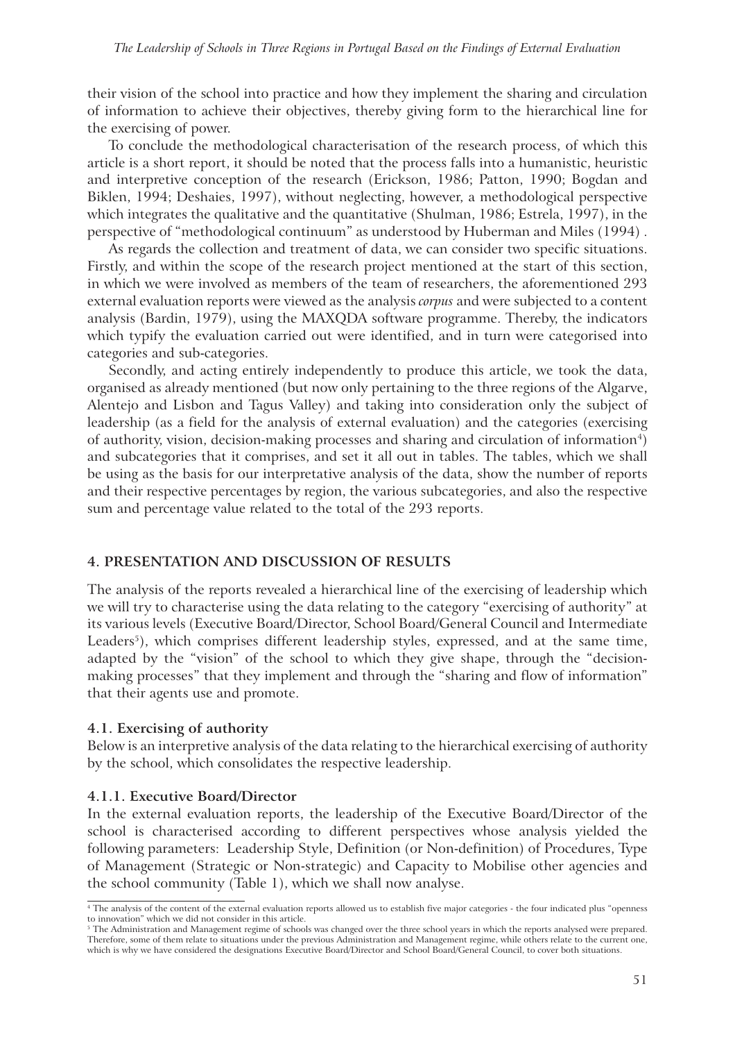their vision of the school into practice and how they implement the sharing and circulation of information to achieve their objectives, thereby giving form to the hierarchical line for the exercising of power.

To conclude the methodological characterisation of the research process, of which this article is a short report, it should be noted that the process falls into a humanistic, heuristic and interpretive conception of the research (Erickson, 1986; Patton, 1990; Bogdan and Biklen, 1994; Deshaies, 1997), without neglecting, however, a methodological perspective which integrates the qualitative and the quantitative (Shulman, 1986; Estrela, 1997), in the perspective of "methodological continuum" as understood by Huberman and Miles (1994) .

As regards the collection and treatment of data, we can consider two specific situations. Firstly, and within the scope of the research project mentioned at the start of this section, in which we were involved as members of the team of researchers, the aforementioned 293 external evaluation reports were viewed as the analysis *corpus* and were subjected to a content analysis (Bardin, 1979), using the MAXQDA software programme. Thereby, the indicators which typify the evaluation carried out were identified, and in turn were categorised into categories and sub-categories.

Secondly, and acting entirely independently to produce this article, we took the data, organised as already mentioned (but now only pertaining to the three regions of the Algarve, Alentejo and Lisbon and Tagus Valley) and taking into consideration only the subject of leadership (as a field for the analysis of external evaluation) and the categories (exercising of authority, vision, decision-making processes and sharing and circulation of information[4]) and subcategories that it comprises, and set it all out in tables. The tables, which we shall be using as the basis for our interpretative analysis of the data, show the number of reports and their respective percentages by region, the various subcategories, and also the respective sum and percentage value related to the total of the 293 reports.

## 4. PRESENTATION AND DISCUSSION OF RESULTS

The analysis of the reports revealed a hierarchical line of the exercising of leadership which we will try to characterise using the data relating to the category "exercising of authority" at its various levels (Executive Board/Director, School Board/General Council and Intermediate Leaders[5]), which comprises different leadership styles, expressed, and at the same time, adapted by the "vision" of the school to which they give shape, through the "decision-making processes" that they implement and through the "sharing and flow of information" that their agents use and promote.

### 4.1. Exercising of authority

Below is an interpretive analysis of the data relating to the hierarchical exercising of authority by the school, which consolidates the respective leadership.

#### 4.1.1. Executive Board/Director

In the external evaluation reports, the leadership of the Executive Board/Director of the school is characterised according to different perspectives whose analysis yielded the following parameters: Leadership Style, Definition (or Non-definition) of Procedures, Type of Management (Strategic or Non-strategic) and Capacity to Mobilise other agencies and the school community (Table 1), which we shall now analyse.

[4] The analysis of the content of the external evaluation reports allowed us to establish five major categories - the four indicated plus "openness to innovation" which we did not consider in this article.

[5] The Administration and Management regime of schools was changed over the three school years in which the reports analysed were prepared. Therefore, some of them relate to situations under the previous Administration and Management regime, while others relate to the current one, which is why we have considered the designations Executive Board/Director and School Board/General Council, to cover both situations.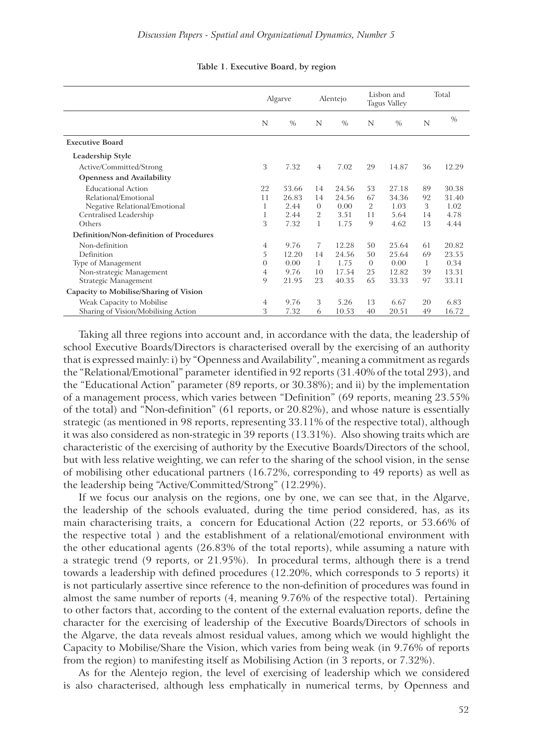**Table 1. Executive Board, by region**

| | Algarve | | Alentejo | | Lisbon and Tagus Valley | | Total | |
|---|---|---|---|---|---|---|---|---|
| | N | % | N | % | N | % | N | % |
| **Executive Board** | | | | | | | | |
| **Leadership Style** | | | | | | | | |
| Active/Committed/Strong | 3 | 7.32 | 4 | 7.02 | 29 | 14.87 | 36 | 12.29 |
| **Openness and Availability** | | | | | | | | |
| Educational Action | 22 | 53.66 | 14 | 24.56 | 53 | 27.18 | 89 | 30.38 |
| Relational/Emotional | 11 | 26.83 | 14 | 24.56 | 67 | 34.36 | 92 | 31.40 |
| Negative Relational/Emotional | 1 | 2.44 | 0 | 0.00 | 2 | 1.03 | 3 | 1.02 |
| Centralised Leadership | 1 | 2.44 | 2 | 3.51 | 11 | 5.64 | 14 | 4.78 |
| Others | 3 | 7.32 | 1 | 1.75 | 9 | 4.62 | 13 | 4.44 |
| **Definition/Non-definition of Procedures** | | | | | | | | |
| Non-definition | 4 | 9.76 | 7 | 12.28 | 50 | 25.64 | 61 | 20.82 |
| Definition | 5 | 12.20 | 14 | 24.56 | 50 | 25.64 | 69 | 23.55 |
| Type of Management | 0 | 0.00 | 1 | 1.75 | 0 | 0.00 | 1 | 0.34 |
| Non-strategic Management | 4 | 9.76 | 10 | 17.54 | 25 | 12.82 | 39 | 13.31 |
| Strategic Management | 9 | 21.95 | 23 | 40.35 | 65 | 33.33 | 97 | 33.11 |
| **Capacity to Mobilise/Sharing of Vision** | | | | | | | | |
| Weak Capacity to Mobilise | 4 | 9.76 | 3 | 5.26 | 13 | 6.67 | 20 | 6.83 |
| Sharing of Vision/Mobilising Action | 3 | 7.32 | 6 | 10.53 | 40 | 20.51 | 49 | 16.72 |

Taking all three regions into account and, in accordance with the data, the leadership of school Executive Boards/Directors is characterised overall by the exercising of an authority that is expressed mainly: i) by "Openness and Availability", meaning a commitment as regards the "Relational/Emotional" parameter identified in 92 reports (31.40% of the total 293), and the "Educational Action" parameter (89 reports, or 30.38%); and ii) by the implementation of a management process, which varies between "Definition" (69 reports, meaning 23.55% of the total) and "Non-definition" (61 reports, or 20.82%), and whose nature is essentially strategic (as mentioned in 98 reports, representing 33.11% of the respective total), although it was also considered as non-strategic in 39 reports (13.31%). Also showing traits which are characteristic of the exercising of authority by the Executive Boards/Directors of the school, but with less relative weighting, we can refer to the sharing of the school vision, in the sense of mobilising other educational partners (16.72%, corresponding to 49 reports) as well as the leadership being "Active/Committed/Strong" (12.29%).

If we focus our analysis on the regions, one by one, we can see that, in the Algarve, the leadership of the schools evaluated, during the time period considered, has, as its main characterising traits, a concern for Educational Action (22 reports, or 53.66% of the respective total ) and the establishment of a relational/emotional environment with the other educational agents (26.83% of the total reports), while assuming a nature with a strategic trend (9 reports, or 21.95%). In procedural terms, although there is a trend towards a leadership with defined procedures (12.20%, which corresponds to 5 reports) it is not particularly assertive since reference to the non-definition of procedures was found in almost the same number of reports (4, meaning 9.76% of the respective total). Pertaining to other factors that, according to the content of the external evaluation reports, define the character for the exercising of leadership of the Executive Boards/Directors of schools in the Algarve, the data reveals almost residual values, among which we would highlight the Capacity to Mobilise/Share the Vision, which varies from being weak (in 9.76% of reports from the region) to manifesting itself as Mobilising Action (in 3 reports, or 7.32%).

As for the Alentejo region, the level of exercising of leadership which we considered is also characterised, although less emphatically in numerical terms, by Openness and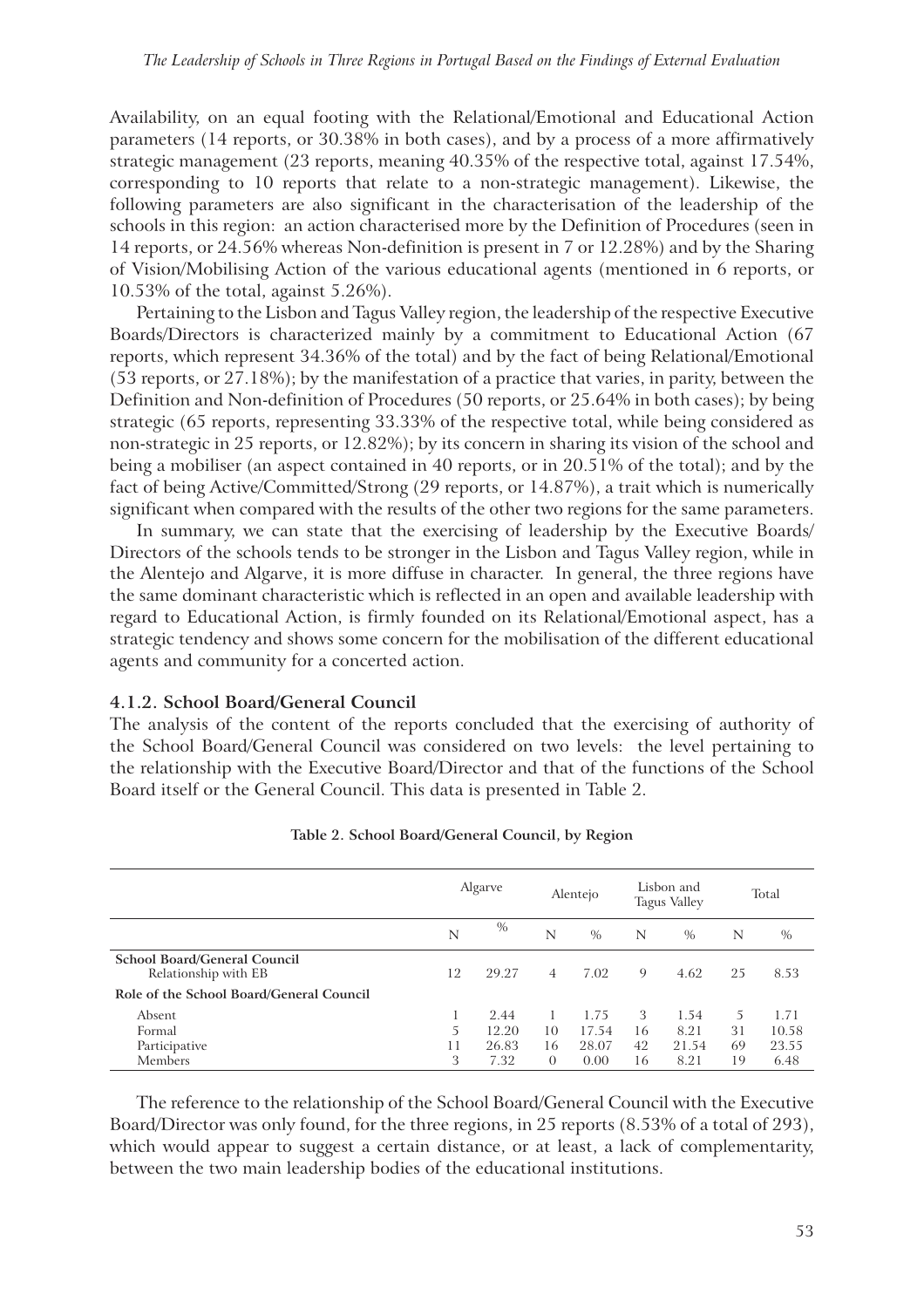Availability, on an equal footing with the Relational/Emotional and Educational Action parameters (14 reports, or 30.38% in both cases), and by a process of a more affirmatively strategic management (23 reports, meaning 40.35% of the respective total, against 17.54%, corresponding to 10 reports that relate to a non-strategic management). Likewise, the following parameters are also significant in the characterisation of the leadership of the schools in this region: an action characterised more by the Definition of Procedures (seen in 14 reports, or 24.56% whereas Non-definition is present in 7 or 12.28%) and by the Sharing of Vision/Mobilising Action of the various educational agents (mentioned in 6 reports, or 10.53% of the total, against 5.26%).

Pertaining to the Lisbon and Tagus Valley region, the leadership of the respective Executive Boards/Directors is characterized mainly by a commitment to Educational Action (67 reports, which represent 34.36% of the total) and by the fact of being Relational/Emotional (53 reports, or 27.18%); by the manifestation of a practice that varies, in parity, between the Definition and Non-definition of Procedures (50 reports, or 25.64% in both cases); by being strategic (65 reports, representing 33.33% of the respective total, while being considered as non-strategic in 25 reports, or 12.82%); by its concern in sharing its vision of the school and being a mobiliser (an aspect contained in 40 reports, or in 20.51% of the total); and by the fact of being Active/Committed/Strong (29 reports, or 14.87%), a trait which is numerically significant when compared with the results of the other two regions for the same parameters.

In summary, we can state that the exercising of leadership by the Executive Boards/Directors of the schools tends to be stronger in the Lisbon and Tagus Valley region, while in the Alentejo and Algarve, it is more diffuse in character. In general, the three regions have the same dominant characteristic which is reflected in an open and available leadership with regard to Educational Action, is firmly founded on its Relational/Emotional aspect, has a strategic tendency and shows some concern for the mobilisation of the different educational agents and community for a concerted action.

### 4.1.2. School Board/General Council

The analysis of the content of the reports concluded that the exercising of authority of the School Board/General Council was considered on two levels: the level pertaining to the relationship with the Executive Board/Director and that of the functions of the School Board itself or the General Council. This data is presented in Table 2.

**Table 2. School Board/General Council, by Region**

| | Algarve | | Alentejo | | Lisbon and Tagus Valley | | Total | |
|---|---|---|---|---|---|---|---|---|
| | N | % | N | % | N | % | N | % |
| **School Board/General Council** Relationship with EB | 12 | 29.27 | 4 | 7.02 | 9 | 4.62 | 25 | 8.53 |
| **Role of the School Board/General Council** | | | | | | | | |
| Absent | 1 | 2.44 | 1 | 1.75 | 3 | 1.54 | 5 | 1.71 |
| Formal | 5 | 12.20 | 10 | 17.54 | 16 | 8.21 | 31 | 10.58 |
| Participative | 11 | 26.83 | 16 | 28.07 | 42 | 21.54 | 69 | 23.55 |
| Members | 3 | 7.32 | 0 | 0.00 | 16 | 8.21 | 19 | 6.48 |

The reference to the relationship of the School Board/General Council with the Executive Board/Director was only found, for the three regions, in 25 reports (8.53% of a total of 293), which would appear to suggest a certain distance, or at least, a lack of complementarity, between the two main leadership bodies of the educational institutions.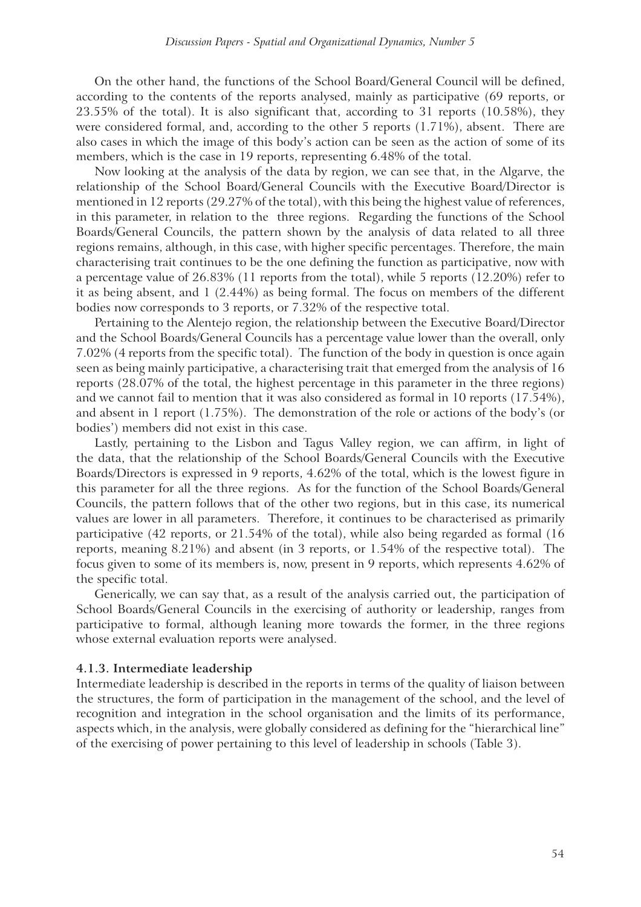On the other hand, the functions of the School Board/General Council will be defined, according to the contents of the reports analysed, mainly as participative (69 reports, or 23.55% of the total). It is also significant that, according to 31 reports (10.58%), they were considered formal, and, according to the other 5 reports (1.71%), absent. There are also cases in which the image of this body's action can be seen as the action of some of its members, which is the case in 19 reports, representing 6.48% of the total.

Now looking at the analysis of the data by region, we can see that, in the Algarve, the relationship of the School Board/General Councils with the Executive Board/Director is mentioned in 12 reports (29.27% of the total), with this being the highest value of references, in this parameter, in relation to the three regions. Regarding the functions of the School Boards/General Councils, the pattern shown by the analysis of data related to all three regions remains, although, in this case, with higher specific percentages. Therefore, the main characterising trait continues to be the one defining the function as participative, now with a percentage value of 26.83% (11 reports from the total), while 5 reports (12.20%) refer to it as being absent, and 1 (2.44%) as being formal. The focus on members of the different bodies now corresponds to 3 reports, or 7.32% of the respective total.

Pertaining to the Alentejo region, the relationship between the Executive Board/Director and the School Boards/General Councils has a percentage value lower than the overall, only 7.02% (4 reports from the specific total). The function of the body in question is once again seen as being mainly participative, a characterising trait that emerged from the analysis of 16 reports (28.07% of the total, the highest percentage in this parameter in the three regions) and we cannot fail to mention that it was also considered as formal in 10 reports (17.54%), and absent in 1 report (1.75%). The demonstration of the role or actions of the body's (or bodies') members did not exist in this case.

Lastly, pertaining to the Lisbon and Tagus Valley region, we can affirm, in light of the data, that the relationship of the School Boards/General Councils with the Executive Boards/Directors is expressed in 9 reports, 4.62% of the total, which is the lowest figure in this parameter for all the three regions. As for the function of the School Boards/General Councils, the pattern follows that of the other two regions, but in this case, its numerical values are lower in all parameters. Therefore, it continues to be characterised as primarily participative (42 reports, or 21.54% of the total), while also being regarded as formal (16 reports, meaning 8.21%) and absent (in 3 reports, or 1.54% of the respective total). The focus given to some of its members is, now, present in 9 reports, which represents 4.62% of the specific total.

Generically, we can say that, as a result of the analysis carried out, the participation of School Boards/General Councils in the exercising of authority or leadership, ranges from participative to formal, although leaning more towards the former, in the three regions whose external evaluation reports were analysed.

### 4.1.3. Intermediate leadership

Intermediate leadership is described in the reports in terms of the quality of liaison between the structures, the form of participation in the management of the school, and the level of recognition and integration in the school organisation and the limits of its performance, aspects which, in the analysis, were globally considered as defining for the "hierarchical line" of the exercising of power pertaining to this level of leadership in schools (Table 3).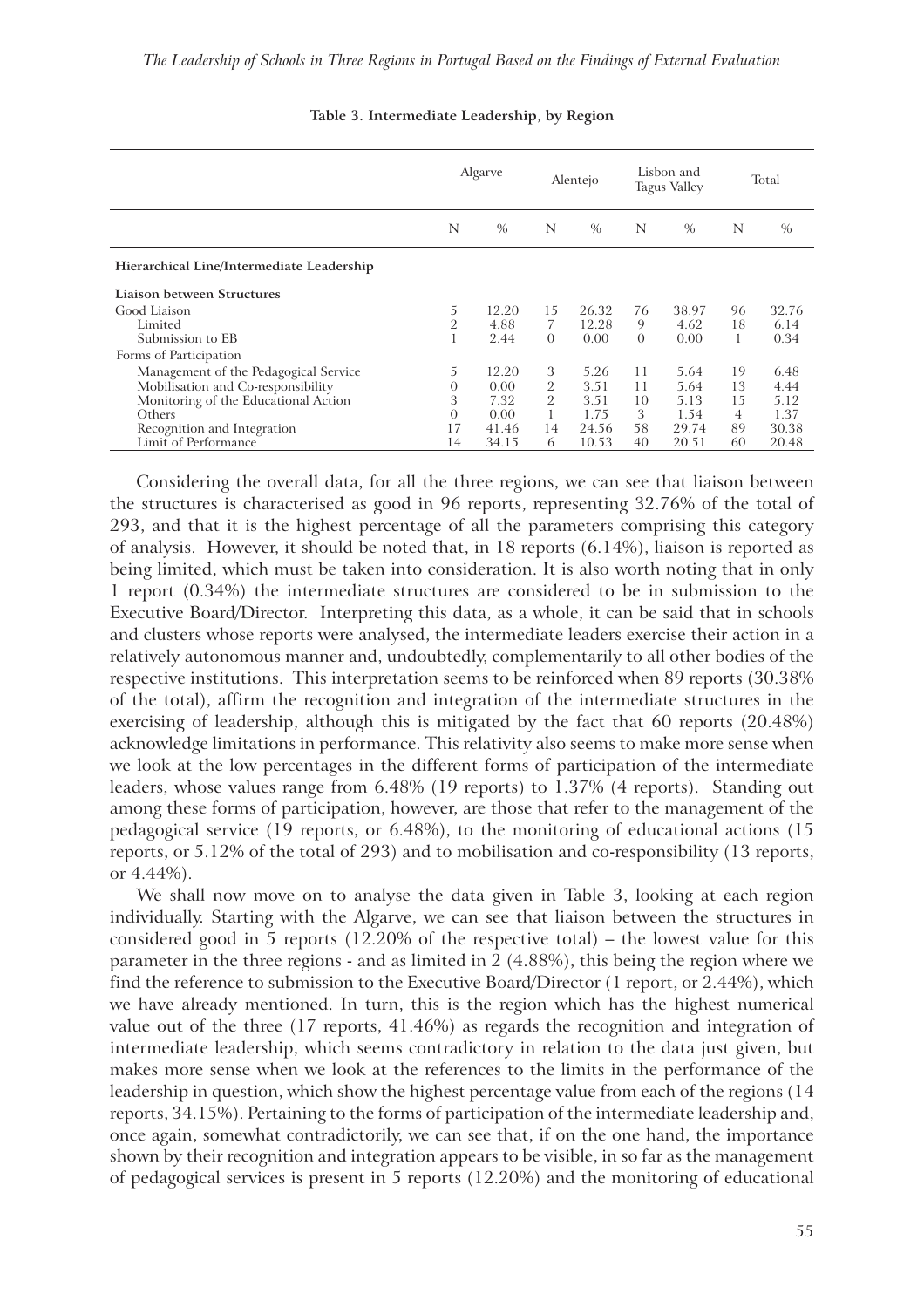**Table 3. Intermediate Leadership, by Region**

| | Algarve | | Alentejo | | Lisbon and Tagus Valley | | Total | |
|---|---|---|---|---|---|---|---|---|
| | N | % | N | % | N | % | N | % |
| **Hierarchical Line/Intermediate Leadership** | | | | | | | | |
| **Liaison between Structures** | | | | | | | | |
| Good Liaison | 5 | 12.20 | 15 | 26.32 | 76 | 38.97 | 96 | 32.76 |
| Limited | 2 | 4.88 | 7 | 12.28 | 9 | 4.62 | 18 | 6.14 |
| Submission to EB | 1 | 2.44 | 0 | 0.00 | 0 | 0.00 | 1 | 0.34 |
| Forms of Participation | | | | | | | | |
| Management of the Pedagogical Service | 5 | 12.20 | 3 | 5.26 | 11 | 5.64 | 19 | 6.48 |
| Mobilisation and Co-responsibility | 0 | 0.00 | 2 | 3.51 | 11 | 5.64 | 13 | 4.44 |
| Monitoring of the Educational Action | 3 | 7.32 | 2 | 3.51 | 10 | 5.13 | 15 | 5.12 |
| Others | 0 | 0.00 | 1 | 1.75 | 3 | 1.54 | 4 | 1.37 |
| Recognition and Integration | 17 | 41.46 | 14 | 24.56 | 58 | 29.74 | 89 | 30.38 |
| Limit of Performance | 14 | 34.15 | 6 | 10.53 | 40 | 20.51 | 60 | 20.48 |

Considering the overall data, for all the three regions, we can see that liaison between the structures is characterised as good in 96 reports, representing 32.76% of the total of 293, and that it is the highest percentage of all the parameters comprising this category of analysis. However, it should be noted that, in 18 reports (6.14%), liaison is reported as being limited, which must be taken into consideration. It is also worth noting that in only 1 report (0.34%) the intermediate structures are considered to be in submission to the Executive Board/Director. Interpreting this data, as a whole, it can be said that in schools and clusters whose reports were analysed, the intermediate leaders exercise their action in a relatively autonomous manner and, undoubtedly, complementarily to all other bodies of the respective institutions. This interpretation seems to be reinforced when 89 reports (30.38% of the total), affirm the recognition and integration of the intermediate structures in the exercising of leadership, although this is mitigated by the fact that 60 reports (20.48%) acknowledge limitations in performance. This relativity also seems to make more sense when we look at the low percentages in the different forms of participation of the intermediate leaders, whose values range from 6.48% (19 reports) to 1.37% (4 reports). Standing out among these forms of participation, however, are those that refer to the management of the pedagogical service (19 reports, or 6.48%), to the monitoring of educational actions (15 reports, or 5.12% of the total of 293) and to mobilisation and co-responsibility (13 reports, or 4.44%).

We shall now move on to analyse the data given in Table 3, looking at each region individually. Starting with the Algarve, we can see that liaison between the structures in considered good in 5 reports (12.20% of the respective total) – the lowest value for this parameter in the three regions - and as limited in 2 (4.88%), this being the region where we find the reference to submission to the Executive Board/Director (1 report, or 2.44%), which we have already mentioned. In turn, this is the region which has the highest numerical value out of the three (17 reports, 41.46%) as regards the recognition and integration of intermediate leadership, which seems contradictory in relation to the data just given, but makes more sense when we look at the references to the limits in the performance of the leadership in question, which show the highest percentage value from each of the regions (14 reports, 34.15%). Pertaining to the forms of participation of the intermediate leadership and, once again, somewhat contradictorily, we can see that, if on the one hand, the importance shown by their recognition and integration appears to be visible, in so far as the management of pedagogical services is present in 5 reports (12.20%) and the monitoring of educational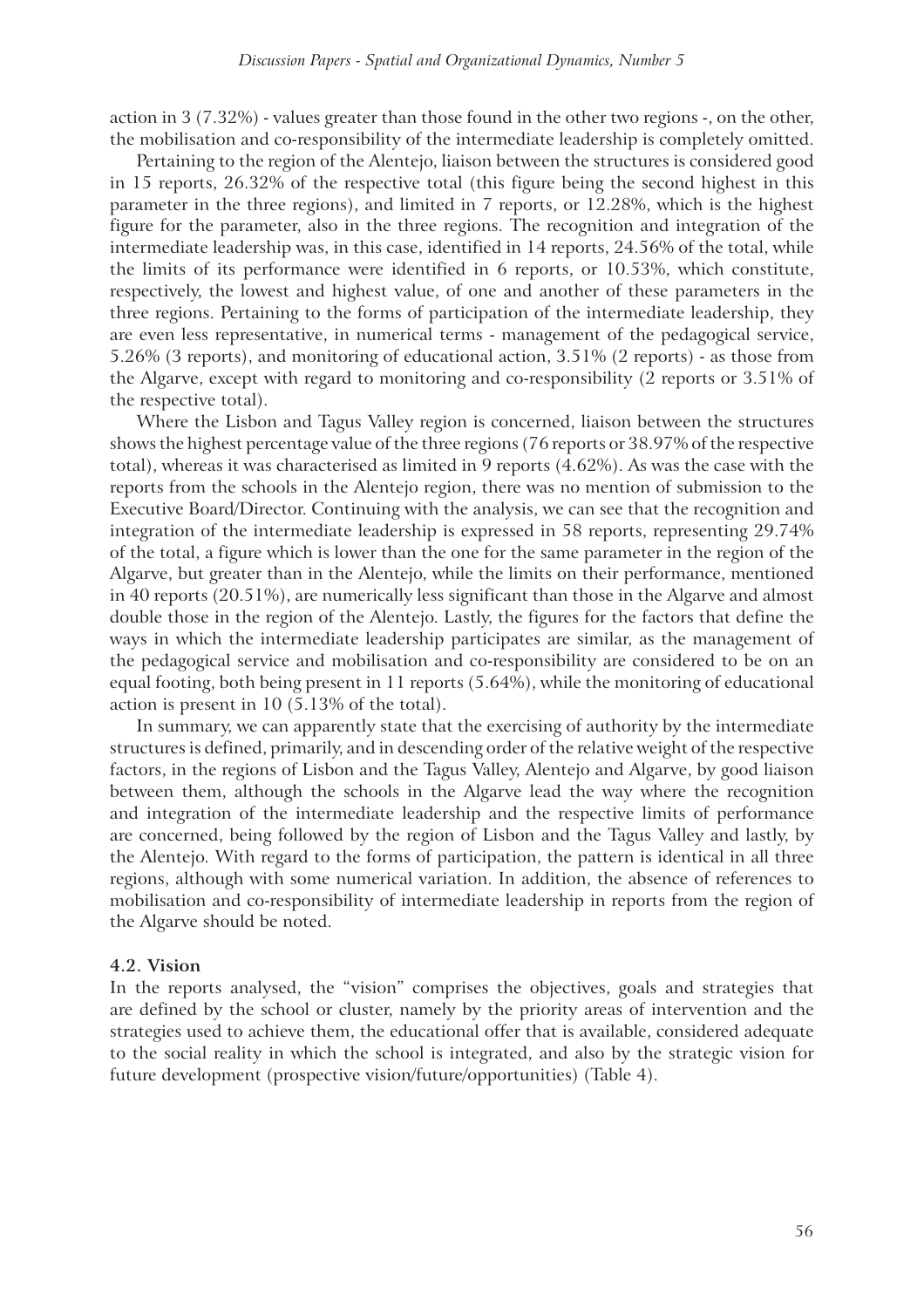action in 3 (7.32%) - values greater than those found in the other two regions -, on the other, the mobilisation and co-responsibility of the intermediate leadership is completely omitted.

Pertaining to the region of the Alentejo, liaison between the structures is considered good in 15 reports, 26.32% of the respective total (this figure being the second highest in this parameter in the three regions), and limited in 7 reports, or 12.28%, which is the highest figure for the parameter, also in the three regions. The recognition and integration of the intermediate leadership was, in this case, identified in 14 reports, 24.56% of the total, while the limits of its performance were identified in 6 reports, or 10.53%, which constitute, respectively, the lowest and highest value, of one and another of these parameters in the three regions. Pertaining to the forms of participation of the intermediate leadership, they are even less representative, in numerical terms - management of the pedagogical service, 5.26% (3 reports), and monitoring of educational action, 3.51% (2 reports) - as those from the Algarve, except with regard to monitoring and co-responsibility (2 reports or 3.51% of the respective total).

Where the Lisbon and Tagus Valley region is concerned, liaison between the structures shows the highest percentage value of the three regions (76 reports or 38.97% of the respective total), whereas it was characterised as limited in 9 reports (4.62%). As was the case with the reports from the schools in the Alentejo region, there was no mention of submission to the Executive Board/Director. Continuing with the analysis, we can see that the recognition and integration of the intermediate leadership is expressed in 58 reports, representing 29.74% of the total, a figure which is lower than the one for the same parameter in the region of the Algarve, but greater than in the Alentejo, while the limits on their performance, mentioned in 40 reports (20.51%), are numerically less significant than those in the Algarve and almost double those in the region of the Alentejo. Lastly, the figures for the factors that define the ways in which the intermediate leadership participates are similar, as the management of the pedagogical service and mobilisation and co-responsibility are considered to be on an equal footing, both being present in 11 reports (5.64%), while the monitoring of educational action is present in 10 (5.13% of the total).

In summary, we can apparently state that the exercising of authority by the intermediate structures is defined, primarily, and in descending order of the relative weight of the respective factors, in the regions of Lisbon and the Tagus Valley, Alentejo and Algarve, by good liaison between them, although the schools in the Algarve lead the way where the recognition and integration of the intermediate leadership and the respective limits of performance are concerned, being followed by the region of Lisbon and the Tagus Valley and lastly, by the Alentejo. With regard to the forms of participation, the pattern is identical in all three regions, although with some numerical variation. In addition, the absence of references to mobilisation and co-responsibility of intermediate leadership in reports from the region of the Algarve should be noted.

### 4.2. Vision

In the reports analysed, the "vision" comprises the objectives, goals and strategies that are defined by the school or cluster, namely by the priority areas of intervention and the strategies used to achieve them, the educational offer that is available, considered adequate to the social reality in which the school is integrated, and also by the strategic vision for future development (prospective vision/future/opportunities) (Table 4).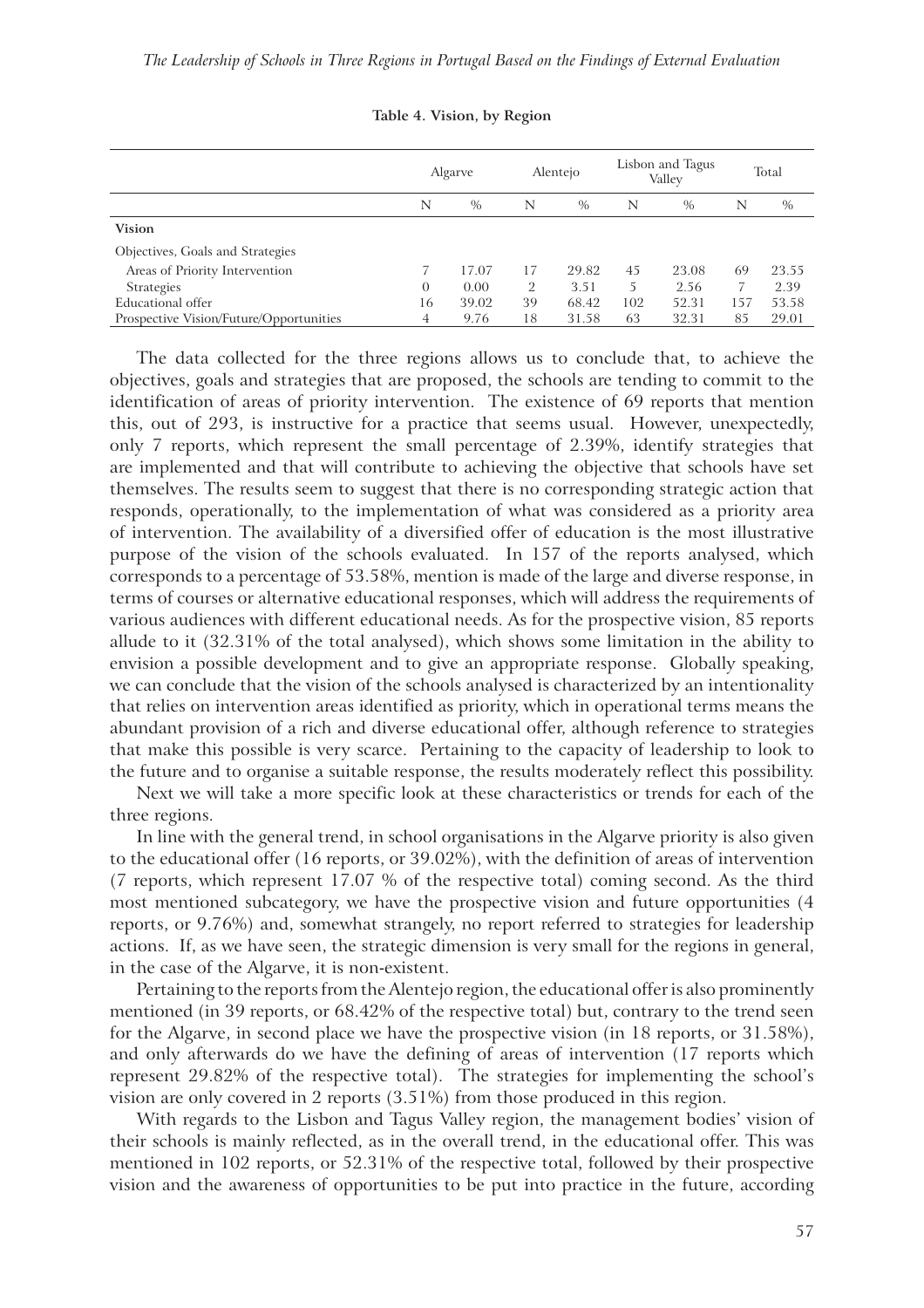**Table 4. Vision, by Region**

| | Algarve | | Alentejo | | Lisbon and Tagus Valley | | Total | |
|---|---|---|---|---|---|---|---|---|
| | N | % | N | % | N | % | N | % |
| **Vision** | | | | | | | | |
| Objectives, Goals and Strategies | | | | | | | | |
| Areas of Priority Intervention | 7 | 17.07 | 17 | 29.82 | 45 | 23.08 | 69 | 23.55 |
| Strategies | 0 | 0.00 | 2 | 3.51 | 5 | 2.56 | 7 | 2.39 |
| Educational offer | 16 | 39.02 | 39 | 68.42 | 102 | 52.31 | 157 | 53.58 |
| Prospective Vision/Future/Opportunities | 4 | 9.76 | 18 | 31.58 | 63 | 32.31 | 85 | 29.01 |

The data collected for the three regions allows us to conclude that, to achieve the objectives, goals and strategies that are proposed, the schools are tending to commit to the identification of areas of priority intervention. The existence of 69 reports that mention this, out of 293, is instructive for a practice that seems usual. However, unexpectedly, only 7 reports, which represent the small percentage of 2.39%, identify strategies that are implemented and that will contribute to achieving the objective that schools have set themselves. The results seem to suggest that there is no corresponding strategic action that responds, operationally, to the implementation of what was considered as a priority area of intervention. The availability of a diversified offer of education is the most illustrative purpose of the vision of the schools evaluated. In 157 of the reports analysed, which corresponds to a percentage of 53.58%, mention is made of the large and diverse response, in terms of courses or alternative educational responses, which will address the requirements of various audiences with different educational needs. As for the prospective vision, 85 reports allude to it (32.31% of the total analysed), which shows some limitation in the ability to envision a possible development and to give an appropriate response. Globally speaking, we can conclude that the vision of the schools analysed is characterized by an intentionality that relies on intervention areas identified as priority, which in operational terms means the abundant provision of a rich and diverse educational offer, although reference to strategies that make this possible is very scarce. Pertaining to the capacity of leadership to look to the future and to organise a suitable response, the results moderately reflect this possibility.

Next we will take a more specific look at these characteristics or trends for each of the three regions.

In line with the general trend, in school organisations in the Algarve priority is also given to the educational offer (16 reports, or 39.02%), with the definition of areas of intervention (7 reports, which represent 17.07 % of the respective total) coming second. As the third most mentioned subcategory, we have the prospective vision and future opportunities (4 reports, or 9.76%) and, somewhat strangely, no report referred to strategies for leadership actions. If, as we have seen, the strategic dimension is very small for the regions in general, in the case of the Algarve, it is non-existent.

Pertaining to the reports from the Alentejo region, the educational offer is also prominently mentioned (in 39 reports, or 68.42% of the respective total) but, contrary to the trend seen for the Algarve, in second place we have the prospective vision (in 18 reports, or 31.58%), and only afterwards do we have the defining of areas of intervention (17 reports which represent 29.82% of the respective total). The strategies for implementing the school's vision are only covered in 2 reports (3.51%) from those produced in this region.

With regards to the Lisbon and Tagus Valley region, the management bodies' vision of their schools is mainly reflected, as in the overall trend, in the educational offer. This was mentioned in 102 reports, or 52.31% of the respective total, followed by their prospective vision and the awareness of opportunities to be put into practice in the future, according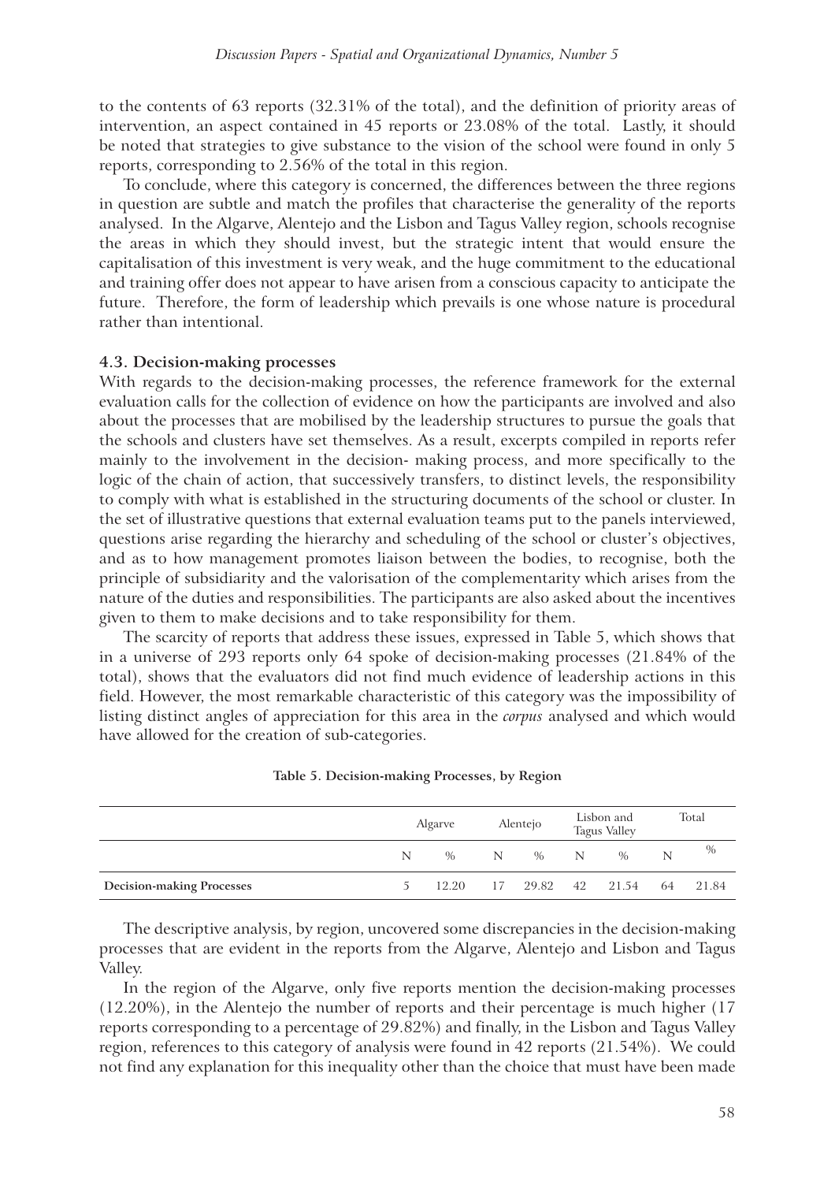to the contents of 63 reports (32.31% of the total), and the definition of priority areas of intervention, an aspect contained in 45 reports or 23.08% of the total. Lastly, it should be noted that strategies to give substance to the vision of the school were found in only 5 reports, corresponding to 2.56% of the total in this region.

To conclude, where this category is concerned, the differences between the three regions in question are subtle and match the profiles that characterise the generality of the reports analysed. In the Algarve, Alentejo and the Lisbon and Tagus Valley region, schools recognise the areas in which they should invest, but the strategic intent that would ensure the capitalisation of this investment is very weak, and the huge commitment to the educational and training offer does not appear to have arisen from a conscious capacity to anticipate the future. Therefore, the form of leadership which prevails is one whose nature is procedural rather than intentional.

### 4.3. Decision-making processes

With regards to the decision-making processes, the reference framework for the external evaluation calls for the collection of evidence on how the participants are involved and also about the processes that are mobilised by the leadership structures to pursue the goals that the schools and clusters have set themselves. As a result, excerpts compiled in reports refer mainly to the involvement in the decision- making process, and more specifically to the logic of the chain of action, that successively transfers, to distinct levels, the responsibility to comply with what is established in the structuring documents of the school or cluster. In the set of illustrative questions that external evaluation teams put to the panels interviewed, questions arise regarding the hierarchy and scheduling of the school or cluster's objectives, and as to how management promotes liaison between the bodies, to recognise, both the principle of subsidiarity and the valorisation of the complementarity which arises from the nature of the duties and responsibilities. The participants are also asked about the incentives given to them to make decisions and to take responsibility for them.

The scarcity of reports that address these issues, expressed in Table 5, which shows that in a universe of 293 reports only 64 spoke of decision-making processes (21.84% of the total), shows that the evaluators did not find much evidence of leadership actions in this field. However, the most remarkable characteristic of this category was the impossibility of listing distinct angles of appreciation for this area in the *corpus* analysed and which would have allowed for the creation of sub-categories.

**Table 5. Decision-making Processes, by Region**

| | Algarve | | Alentejo | | Lisbon and Tagus Valley | | Total | |
|---|---|---|---|---|---|---|---|---|
| | N | % | N | % | N | % | N | % |
| **Decision-making Processes** | 5 | 12.20 | 17 | 29.82 | 42 | 21.54 | 64 | 21.84 |

The descriptive analysis, by region, uncovered some discrepancies in the decision-making processes that are evident in the reports from the Algarve, Alentejo and Lisbon and Tagus Valley.

In the region of the Algarve, only five reports mention the decision-making processes (12.20%), in the Alentejo the number of reports and their percentage is much higher (17 reports corresponding to a percentage of 29.82%) and finally, in the Lisbon and Tagus Valley region, references to this category of analysis were found in 42 reports (21.54%). We could not find any explanation for this inequality other than the choice that must have been made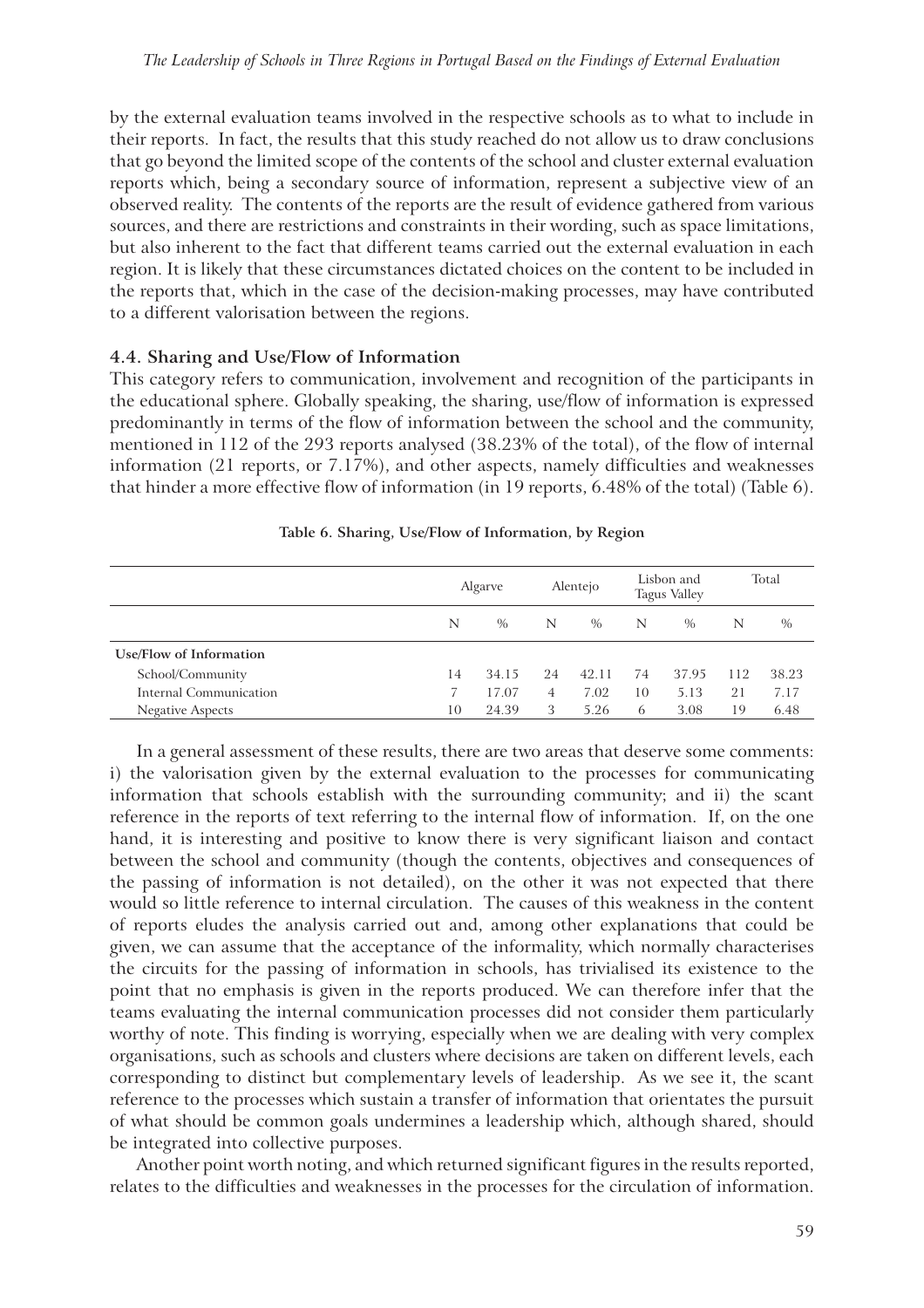by the external evaluation teams involved in the respective schools as to what to include in their reports. In fact, the results that this study reached do not allow us to draw conclusions that go beyond the limited scope of the contents of the school and cluster external evaluation reports which, being a secondary source of information, represent a subjective view of an observed reality. The contents of the reports are the result of evidence gathered from various sources, and there are restrictions and constraints in their wording, such as space limitations, but also inherent to the fact that different teams carried out the external evaluation in each region. It is likely that these circumstances dictated choices on the content to be included in the reports that, which in the case of the decision-making processes, may have contributed to a different valorisation between the regions.

### 4.4. Sharing and Use/Flow of Information

This category refers to communication, involvement and recognition of the participants in the educational sphere. Globally speaking, the sharing, use/flow of information is expressed predominantly in terms of the flow of information between the school and the community, mentioned in 112 of the 293 reports analysed (38.23% of the total), of the flow of internal information (21 reports, or 7.17%), and other aspects, namely difficulties and weaknesses that hinder a more effective flow of information (in 19 reports, 6.48% of the total) (Table 6).

**Table 6. Sharing, Use/Flow of Information, by Region**

| | Algarve | | Alentejo | | Lisbon and Tagus Valley | | Total | |
|---|---|---|---|---|---|---|---|---|
| | N | % | N | % | N | % | N | % |
| **Use/Flow of Information** | | | | | | | | |
| School/Community | 14 | 34.15 | 24 | 42.11 | 74 | 37.95 | 112 | 38.23 |
| Internal Communication | 7 | 17.07 | 4 | 7.02 | 10 | 5.13 | 21 | 7.17 |
| Negative Aspects | 10 | 24.39 | 3 | 5.26 | 6 | 3.08 | 19 | 6.48 |

In a general assessment of these results, there are two areas that deserve some comments: i) the valorisation given by the external evaluation to the processes for communicating information that schools establish with the surrounding community; and ii) the scant reference in the reports of text referring to the internal flow of information. If, on the one hand, it is interesting and positive to know there is very significant liaison and contact between the school and community (though the contents, objectives and consequences of the passing of information is not detailed), on the other it was not expected that there would so little reference to internal circulation. The causes of this weakness in the content of reports eludes the analysis carried out and, among other explanations that could be given, we can assume that the acceptance of the informality, which normally characterises the circuits for the passing of information in schools, has trivialised its existence to the point that no emphasis is given in the reports produced. We can therefore infer that the teams evaluating the internal communication processes did not consider them particularly worthy of note. This finding is worrying, especially when we are dealing with very complex organisations, such as schools and clusters where decisions are taken on different levels, each corresponding to distinct but complementary levels of leadership. As we see it, the scant reference to the processes which sustain a transfer of information that orientates the pursuit of what should be common goals undermines a leadership which, although shared, should be integrated into collective purposes.

Another point worth noting, and which returned significant figures in the results reported, relates to the difficulties and weaknesses in the processes for the circulation of information.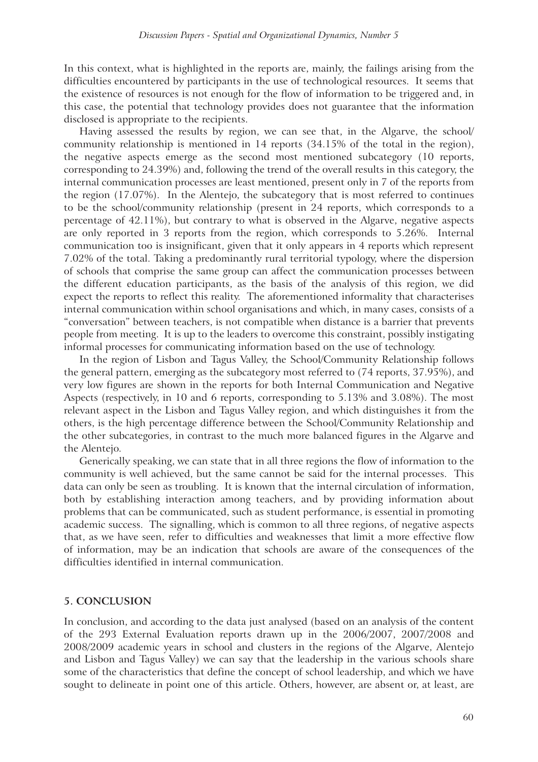In this context, what is highlighted in the reports are, mainly, the failings arising from the difficulties encountered by participants in the use of technological resources. It seems that the existence of resources is not enough for the flow of information to be triggered and, in this case, the potential that technology provides does not guarantee that the information disclosed is appropriate to the recipients.

Having assessed the results by region, we can see that, in the Algarve, the school/community relationship is mentioned in 14 reports (34.15% of the total in the region), the negative aspects emerge as the second most mentioned subcategory (10 reports, corresponding to 24.39%) and, following the trend of the overall results in this category, the internal communication processes are least mentioned, present only in 7 of the reports from the region (17.07%). In the Alentejo, the subcategory that is most referred to continues to be the school/community relationship (present in 24 reports, which corresponds to a percentage of 42.11%), but contrary to what is observed in the Algarve, negative aspects are only reported in 3 reports from the region, which corresponds to 5.26%. Internal communication too is insignificant, given that it only appears in 4 reports which represent 7.02% of the total. Taking a predominantly rural territorial typology, where the dispersion of schools that comprise the same group can affect the communication processes between the different education participants, as the basis of the analysis of this region, we did expect the reports to reflect this reality. The aforementioned informality that characterises internal communication within school organisations and which, in many cases, consists of a "conversation" between teachers, is not compatible when distance is a barrier that prevents people from meeting. It is up to the leaders to overcome this constraint, possibly instigating informal processes for communicating information based on the use of technology.

In the region of Lisbon and Tagus Valley, the School/Community Relationship follows the general pattern, emerging as the subcategory most referred to (74 reports, 37.95%), and very low figures are shown in the reports for both Internal Communication and Negative Aspects (respectively, in 10 and 6 reports, corresponding to 5.13% and 3.08%). The most relevant aspect in the Lisbon and Tagus Valley region, and which distinguishes it from the others, is the high percentage difference between the School/Community Relationship and the other subcategories, in contrast to the much more balanced figures in the Algarve and the Alentejo.

Generically speaking, we can state that in all three regions the flow of information to the community is well achieved, but the same cannot be said for the internal processes. This data can only be seen as troubling. It is known that the internal circulation of information, both by establishing interaction among teachers, and by providing information about problems that can be communicated, such as student performance, is essential in promoting academic success. The signalling, which is common to all three regions, of negative aspects that, as we have seen, refer to difficulties and weaknesses that limit a more effective flow of information, may be an indication that schools are aware of the consequences of the difficulties identified in internal communication.

## 5. CONCLUSION

In conclusion, and according to the data just analysed (based on an analysis of the content of the 293 External Evaluation reports drawn up in the 2006/2007, 2007/2008 and 2008/2009 academic years in school and clusters in the regions of the Algarve, Alentejo and Lisbon and Tagus Valley) we can say that the leadership in the various schools share some of the characteristics that define the concept of school leadership, and which we have sought to delineate in point one of this article. Others, however, are absent or, at least, are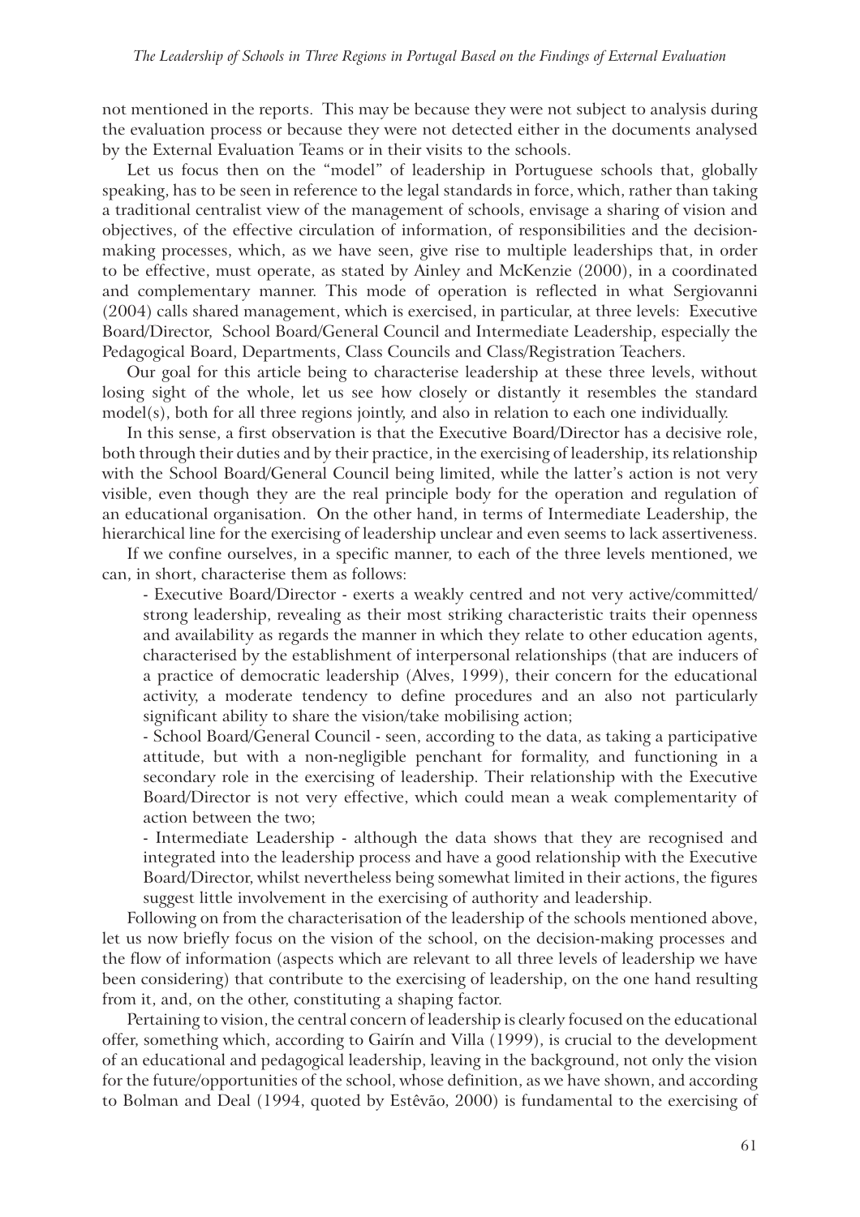not mentioned in the reports. This may be because they were not subject to analysis during the evaluation process or because they were not detected either in the documents analysed by the External Evaluation Teams or in their visits to the schools.

Let us focus then on the "model" of leadership in Portuguese schools that, globally speaking, has to be seen in reference to the legal standards in force, which, rather than taking a traditional centralist view of the management of schools, envisage a sharing of vision and objectives, of the effective circulation of information, of responsibilities and the decision-making processes, which, as we have seen, give rise to multiple leaderships that, in order to be effective, must operate, as stated by Ainley and McKenzie (2000), in a coordinated and complementary manner. This mode of operation is reflected in what Sergiovanni (2004) calls shared management, which is exercised, in particular, at three levels: Executive Board/Director, School Board/General Council and Intermediate Leadership, especially the Pedagogical Board, Departments, Class Councils and Class/Registration Teachers.

Our goal for this article being to characterise leadership at these three levels, without losing sight of the whole, let us see how closely or distantly it resembles the standard model(s), both for all three regions jointly, and also in relation to each one individually.

In this sense, a first observation is that the Executive Board/Director has a decisive role, both through their duties and by their practice, in the exercising of leadership, its relationship with the School Board/General Council being limited, while the latter's action is not very visible, even though they are the real principle body for the operation and regulation of an educational organisation. On the other hand, in terms of Intermediate Leadership, the hierarchical line for the exercising of leadership unclear and even seems to lack assertiveness.

If we confine ourselves, in a specific manner, to each of the three levels mentioned, we can, in short, characterise them as follows:

- Executive Board/Director - exerts a weakly centred and not very active/committed/strong leadership, revealing as their most striking characteristic traits their openness and availability as regards the manner in which they relate to other education agents, characterised by the establishment of interpersonal relationships (that are inducers of a practice of democratic leadership (Alves, 1999), their concern for the educational activity, a moderate tendency to define procedures and an also not particularly significant ability to share the vision/take mobilising action;
- School Board/General Council - seen, according to the data, as taking a participative attitude, but with a non-negligible penchant for formality, and functioning in a secondary role in the exercising of leadership. Their relationship with the Executive Board/Director is not very effective, which could mean a weak complementarity of action between the two;
- Intermediate Leadership - although the data shows that they are recognised and integrated into the leadership process and have a good relationship with the Executive Board/Director, whilst nevertheless being somewhat limited in their actions, the figures suggest little involvement in the exercising of authority and leadership.

Following on from the characterisation of the leadership of the schools mentioned above, let us now briefly focus on the vision of the school, on the decision-making processes and the flow of information (aspects which are relevant to all three levels of leadership we have been considering) that contribute to the exercising of leadership, on the one hand resulting from it, and, on the other, constituting a shaping factor.

Pertaining to vision, the central concern of leadership is clearly focused on the educational offer, something which, according to Gairín and Villa (1999), is crucial to the development of an educational and pedagogical leadership, leaving in the background, not only the vision for the future/opportunities of the school, whose definition, as we have shown, and according to Bolman and Deal (1994, quoted by Estêvão, 2000) is fundamental to the exercising of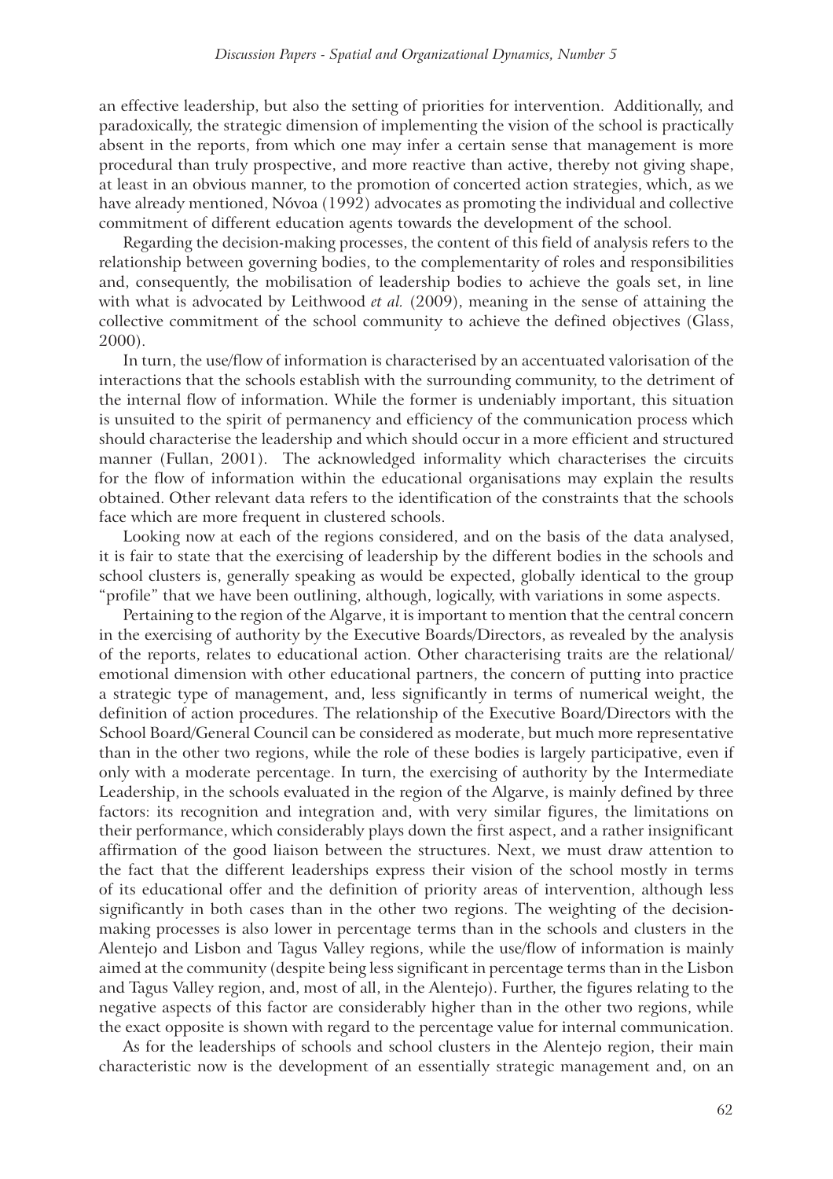an effective leadership, but also the setting of priorities for intervention. Additionally, and paradoxically, the strategic dimension of implementing the vision of the school is practically absent in the reports, from which one may infer a certain sense that management is more procedural than truly prospective, and more reactive than active, thereby not giving shape, at least in an obvious manner, to the promotion of concerted action strategies, which, as we have already mentioned, Nóvoa (1992) advocates as promoting the individual and collective commitment of different education agents towards the development of the school.

Regarding the decision-making processes, the content of this field of analysis refers to the relationship between governing bodies, to the complementarity of roles and responsibilities and, consequently, the mobilisation of leadership bodies to achieve the goals set, in line with what is advocated by Leithwood *et al.* (2009), meaning in the sense of attaining the collective commitment of the school community to achieve the defined objectives (Glass, 2000).

In turn, the use/flow of information is characterised by an accentuated valorisation of the interactions that the schools establish with the surrounding community, to the detriment of the internal flow of information. While the former is undeniably important, this situation is unsuited to the spirit of permanency and efficiency of the communication process which should characterise the leadership and which should occur in a more efficient and structured manner (Fullan, 2001). The acknowledged informality which characterises the circuits for the flow of information within the educational organisations may explain the results obtained. Other relevant data refers to the identification of the constraints that the schools face which are more frequent in clustered schools.

Looking now at each of the regions considered, and on the basis of the data analysed, it is fair to state that the exercising of leadership by the different bodies in the schools and school clusters is, generally speaking as would be expected, globally identical to the group "profile" that we have been outlining, although, logically, with variations in some aspects.

Pertaining to the region of the Algarve, it is important to mention that the central concern in the exercising of authority by the Executive Boards/Directors, as revealed by the analysis of the reports, relates to educational action. Other characterising traits are the relational/emotional dimension with other educational partners, the concern of putting into practice a strategic type of management, and, less significantly in terms of numerical weight, the definition of action procedures. The relationship of the Executive Board/Directors with the School Board/General Council can be considered as moderate, but much more representative than in the other two regions, while the role of these bodies is largely participative, even if only with a moderate percentage. In turn, the exercising of authority by the Intermediate Leadership, in the schools evaluated in the region of the Algarve, is mainly defined by three factors: its recognition and integration and, with very similar figures, the limitations on their performance, which considerably plays down the first aspect, and a rather insignificant affirmation of the good liaison between the structures. Next, we must draw attention to the fact that the different leaderships express their vision of the school mostly in terms of its educational offer and the definition of priority areas of intervention, although less significantly in both cases than in the other two regions. The weighting of the decision-making processes is also lower in percentage terms than in the schools and clusters in the Alentejo and Lisbon and Tagus Valley regions, while the use/flow of information is mainly aimed at the community (despite being less significant in percentage terms than in the Lisbon and Tagus Valley region, and, most of all, in the Alentejo). Further, the figures relating to the negative aspects of this factor are considerably higher than in the other two regions, while the exact opposite is shown with regard to the percentage value for internal communication.

As for the leaderships of schools and school clusters in the Alentejo region, their main characteristic now is the development of an essentially strategic management and, on an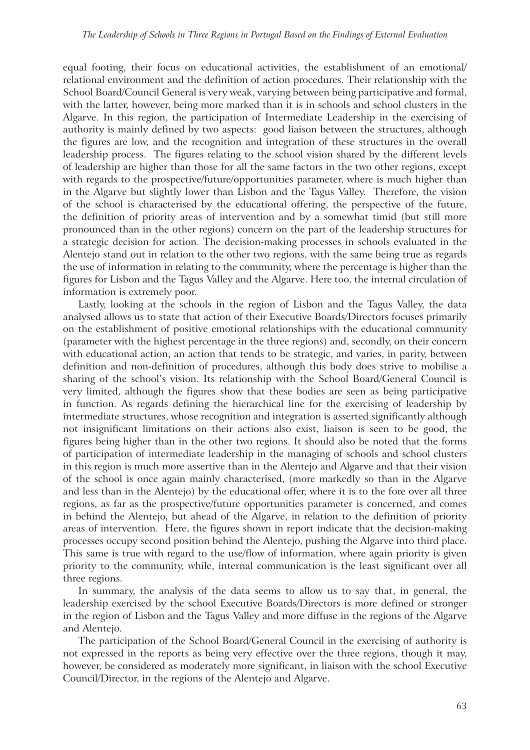equal footing, their focus on educational activities, the establishment of an emotional/relational environment and the definition of action procedures. Their relationship with the School Board/Council General is very weak, varying between being participative and formal, with the latter, however, being more marked than it is in schools and school clusters in the Algarve. In this region, the participation of Intermediate Leadership in the exercising of authority is mainly defined by two aspects: good liaison between the structures, although the figures are low, and the recognition and integration of these structures in the overall leadership process. The figures relating to the school vision shared by the different levels of leadership are higher than those for all the same factors in the two other regions, except with regards to the prospective/future/opportunities parameter, where is much higher than in the Algarve but slightly lower than Lisbon and the Tagus Valley. Therefore, the vision of the school is characterised by the educational offering, the perspective of the future, the definition of priority areas of intervention and by a somewhat timid (but still more pronounced than in the other regions) concern on the part of the leadership structures for a strategic decision for action. The decision-making processes in schools evaluated in the Alentejo stand out in relation to the other two regions, with the same being true as regards the use of information in relating to the community, where the percentage is higher than the figures for Lisbon and the Tagus Valley and the Algarve. Here too, the internal circulation of information is extremely poor.

Lastly, looking at the schools in the region of Lisbon and the Tagus Valley, the data analysed allows us to state that action of their Executive Boards/Directors focuses primarily on the establishment of positive emotional relationships with the educational community (parameter with the highest percentage in the three regions) and, secondly, on their concern with educational action, an action that tends to be strategic, and varies, in parity, between definition and non-definition of procedures, although this body does strive to mobilise a sharing of the school's vision. Its relationship with the School Board/General Council is very limited, although the figures show that these bodies are seen as being participative in function. As regards defining the hierarchical line for the exercising of leadership by intermediate structures, whose recognition and integration is asserted significantly although not insignificant limitations on their actions also exist, liaison is seen to be good, the figures being higher than in the other two regions. It should also be noted that the forms of participation of intermediate leadership in the managing of schools and school clusters in this region is much more assertive than in the Alentejo and Algarve and that their vision of the school is once again mainly characterised, (more markedly so than in the Algarve and less than in the Alentejo) by the educational offer, where it is to the fore over all three regions, as far as the prospective/future opportunities parameter is concerned, and comes in behind the Alentejo, but ahead of the Algarve, in relation to the definition of priority areas of intervention. Here, the figures shown in report indicate that the decision-making processes occupy second position behind the Alentejo, pushing the Algarve into third place. This same is true with regard to the use/flow of information, where again priority is given priority to the community, while, internal communication is the least significant over all three regions.

In summary, the analysis of the data seems to allow us to say that, in general, the leadership exercised by the school Executive Boards/Directors is more defined or stronger in the region of Lisbon and the Tagus Valley and more diffuse in the regions of the Algarve and Alentejo.

The participation of the School Board/General Council in the exercising of authority is not expressed in the reports as being very effective over the three regions, though it may, however, be considered as moderately more significant, in liaison with the school Executive Council/Director, in the regions of the Alentejo and Algarve.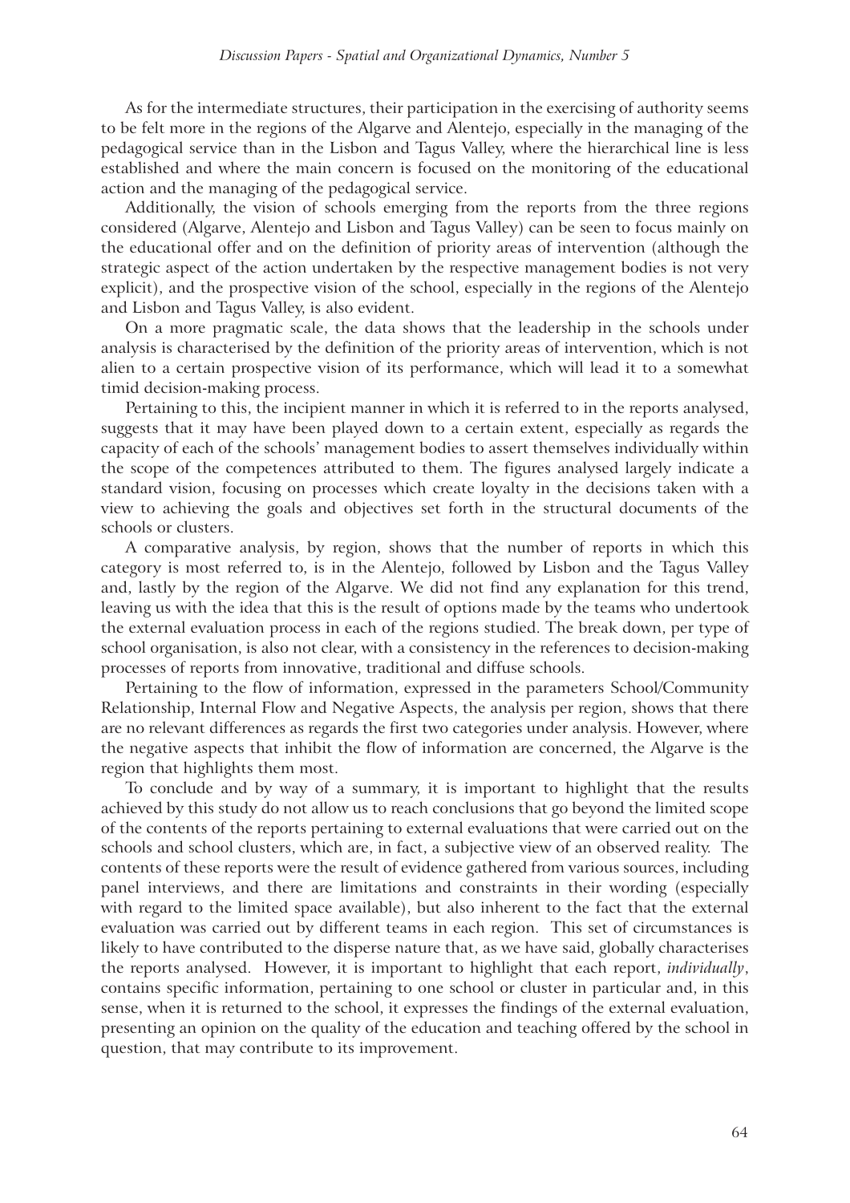As for the intermediate structures, their participation in the exercising of authority seems to be felt more in the regions of the Algarve and Alentejo, especially in the managing of the pedagogical service than in the Lisbon and Tagus Valley, where the hierarchical line is less established and where the main concern is focused on the monitoring of the educational action and the managing of the pedagogical service.

Additionally, the vision of schools emerging from the reports from the three regions considered (Algarve, Alentejo and Lisbon and Tagus Valley) can be seen to focus mainly on the educational offer and on the definition of priority areas of intervention (although the strategic aspect of the action undertaken by the respective management bodies is not very explicit), and the prospective vision of the school, especially in the regions of the Alentejo and Lisbon and Tagus Valley, is also evident.

On a more pragmatic scale, the data shows that the leadership in the schools under analysis is characterised by the definition of the priority areas of intervention, which is not alien to a certain prospective vision of its performance, which will lead it to a somewhat timid decision-making process.

Pertaining to this, the incipient manner in which it is referred to in the reports analysed, suggests that it may have been played down to a certain extent, especially as regards the capacity of each of the schools' management bodies to assert themselves individually within the scope of the competences attributed to them. The figures analysed largely indicate a standard vision, focusing on processes which create loyalty in the decisions taken with a view to achieving the goals and objectives set forth in the structural documents of the schools or clusters.

A comparative analysis, by region, shows that the number of reports in which this category is most referred to, is in the Alentejo, followed by Lisbon and the Tagus Valley and, lastly by the region of the Algarve. We did not find any explanation for this trend, leaving us with the idea that this is the result of options made by the teams who undertook the external evaluation process in each of the regions studied. The break down, per type of school organisation, is also not clear, with a consistency in the references to decision-making processes of reports from innovative, traditional and diffuse schools.

Pertaining to the flow of information, expressed in the parameters School/Community Relationship, Internal Flow and Negative Aspects, the analysis per region, shows that there are no relevant differences as regards the first two categories under analysis. However, where the negative aspects that inhibit the flow of information are concerned, the Algarve is the region that highlights them most.

To conclude and by way of a summary, it is important to highlight that the results achieved by this study do not allow us to reach conclusions that go beyond the limited scope of the contents of the reports pertaining to external evaluations that were carried out on the schools and school clusters, which are, in fact, a subjective view of an observed reality. The contents of these reports were the result of evidence gathered from various sources, including panel interviews, and there are limitations and constraints in their wording (especially with regard to the limited space available), but also inherent to the fact that the external evaluation was carried out by different teams in each region. This set of circumstances is likely to have contributed to the disperse nature that, as we have said, globally characterises the reports analysed. However, it is important to highlight that each report, *individually*, contains specific information, pertaining to one school or cluster in particular and, in this sense, when it is returned to the school, it expresses the findings of the external evaluation, presenting an opinion on the quality of the education and teaching offered by the school in question, that may contribute to its improvement.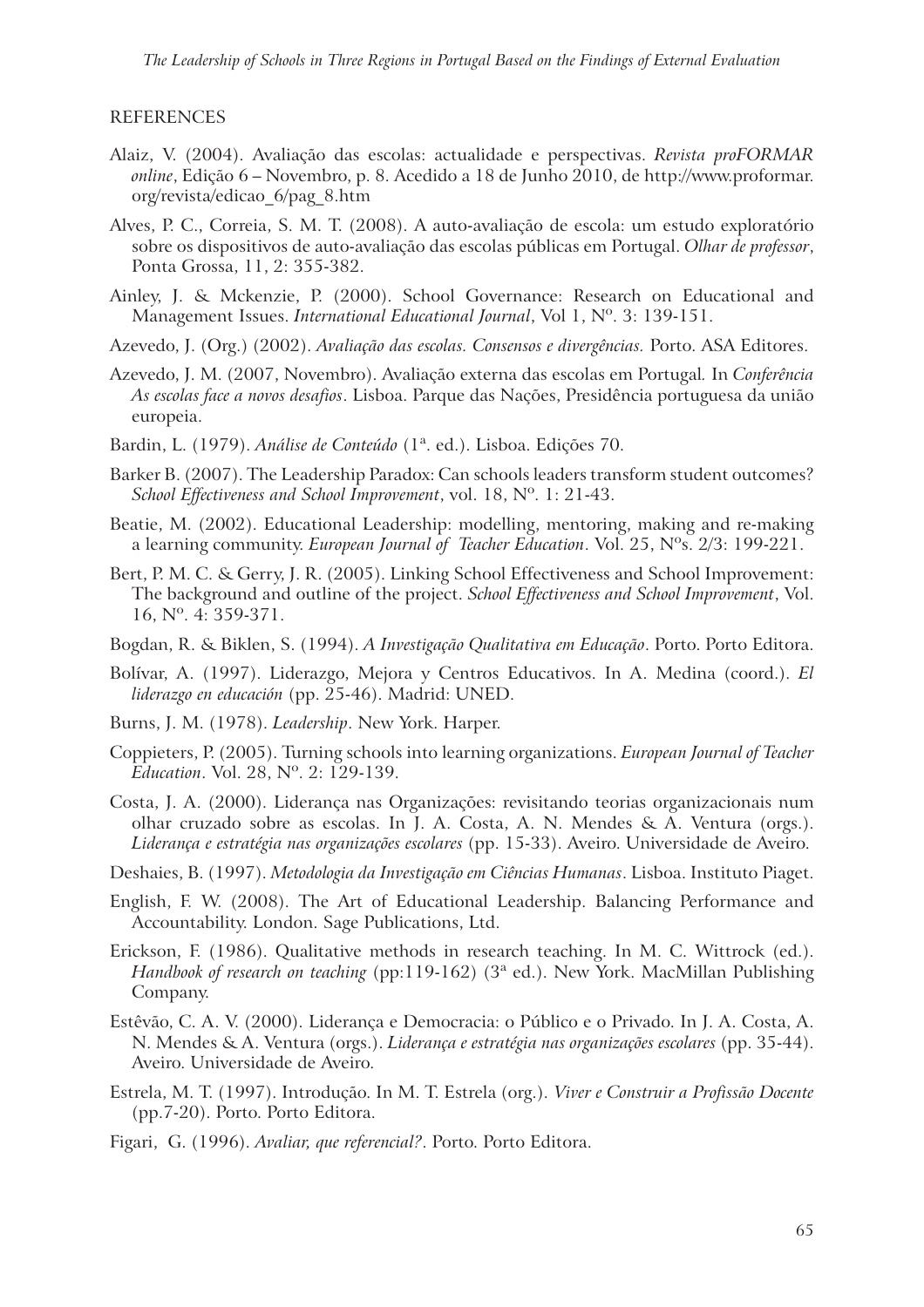## REFERENCES

Alaiz, V. (2004). Avaliação das escolas: actualidade e perspectivas. *Revista proFORMAR online*, Edição 6 – Novembro, p. 8. Acedido a 18 de Junho 2010, de http://www.proformar.org/revista/edicao_6/pag_8.htm

Alves, P. C., Correia, S. M. T. (2008). A auto-avaliação de escola: um estudo exploratório sobre os dispositivos de auto-avaliação das escolas públicas em Portugal. *Olhar de professor*, Ponta Grossa, 11, 2: 355-382.

Ainley, J. & Mckenzie, P. (2000). School Governance: Research on Educational and Management Issues. *International Educational Journal*, Vol 1, Nº. 3: 139-151.

Azevedo, J. (Org.) (2002). *Avaliação das escolas. Consensos e divergências.* Porto. ASA Editores.

Azevedo, J. M. (2007, Novembro). Avaliação externa das escolas em Portugal*.* In *Conferência As escolas face a novos desafios*. Lisboa. Parque das Nações, Presidência portuguesa da união europeia.

Bardin, L. (1979). *Análise de Conteúdo* (1ª. ed.). Lisboa. Edições 70.

Barker B. (2007). The Leadership Paradox: Can schools leaders transform student outcomes? *School Effectiveness and School Improvement*, vol. 18, Nº. 1: 21-43.

Beatie, M. (2002). Educational Leadership: modelling, mentoring, making and re-making a learning community. *European Journal of Teacher Education*. Vol. 25, Nºs. 2/3: 199-221.

Bert, P. M. C. & Gerry, J. R. (2005). Linking School Effectiveness and School Improvement: The background and outline of the project. *School Effectiveness and School Improvement*, Vol. 16, Nº. 4: 359-371.

Bogdan, R. & Biklen, S. (1994). *A Investigação Qualitativa em Educação*. Porto. Porto Editora.

Bolívar, A. (1997). Liderazgo, Mejora y Centros Educativos. In A. Medina (coord.). *El liderazgo en educación* (pp. 25-46). Madrid: UNED.

Burns, J. M. (1978). *Leadership*. New York. Harper.

Coppieters, P. (2005). Turning schools into learning organizations. *European Journal of Teacher Education*. Vol. 28, Nº. 2: 129-139.

Costa, J. A. (2000). Liderança nas Organizações: revisitando teorias organizacionais num olhar cruzado sobre as escolas. In J. A. Costa, A. N. Mendes & A. Ventura (orgs.). *Liderança e estratégia nas organizações escolares* (pp. 15-33). Aveiro. Universidade de Aveiro.

Deshaies, B. (1997). *Metodologia da Investigação em Ciências Humanas*. Lisboa. Instituto Piaget.

English, F. W. (2008). The Art of Educational Leadership. Balancing Performance and Accountability. London. Sage Publications, Ltd.

Erickson, F. (1986). Qualitative methods in research teaching. In M. C. Wittrock (ed.). *Handbook of research on teaching* (pp:119-162) (3ª ed.). New York. MacMillan Publishing Company.

Estêvão, C. A. V. (2000). Liderança e Democracia: o Público e o Privado. In J. A. Costa, A. N. Mendes & A. Ventura (orgs.). *Liderança e estratégia nas organizações escolares* (pp. 35-44). Aveiro. Universidade de Aveiro.

Estrela, M. T. (1997). Introdução. In M. T. Estrela (org.). *Viver e Construir a Profissão Docente* (pp.7-20). Porto. Porto Editora.

Figari, G. (1996). *Avaliar, que referencial?*. Porto. Porto Editora.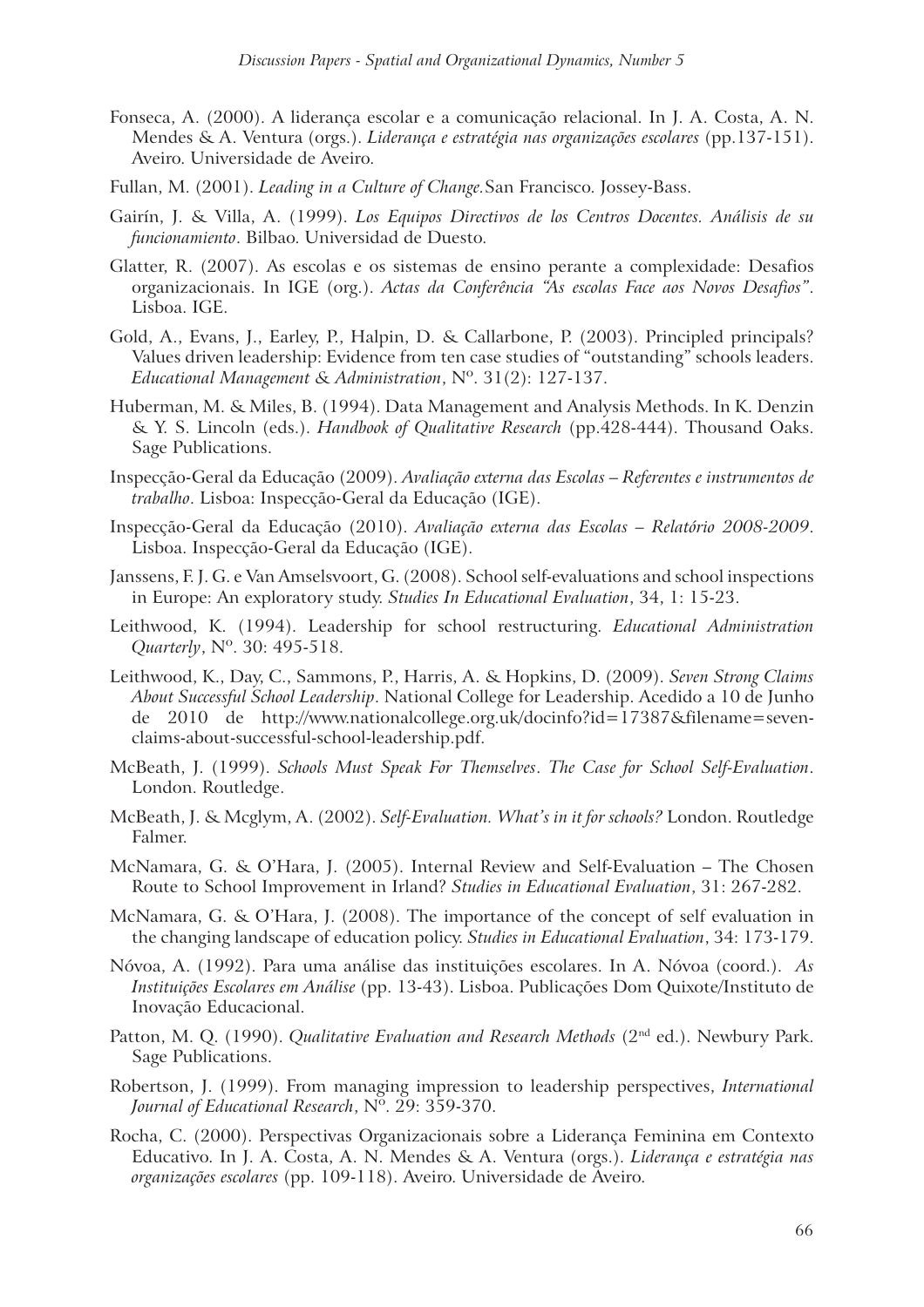Fonseca, A. (2000). A liderança escolar e a comunicação relacional. In J. A. Costa, A. N. Mendes & A. Ventura (orgs.). *Liderança e estratégia nas organizações escolares* (pp.137-151). Aveiro. Universidade de Aveiro.

Fullan, M. (2001). *Leading in a Culture of Change.* San Francisco. Jossey-Bass.

Gairín, J. & Villa, A. (1999). *Los Equipos Directivos de los Centros Docentes. Análisis de su funcionamiento*. Bilbao. Universidad de Duesto.

Glatter, R. (2007). As escolas e os sistemas de ensino perante a complexidade: Desafios organizacionais. In IGE (org.). *Actas da Conferência "As escolas Face aos Novos Desafios"*. Lisboa. IGE.

Gold, A., Evans, J., Earley, P., Halpin, D. & Callarbone, P. (2003). Principled principals? Values driven leadership: Evidence from ten case studies of "outstanding" schools leaders. *Educational Management & Administration*, Nº. 31(2): 127-137.

Huberman, M. & Miles, B. (1994). Data Management and Analysis Methods. In K. Denzin & Y. S. Lincoln (eds.). *Handbook of Qualitative Research* (pp.428-444). Thousand Oaks. Sage Publications.

Inspecção-Geral da Educação (2009). *Avaliação externa das Escolas – Referentes e instrumentos de trabalho*. Lisboa: Inspecção-Geral da Educação (IGE).

Inspecção-Geral da Educação (2010). *Avaliação externa das Escolas – Relatório 2008-2009*. Lisboa. Inspecção-Geral da Educação (IGE).

Janssens, F. J. G. e Van Amselsvoort, G. (2008). School self-evaluations and school inspections in Europe: An exploratory study. *Studies In Educational Evaluation*, 34, 1: 15-23.

Leithwood, K. (1994). Leadership for school restructuring. *Educational Administration Quarterly*, Nº. 30: 495-518.

Leithwood, K., Day, C., Sammons, P., Harris, A. & Hopkins, D. (2009). *Seven Strong Claims About Successful School Leadership*. National College for Leadership. Acedido a 10 de Junho de 2010 de http://www.nationalcollege.org.uk/docinfo?id=17387&filename=seven-claims-about-successful-school-leadership.pdf.

McBeath, J. (1999). *Schools Must Speak For Themselves*. *The Case for School Self-Evaluation*. London. Routledge.

McBeath, J. & Mcglym, A. (2002). *Self-Evaluation. What's in it for schools?* London. Routledge Falmer.

McNamara, G. & O'Hara, J. (2005). Internal Review and Self-Evaluation – The Chosen Route to School Improvement in Irland? *Studies in Educational Evaluation*, 31: 267-282.

McNamara, G. & O'Hara, J. (2008). The importance of the concept of self evaluation in the changing landscape of education policy. *Studies in Educational Evaluation*, 34: 173-179.

Nóvoa, A. (1992). Para uma análise das instituições escolares. In A. Nóvoa (coord.). *As Instituições Escolares em Análise* (pp. 13-43). Lisboa. Publicações Dom Quixote/Instituto de Inovação Educacional.

Patton, M. Q. (1990). *Qualitative Evaluation and Research Methods* (2nd ed.). Newbury Park. Sage Publications.

Robertson, J. (1999). From managing impression to leadership perspectives, *International Journal of Educational Research*, Nº. 29: 359-370.

Rocha, C. (2000). Perspectivas Organizacionais sobre a Liderança Feminina em Contexto Educativo. In J. A. Costa, A. N. Mendes & A. Ventura (orgs.). *Liderança e estratégia nas organizações escolares* (pp. 109-118). Aveiro. Universidade de Aveiro.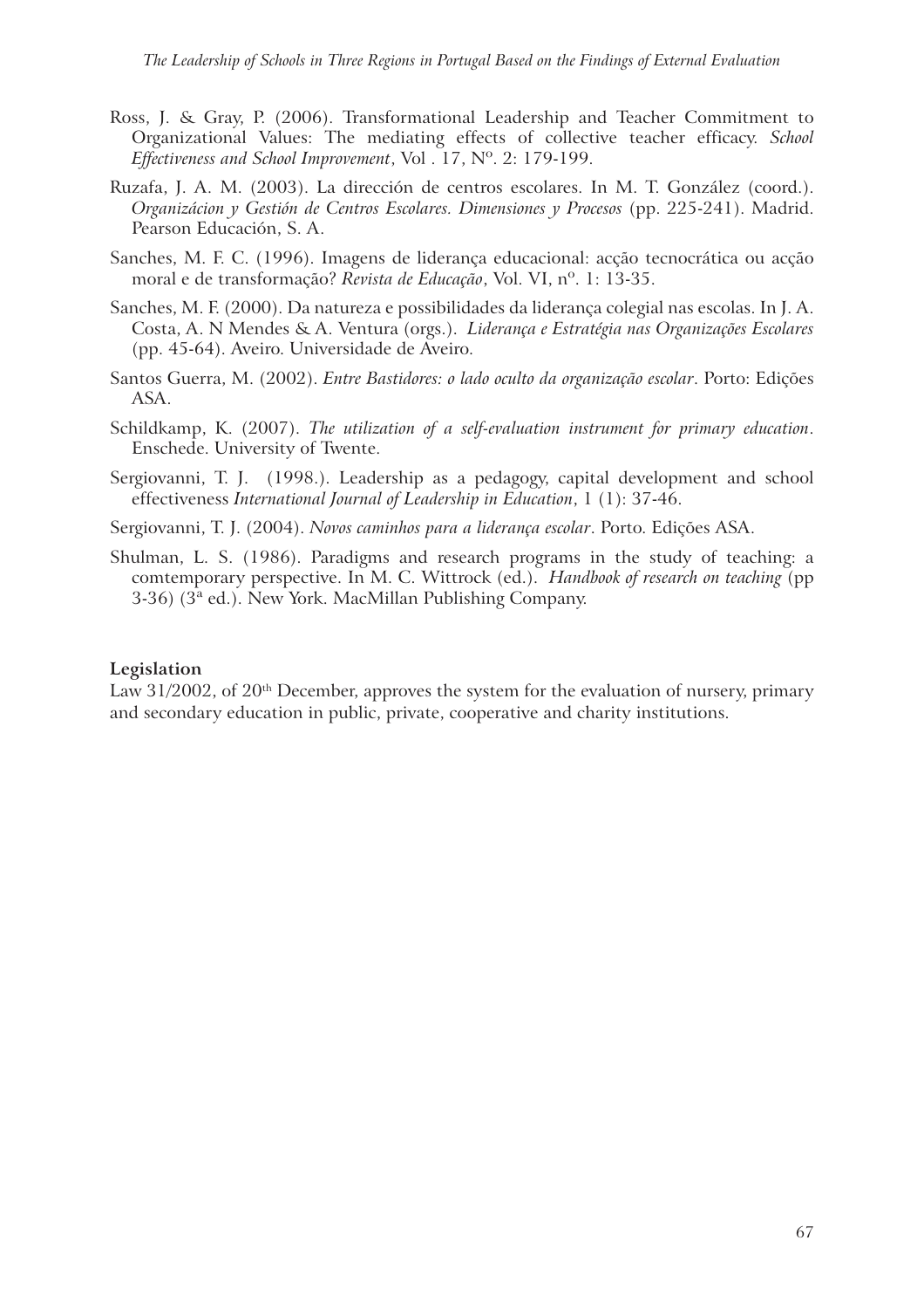Ross, J. & Gray, P. (2006). Transformational Leadership and Teacher Commitment to Organizational Values: The mediating effects of collective teacher efficacy. *School Effectiveness and School Improvement*, Vol . 17, Nº. 2: 179-199.

Ruzafa, J. A. M. (2003). La dirección de centros escolares. In M. T. González (coord.). *Organizácion y Gestión de Centros Escolares. Dimensiones y Procesos* (pp. 225-241). Madrid. Pearson Educación, S. A.

Sanches, M. F. C. (1996). Imagens de liderança educacional: acção tecnocrática ou acção moral e de transformação? *Revista de Educação*, Vol. VI, nº. 1: 13-35.

Sanches, M. F. (2000). Da natureza e possibilidades da liderança colegial nas escolas. In J. A. Costa, A. N Mendes & A. Ventura (orgs.). *Liderança e Estratégia nas Organizações Escolares* (pp. 45-64). Aveiro. Universidade de Aveiro.

Santos Guerra, M. (2002). *Entre Bastidores: o lado oculto da organização escolar*. Porto: Edições ASA.

Schildkamp, K. (2007). *The utilization of a self-evaluation instrument for primary education*. Enschede. University of Twente.

Sergiovanni, T. J. (1998.). Leadership as a pedagogy, capital development and school effectiveness *International Journal of Leadership in Education*, 1 (1): 37-46.

Sergiovanni, T. J. (2004). *Novos caminhos para a liderança escolar*. Porto. Edições ASA.

Shulman, L. S. (1986). Paradigms and research programs in the study of teaching: a comtemporary perspective. In M. C. Wittrock (ed.). *Handbook of research on teaching* (pp 3-36) (3ª ed.). New York. MacMillan Publishing Company.

**Legislation**

Law 31/2002, of 20th December, approves the system for the evaluation of nursery, primary and secondary education in public, private, cooperative and charity institutions.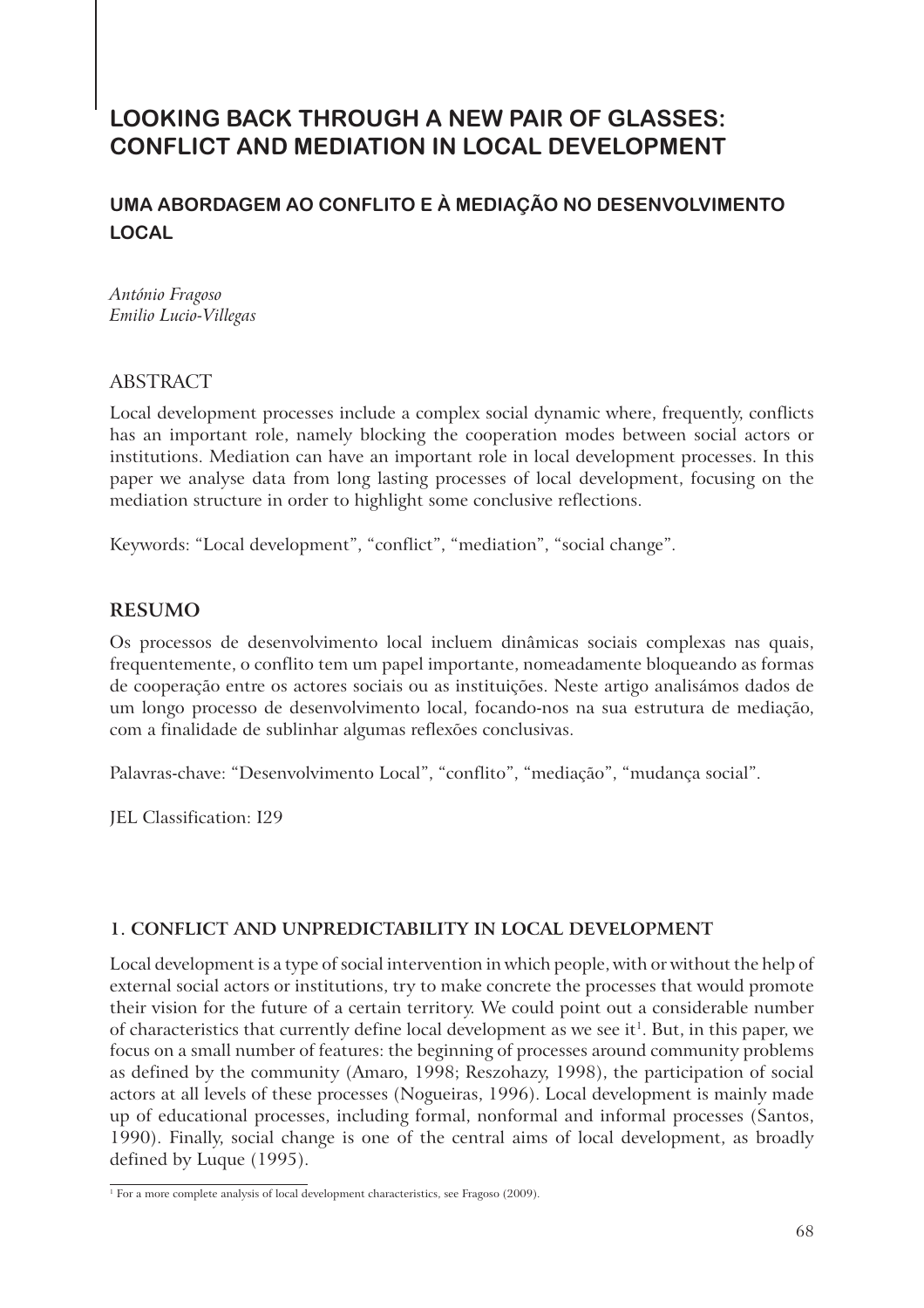# LOOKING BACK THROUGH A NEW PAIR OF GLASSES: CONFLICT AND MEDIATION IN LOCAL DEVELOPMENT

## UMA ABORDAGEM AO CONFLITO E À MEDIAÇÃO NO DESENVOLVIMENTO LOCAL

*António Fragoso*
*Emilio Lucio-Villegas*

### ABSTRACT

Local development processes include a complex social dynamic where, frequently, conflicts has an important role, namely blocking the cooperation modes between social actors or institutions. Mediation can have an important role in local development processes. In this paper we analyse data from long lasting processes of local development, focusing on the mediation structure in order to highlight some conclusive reflections.

Keywords: "Local development", "conflict", "mediation", "social change".

### RESUMO

Os processos de desenvolvimento local incluem dinâmicas sociais complexas nas quais, frequentemente, o conflito tem um papel importante, nomeadamente bloqueando as formas de cooperação entre os actores sociais ou as instituições. Neste artigo analisámos dados de um longo processo de desenvolvimento local, focando-nos na sua estrutura de mediação, com a finalidade de sublinhar algumas reflexões conclusivas.

Palavras-chave: "Desenvolvimento Local", "conflito", "mediação", "mudança social".

JEL Classification: I29

### 1. CONFLICT AND UNPREDICTABILITY IN LOCAL DEVELOPMENT

Local development is a type of social intervention in which people, with or without the help of external social actors or institutions, try to make concrete the processes that would promote their vision for the future of a certain territory. We could point out a considerable number of characteristics that currently define local development as we see it[1]. But, in this paper, we focus on a small number of features: the beginning of processes around community problems as defined by the community (Amaro, 1998; Reszohazy, 1998), the participation of social actors at all levels of these processes (Nogueiras, 1996). Local development is mainly made up of educational processes, including formal, nonformal and informal processes (Santos, 1990). Finally, social change is one of the central aims of local development, as broadly defined by Luque (1995).

[1] For a more complete analysis of local development characteristics, see Fragoso (2009).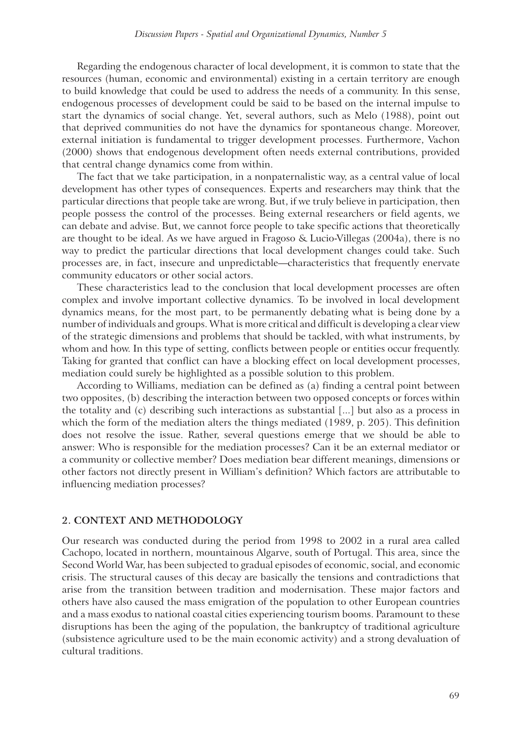Regarding the endogenous character of local development, it is common to state that the resources (human, economic and environmental) existing in a certain territory are enough to build knowledge that could be used to address the needs of a community. In this sense, endogenous processes of development could be said to be based on the internal impulse to start the dynamics of social change. Yet, several authors, such as Melo (1988), point out that deprived communities do not have the dynamics for spontaneous change. Moreover, external initiation is fundamental to trigger development processes. Furthermore, Vachon (2000) shows that endogenous development often needs external contributions, provided that central change dynamics come from within.

The fact that we take participation, in a nonpaternalistic way, as a central value of local development has other types of consequences. Experts and researchers may think that the particular directions that people take are wrong. But, if we truly believe in participation, then people possess the control of the processes. Being external researchers or field agents, we can debate and advise. But, we cannot force people to take specific actions that theoretically are thought to be ideal. As we have argued in Fragoso & Lucio-Villegas (2004a), there is no way to predict the particular directions that local development changes could take. Such processes are, in fact, insecure and unpredictable—characteristics that frequently enervate community educators or other social actors.

These characteristics lead to the conclusion that local development processes are often complex and involve important collective dynamics. To be involved in local development dynamics means, for the most part, to be permanently debating what is being done by a number of individuals and groups. What is more critical and difficult is developing a clear view of the strategic dimensions and problems that should be tackled, with what instruments, by whom and how. In this type of setting, conflicts between people or entities occur frequently. Taking for granted that conflict can have a blocking effect on local development processes, mediation could surely be highlighted as a possible solution to this problem.

According to Williams, mediation can be defined as (a) finding a central point between two opposites, (b) describing the interaction between two opposed concepts or forces within the totality and (c) describing such interactions as substantial [...] but also as a process in which the form of the mediation alters the things mediated (1989, p. 205). This definition does not resolve the issue. Rather, several questions emerge that we should be able to answer: Who is responsible for the mediation processes? Can it be an external mediator or a community or collective member? Does mediation bear different meanings, dimensions or other factors not directly present in William's definition? Which factors are attributable to influencing mediation processes?

## 2. CONTEXT AND METHODOLOGY

Our research was conducted during the period from 1998 to 2002 in a rural area called Cachopo, located in northern, mountainous Algarve, south of Portugal. This area, since the Second World War, has been subjected to gradual episodes of economic, social, and economic crisis. The structural causes of this decay are basically the tensions and contradictions that arise from the transition between tradition and modernisation. These major factors and others have also caused the mass emigration of the population to other European countries and a mass exodus to national coastal cities experiencing tourism booms. Paramount to these disruptions has been the aging of the population, the bankruptcy of traditional agriculture (subsistence agriculture used to be the main economic activity) and a strong devaluation of cultural traditions.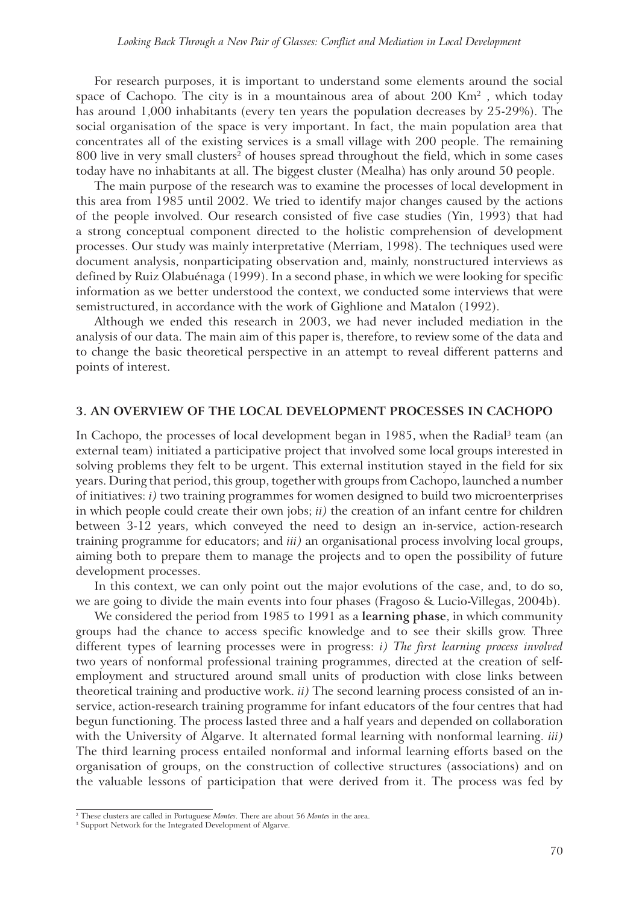For research purposes, it is important to understand some elements around the social space of Cachopo. The city is in a mountainous area of about 200 Km$^2$ , which today has around 1,000 inhabitants (every ten years the population decreases by 25-29%). The social organisation of the space is very important. In fact, the main population area that concentrates all of the existing services is a small village with 200 people. The remaining 800 live in very small clusters[2] of houses spread throughout the field, which in some cases today have no inhabitants at all. The biggest cluster (Mealha) has only around 50 people.

The main purpose of the research was to examine the processes of local development in this area from 1985 until 2002. We tried to identify major changes caused by the actions of the people involved. Our research consisted of five case studies (Yin, 1993) that had a strong conceptual component directed to the holistic comprehension of development processes. Our study was mainly interpretative (Merriam, 1998). The techniques used were document analysis, nonparticipating observation and, mainly, nonstructured interviews as defined by Ruiz Olabuénaga (1999). In a second phase, in which we were looking for specific information as we better understood the context, we conducted some interviews that were semistructured, in accordance with the work of Gighlione and Matalon (1992).

Although we ended this research in 2003, we had never included mediation in the analysis of our data. The main aim of this paper is, therefore, to review some of the data and to change the basic theoretical perspective in an attempt to reveal different patterns and points of interest.

## 3. AN OVERVIEW OF THE LOCAL DEVELOPMENT PROCESSES IN CACHOPO

In Cachopo, the processes of local development began in 1985, when the Radial[3] team (an external team) initiated a participative project that involved some local groups interested in solving problems they felt to be urgent. This external institution stayed in the field for six years. During that period, this group, together with groups from Cachopo, launched a number of initiatives: *i)* two training programmes for women designed to build two microenterprises in which people could create their own jobs; *ii)* the creation of an infant centre for children between 3-12 years, which conveyed the need to design an in-service, action-research training programme for educators; and *iii)* an organisational process involving local groups, aiming both to prepare them to manage the projects and to open the possibility of future development processes.

In this context, we can only point out the major evolutions of the case, and, to do so, we are going to divide the main events into four phases (Fragoso & Lucio-Villegas, 2004b).

We considered the period from 1985 to 1991 as a **learning phase**, in which community groups had the chance to access specific knowledge and to see their skills grow. Three different types of learning processes were in progress: *i) The first learning process involved* two years of nonformal professional training programmes, directed at the creation of self-employment and structured around small units of production with close links between theoretical training and productive work. *ii)* The second learning process consisted of an in-service, action-research training programme for infant educators of the four centres that had begun functioning. The process lasted three and a half years and depended on collaboration with the University of Algarve. It alternated formal learning with nonformal learning. *iii)* The third learning process entailed nonformal and informal learning efforts based on the organisation of groups, on the construction of collective structures (associations) and on the valuable lessons of participation that were derived from it. The process was fed by

---

[2] These clusters are called in Portuguese *Montes*. There are about 56 *Montes* in the area.

[3] Support Network for the Integrated Development of Algarve.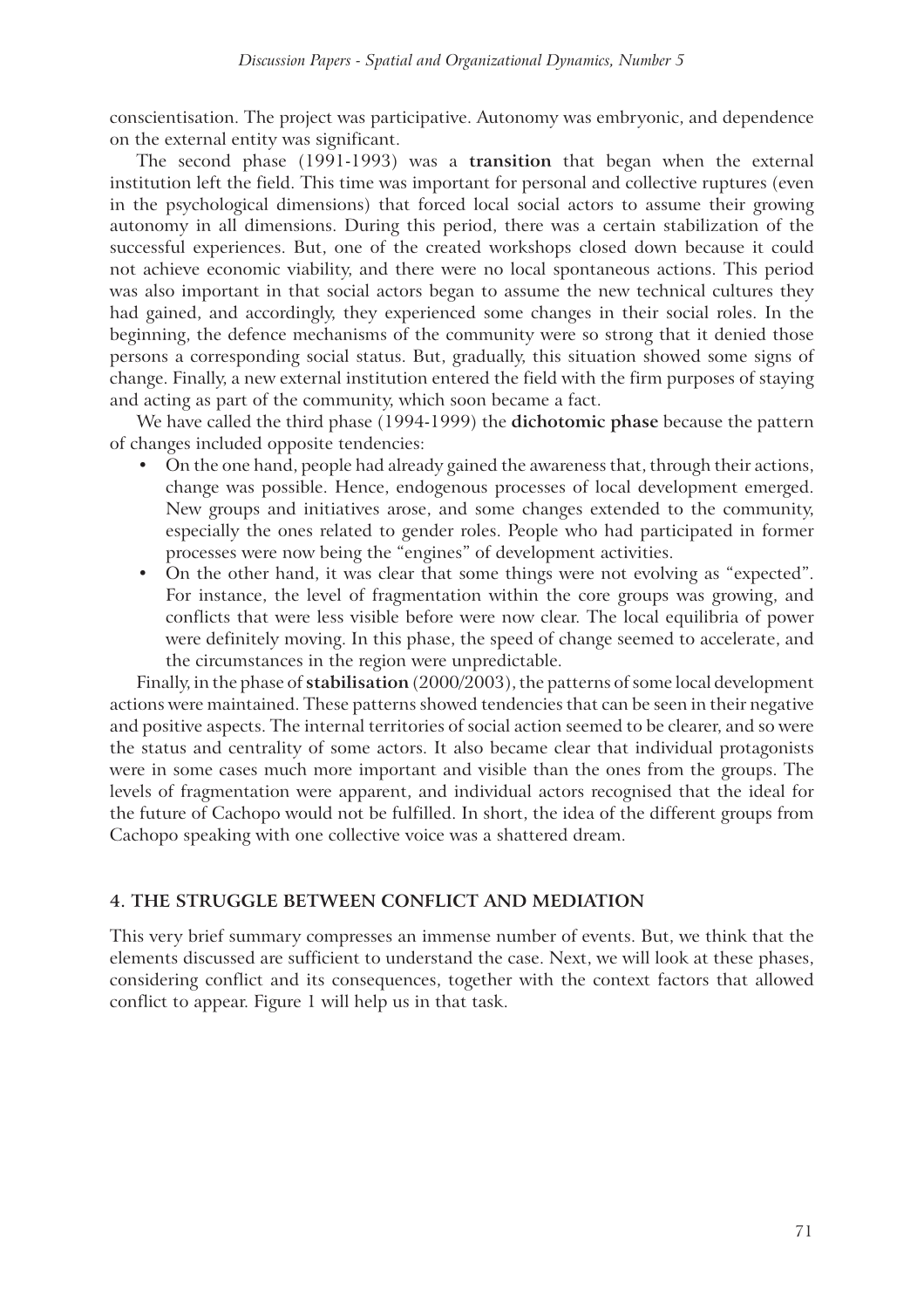conscientisation. The project was participative. Autonomy was embryonic, and dependence on the external entity was significant.

The second phase (1991-1993) was a **transition** that began when the external institution left the field. This time was important for personal and collective ruptures (even in the psychological dimensions) that forced local social actors to assume their growing autonomy in all dimensions. During this period, there was a certain stabilization of the successful experiences. But, one of the created workshops closed down because it could not achieve economic viability, and there were no local spontaneous actions. This period was also important in that social actors began to assume the new technical cultures they had gained, and accordingly, they experienced some changes in their social roles. In the beginning, the defence mechanisms of the community were so strong that it denied those persons a corresponding social status. But, gradually, this situation showed some signs of change. Finally, a new external institution entered the field with the firm purposes of staying and acting as part of the community, which soon became a fact.

We have called the third phase (1994-1999) the **dichotomic phase** because the pattern of changes included opposite tendencies:

- On the one hand, people had already gained the awareness that, through their actions, change was possible. Hence, endogenous processes of local development emerged. New groups and initiatives arose, and some changes extended to the community, especially the ones related to gender roles. People who had participated in former processes were now being the "engines" of development activities.
- On the other hand, it was clear that some things were not evolving as "expected". For instance, the level of fragmentation within the core groups was growing, and conflicts that were less visible before were now clear. The local equilibria of power were definitely moving. In this phase, the speed of change seemed to accelerate, and the circumstances in the region were unpredictable.

Finally, in the phase of **stabilisation** (2000/2003), the patterns of some local development actions were maintained. These patterns showed tendencies that can be seen in their negative and positive aspects. The internal territories of social action seemed to be clearer, and so were the status and centrality of some actors. It also became clear that individual protagonists were in some cases much more important and visible than the ones from the groups. The levels of fragmentation were apparent, and individual actors recognised that the ideal for the future of Cachopo would not be fulfilled. In short, the idea of the different groups from Cachopo speaking with one collective voice was a shattered dream.

## 4. THE STRUGGLE BETWEEN CONFLICT AND MEDIATION

This very brief summary compresses an immense number of events. But, we think that the elements discussed are sufficient to understand the case. Next, we will look at these phases, considering conflict and its consequences, together with the context factors that allowed conflict to appear. Figure 1 will help us in that task.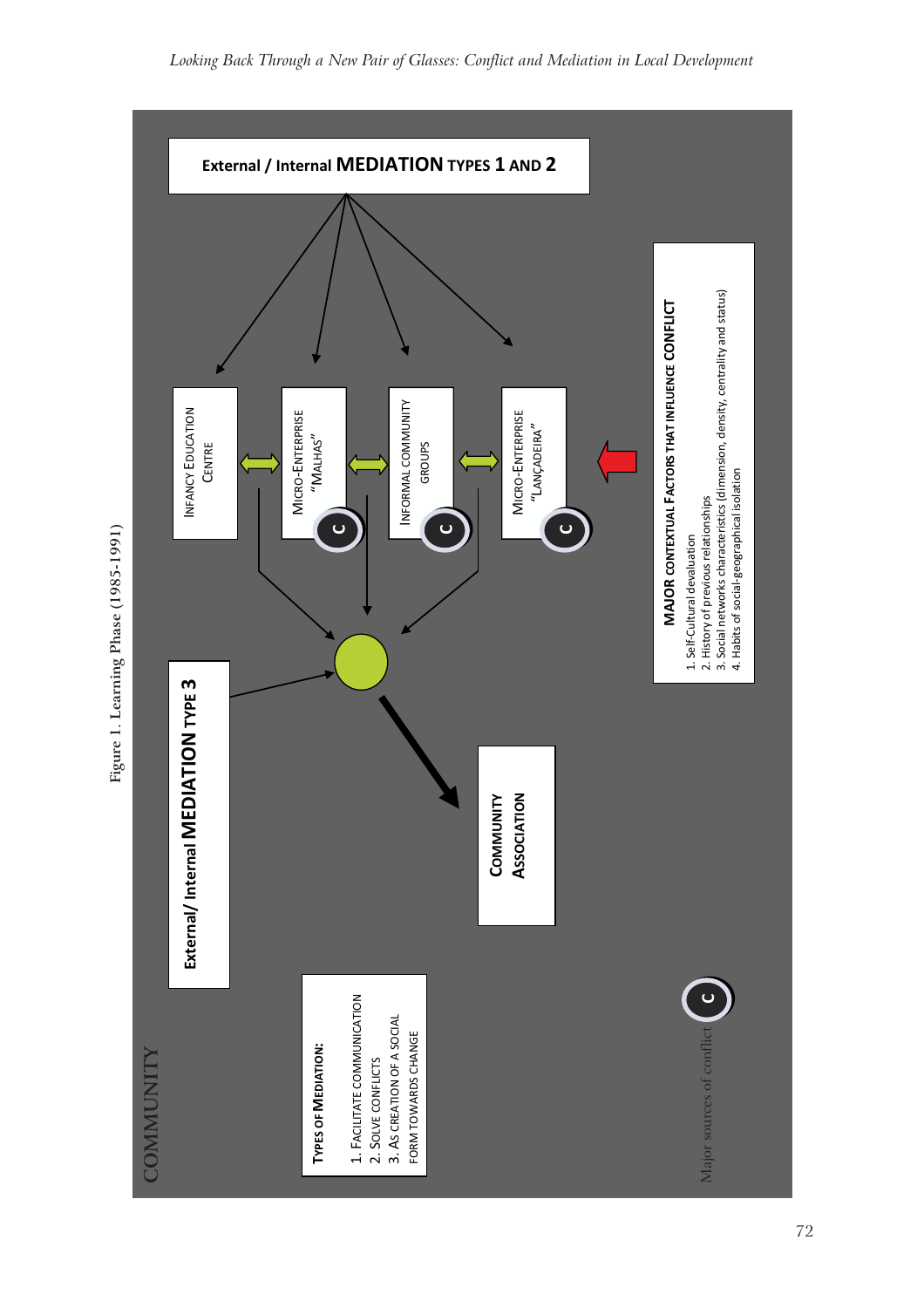Figure 1. Learning Phase (1985-1991)

COMMUNITY

**External / Internal MEDIATION TYPES 1 AND 2**

INFANCY EDUCATION CENTRE

MICRO-ENTERPRISE "MALHAS"

INFORMAL COMMUNITY GROUPS

MICRO-ENTERPRISE "LANÇADEIRA"

**External/ Internal MEDIATION TYPE 3**

**COMMUNITY ASSOCIATION**

**MAJOR CONTEXTUAL FACTORS THAT INFLUENCE CONFLICT**

1. Self-Cultural devaluation
2. History of previous relationships
3. Social networks characteristics (dimension, density, centrality and status)
4. Habits of social-geographical isolation

**TYPES OF MEDIATION:**

1. FACILITATE COMMUNICATION
2. SOLVE CONFLICTS
3. AS CREATION OF A SOCIAL FORM TOWARDS CHANGE

C Major sources of conflict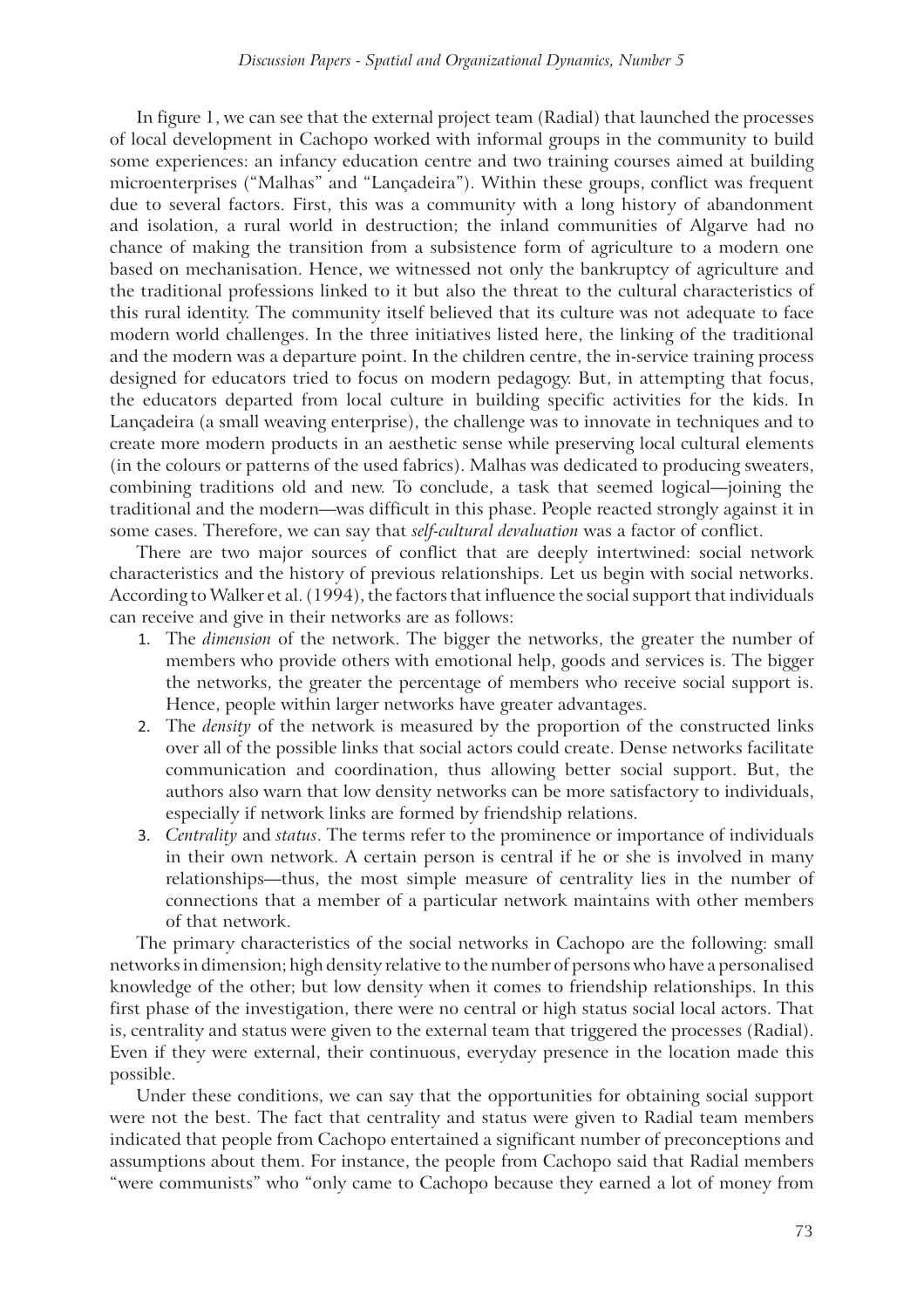In figure 1, we can see that the external project team (Radial) that launched the processes of local development in Cachopo worked with informal groups in the community to build some experiences: an infancy education centre and two training courses aimed at building microenterprises ("Malhas" and "Lançadeira"). Within these groups, conflict was frequent due to several factors. First, this was a community with a long history of abandonment and isolation, a rural world in destruction; the inland communities of Algarve had no chance of making the transition from a subsistence form of agriculture to a modern one based on mechanisation. Hence, we witnessed not only the bankruptcy of agriculture and the traditional professions linked to it but also the threat to the cultural characteristics of this rural identity. The community itself believed that its culture was not adequate to face modern world challenges. In the three initiatives listed here, the linking of the traditional and the modern was a departure point. In the children centre, the in-service training process designed for educators tried to focus on modern pedagogy. But, in attempting that focus, the educators departed from local culture in building specific activities for the kids. In Lançadeira (a small weaving enterprise), the challenge was to innovate in techniques and to create more modern products in an aesthetic sense while preserving local cultural elements (in the colours or patterns of the used fabrics). Malhas was dedicated to producing sweaters, combining traditions old and new. To conclude, a task that seemed logical—joining the traditional and the modern—was difficult in this phase. People reacted strongly against it in some cases. Therefore, we can say that *self-cultural devaluation* was a factor of conflict.

There are two major sources of conflict that are deeply intertwined: social network characteristics and the history of previous relationships. Let us begin with social networks. According to Walker et al. (1994), the factors that influence the social support that individuals can receive and give in their networks are as follows:

1. The *dimension* of the network. The bigger the networks, the greater the number of members who provide others with emotional help, goods and services is. The bigger the networks, the greater the percentage of members who receive social support is. Hence, people within larger networks have greater advantages.
2. The *density* of the network is measured by the proportion of the constructed links over all of the possible links that social actors could create. Dense networks facilitate communication and coordination, thus allowing better social support. But, the authors also warn that low density networks can be more satisfactory to individuals, especially if network links are formed by friendship relations.
3. *Centrality* and *status*. The terms refer to the prominence or importance of individuals in their own network. A certain person is central if he or she is involved in many relationships—thus, the most simple measure of centrality lies in the number of connections that a member of a particular network maintains with other members of that network.

The primary characteristics of the social networks in Cachopo are the following: small networks in dimension; high density relative to the number of persons who have a personalised knowledge of the other; but low density when it comes to friendship relationships. In this first phase of the investigation, there were no central or high status social local actors. That is, centrality and status were given to the external team that triggered the processes (Radial). Even if they were external, their continuous, everyday presence in the location made this possible.

Under these conditions, we can say that the opportunities for obtaining social support were not the best. The fact that centrality and status were given to Radial team members indicated that people from Cachopo entertained a significant number of preconceptions and assumptions about them. For instance, the people from Cachopo said that Radial members "were communists" who "only came to Cachopo because they earned a lot of money from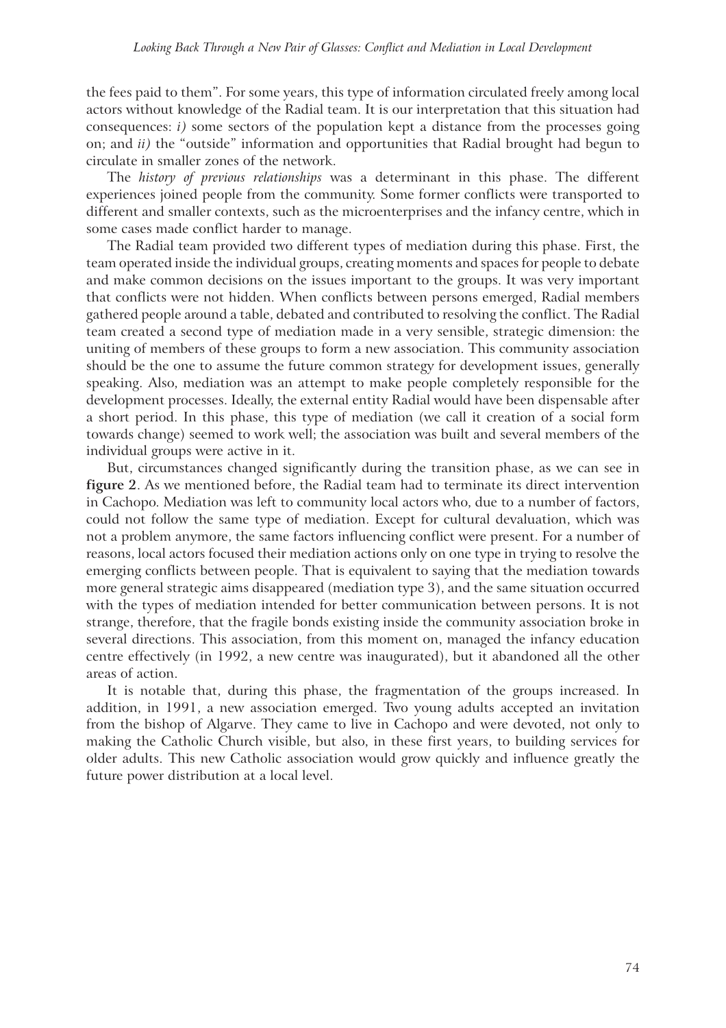the fees paid to them". For some years, this type of information circulated freely among local actors without knowledge of the Radial team. It is our interpretation that this situation had consequences: *i)* some sectors of the population kept a distance from the processes going on; and *ii)* the "outside" information and opportunities that Radial brought had begun to circulate in smaller zones of the network.

The *history of previous relationships* was a determinant in this phase. The different experiences joined people from the community. Some former conflicts were transported to different and smaller contexts, such as the microenterprises and the infancy centre, which in some cases made conflict harder to manage.

The Radial team provided two different types of mediation during this phase. First, the team operated inside the individual groups, creating moments and spaces for people to debate and make common decisions on the issues important to the groups. It was very important that conflicts were not hidden. When conflicts between persons emerged, Radial members gathered people around a table, debated and contributed to resolving the conflict. The Radial team created a second type of mediation made in a very sensible, strategic dimension: the uniting of members of these groups to form a new association. This community association should be the one to assume the future common strategy for development issues, generally speaking. Also, mediation was an attempt to make people completely responsible for the development processes. Ideally, the external entity Radial would have been dispensable after a short period. In this phase, this type of mediation (we call it creation of a social form towards change) seemed to work well; the association was built and several members of the individual groups were active in it.

But, circumstances changed significantly during the transition phase, as we can see in **figure 2**. As we mentioned before, the Radial team had to terminate its direct intervention in Cachopo. Mediation was left to community local actors who, due to a number of factors, could not follow the same type of mediation. Except for cultural devaluation, which was not a problem anymore, the same factors influencing conflict were present. For a number of reasons, local actors focused their mediation actions only on one type in trying to resolve the emerging conflicts between people. That is equivalent to saying that the mediation towards more general strategic aims disappeared (mediation type 3), and the same situation occurred with the types of mediation intended for better communication between persons. It is not strange, therefore, that the fragile bonds existing inside the community association broke in several directions. This association, from this moment on, managed the infancy education centre effectively (in 1992, a new centre was inaugurated), but it abandoned all the other areas of action.

It is notable that, during this phase, the fragmentation of the groups increased. In addition, in 1991, a new association emerged. Two young adults accepted an invitation from the bishop of Algarve. They came to live in Cachopo and were devoted, not only to making the Catholic Church visible, but also, in these first years, to building services for older adults. This new Catholic association would grow quickly and influence greatly the future power distribution at a local level.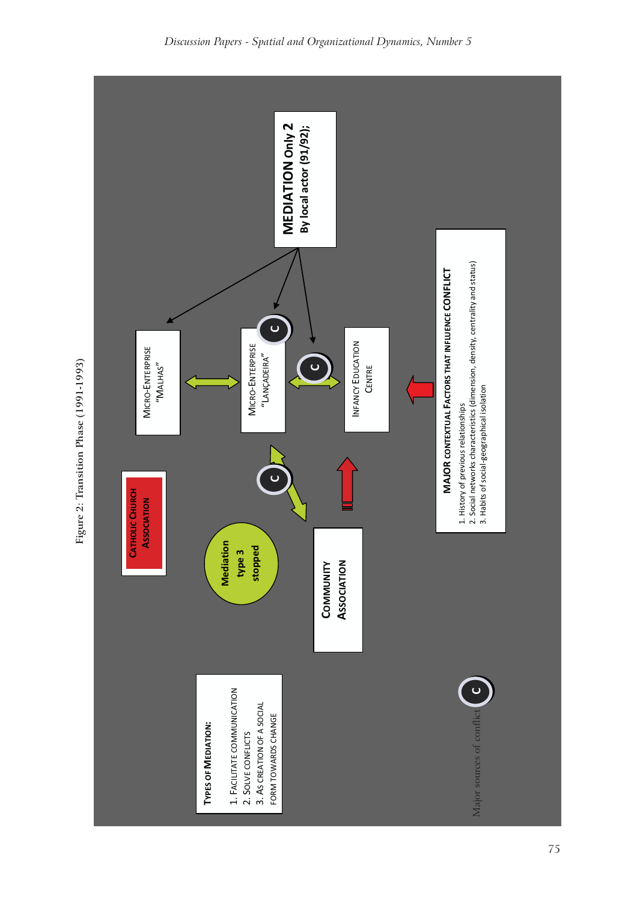Figure 2: Transition Phase (1991-1993)

**MEDIATION Only 2**
**By local actor (91/92);**

MICRO-ENTERPRISE "MALHAS"

MICRO-ENTERPRISE "LANÇADEIRA"

INFANCY EDUCATION CENTRE

CATHOLIC CHURCH ASSOCIATION

Mediation type 3 stopped

COMMUNITY ASSOCIATION

**MAJOR CONTEXTUAL FACTORS THAT INFLUENCE CONFLICT**

1. History of previous relationships
2. Social networks characteristics (dimension, density, centrality and status)
3. Habits of social-geographical isolation

**TYPES OF MEDIATION:**

1. FACILITATE COMMUNICATION
2. SOLVE CONFLICTS
3. AS CREATION OF A SOCIAL FORM TOWARDS CHANGE

C — Major sources of conflict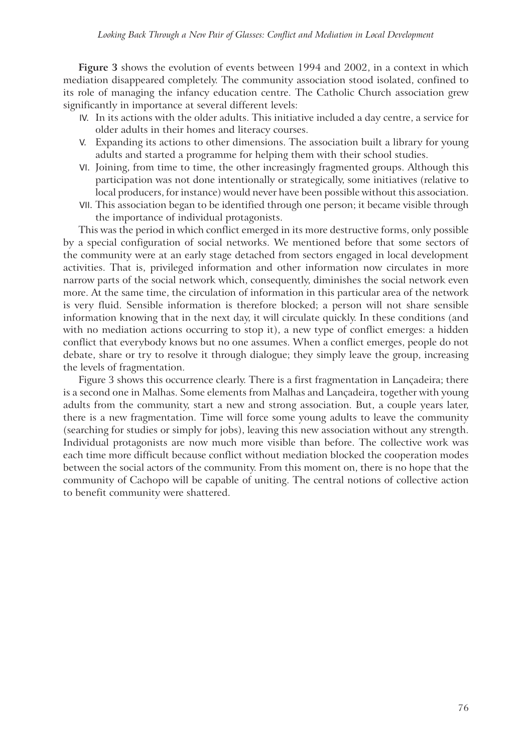**Figure 3** shows the evolution of events between 1994 and 2002, in a context in which mediation disappeared completely. The community association stood isolated, confined to its role of managing the infancy education centre. The Catholic Church association grew significantly in importance at several different levels:

IV. In its actions with the older adults. This initiative included a day centre, a service for older adults in their homes and literacy courses.

V. Expanding its actions to other dimensions. The association built a library for young adults and started a programme for helping them with their school studies.

VI. Joining, from time to time, the other increasingly fragmented groups. Although this participation was not done intentionally or strategically, some initiatives (relative to local producers, for instance) would never have been possible without this association.

VII. This association began to be identified through one person; it became visible through the importance of individual protagonists.

This was the period in which conflict emerged in its more destructive forms, only possible by a special configuration of social networks. We mentioned before that some sectors of the community were at an early stage detached from sectors engaged in local development activities. That is, privileged information and other information now circulates in more narrow parts of the social network which, consequently, diminishes the social network even more. At the same time, the circulation of information in this particular area of the network is very fluid. Sensible information is therefore blocked; a person will not share sensible information knowing that in the next day, it will circulate quickly. In these conditions (and with no mediation actions occurring to stop it), a new type of conflict emerges: a hidden conflict that everybody knows but no one assumes. When a conflict emerges, people do not debate, share or try to resolve it through dialogue; they simply leave the group, increasing the levels of fragmentation.

Figure 3 shows this occurrence clearly. There is a first fragmentation in Lançadeira; there is a second one in Malhas. Some elements from Malhas and Lançadeira, together with young adults from the community, start a new and strong association. But, a couple years later, there is a new fragmentation. Time will force some young adults to leave the community (searching for studies or simply for jobs), leaving this new association without any strength. Individual protagonists are now much more visible than before. The collective work was each time more difficult because conflict without mediation blocked the cooperation modes between the social actors of the community. From this moment on, there is no hope that the community of Cachopo will be capable of uniting. The central notions of collective action to benefit community were shattered.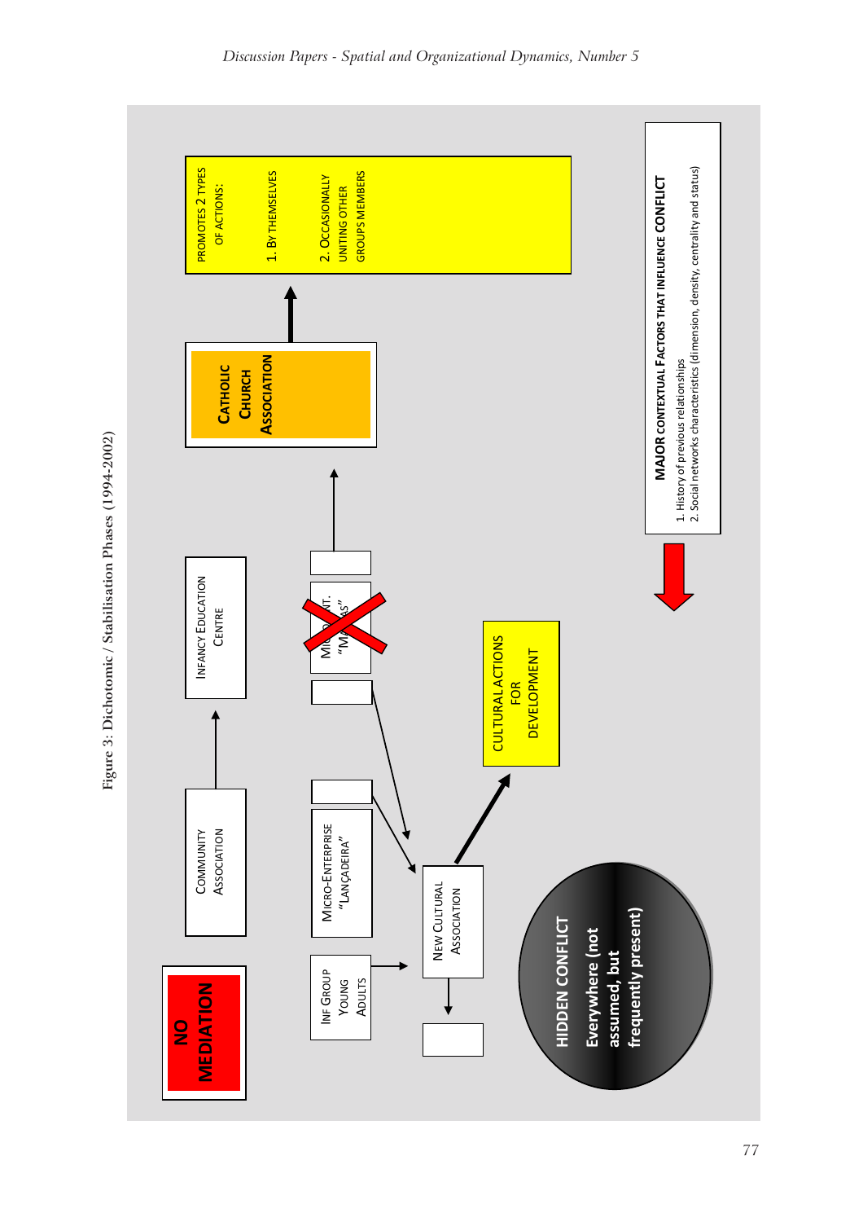**Figure 3: Dichotomic / Stabilisation Phases (1994-2002)**

NO MEDIATION

COMMUNITY ASSOCIATION

INFANCY EDUCATION CENTRE

INF GROUP YOUNG ADULTS

MICRO-ENTERPRISE "LANÇADEIRA"

MICRO-ENT. "MÃOS"

NEW CULTURAL ASSOCIATION

CULTURAL ACTIONS FOR DEVELOPMENT

CATHOLIC CHURCH ASSOCIATION

PROMOTES 2 TYPES OF ACTIONS:

1. BY THEMSELVES

2. OCCASIONALLY UNITING OTHER GROUPS MEMBERS

HIDDEN CONFLICT Everywhere (not assumed, but frequently present)

**MAJOR CONTEXTUAL FACTORS THAT INFLUENCE CONFLICT**

1. History of previous relationships
2. Social networks characteristics (dimension, density, centrality and status)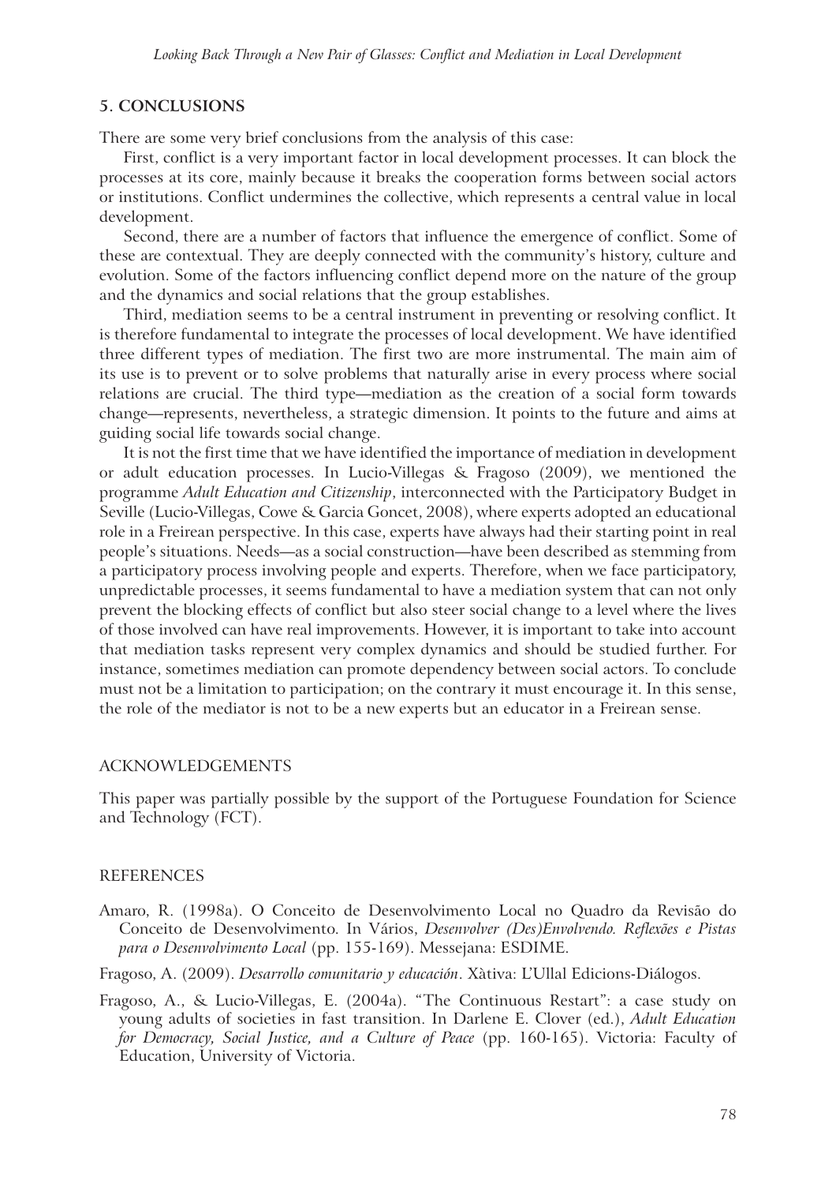## 5. CONCLUSIONS

There are some very brief conclusions from the analysis of this case:

First, conflict is a very important factor in local development processes. It can block the processes at its core, mainly because it breaks the cooperation forms between social actors or institutions. Conflict undermines the collective, which represents a central value in local development.

Second, there are a number of factors that influence the emergence of conflict. Some of these are contextual. They are deeply connected with the community's history, culture and evolution. Some of the factors influencing conflict depend more on the nature of the group and the dynamics and social relations that the group establishes.

Third, mediation seems to be a central instrument in preventing or resolving conflict. It is therefore fundamental to integrate the processes of local development. We have identified three different types of mediation. The first two are more instrumental. The main aim of its use is to prevent or to solve problems that naturally arise in every process where social relations are crucial. The third type—mediation as the creation of a social form towards change—represents, nevertheless, a strategic dimension. It points to the future and aims at guiding social life towards social change.

It is not the first time that we have identified the importance of mediation in development or adult education processes. In Lucio-Villegas & Fragoso (2009), we mentioned the programme *Adult Education and Citizenship*, interconnected with the Participatory Budget in Seville (Lucio-Villegas, Cowe & Garcia Goncet, 2008), where experts adopted an educational role in a Freirean perspective. In this case, experts have always had their starting point in real people's situations. Needs—as a social construction—have been described as stemming from a participatory process involving people and experts. Therefore, when we face participatory, unpredictable processes, it seems fundamental to have a mediation system that can not only prevent the blocking effects of conflict but also steer social change to a level where the lives of those involved can have real improvements. However, it is important to take into account that mediation tasks represent very complex dynamics and should be studied further. For instance, sometimes mediation can promote dependency between social actors. To conclude must not be a limitation to participation; on the contrary it must encourage it. In this sense, the role of the mediator is not to be a new experts but an educator in a Freirean sense.

## ACKNOWLEDGEMENTS

This paper was partially possible by the support of the Portuguese Foundation for Science and Technology (FCT).

## REFERENCES

Amaro, R. (1998a). O Conceito de Desenvolvimento Local no Quadro da Revisão do Conceito de Desenvolvimento. In Vários, *Desenvolver (Des)Envolvendo. Reflexões e Pistas para o Desenvolvimento Local* (pp. 155-169). Messejana: ESDIME.

Fragoso, A. (2009). *Desarrollo comunitario y educación*. Xàtiva: L'Ullal Edicions-Diálogos.

Fragoso, A., & Lucio-Villegas, E. (2004a). "The Continuous Restart": a case study on young adults of societies in fast transition. In Darlene E. Clover (ed.), *Adult Education for Democracy, Social Justice, and a Culture of Peace* (pp. 160-165). Victoria: Faculty of Education, University of Victoria.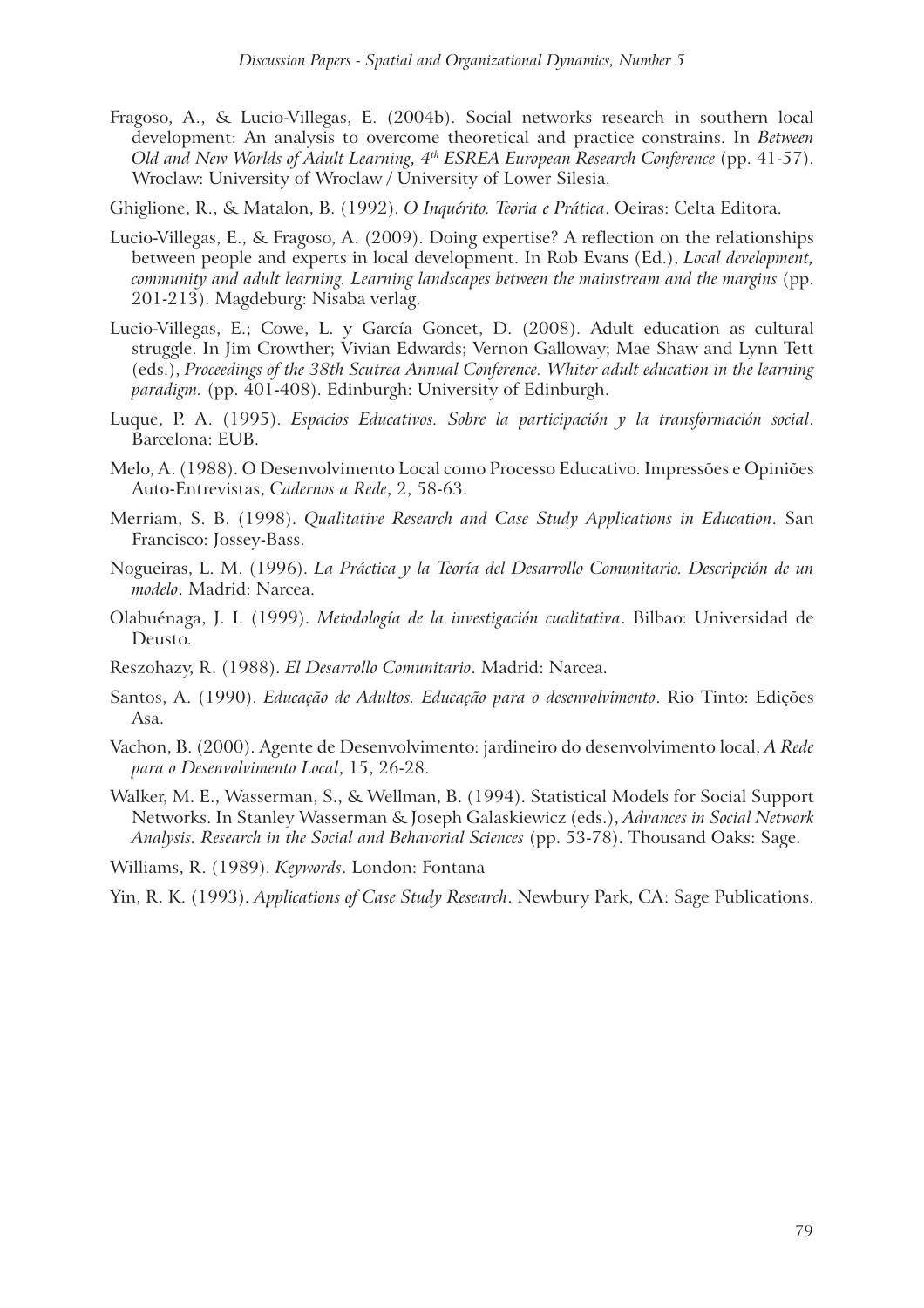Fragoso, A., & Lucio-Villegas, E. (2004b). Social networks research in southern local development: An analysis to overcome theoretical and practice constrains. In *Between Old and New Worlds of Adult Learning, 4th ESREA European Research Conference* (pp. 41-57). Wroclaw: University of Wroclaw / University of Lower Silesia.

Ghiglione, R., & Matalon, B. (1992). *O Inquérito. Teoria e Prática*. Oeiras: Celta Editora.

Lucio-Villegas, E., & Fragoso, A. (2009). Doing expertise? A reflection on the relationships between people and experts in local development. In Rob Evans (Ed.), *Local development, community and adult learning. Learning landscapes between the mainstream and the margins* (pp. 201-213). Magdeburg: Nisaba verlag.

Lucio-Villegas, E.; Cowe, L. y García Goncet, D. (2008). Adult education as cultural struggle. In Jim Crowther; Vivian Edwards; Vernon Galloway; Mae Shaw and Lynn Tett (eds.), *Proceedings of the 38th Scutrea Annual Conference. Whiter adult education in the learning paradigm.* (pp. 401-408). Edinburgh: University of Edinburgh.

Luque, P. A. (1995). *Espacios Educativos. Sobre la participación y la transformación social*. Barcelona: EUB.

Melo, A. (1988). O Desenvolvimento Local como Processo Educativo. Impressões e Opiniões Auto-Entrevistas, *Cadernos a Rede*, 2, 58-63.

Merriam, S. B. (1998). *Qualitative Research and Case Study Applications in Education*. San Francisco: Jossey-Bass.

Nogueiras, L. M. (1996). *La Práctica y la Teoría del Desarrollo Comunitario. Descripción de un modelo*. Madrid: Narcea.

Olabuénaga, J. I. (1999). *Metodología de la investigación cualitativa*. Bilbao: Universidad de Deusto.

Reszohazy, R. (1988). *El Desarrollo Comunitario*. Madrid: Narcea.

Santos, A. (1990). *Educação de Adultos. Educação para o desenvolvimento*. Rio Tinto: Edições Asa.

Vachon, B. (2000). Agente de Desenvolvimento: jardineiro do desenvolvimento local, *A Rede para o Desenvolvimento Local*, 15, 26-28.

Walker, M. E., Wasserman, S., & Wellman, B. (1994). Statistical Models for Social Support Networks. In Stanley Wasserman & Joseph Galaskiewicz (eds.), *Advances in Social Network Analysis. Research in the Social and Behavorial Sciences* (pp. 53-78). Thousand Oaks: Sage.

Williams, R. (1989). *Keywords*. London: Fontana

Yin, R. K. (1993). *Applications of Case Study Research*. Newbury Park, CA: Sage Publications.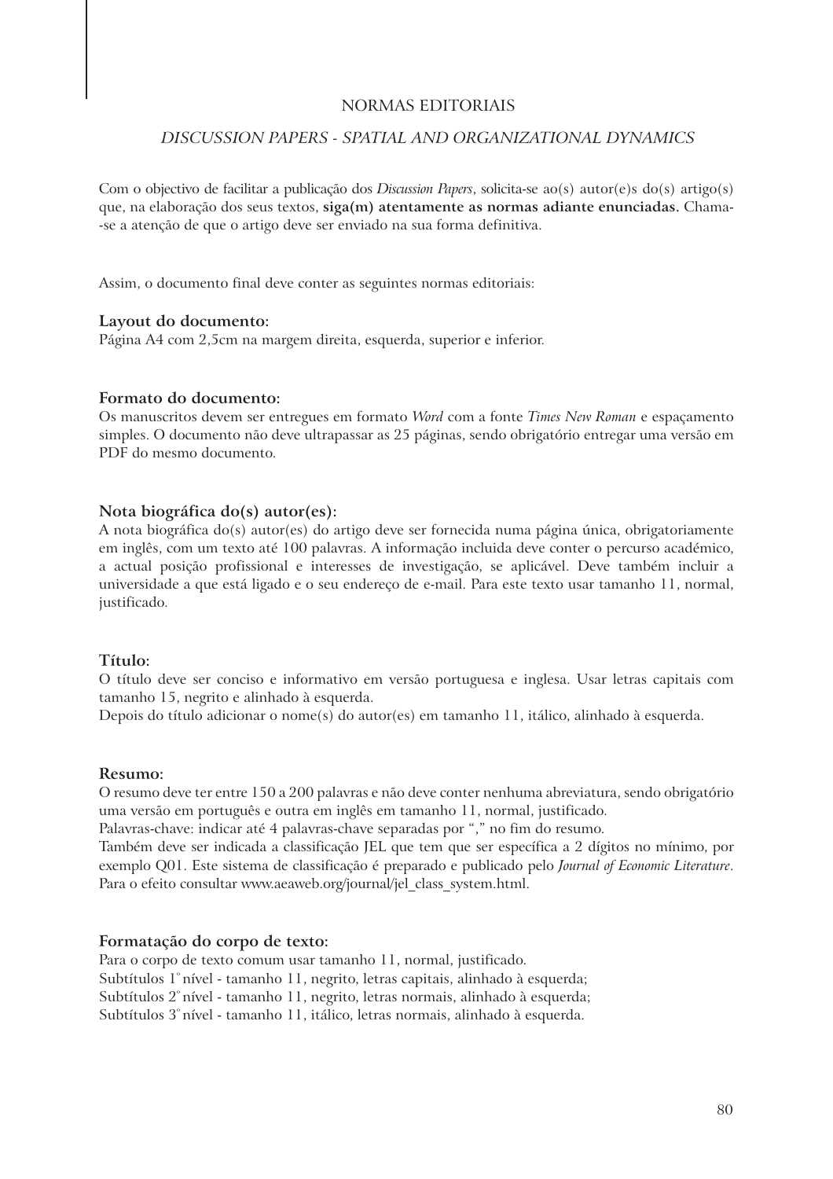# NORMAS EDITORIAIS

## *DISCUSSION PAPERS - SPATIAL AND ORGANIZATIONAL DYNAMICS*

Com o objectivo de facilitar a publicação dos *Discussion Papers*, solicita-se ao(s) autor(e)s do(s) artigo(s) que, na elaboração dos seus textos, **siga(m) atentamente as normas adiante enunciadas.** Chama-se a atenção de que o artigo deve ser enviado na sua forma definitiva.

Assim, o documento final deve conter as seguintes normas editoriais:

**Layout do documento:**
Página A4 com 2,5cm na margem direita, esquerda, superior e inferior.

**Formato do documento:**
Os manuscritos devem ser entregues em formato *Word* com a fonte *Times New Roman* e espaçamento simples. O documento não deve ultrapassar as 25 páginas, sendo obrigatório entregar uma versão em PDF do mesmo documento.

**Nota biográfica do(s) autor(es):**
A nota biográfica do(s) autor(es) do artigo deve ser fornecida numa página única, obrigatoriamente em inglês, com um texto até 100 palavras. A informação incluida deve conter o percurso académico, a actual posição profissional e interesses de investigação, se aplicável. Deve também incluir a universidade a que está ligado e o seu endereço de e-mail. Para este texto usar tamanho 11, normal, justificado.

**Título:**
O título deve ser conciso e informativo em versão portuguesa e inglesa. Usar letras capitais com tamanho 15, negrito e alinhado à esquerda.
Depois do título adicionar o nome(s) do autor(es) em tamanho 11, itálico, alinhado à esquerda.

**Resumo:**
O resumo deve ter entre 150 a 200 palavras e não deve conter nenhuma abreviatura, sendo obrigatório uma versão em português e outra em inglês em tamanho 11, normal, justificado.
Palavras-chave: indicar até 4 palavras-chave separadas por "," no fim do resumo.
Também deve ser indicada a classificação JEL que tem que ser específica a 2 dígitos no mínimo, por exemplo Q01. Este sistema de classificação é preparado e publicado pelo *Journal of Economic Literature*. Para o efeito consultar www.aeaweb.org/journal/jel_class_system.html.

**Formatação do corpo de texto:**
Para o corpo de texto comum usar tamanho 11, normal, justificado.
Subtítulos 1º nível - tamanho 11, negrito, letras capitais, alinhado à esquerda;
Subtítulos 2º nível - tamanho 11, negrito, letras normais, alinhado à esquerda;
Subtítulos 3º nível - tamanho 11, itálico, letras normais, alinhado à esquerda.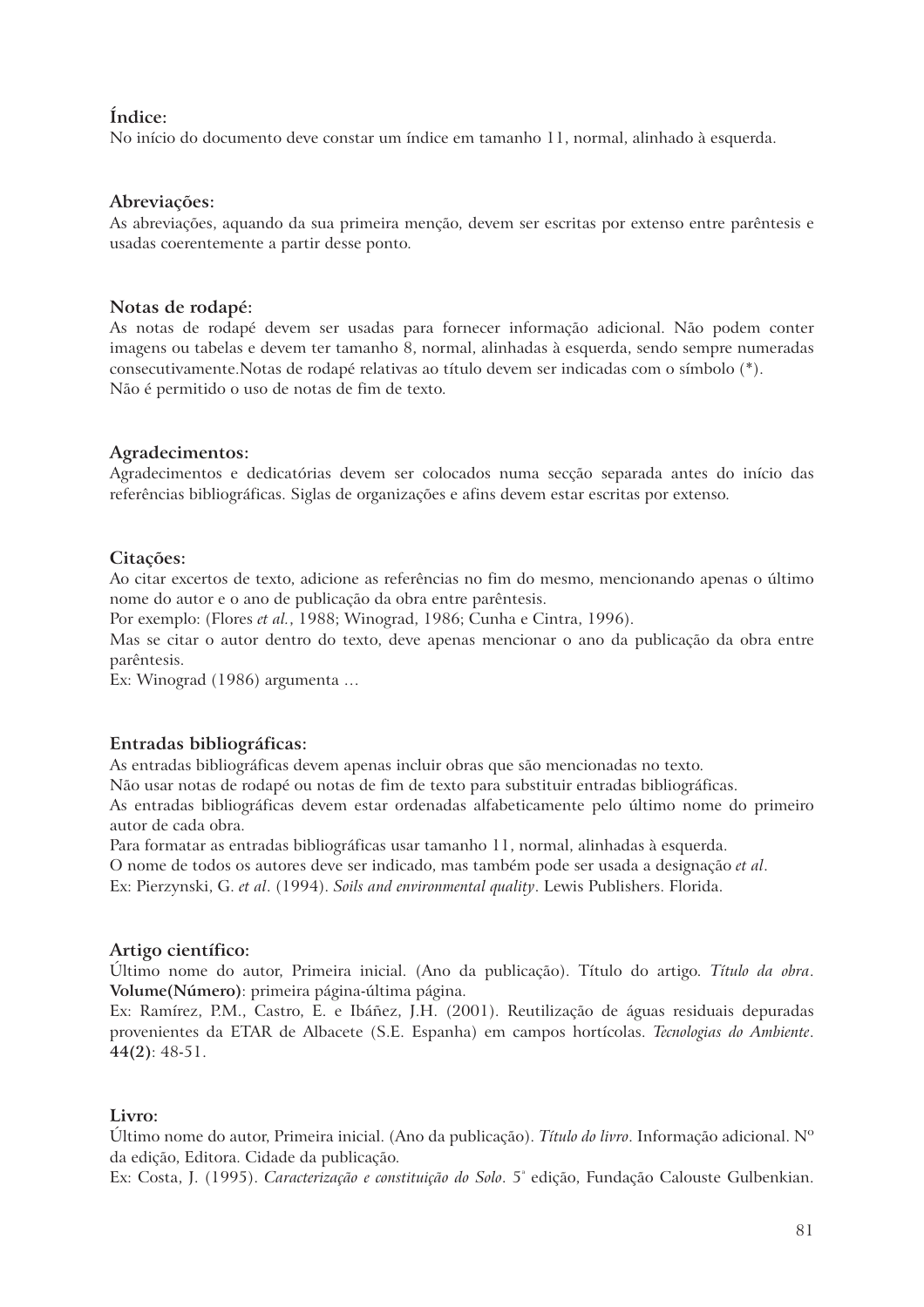### Índice:

No início do documento deve constar um índice em tamanho 11, normal, alinhado à esquerda.

### Abreviações:

As abreviações, aquando da sua primeira menção, devem ser escritas por extenso entre parêntesis e usadas coerentemente a partir desse ponto.

### Notas de rodapé:

As notas de rodapé devem ser usadas para fornecer informação adicional. Não podem conter imagens ou tabelas e devem ter tamanho 8, normal, alinhadas à esquerda, sendo sempre numeradas consecutivamente.Notas de rodapé relativas ao título devem ser indicadas com o símbolo (*).
Não é permitido o uso de notas de fim de texto.

### Agradecimentos:

Agradecimentos e dedicatórias devem ser colocados numa secção separada antes do início das referências bibliográficas. Siglas de organizações e afins devem estar escritas por extenso.

### Citações:

Ao citar excertos de texto, adicione as referências no fim do mesmo, mencionando apenas o último nome do autor e o ano de publicação da obra entre parêntesis.
Por exemplo: (Flores *et al.*, 1988; Winograd, 1986; Cunha e Cintra, 1996).
Mas se citar o autor dentro do texto, deve apenas mencionar o ano da publicação da obra entre parêntesis.
Ex: Winograd (1986) argumenta …

### Entradas bibliográficas:

As entradas bibliográficas devem apenas incluir obras que são mencionadas no texto.
Não usar notas de rodapé ou notas de fim de texto para substituir entradas bibliográficas.
As entradas bibliográficas devem estar ordenadas alfabeticamente pelo último nome do primeiro autor de cada obra.
Para formatar as entradas bibliográficas usar tamanho 11, normal, alinhadas à esquerda.
O nome de todos os autores deve ser indicado, mas também pode ser usada a designação *et al*.
Ex: Pierzynski, G. *et al*. (1994). *Soils and environmental quality*. Lewis Publishers. Florida.

### Artigo científico:

Último nome do autor, Primeira inicial. (Ano da publicação). Título do artigo. *Título da obra*. **Volume(Número)**: primeira página-última página.
Ex: Ramírez, P.M., Castro, E. e Ibáñez, J.H. (2001). Reutilização de águas residuais depuradas provenientes da ETAR de Albacete (S.E. Espanha) em campos hortícolas. *Tecnologias do Ambiente*. **44(2)**: 48-51.

### Livro:

Último nome do autor, Primeira inicial. (Ano da publicação). *Título do livro*. Informação adicional. Nº da edição, Editora. Cidade da publicação.
Ex: Costa, J. (1995). *Caracterização e constituição do Solo*. 5ª edição, Fundação Calouste Gulbenkian.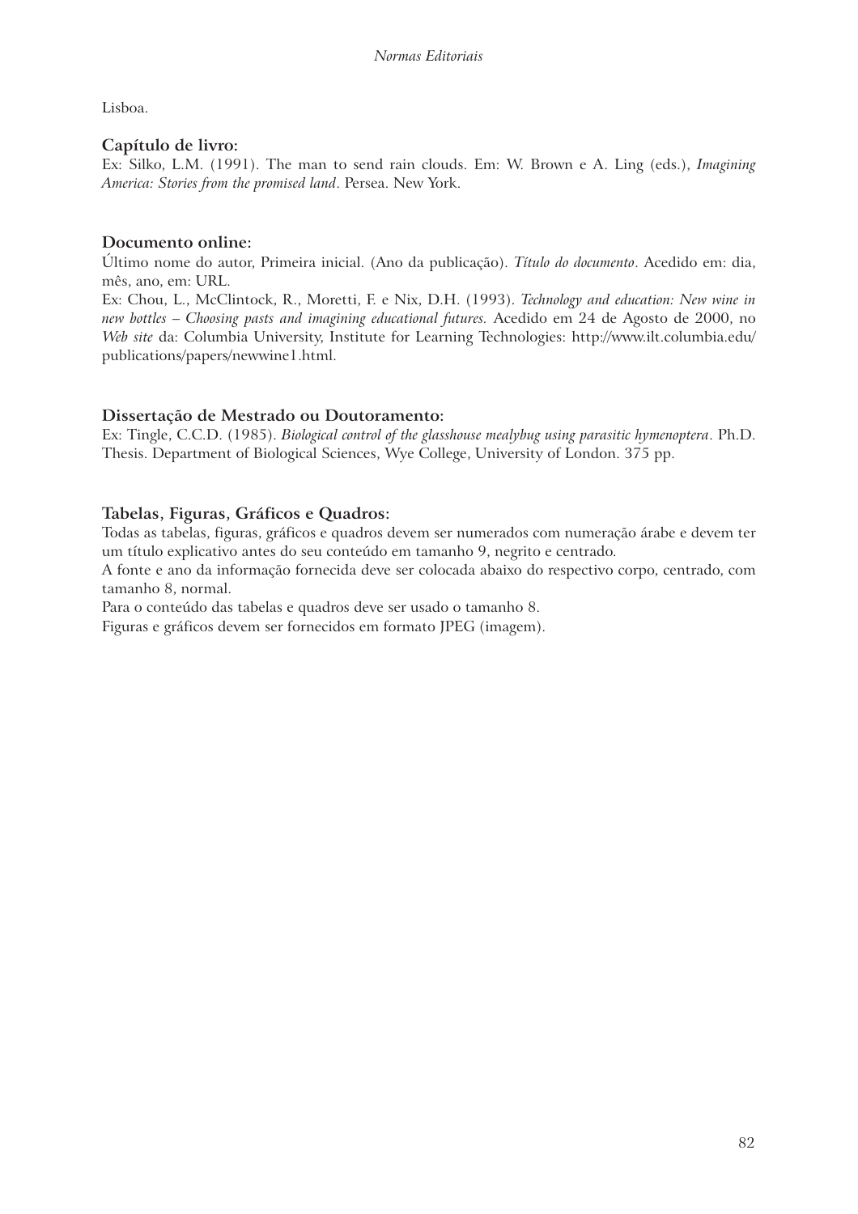Lisboa.

**Capítulo de livro:**

Ex: Silko, L.M. (1991). The man to send rain clouds. Em: W. Brown e A. Ling (eds.), *Imagining America: Stories from the promised land*. Persea. New York.

**Documento online:**

Último nome do autor, Primeira inicial. (Ano da publicação). *Título do documento*. Acedido em: dia, mês, ano, em: URL.

Ex: Chou, L., McClintock, R., Moretti, F. e Nix, D.H. (1993). *Technology and education: New wine in new bottles – Choosing pasts and imagining educational futures.* Acedido em 24 de Agosto de 2000, no *Web site* da: Columbia University, Institute for Learning Technologies: http://www.ilt.columbia.edu/publications/papers/newwine1.html.

**Dissertação de Mestrado ou Doutoramento:**

Ex: Tingle, C.C.D. (1985). *Biological control of the glasshouse mealybug using parasitic hymenoptera*. Ph.D. Thesis. Department of Biological Sciences, Wye College, University of London. 375 pp.

**Tabelas, Figuras, Gráficos e Quadros:**

Todas as tabelas, figuras, gráficos e quadros devem ser numerados com numeração árabe e devem ter um título explicativo antes do seu conteúdo em tamanho 9, negrito e centrado.

A fonte e ano da informação fornecida deve ser colocada abaixo do respectivo corpo, centrado, com tamanho 8, normal.

Para o conteúdo das tabelas e quadros deve ser usado o tamanho 8.

Figuras e gráficos devem ser fornecidos em formato JPEG (imagem).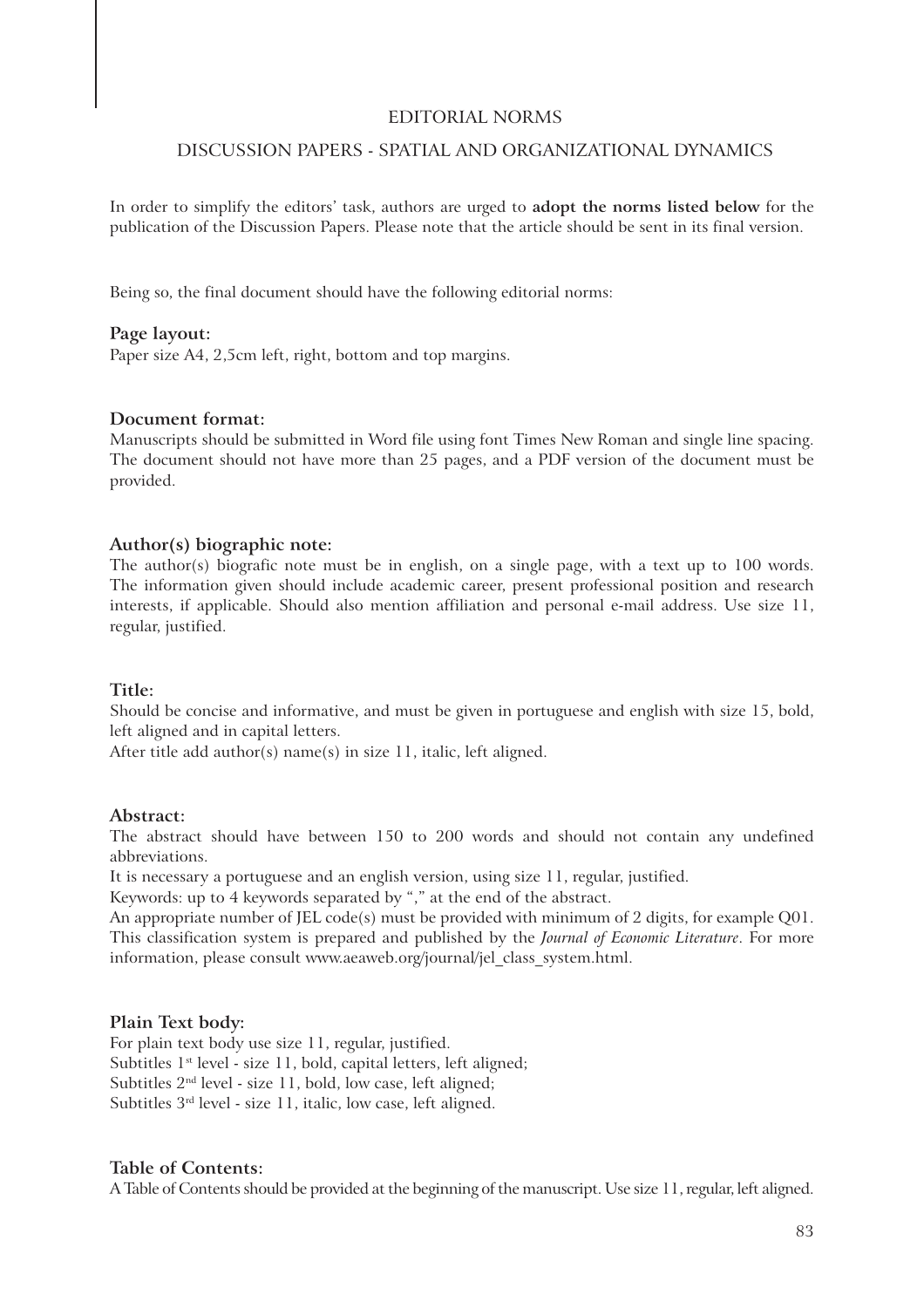EDITORIAL NORMS

DISCUSSION PAPERS - SPATIAL AND ORGANIZATIONAL DYNAMICS

In order to simplify the editors' task, authors are urged to **adopt the norms listed below** for the publication of the Discussion Papers. Please note that the article should be sent in its final version.

Being so, the final document should have the following editorial norms:

**Page layout:**
Paper size A4, 2,5cm left, right, bottom and top margins.

**Document format:**
Manuscripts should be submitted in Word file using font Times New Roman and single line spacing. The document should not have more than 25 pages, and a PDF version of the document must be provided.

**Author(s) biographic note:**
The author(s) biografic note must be in english, on a single page, with a text up to 100 words. The information given should include academic career, present professional position and research interests, if applicable. Should also mention affiliation and personal e-mail address. Use size 11, regular, justified.

**Title:**
Should be concise and informative, and must be given in portuguese and english with size 15, bold, left aligned and in capital letters.
After title add author(s) name(s) in size 11, italic, left aligned.

**Abstract:**
The abstract should have between 150 to 200 words and should not contain any undefined abbreviations.
It is necessary a portuguese and an english version, using size 11, regular, justified.
Keywords: up to 4 keywords separated by "," at the end of the abstract.
An appropriate number of JEL code(s) must be provided with minimum of 2 digits, for example Q01. This classification system is prepared and published by the *Journal of Economic Literature*. For more information, please consult www.aeaweb.org/journal/jel_class_system.html.

**Plain Text body:**
For plain text body use size 11, regular, justified.
Subtitles 1st level - size 11, bold, capital letters, left aligned;
Subtitles 2nd level - size 11, bold, low case, left aligned;
Subtitles 3rd level - size 11, italic, low case, left aligned.

**Table of Contents:**
A Table of Contents should be provided at the beginning of the manuscript. Use size 11, regular, left aligned.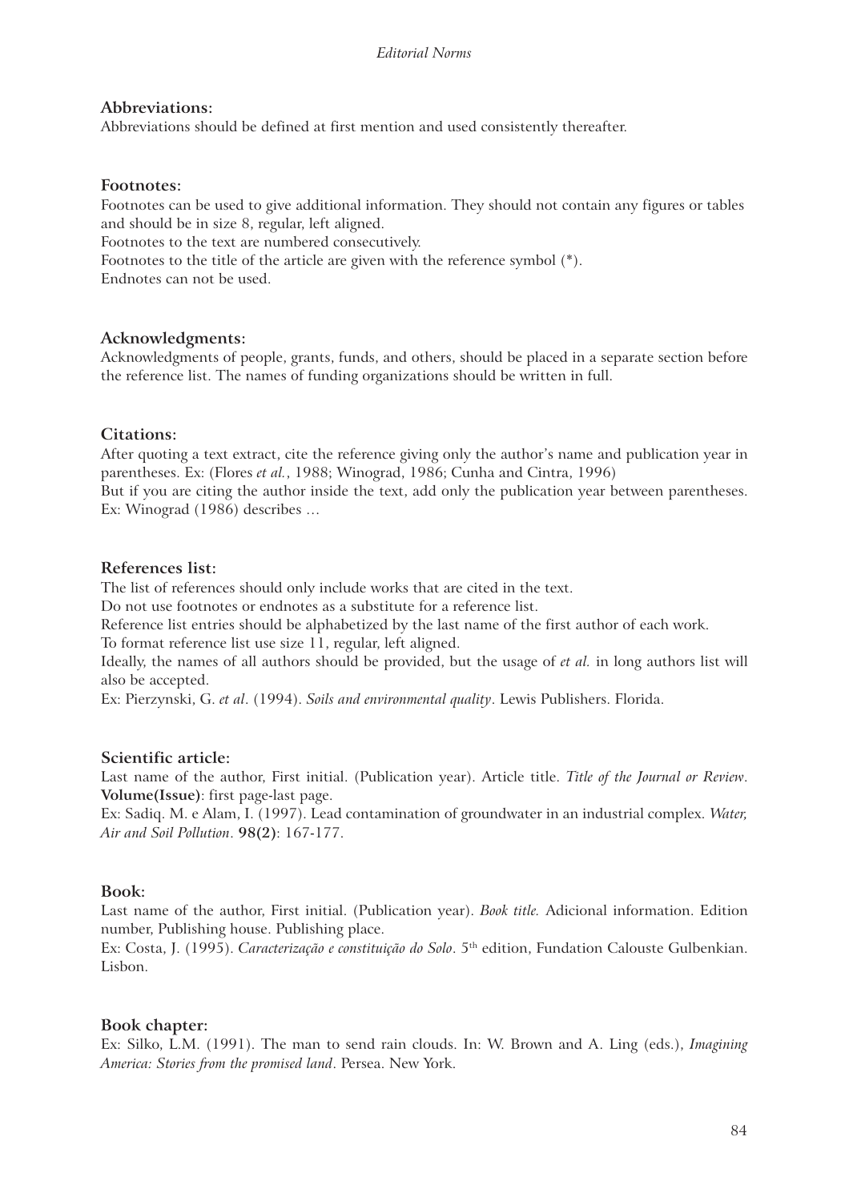**Abbreviations:**

Abbreviations should be defined at first mention and used consistently thereafter.

**Footnotes:**

Footnotes can be used to give additional information. They should not contain any figures or tables and should be in size 8, regular, left aligned.

Footnotes to the text are numbered consecutively.

Footnotes to the title of the article are given with the reference symbol (*).

Endnotes can not be used.

**Acknowledgments:**

Acknowledgments of people, grants, funds, and others, should be placed in a separate section before the reference list. The names of funding organizations should be written in full.

**Citations:**

After quoting a text extract, cite the reference giving only the author's name and publication year in parentheses. Ex: (Flores *et al.*, 1988; Winograd, 1986; Cunha and Cintra, 1996)

But if you are citing the author inside the text, add only the publication year between parentheses. Ex: Winograd (1986) describes …

**References list:**

The list of references should only include works that are cited in the text.

Do not use footnotes or endnotes as a substitute for a reference list.

Reference list entries should be alphabetized by the last name of the first author of each work.

To format reference list use size 11, regular, left aligned.

Ideally, the names of all authors should be provided, but the usage of *et al.* in long authors list will also be accepted.

Ex: Pierzynski, G. *et al*. (1994). *Soils and environmental quality*. Lewis Publishers. Florida.

**Scientific article:**

Last name of the author, First initial. (Publication year). Article title. *Title of the Journal or Review*. **Volume(Issue)**: first page-last page.

Ex: Sadiq. M. e Alam, I. (1997). Lead contamination of groundwater in an industrial complex. *Water, Air and Soil Pollution*. **98(2)**: 167-177.

**Book:**

Last name of the author, First initial. (Publication year). *Book title.* Adicional information. Edition number, Publishing house. Publishing place.

Ex: Costa, J. (1995). *Caracterização e constituição do Solo*. 5th edition, Fundation Calouste Gulbenkian. Lisbon.

**Book chapter:**

Ex: Silko, L.M. (1991). The man to send rain clouds. In: W. Brown and A. Ling (eds.), *Imagining America: Stories from the promised land*. Persea. New York.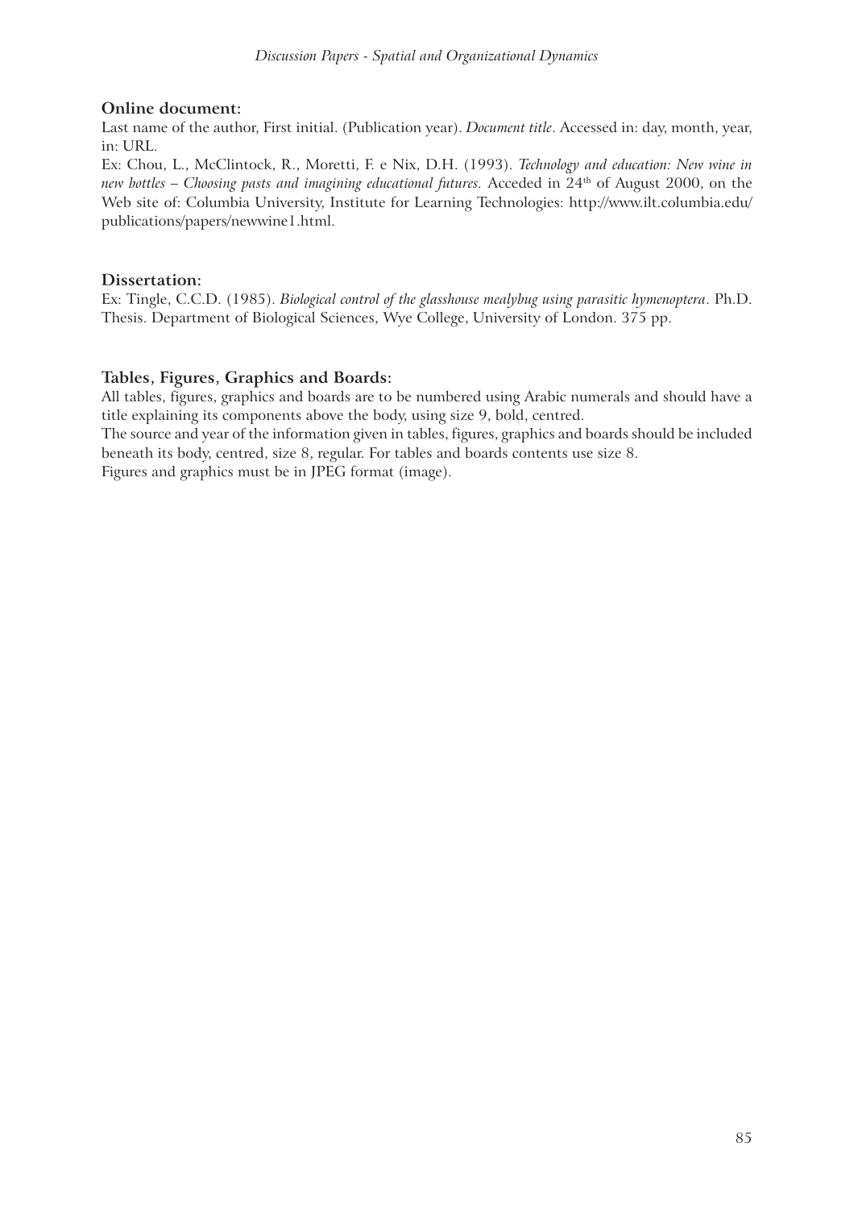**Online document:**

Last name of the author, First initial. (Publication year). *Document title*. Accessed in: day, month, year, in: URL.

Ex: Chou, L., McClintock, R., Moretti, F. e Nix, D.H. (1993). *Technology and education: New wine in new bottles – Choosing pasts and imagining educational futures.* Acceded in 24th of August 2000, on the Web site of: Columbia University, Institute for Learning Technologies: http://www.ilt.columbia.edu/publications/papers/newwine1.html.

**Dissertation:**

Ex: Tingle, C.C.D. (1985). *Biological control of the glasshouse mealybug using parasitic hymenoptera*. Ph.D. Thesis. Department of Biological Sciences, Wye College, University of London. 375 pp.

**Tables, Figures, Graphics and Boards:**

All tables, figures, graphics and boards are to be numbered using Arabic numerals and should have a title explaining its components above the body, using size 9, bold, centred.

The source and year of the information given in tables, figures, graphics and boards should be included beneath its body, centred, size 8, regular. For tables and boards contents use size 8.

Figures and graphics must be in JPEG format (image).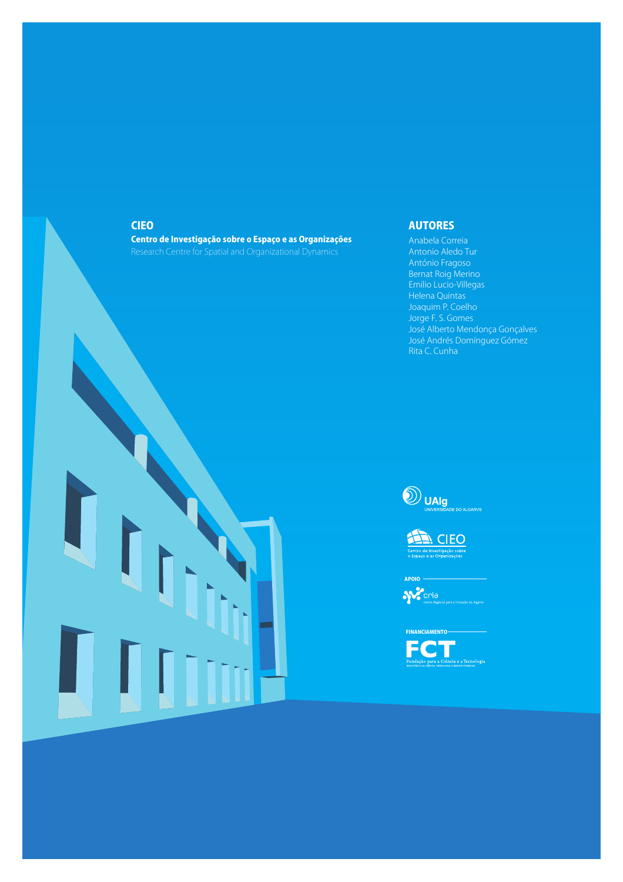## CIEO

**Centro de Investigação sobre o Espaço e as Organizações**

Research Centre for Spatial and Organizational Dynamics

## AUTORES

Anabela Correia
Antonio Aledo Tur
António Fragoso
Bernat Roig Merino
Emilio Lucio-Villegas
Helena Quintas
Joaquim P. Coelho
Jorge F. S. Gomes
José Alberto Mendonça Gonçalves
José Andrés Domínguez Gómez
Rita C. Cunha

UAlg
UNIVERSIDADE DO ALGARVE

CIEO
Centro de Investigação sobre o Espaço e as Organizações

APOIO

cria
Centro Regional para a Inovação do Algarve

FINANCIAMENTO

FCT
Fundação para a Ciência e a Tecnologia
MINISTÉRIO DA CIÊNCIA, TECNOLOGIA E ENSINO SUPERIOR